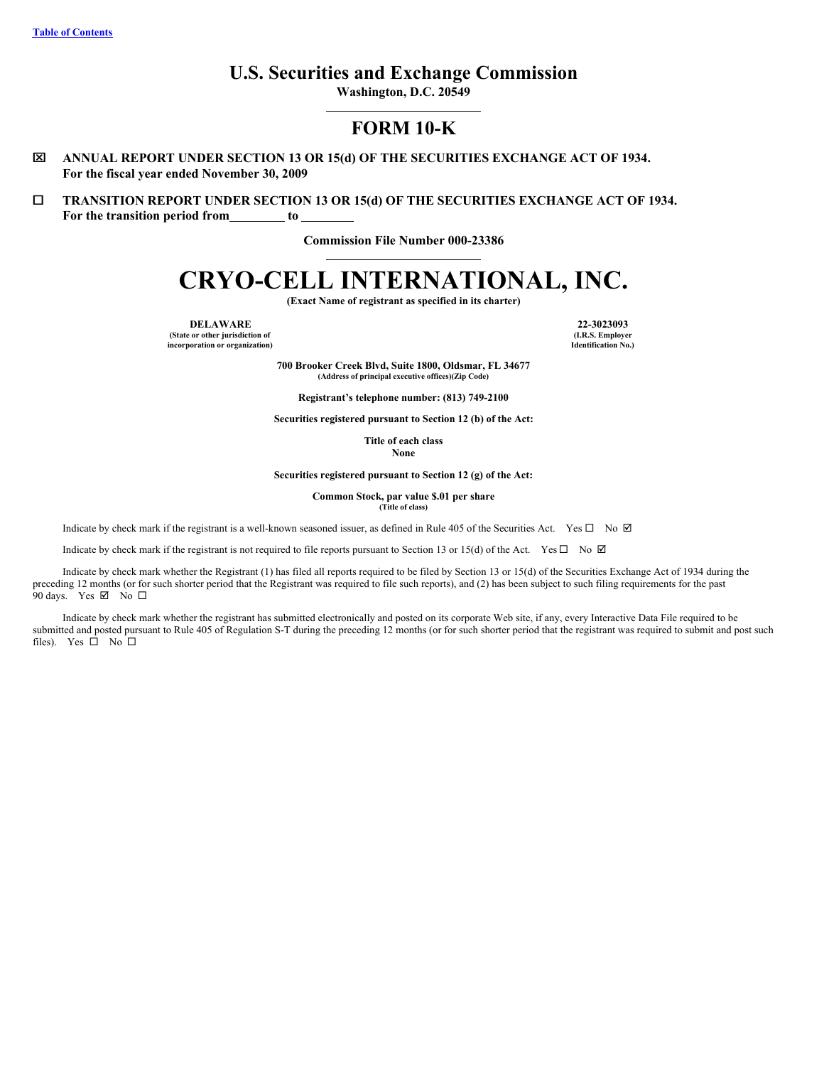Table of Contents

# U.S. Securities and Exchange Commission

**Washington, D.C. 20549**

## FORM 10-K

☒ **ANNUAL REPORT UNDER SECTION 13 OR 15(d) OF THE SECURITIES EXCHANGE ACT OF 1934.**
**For the fiscal year ended November 30, 2009**

☐ **TRANSITION REPORT UNDER SECTION 13 OR 15(d) OF THE SECURITIES EXCHANGE ACT OF 1934.**
**For the transition period from\_\_\_\_\_\_\_\_ to \_\_\_\_\_\_\_\_**

**Commission File Number 000-23386**

# CRYO-CELL INTERNATIONAL, INC.

**(Exact Name of registrant as specified in its charter)**

| **DELAWARE** | **22-3023093** |
|---|---|
| **(State or other jurisdiction of incorporation or organization)** | **(I.R.S. Employer Identification No.)** |

**700 Brooker Creek Blvd, Suite 1800, Oldsmar, FL 34677**
**(Address of principal executive offices)(Zip Code)**

**Registrant's telephone number: (813) 749-2100**

**Securities registered pursuant to Section 12 (b) of the Act:**

**Title of each class**
**None**

**Securities registered pursuant to Section 12 (g) of the Act:**

**Common Stock, par value $.01 per share**
**(Title of class)**

Indicate by check mark if the registrant is a well-known seasoned issuer, as defined in Rule 405 of the Securities Act. Yes ☐ No ☑

Indicate by check mark if the registrant is not required to file reports pursuant to Section 13 or 15(d) of the Act. Yes ☐ No ☑

Indicate by check mark whether the Registrant (1) has filed all reports required to be filed by Section 13 or 15(d) of the Securities Exchange Act of 1934 during the preceding 12 months (or for such shorter period that the Registrant was required to file such reports), and (2) has been subject to such filing requirements for the past 90 days. Yes ☑ No ☐

Indicate by check mark whether the registrant has submitted electronically and posted on its corporate Web site, if any, every Interactive Data File required to be submitted and posted pursuant to Rule 405 of Regulation S-T during the preceding 12 months (or for such shorter period that the registrant was required to submit and post such files). Yes ☐ No ☐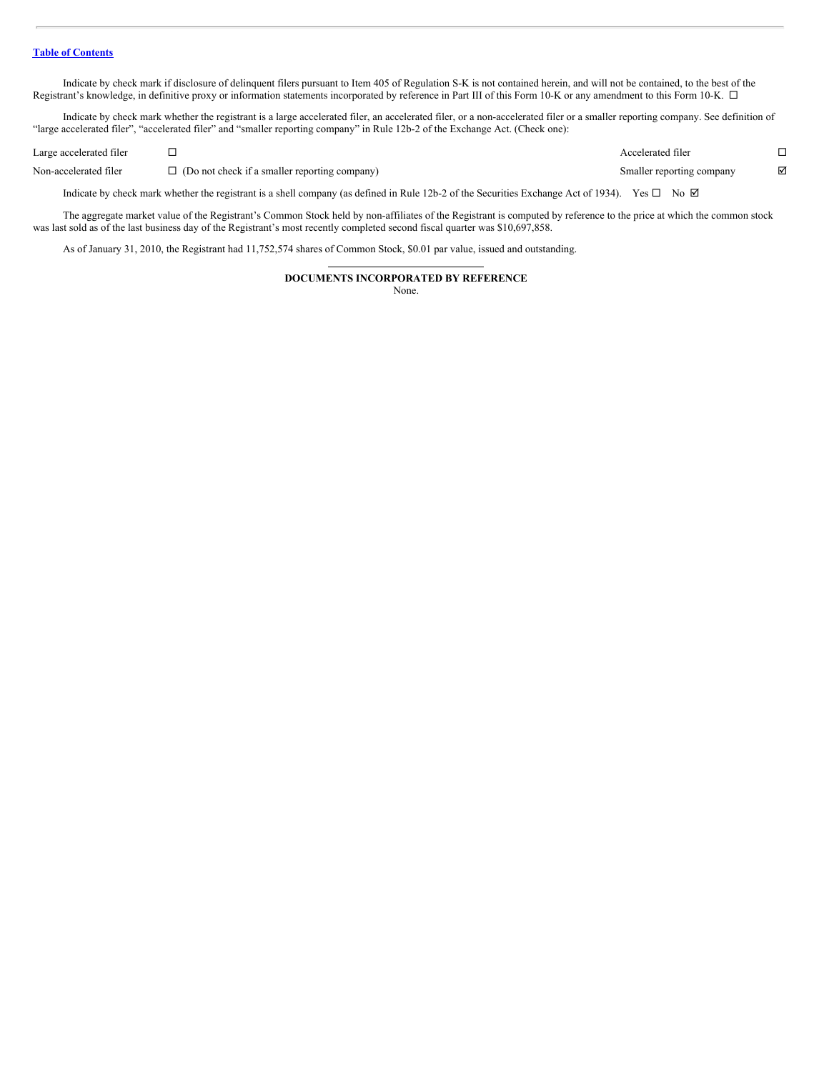Table of Contents

Indicate by check mark if disclosure of delinquent filers pursuant to Item 405 of Regulation S-K is not contained herein, and will not be contained, to the best of the Registrant's knowledge, in definitive proxy or information statements incorporated by reference in Part III of this Form 10-K or any amendment to this Form 10-K. ☐

Indicate by check mark whether the registrant is a large accelerated filer, an accelerated filer, or a non-accelerated filer or a smaller reporting company. See definition of "large accelerated filer", "accelerated filer" and "smaller reporting company" in Rule 12b-2 of the Exchange Act. (Check one):

| | | | |
|---|---|---|---|
| Large accelerated filer | ☐ | Accelerated filer | ☐ |
| Non-accelerated filer | ☐ (Do not check if a smaller reporting company) | Smaller reporting company | ☑ |

Indicate by check mark whether the registrant is a shell company (as defined in Rule 12b-2 of the Securities Exchange Act of 1934). Yes ☐ No ☑

The aggregate market value of the Registrant's Common Stock held by non-affiliates of the Registrant is computed by reference to the price at which the common stock was last sold as of the last business day of the Registrant's most recently completed second fiscal quarter was $10,697,858.

As of January 31, 2010, the Registrant had 11,752,574 shares of Common Stock, $0.01 par value, issued and outstanding.

**DOCUMENTS INCORPORATED BY REFERENCE**

None.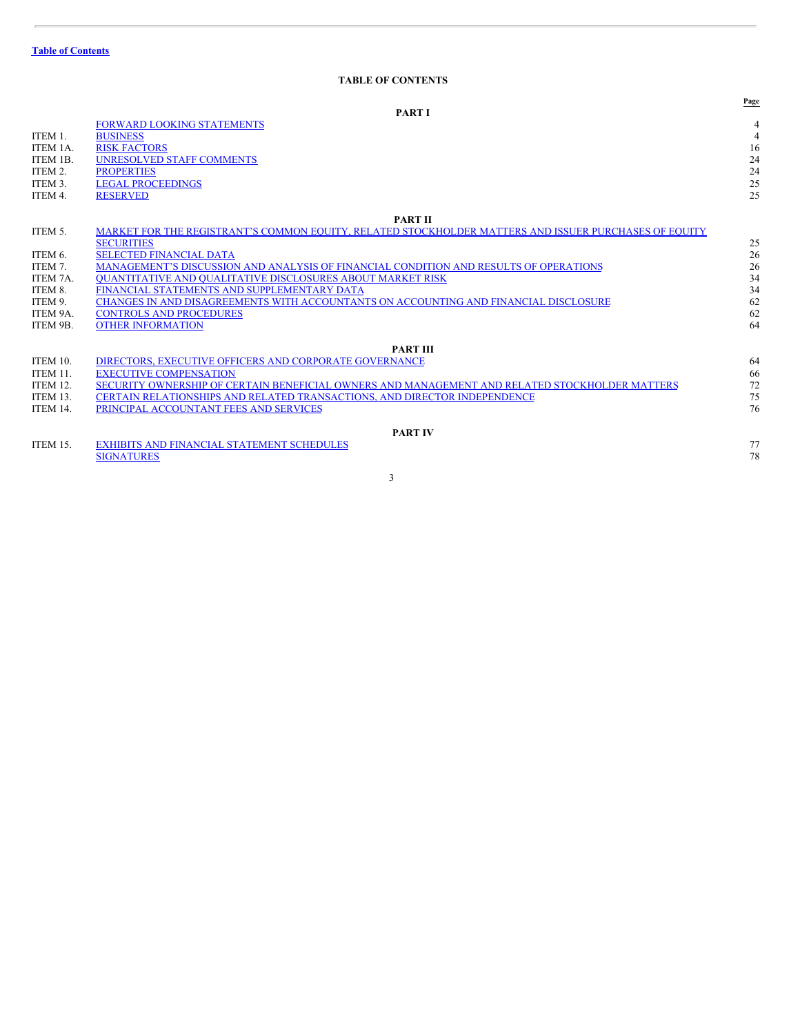Table of Contents

# TABLE OF CONTENTS

| | | Page |
|---|---|---|
| | **PART I** | |
| | FORWARD LOOKING STATEMENTS | 4 |
| ITEM 1. | BUSINESS | 4 |
| ITEM 1A. | RISK FACTORS | 16 |
| ITEM 1B. | UNRESOLVED STAFF COMMENTS | 24 |
| ITEM 2. | PROPERTIES | 24 |
| ITEM 3. | LEGAL PROCEEDINGS | 25 |
| ITEM 4. | RESERVED | 25 |
| | **PART II** | |
| ITEM 5. | MARKET FOR THE REGISTRANT'S COMMON EQUITY, RELATED STOCKHOLDER MATTERS AND ISSUER PURCHASES OF EQUITY SECURITIES | 25 |
| ITEM 6. | SELECTED FINANCIAL DATA | 26 |
| ITEM 7. | MANAGEMENT'S DISCUSSION AND ANALYSIS OF FINANCIAL CONDITION AND RESULTS OF OPERATIONS | 26 |
| ITEM 7A. | QUANTITATIVE AND QUALITATIVE DISCLOSURES ABOUT MARKET RISK | 34 |
| ITEM 8. | FINANCIAL STATEMENTS AND SUPPLEMENTARY DATA | 34 |
| ITEM 9. | CHANGES IN AND DISAGREEMENTS WITH ACCOUNTANTS ON ACCOUNTING AND FINANCIAL DISCLOSURE | 62 |
| ITEM 9A. | CONTROLS AND PROCEDURES | 62 |
| ITEM 9B. | OTHER INFORMATION | 64 |
| | **PART III** | |
| ITEM 10. | DIRECTORS, EXECUTIVE OFFICERS AND CORPORATE GOVERNANCE | 64 |
| ITEM 11. | EXECUTIVE COMPENSATION | 66 |
| ITEM 12. | SECURITY OWNERSHIP OF CERTAIN BENEFICIAL OWNERS AND MANAGEMENT AND RELATED STOCKHOLDER MATTERS | 72 |
| ITEM 13. | CERTAIN RELATIONSHIPS AND RELATED TRANSACTIONS, AND DIRECTOR INDEPENDENCE | 75 |
| ITEM 14. | PRINCIPAL ACCOUNTANT FEES AND SERVICES | 76 |
| | **PART IV** | |
| ITEM 15. | EXHIBITS AND FINANCIAL STATEMENT SCHEDULES | 77 |
| | SIGNATURES | 78 |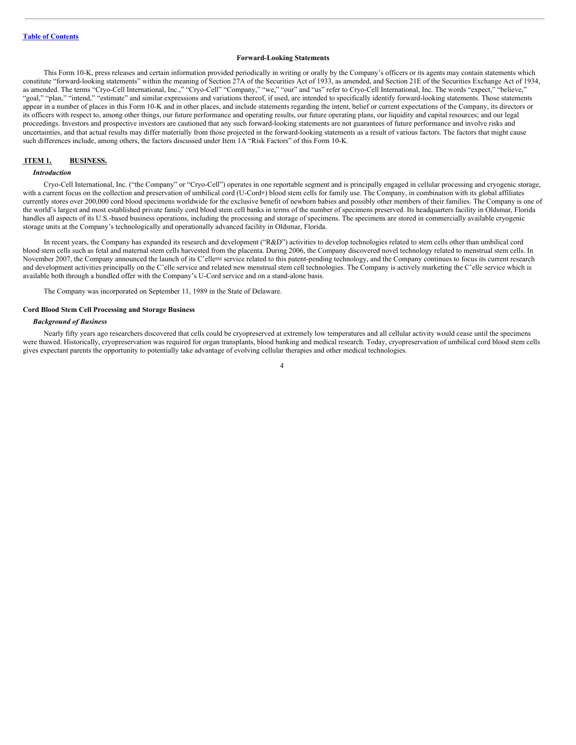### Forward-Looking Statements

This Form 10-K, press releases and certain information provided periodically in writing or orally by the Company's officers or its agents may contain statements which constitute "forward-looking statements" within the meaning of Section 27A of the Securities Act of 1933, as amended, and Section 21E of the Securities Exchange Act of 1934, as amended. The terms "Cryo-Cell International, Inc.," "Cryo-Cell" "Company," "we," "our" and "us" refer to Cryo-Cell International, Inc. The words "expect," "believe," "goal," "plan," "intend," "estimate" and similar expressions and variations thereof, if used, are intended to specifically identify forward-looking statements. Those statements appear in a number of places in this Form 10-K and in other places, and include statements regarding the intent, belief or current expectations of the Company, its directors or its officers with respect to, among other things, our future performance and operating results, our future operating plans, our liquidity and capital resources; and our legal proceedings. Investors and prospective investors are cautioned that any such forward-looking statements are not guarantees of future performance and involve risks and uncertainties, and that actual results may differ materially from those projected in the forward-looking statements as a result of various factors. The factors that might cause such differences include, among others, the factors discussed under Item 1A "Risk Factors" of this Form 10-K.

## ITEM 1. BUSINESS.

*Introduction*

Cryo-Cell International, Inc. ("the Company" or "Cryo-Cell") operates in one reportable segment and is principally engaged in cellular processing and cryogenic storage, with a current focus on the collection and preservation of umbilical cord (U-Cord®) blood stem cells for family use. The Company, in combination with its global affiliates currently stores over 200,000 cord blood specimens worldwide for the exclusive benefit of newborn babies and possibly other members of their families. The Company is one of the world's largest and most established private family cord blood stem cell banks in terms of the number of specimens preserved. Its headquarters facility in Oldsmar, Florida handles all aspects of its U.S.-based business operations, including the processing and storage of specimens. The specimens are stored in commercially available cryogenic storage units at the Company's technologically and operationally advanced facility in Oldsmar, Florida.

In recent years, the Company has expanded its research and development ("R&D") activities to develop technologies related to stem cells other than umbilical cord blood stem cells such as fetal and maternal stem cells harvested from the placenta. During 2006, the Company discovered novel technology related to menstrual stem cells. In November 2007, the Company announced the launch of its C'elle℠ service related to this patent-pending technology, and the Company continues to focus its current research and development activities principally on the C'elle service and related new menstrual stem cell technologies. The Company is actively marketing the C'elle service which is available both through a bundled offer with the Company's U-Cord service and on a stand-alone basis.

The Company was incorporated on September 11, 1989 in the State of Delaware.

### Cord Blood Stem Cell Processing and Storage Business

*Background of Business*

Nearly fifty years ago researchers discovered that cells could be cryopreserved at extremely low temperatures and all cellular activity would cease until the specimens were thawed. Historically, cryopreservation was required for organ transplants, blood banking and medical research. Today, cryopreservation of umbilical cord blood stem cells gives expectant parents the opportunity to potentially take advantage of evolving cellular therapies and other medical technologies.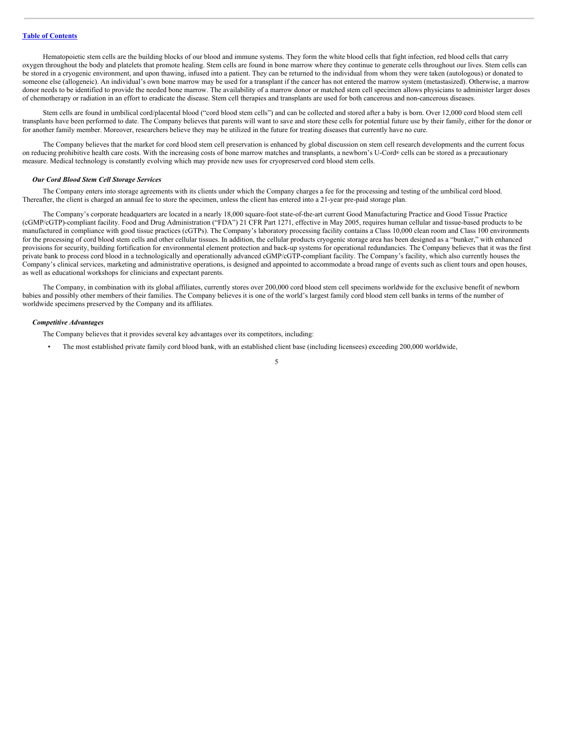Hematopoietic stem cells are the building blocks of our blood and immune systems. They form the white blood cells that fight infection, red blood cells that carry oxygen throughout the body and platelets that promote healing. Stem cells are found in bone marrow where they continue to generate cells throughout our lives. Stem cells can be stored in a cryogenic environment, and upon thawing, infused into a patient. They can be returned to the individual from whom they were taken (autologous) or donated to someone else (allogeneic). An individual's own bone marrow may be used for a transplant if the cancer has not entered the marrow system (metastasized). Otherwise, a marrow donor needs to be identified to provide the needed bone marrow. The availability of a marrow donor or matched stem cell specimen allows physicians to administer larger doses of chemotherapy or radiation in an effort to eradicate the disease. Stem cell therapies and transplants are used for both cancerous and non-cancerous diseases.

Stem cells are found in umbilical cord/placental blood ("cord blood stem cells") and can be collected and stored after a baby is born. Over 12,000 cord blood stem cell transplants have been performed to date. The Company believes that parents will want to save and store these cells for potential future use by their family, either for the donor or for another family member. Moreover, researchers believe they may be utilized in the future for treating diseases that currently have no cure.

The Company believes that the market for cord blood stem cell preservation is enhanced by global discussion on stem cell research developments and the current focus on reducing prohibitive health care costs. With the increasing costs of bone marrow matches and transplants, a newborn's U-Cord® cells can be stored as a precautionary measure. Medical technology is constantly evolving which may provide new uses for cryopreserved cord blood stem cells.

### *Our Cord Blood Stem Cell Storage Services*

The Company enters into storage agreements with its clients under which the Company charges a fee for the processing and testing of the umbilical cord blood. Thereafter, the client is charged an annual fee to store the specimen, unless the client has entered into a 21-year pre-paid storage plan.

The Company's corporate headquarters are located in a nearly 18,000 square-foot state-of-the-art current Good Manufacturing Practice and Good Tissue Practice (cGMP/cGTP)-compliant facility. Food and Drug Administration ("FDA") 21 CFR Part 1271, effective in May 2005, requires human cellular and tissue-based products to be manufactured in compliance with good tissue practices (cGTPs). The Company's laboratory processing facility contains a Class 10,000 clean room and Class 100 environments for the processing of cord blood stem cells and other cellular tissues. In addition, the cellular products cryogenic storage area has been designed as a "bunker," with enhanced provisions for security, building fortification for environmental element protection and back-up systems for operational redundancies. The Company believes that it was the first private bank to process cord blood in a technologically and operationally advanced cGMP/cGTP-compliant facility. The Company's facility, which also currently houses the Company's clinical services, marketing and administrative operations, is designed and appointed to accommodate a broad range of events such as client tours and open houses, as well as educational workshops for clinicians and expectant parents.

The Company, in combination with its global affiliates, currently stores over 200,000 cord blood stem cell specimens worldwide for the exclusive benefit of newborn babies and possibly other members of their families. The Company believes it is one of the world's largest family cord blood stem cell banks in terms of the number of worldwide specimens preserved by the Company and its affiliates.

### *Competitive Advantages*

The Company believes that it provides several key advantages over its competitors, including:

- The most established private family cord blood bank, with an established client base (including licensees) exceeding 200,000 worldwide,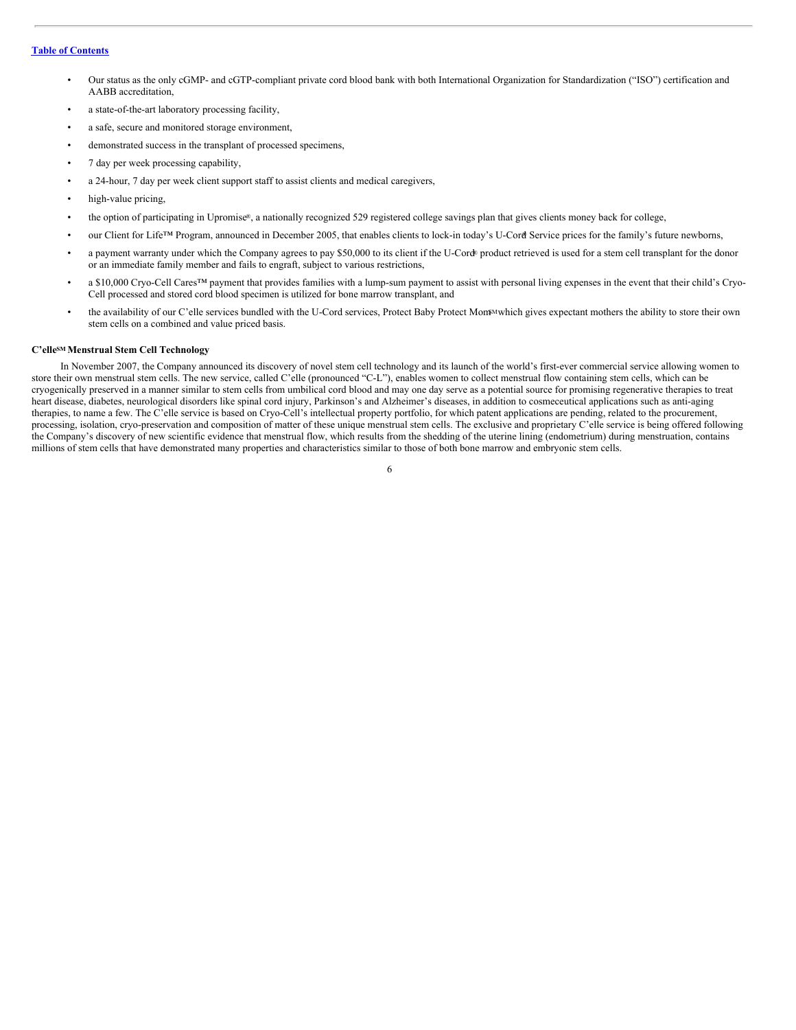- Our status as the only cGMP- and cGTP-compliant private cord blood bank with both International Organization for Standardization ("ISO") certification and AABB accreditation,
- a state-of-the-art laboratory processing facility,
- a safe, secure and monitored storage environment,
- demonstrated success in the transplant of processed specimens,
- 7 day per week processing capability,
- a 24-hour, 7 day per week client support staff to assist clients and medical caregivers,
- high-value pricing,
- the option of participating in Upromise®, a nationally recognized 529 registered college savings plan that gives clients money back for college,
- our Client for Life™ Program, announced in December 2005, that enables clients to lock-in today's U-Cord® Service prices for the family's future newborns,
- a payment warranty under which the Company agrees to pay $50,000 to its client if the U-Cord® product retrieved is used for a stem cell transplant for the donor or an immediate family member and fails to engraft, subject to various restrictions,
- a $10,000 Cryo-Cell Cares™ payment that provides families with a lump-sum payment to assist with personal living expenses in the event that their child's Cryo-Cell processed and stored cord blood specimen is utilized for bone marrow transplant, and
- the availability of our C'elle services bundled with the U-Cord services, Protect Baby Protect Mom℠ which gives expectant mothers the ability to store their own stem cells on a combined and value priced basis.

**C'elle℠ Menstrual Stem Cell Technology**

In November 2007, the Company announced its discovery of novel stem cell technology and its launch of the world's first-ever commercial service allowing women to store their own menstrual stem cells. The new service, called C'elle (pronounced "C-L"), enables women to collect menstrual flow containing stem cells, which can be cryogenically preserved in a manner similar to stem cells from umbilical cord blood and may one day serve as a potential source for promising regenerative therapies to treat heart disease, diabetes, neurological disorders like spinal cord injury, Parkinson's and Alzheimer's diseases, in addition to cosmeceutical applications such as anti-aging therapies, to name a few. The C'elle service is based on Cryo-Cell's intellectual property portfolio, for which patent applications are pending, related to the procurement, processing, isolation, cryo-preservation and composition of matter of these unique menstrual stem cells. The exclusive and proprietary C'elle service is being offered following the Company's discovery of new scientific evidence that menstrual flow, which results from the shedding of the uterine lining (endometrium) during menstruation, contains millions of stem cells that have demonstrated many properties and characteristics similar to those of both bone marrow and embryonic stem cells.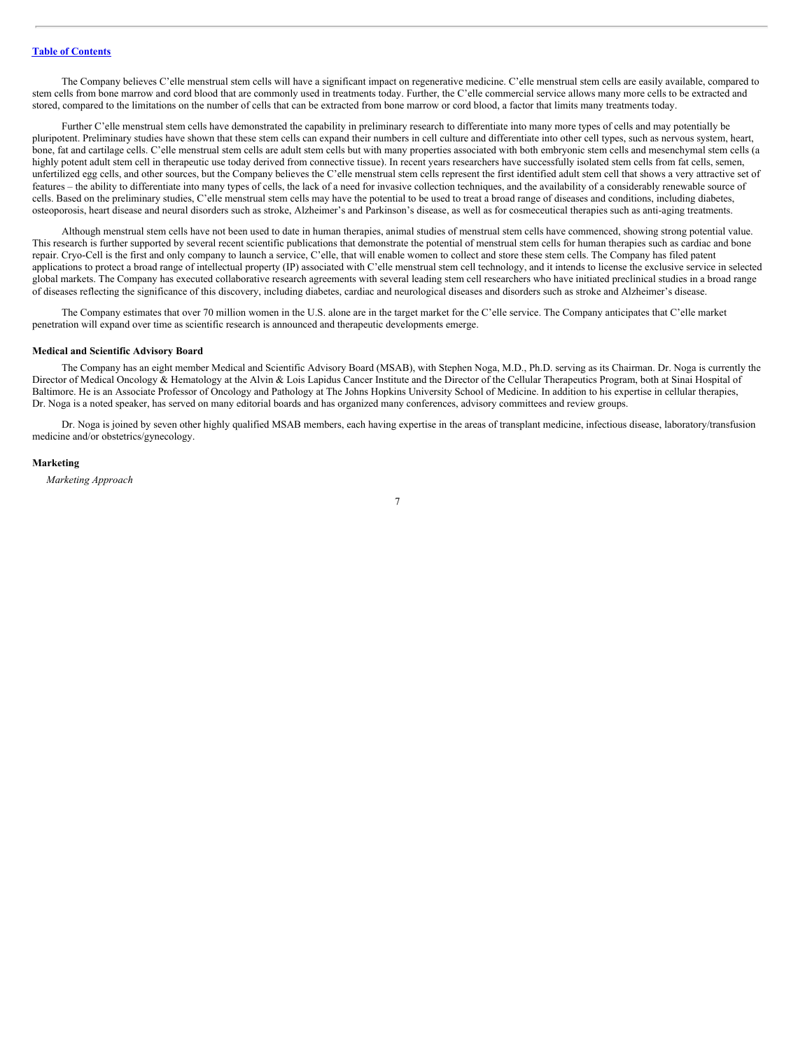The Company believes C'elle menstrual stem cells will have a significant impact on regenerative medicine. C'elle menstrual stem cells are easily available, compared to stem cells from bone marrow and cord blood that are commonly used in treatments today. Further, the C'elle commercial service allows many more cells to be extracted and stored, compared to the limitations on the number of cells that can be extracted from bone marrow or cord blood, a factor that limits many treatments today.

Further C'elle menstrual stem cells have demonstrated the capability in preliminary research to differentiate into many more types of cells and may potentially be pluripotent. Preliminary studies have shown that these stem cells can expand their numbers in cell culture and differentiate into other cell types, such as nervous system, heart, bone, fat and cartilage cells. C'elle menstrual stem cells are adult stem cells but with many properties associated with both embryonic stem cells and mesenchymal stem cells (a highly potent adult stem cell in therapeutic use today derived from connective tissue). In recent years researchers have successfully isolated stem cells from fat cells, semen, unfertilized egg cells, and other sources, but the Company believes the C'elle menstrual stem cells represent the first identified adult stem cell that shows a very attractive set of features – the ability to differentiate into many types of cells, the lack of a need for invasive collection techniques, and the availability of a considerably renewable source of cells. Based on the preliminary studies, C'elle menstrual stem cells may have the potential to be used to treat a broad range of diseases and conditions, including diabetes, osteoporosis, heart disease and neural disorders such as stroke, Alzheimer's and Parkinson's disease, as well as for cosmeceutical therapies such as anti-aging treatments.

Although menstrual stem cells have not been used to date in human therapies, animal studies of menstrual stem cells have commenced, showing strong potential value. This research is further supported by several recent scientific publications that demonstrate the potential of menstrual stem cells for human therapies such as cardiac and bone repair. Cryo-Cell is the first and only company to launch a service, C'elle, that will enable women to collect and store these stem cells. The Company has filed patent applications to protect a broad range of intellectual property (IP) associated with C'elle menstrual stem cell technology, and it intends to license the exclusive service in selected global markets. The Company has executed collaborative research agreements with several leading stem cell researchers who have initiated preclinical studies in a broad range of diseases reflecting the significance of this discovery, including diabetes, cardiac and neurological diseases and disorders such as stroke and Alzheimer's disease.

The Company estimates that over 70 million women in the U.S. alone are in the target market for the C'elle service. The Company anticipates that C'elle market penetration will expand over time as scientific research is announced and therapeutic developments emerge.

**Medical and Scientific Advisory Board**

The Company has an eight member Medical and Scientific Advisory Board (MSAB), with Stephen Noga, M.D., Ph.D. serving as its Chairman. Dr. Noga is currently the Director of Medical Oncology & Hematology at the Alvin & Lois Lapidus Cancer Institute and the Director of the Cellular Therapeutics Program, both at Sinai Hospital of Baltimore. He is an Associate Professor of Oncology and Pathology at The Johns Hopkins University School of Medicine. In addition to his expertise in cellular therapies, Dr. Noga is a noted speaker, has served on many editorial boards and has organized many conferences, advisory committees and review groups.

Dr. Noga is joined by seven other highly qualified MSAB members, each having expertise in the areas of transplant medicine, infectious disease, laboratory/transfusion medicine and/or obstetrics/gynecology.

**Marketing**

*Marketing Approach*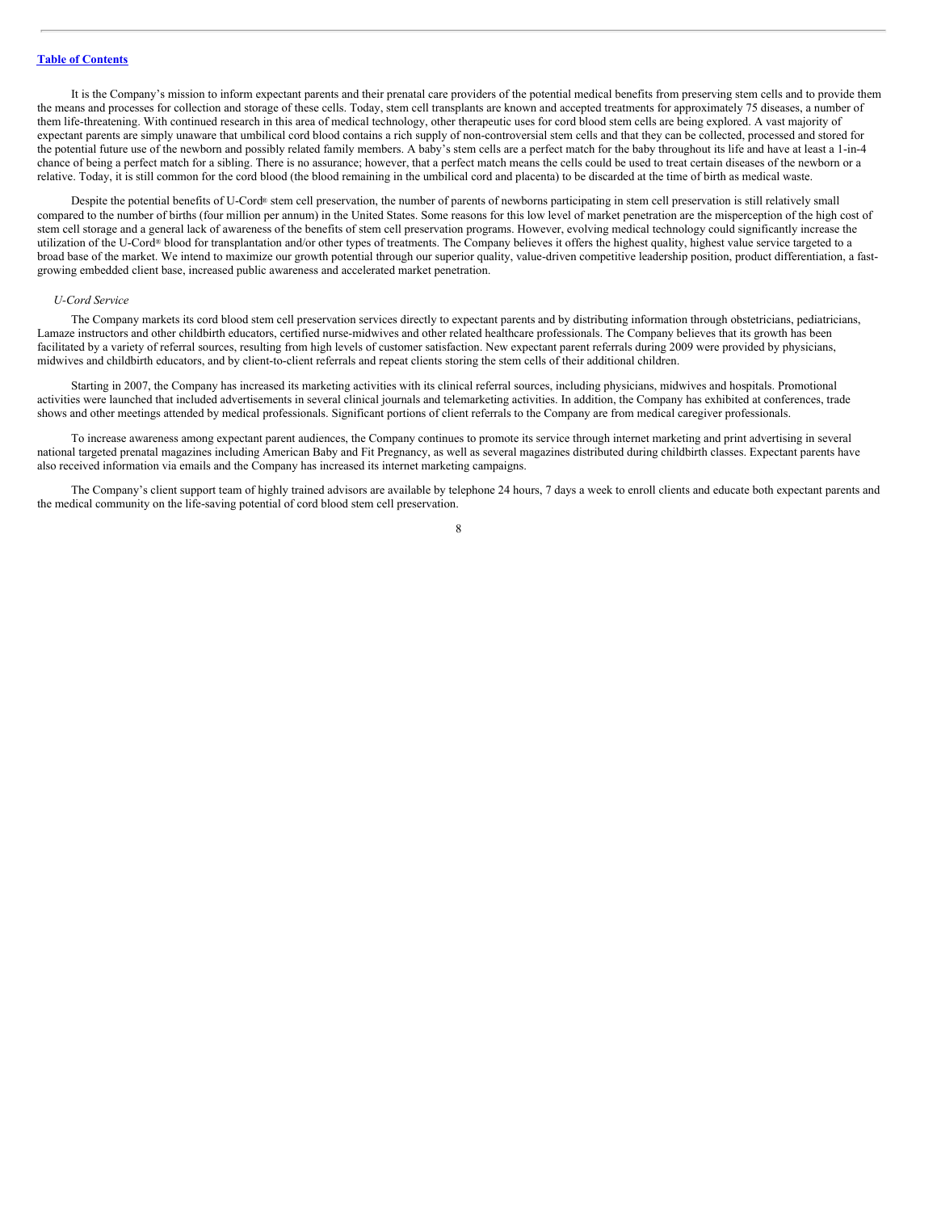It is the Company's mission to inform expectant parents and their prenatal care providers of the potential medical benefits from preserving stem cells and to provide them the means and processes for collection and storage of these cells. Today, stem cell transplants are known and accepted treatments for approximately 75 diseases, a number of them life-threatening. With continued research in this area of medical technology, other therapeutic uses for cord blood stem cells are being explored. A vast majority of expectant parents are simply unaware that umbilical cord blood contains a rich supply of non-controversial stem cells and that they can be collected, processed and stored for the potential future use of the newborn and possibly related family members. A baby's stem cells are a perfect match for the baby throughout its life and have at least a 1-in-4 chance of being a perfect match for a sibling. There is no assurance; however, that a perfect match means the cells could be used to treat certain diseases of the newborn or a relative. Today, it is still common for the cord blood (the blood remaining in the umbilical cord and placenta) to be discarded at the time of birth as medical waste.

Despite the potential benefits of U-Cord® stem cell preservation, the number of parents of newborns participating in stem cell preservation is still relatively small compared to the number of births (four million per annum) in the United States. Some reasons for this low level of market penetration are the misperception of the high cost of stem cell storage and a general lack of awareness of the benefits of stem cell preservation programs. However, evolving medical technology could significantly increase the utilization of the U-Cord® blood for transplantation and/or other types of treatments. The Company believes it offers the highest quality, highest value service targeted to a broad base of the market. We intend to maximize our growth potential through our superior quality, value-driven competitive leadership position, product differentiation, a fast-growing embedded client base, increased public awareness and accelerated market penetration.

*U-Cord Service*

The Company markets its cord blood stem cell preservation services directly to expectant parents and by distributing information through obstetricians, pediatricians, Lamaze instructors and other childbirth educators, certified nurse-midwives and other related healthcare professionals. The Company believes that its growth has been facilitated by a variety of referral sources, resulting from high levels of customer satisfaction. New expectant parent referrals during 2009 were provided by physicians, midwives and childbirth educators, and by client-to-client referrals and repeat clients storing the stem cells of their additional children.

Starting in 2007, the Company has increased its marketing activities with its clinical referral sources, including physicians, midwives and hospitals. Promotional activities were launched that included advertisements in several clinical journals and telemarketing activities. In addition, the Company has exhibited at conferences, trade shows and other meetings attended by medical professionals. Significant portions of client referrals to the Company are from medical caregiver professionals.

To increase awareness among expectant parent audiences, the Company continues to promote its service through internet marketing and print advertising in several national targeted prenatal magazines including American Baby and Fit Pregnancy, as well as several magazines distributed during childbirth classes. Expectant parents have also received information via emails and the Company has increased its internet marketing campaigns.

The Company's client support team of highly trained advisors are available by telephone 24 hours, 7 days a week to enroll clients and educate both expectant parents and the medical community on the life-saving potential of cord blood stem cell preservation.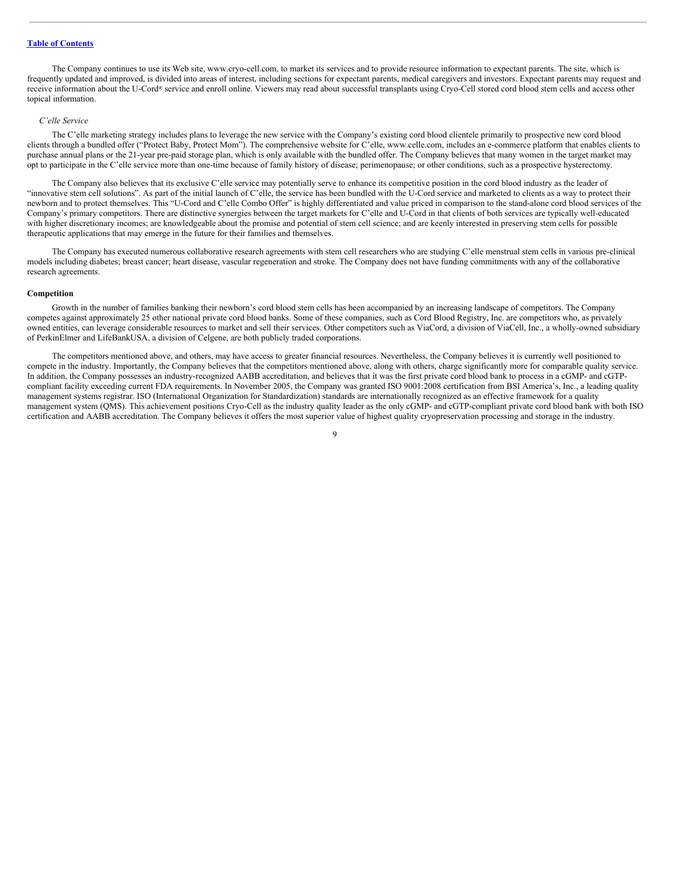The Company continues to use its Web site, www.cryo-cell.com, to market its services and to provide resource information to expectant parents. The site, which is frequently updated and improved, is divided into areas of interest, including sections for expectant parents, medical caregivers and investors. Expectant parents may request and receive information about the U-Cord® service and enroll online. Viewers may read about successful transplants using Cryo-Cell stored cord blood stem cells and access other topical information.

*C'elle Service*

The C'elle marketing strategy includes plans to leverage the new service with the Company's existing cord blood clientele primarily to prospective new cord blood clients through a bundled offer ("Protect Baby, Protect Mom"). The comprehensive website for C'elle, www.celle.com, includes an e-commerce platform that enables clients to purchase annual plans or the 21-year pre-paid storage plan, which is only available with the bundled offer. The Company believes that many women in the target market may opt to participate in the C'elle service more than one-time because of family history of disease; perimenopause; or other conditions, such as a prospective hysterectomy.

The Company also believes that its exclusive C'elle service may potentially serve to enhance its competitive position in the cord blood industry as the leader of "innovative stem cell solutions". As part of the initial launch of C'elle, the service has been bundled with the U-Cord service and marketed to clients as a way to protect their newborn and to protect themselves. This "U-Cord and C'elle Combo Offer" is highly differentiated and value priced in comparison to the stand-alone cord blood services of the Company's primary competitors. There are distinctive synergies between the target markets for C'elle and U-Cord in that clients of both services are typically well-educated with higher discretionary incomes; are knowledgeable about the promise and potential of stem cell science; and are keenly interested in preserving stem cells for possible therapeutic applications that may emerge in the future for their families and themselves.

The Company has executed numerous collaborative research agreements with stem cell researchers who are studying C'elle menstrual stem cells in various pre-clinical models including diabetes; breast cancer; heart disease, vascular regeneration and stroke. The Company does not have funding commitments with any of the collaborative research agreements.

**Competition**

Growth in the number of families banking their newborn's cord blood stem cells has been accompanied by an increasing landscape of competitors. The Company competes against approximately 25 other national private cord blood banks. Some of these companies, such as Cord Blood Registry, Inc. are competitors who, as privately owned entities, can leverage considerable resources to market and sell their services. Other competitors such as ViaCord, a division of ViaCell, Inc., a wholly-owned subsidiary of PerkinElmer and LifeBankUSA, a division of Celgene, are both publicly traded corporations.

The competitors mentioned above, and others, may have access to greater financial resources. Nevertheless, the Company believes it is currently well positioned to compete in the industry. Importantly, the Company believes that the competitors mentioned above, along with others, charge significantly more for comparable quality service. In addition, the Company possesses an industry-recognized AABB accreditation, and believes that it was the first private cord blood bank to process in a cGMP- and cGTP-compliant facility exceeding current FDA requirements. In November 2005, the Company was granted ISO 9001:2008 certification from BSI America's, Inc., a leading quality management systems registrar. ISO (International Organization for Standardization) standards are internationally recognized as an effective framework for a quality management system (QMS). This achievement positions Cryo-Cell as the industry quality leader as the only cGMP- and cGTP-compliant private cord blood bank with both ISO certification and AABB accreditation. The Company believes it offers the most superior value of highest quality cryopreservation processing and storage in the industry.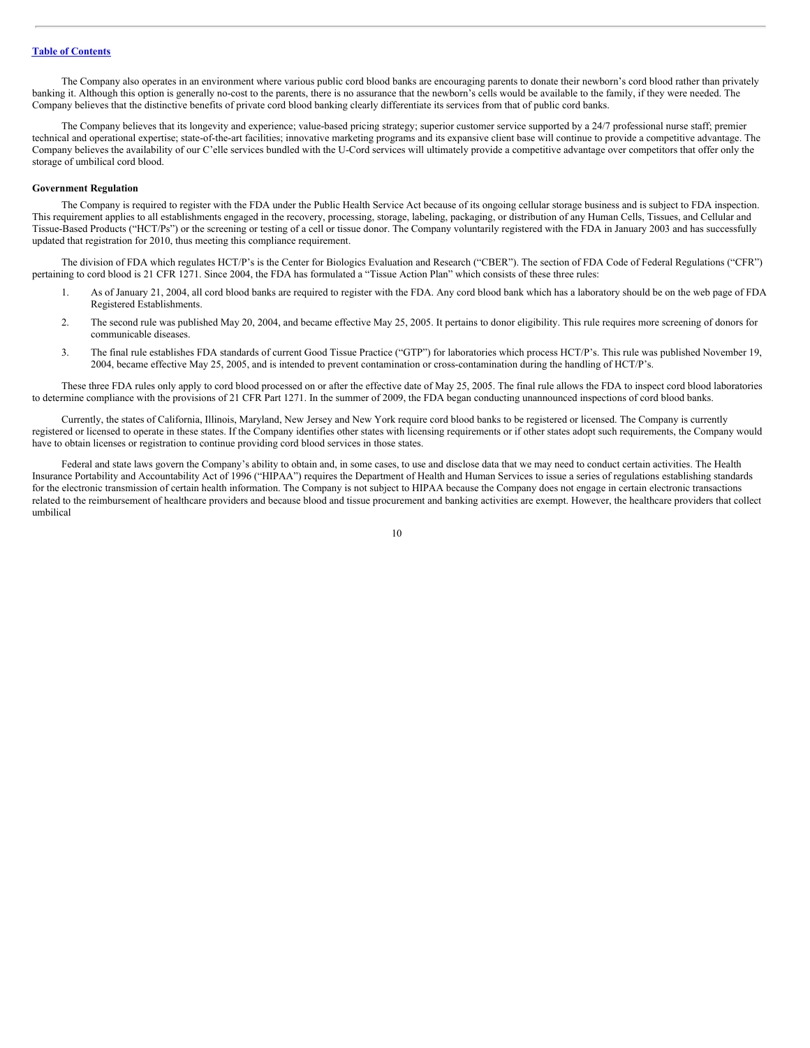The Company also operates in an environment where various public cord blood banks are encouraging parents to donate their newborn's cord blood rather than privately banking it. Although this option is generally no-cost to the parents, there is no assurance that the newborn's cells would be available to the family, if they were needed. The Company believes that the distinctive benefits of private cord blood banking clearly differentiate its services from that of public cord banks.

The Company believes that its longevity and experience; value-based pricing strategy; superior customer service supported by a 24/7 professional nurse staff; premier technical and operational expertise; state-of-the-art facilities; innovative marketing programs and its expansive client base will continue to provide a competitive advantage. The Company believes the availability of our C'elle services bundled with the U-Cord services will ultimately provide a competitive advantage over competitors that offer only the storage of umbilical cord blood.

**Government Regulation**

The Company is required to register with the FDA under the Public Health Service Act because of its ongoing cellular storage business and is subject to FDA inspection. This requirement applies to all establishments engaged in the recovery, processing, storage, labeling, packaging, or distribution of any Human Cells, Tissues, and Cellular and Tissue-Based Products ("HCT/Ps") or the screening or testing of a cell or tissue donor. The Company voluntarily registered with the FDA in January 2003 and has successfully updated that registration for 2010, thus meeting this compliance requirement.

The division of FDA which regulates HCT/P's is the Center for Biologics Evaluation and Research ("CBER"). The section of FDA Code of Federal Regulations ("CFR") pertaining to cord blood is 21 CFR 1271. Since 2004, the FDA has formulated a "Tissue Action Plan" which consists of these three rules:

1. As of January 21, 2004, all cord blood banks are required to register with the FDA. Any cord blood bank which has a laboratory should be on the web page of FDA Registered Establishments.
2. The second rule was published May 20, 2004, and became effective May 25, 2005. It pertains to donor eligibility. This rule requires more screening of donors for communicable diseases.
3. The final rule establishes FDA standards of current Good Tissue Practice ("GTP") for laboratories which process HCT/P's. This rule was published November 19, 2004, became effective May 25, 2005, and is intended to prevent contamination or cross-contamination during the handling of HCT/P's.

These three FDA rules only apply to cord blood processed on or after the effective date of May 25, 2005. The final rule allows the FDA to inspect cord blood laboratories to determine compliance with the provisions of 21 CFR Part 1271. In the summer of 2009, the FDA began conducting unannounced inspections of cord blood banks.

Currently, the states of California, Illinois, Maryland, New Jersey and New York require cord blood banks to be registered or licensed. The Company is currently registered or licensed to operate in these states. If the Company identifies other states with licensing requirements or if other states adopt such requirements, the Company would have to obtain licenses or registration to continue providing cord blood services in those states.

Federal and state laws govern the Company's ability to obtain and, in some cases, to use and disclose data that we may need to conduct certain activities. The Health Insurance Portability and Accountability Act of 1996 ("HIPAA") requires the Department of Health and Human Services to issue a series of regulations establishing standards for the electronic transmission of certain health information. The Company is not subject to HIPAA because the Company does not engage in certain electronic transactions related to the reimbursement of healthcare providers and because blood and tissue procurement and banking activities are exempt. However, the healthcare providers that collect umbilical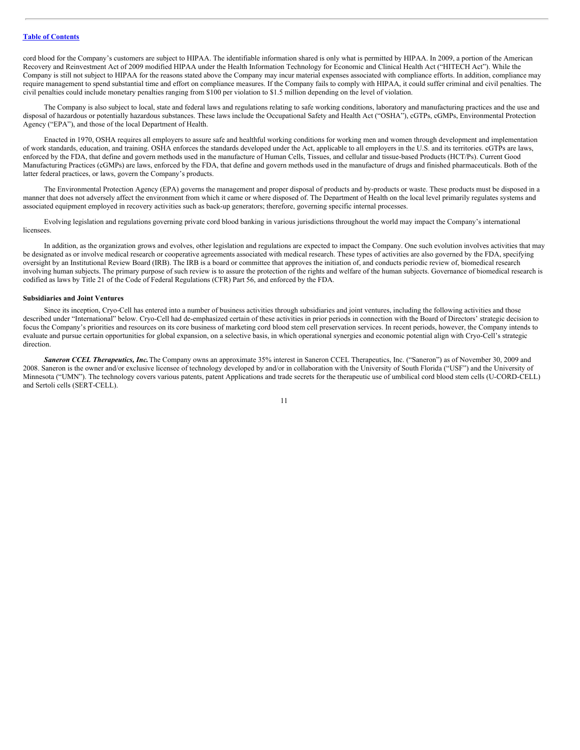cord blood for the Company's customers are subject to HIPAA. The identifiable information shared is only what is permitted by HIPAA. In 2009, a portion of the American Recovery and Reinvestment Act of 2009 modified HIPAA under the Health Information Technology for Economic and Clinical Health Act ("HITECH Act"). While the Company is still not subject to HIPAA for the reasons stated above the Company may incur material expenses associated with compliance efforts. In addition, compliance may require management to spend substantial time and effort on compliance measures. If the Company fails to comply with HIPAA, it could suffer criminal and civil penalties. The civil penalties could include monetary penalties ranging from $100 per violation to $1.5 million depending on the level of violation.

The Company is also subject to local, state and federal laws and regulations relating to safe working conditions, laboratory and manufacturing practices and the use and disposal of hazardous or potentially hazardous substances. These laws include the Occupational Safety and Health Act ("OSHA"), cGTPs, cGMPs, Environmental Protection Agency ("EPA"), and those of the local Department of Health.

Enacted in 1970, OSHA requires all employers to assure safe and healthful working conditions for working men and women through development and implementation of work standards, education, and training. OSHA enforces the standards developed under the Act, applicable to all employers in the U.S. and its territories. cGTPs are laws, enforced by the FDA, that define and govern methods used in the manufacture of Human Cells, Tissues, and cellular and tissue-based Products (HCT/Ps). Current Good Manufacturing Practices (cGMPs) are laws, enforced by the FDA, that define and govern methods used in the manufacture of drugs and finished pharmaceuticals. Both of the latter federal practices, or laws, govern the Company's products.

The Environmental Protection Agency (EPA) governs the management and proper disposal of products and by-products or waste. These products must be disposed in a manner that does not adversely affect the environment from which it came or where disposed of. The Department of Health on the local level primarily regulates systems and associated equipment employed in recovery activities such as back-up generators; therefore, governing specific internal processes.

Evolving legislation and regulations governing private cord blood banking in various jurisdictions throughout the world may impact the Company's international licensees.

In addition, as the organization grows and evolves, other legislation and regulations are expected to impact the Company. One such evolution involves activities that may be designated as or involve medical research or cooperative agreements associated with medical research. These types of activities are also governed by the FDA, specifying oversight by an Institutional Review Board (IRB). The IRB is a board or committee that approves the initiation of, and conducts periodic review of, biomedical research involving human subjects. The primary purpose of such review is to assure the protection of the rights and welfare of the human subjects. Governance of biomedical research is codified as laws by Title 21 of the Code of Federal Regulations (CFR) Part 56, and enforced by the FDA.

**Subsidiaries and Joint Ventures**

Since its inception, Cryo-Cell has entered into a number of business activities through subsidiaries and joint ventures, including the following activities and those described under "International" below. Cryo-Cell had de-emphasized certain of these activities in prior periods in connection with the Board of Directors' strategic decision to focus the Company's priorities and resources on its core business of marketing cord blood stem cell preservation services. In recent periods, however, the Company intends to evaluate and pursue certain opportunities for global expansion, on a selective basis, in which operational synergies and economic potential align with Cryo-Cell's strategic direction.

***Saneron CCEL Therapeutics, Inc.*** The Company owns an approximate 35% interest in Saneron CCEL Therapeutics, Inc. ("Saneron") as of November 30, 2009 and 2008. Saneron is the owner and/or exclusive licensee of technology developed by and/or in collaboration with the University of South Florida ("USF") and the University of Minnesota ("UMN"). The technology covers various patents, patent Applications and trade secrets for the therapeutic use of umbilical cord blood stem cells (U-CORD-CELL) and Sertoli cells (SERT-CELL).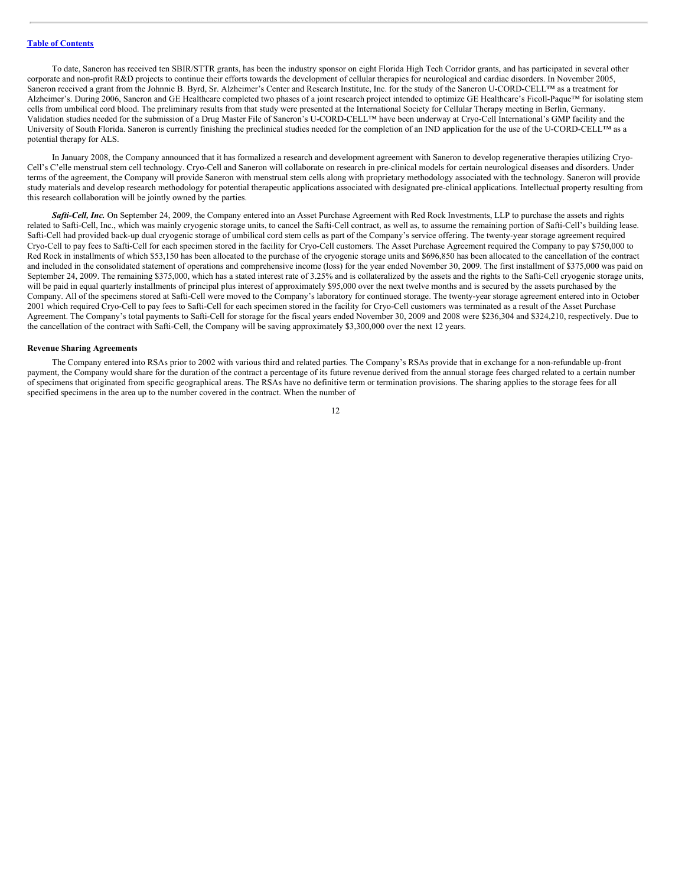To date, Saneron has received ten SBIR/STTR grants, has been the industry sponsor on eight Florida High Tech Corridor grants, and has participated in several other corporate and non-profit R&D projects to continue their efforts towards the development of cellular therapies for neurological and cardiac disorders. In November 2005, Saneron received a grant from the Johnnie B. Byrd, Sr. Alzheimer's Center and Research Institute, Inc. for the study of the Saneron U-CORD-CELL™ as a treatment for Alzheimer's. During 2006, Saneron and GE Healthcare completed two phases of a joint research project intended to optimize GE Healthcare's Ficoll-Paque™ for isolating stem cells from umbilical cord blood. The preliminary results from that study were presented at the International Society for Cellular Therapy meeting in Berlin, Germany. Validation studies needed for the submission of a Drug Master File of Saneron's U-CORD-CELL™ have been underway at Cryo-Cell International's GMP facility and the University of South Florida. Saneron is currently finishing the preclinical studies needed for the completion of an IND application for the use of the U-CORD-CELL™ as a potential therapy for ALS.

In January 2008, the Company announced that it has formalized a research and development agreement with Saneron to develop regenerative therapies utilizing Cryo-Cell's C'elle menstrual stem cell technology. Cryo-Cell and Saneron will collaborate on research in pre-clinical models for certain neurological diseases and disorders. Under terms of the agreement, the Company will provide Saneron with menstrual stem cells along with proprietary methodology associated with the technology. Saneron will provide study materials and develop research methodology for potential therapeutic applications associated with designated pre-clinical applications. Intellectual property resulting from this research collaboration will be jointly owned by the parties.

***Safti-Cell, Inc.*** On September 24, 2009, the Company entered into an Asset Purchase Agreement with Red Rock Investments, LLP to purchase the assets and rights related to Safti-Cell, Inc., which was mainly cryogenic storage units, to cancel the Safti-Cell contract, as well as, to assume the remaining portion of Safti-Cell's building lease. Safti-Cell had provided back-up dual cryogenic storage of umbilical cord stem cells as part of the Company's service offering. The twenty-year storage agreement required Cryo-Cell to pay fees to Safti-Cell for each specimen stored in the facility for Cryo-Cell customers. The Asset Purchase Agreement required the Company to pay $750,000 to Red Rock in installments of which $53,150 has been allocated to the purchase of the cryogenic storage units and $696,850 has been allocated to the cancellation of the contract and included in the consolidated statement of operations and comprehensive income (loss) for the year ended November 30, 2009. The first installment of $375,000 was paid on September 24, 2009. The remaining $375,000, which has a stated interest rate of 3.25% and is collateralized by the assets and the rights to the Safti-Cell cryogenic storage units, will be paid in equal quarterly installments of principal plus interest of approximately $95,000 over the next twelve months and is secured by the assets purchased by the Company. All of the specimens stored at Safti-Cell were moved to the Company's laboratory for continued storage. The twenty-year storage agreement entered into in October 2001 which required Cryo-Cell to pay fees to Safti-Cell for each specimen stored in the facility for Cryo-Cell customers was terminated as a result of the Asset Purchase Agreement. The Company's total payments to Safti-Cell for storage for the fiscal years ended November 30, 2009 and 2008 were $236,304 and $324,210, respectively. Due to the cancellation of the contract with Safti-Cell, the Company will be saving approximately $3,300,000 over the next 12 years.

**Revenue Sharing Agreements**

The Company entered into RSAs prior to 2002 with various third and related parties. The Company's RSAs provide that in exchange for a non-refundable up-front payment, the Company would share for the duration of the contract a percentage of its future revenue derived from the annual storage fees charged related to a certain number of specimens that originated from specific geographical areas. The RSAs have no definitive term or termination provisions. The sharing applies to the storage fees for all specified specimens in the area up to the number covered in the contract. When the number of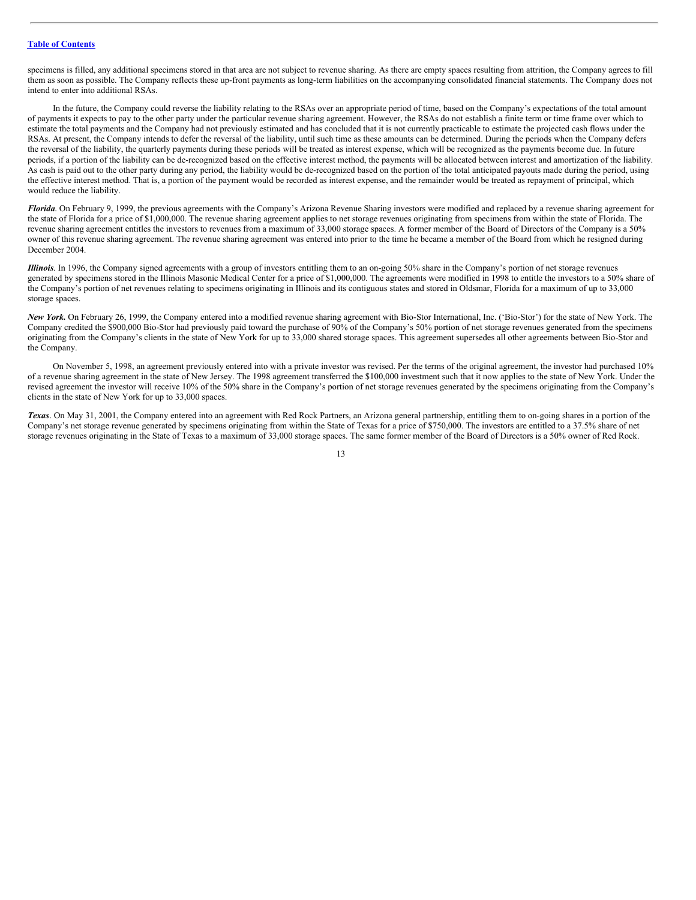specimens is filled, any additional specimens stored in that area are not subject to revenue sharing. As there are empty spaces resulting from attrition, the Company agrees to fill them as soon as possible. The Company reflects these up-front payments as long-term liabilities on the accompanying consolidated financial statements. The Company does not intend to enter into additional RSAs.

In the future, the Company could reverse the liability relating to the RSAs over an appropriate period of time, based on the Company's expectations of the total amount of payments it expects to pay to the other party under the particular revenue sharing agreement. However, the RSAs do not establish a finite term or time frame over which to estimate the total payments and the Company had not previously estimated and has concluded that it is not currently practicable to estimate the projected cash flows under the RSAs. At present, the Company intends to defer the reversal of the liability, until such time as these amounts can be determined. During the periods when the Company defers the reversal of the liability, the quarterly payments during these periods will be treated as interest expense, which will be recognized as the payments become due. In future periods, if a portion of the liability can be de-recognized based on the effective interest method, the payments will be allocated between interest and amortization of the liability. As cash is paid out to the other party during any period, the liability would be de-recognized based on the portion of the total anticipated payouts made during the period, using the effective interest method. That is, a portion of the payment would be recorded as interest expense, and the remainder would be treated as repayment of principal, which would reduce the liability.

***Florida***. On February 9, 1999, the previous agreements with the Company's Arizona Revenue Sharing investors were modified and replaced by a revenue sharing agreement for the state of Florida for a price of $1,000,000. The revenue sharing agreement applies to net storage revenues originating from specimens from within the state of Florida. The revenue sharing agreement entitles the investors to revenues from a maximum of 33,000 storage spaces. A former member of the Board of Directors of the Company is a 50% owner of this revenue sharing agreement. The revenue sharing agreement was entered into prior to the time he became a member of the Board from which he resigned during December 2004.

***Illinois***. In 1996, the Company signed agreements with a group of investors entitling them to an on-going 50% share in the Company's portion of net storage revenues generated by specimens stored in the Illinois Masonic Medical Center for a price of $1,000,000. The agreements were modified in 1998 to entitle the investors to a 50% share of the Company's portion of net revenues relating to specimens originating in Illinois and its contiguous states and stored in Oldsmar, Florida for a maximum of up to 33,000 storage spaces.

***New York.*** On February 26, 1999, the Company entered into a modified revenue sharing agreement with Bio-Stor International, Inc. ('Bio-Stor') for the state of New York. The Company credited the $900,000 Bio-Stor had previously paid toward the purchase of 90% of the Company's 50% portion of net storage revenues generated from the specimens originating from the Company's clients in the state of New York for up to 33,000 shared storage spaces. This agreement supersedes all other agreements between Bio-Stor and the Company.

On November 5, 1998, an agreement previously entered into with a private investor was revised. Per the terms of the original agreement, the investor had purchased 10% of a revenue sharing agreement in the state of New Jersey. The 1998 agreement transferred the $100,000 investment such that it now applies to the state of New York. Under the revised agreement the investor will receive 10% of the 50% share in the Company's portion of net storage revenues generated by the specimens originating from the Company's clients in the state of New York for up to 33,000 spaces.

***Texas***. On May 31, 2001, the Company entered into an agreement with Red Rock Partners, an Arizona general partnership, entitling them to on-going shares in a portion of the Company's net storage revenue generated by specimens originating from within the State of Texas for a price of $750,000. The investors are entitled to a 37.5% share of net storage revenues originating in the State of Texas to a maximum of 33,000 storage spaces. The same former member of the Board of Directors is a 50% owner of Red Rock.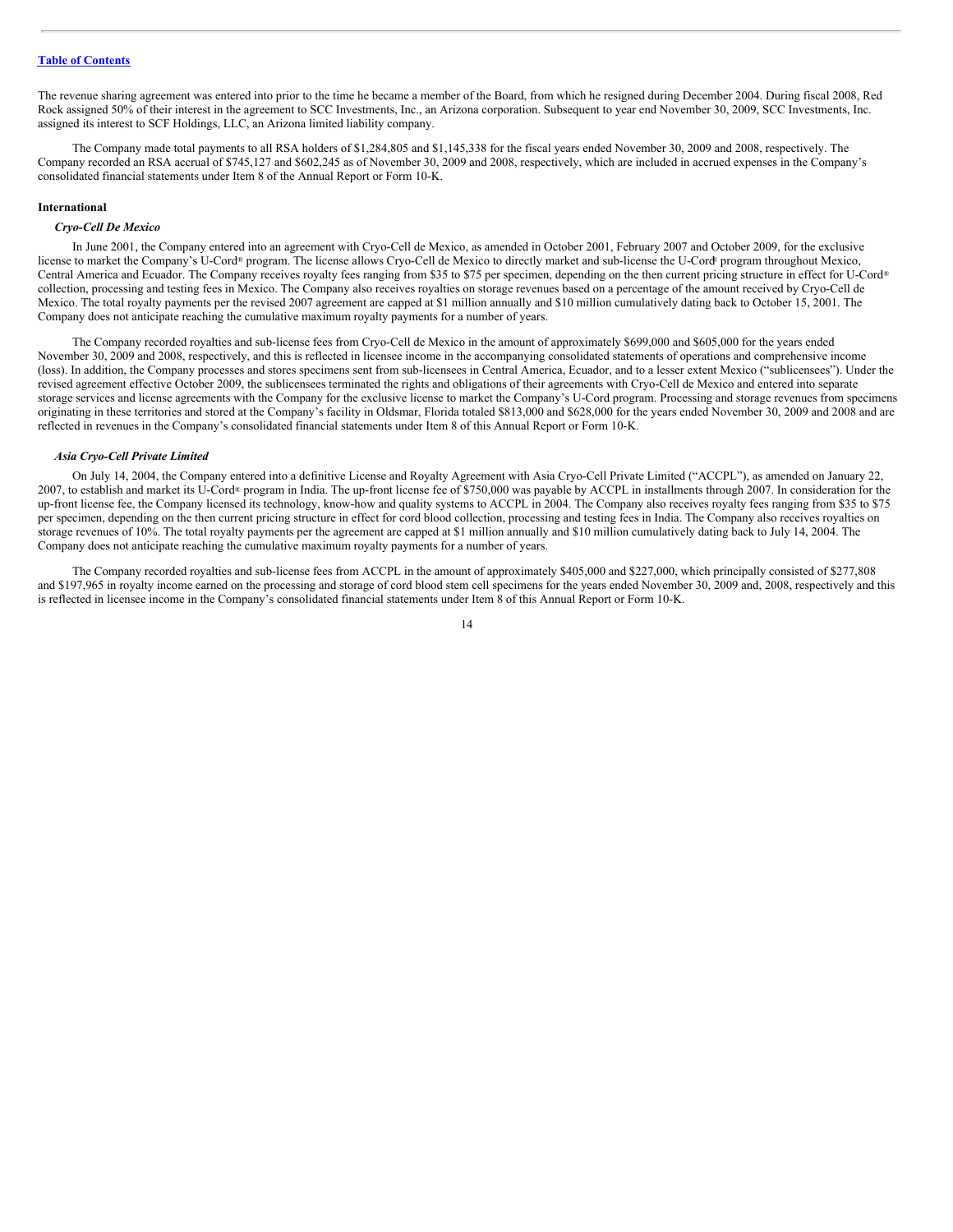The revenue sharing agreement was entered into prior to the time he became a member of the Board, from which he resigned during December 2004. During fiscal 2008, Red Rock assigned 50% of their interest in the agreement to SCC Investments, Inc., an Arizona corporation. Subsequent to year end November 30, 2009, SCC Investments, Inc. assigned its interest to SCF Holdings, LLC, an Arizona limited liability company.

The Company made total payments to all RSA holders of $1,284,805 and $1,145,338 for the fiscal years ended November 30, 2009 and 2008, respectively. The Company recorded an RSA accrual of $745,127 and $602,245 as of November 30, 2009 and 2008, respectively, which are included in accrued expenses in the Company's consolidated financial statements under Item 8 of the Annual Report or Form 10-K.

**International**

***Cryo-Cell De Mexico***

In June 2001, the Company entered into an agreement with Cryo-Cell de Mexico, as amended in October 2001, February 2007 and October 2009, for the exclusive license to market the Company's U-Cord® program. The license allows Cryo-Cell de Mexico to directly market and sub-license the U-Cord® program throughout Mexico, Central America and Ecuador. The Company receives royalty fees ranging from $35 to $75 per specimen, depending on the then current pricing structure in effect for U-Cord® collection, processing and testing fees in Mexico. The Company also receives royalties on storage revenues based on a percentage of the amount received by Cryo-Cell de Mexico. The total royalty payments per the revised 2007 agreement are capped at $1 million annually and $10 million cumulatively dating back to October 15, 2001. The Company does not anticipate reaching the cumulative maximum royalty payments for a number of years.

The Company recorded royalties and sub-license fees from Cryo-Cell de Mexico in the amount of approximately $699,000 and $605,000 for the years ended November 30, 2009 and 2008, respectively, and this is reflected in licensee income in the accompanying consolidated statements of operations and comprehensive income (loss). In addition, the Company processes and stores specimens sent from sub-licensees in Central America, Ecuador, and to a lesser extent Mexico ("sublicensees"). Under the revised agreement effective October 2009, the sublicensees terminated the rights and obligations of their agreements with Cryo-Cell de Mexico and entered into separate storage services and license agreements with the Company for the exclusive license to market the Company's U-Cord program. Processing and storage revenues from specimens originating in these territories and stored at the Company's facility in Oldsmar, Florida totaled $813,000 and $628,000 for the years ended November 30, 2009 and 2008 and are reflected in revenues in the Company's consolidated financial statements under Item 8 of this Annual Report or Form 10-K.

***Asia Cryo-Cell Private Limited***

On July 14, 2004, the Company entered into a definitive License and Royalty Agreement with Asia Cryo-Cell Private Limited ("ACCPL"), as amended on January 22, 2007, to establish and market its U-Cord® program in India. The up-front license fee of $750,000 was payable by ACCPL in installments through 2007. In consideration for the up-front license fee, the Company licensed its technology, know-how and quality systems to ACCPL in 2004. The Company also receives royalty fees ranging from $35 to $75 per specimen, depending on the then current pricing structure in effect for cord blood collection, processing and testing fees in India. The Company also receives royalties on storage revenues of 10%. The total royalty payments per the agreement are capped at $1 million annually and $10 million cumulatively dating back to July 14, 2004. The Company does not anticipate reaching the cumulative maximum royalty payments for a number of years.

The Company recorded royalties and sub-license fees from ACCPL in the amount of approximately $405,000 and $227,000, which principally consisted of $277,808 and $197,965 in royalty income earned on the processing and storage of cord blood stem cell specimens for the years ended November 30, 2009 and, 2008, respectively and this is reflected in licensee income in the Company's consolidated financial statements under Item 8 of this Annual Report or Form 10-K.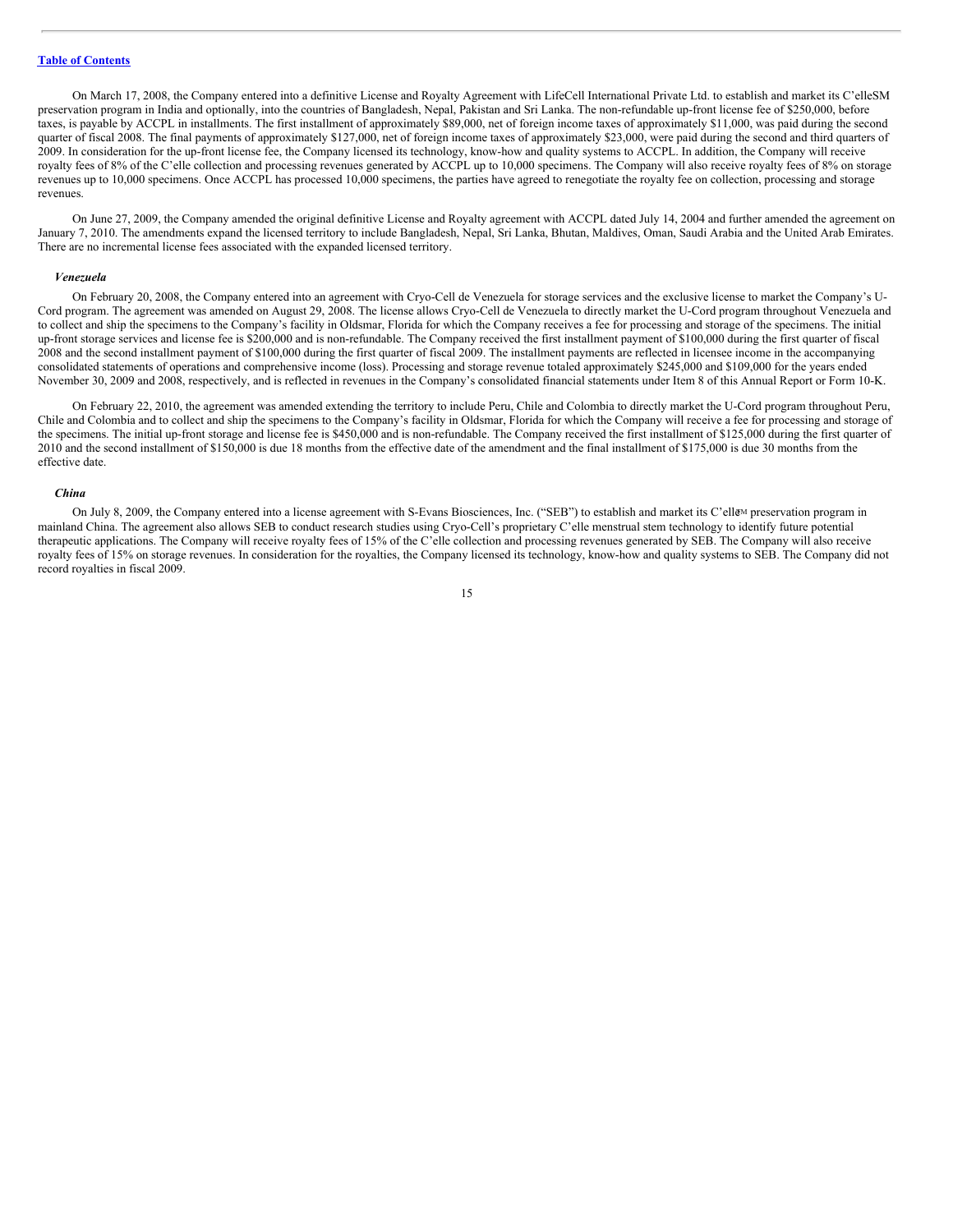On March 17, 2008, the Company entered into a definitive License and Royalty Agreement with LifeCell International Private Ltd. to establish and market its C'elleSM preservation program in India and optionally, into the countries of Bangladesh, Nepal, Pakistan and Sri Lanka. The non-refundable up-front license fee of $250,000, before taxes, is payable by ACCPL in installments. The first installment of approximately $89,000, net of foreign income taxes of approximately $11,000, was paid during the second quarter of fiscal 2008. The final payments of approximately $127,000, net of foreign income taxes of approximately $23,000, were paid during the second and third quarters of 2009. In consideration for the up-front license fee, the Company licensed its technology, know-how and quality systems to ACCPL. In addition, the Company will receive royalty fees of 8% of the C'elle collection and processing revenues generated by ACCPL up to 10,000 specimens. The Company will also receive royalty fees of 8% on storage revenues up to 10,000 specimens. Once ACCPL has processed 10,000 specimens, the parties have agreed to renegotiate the royalty fee on collection, processing and storage revenues.

On June 27, 2009, the Company amended the original definitive License and Royalty agreement with ACCPL dated July 14, 2004 and further amended the agreement on January 7, 2010. The amendments expand the licensed territory to include Bangladesh, Nepal, Sri Lanka, Bhutan, Maldives, Oman, Saudi Arabia and the United Arab Emirates. There are no incremental license fees associated with the expanded licensed territory.

### *Venezuela*

On February 20, 2008, the Company entered into an agreement with Cryo-Cell de Venezuela for storage services and the exclusive license to market the Company's U-Cord program. The agreement was amended on August 29, 2008. The license allows Cryo-Cell de Venezuela to directly market the U-Cord program throughout Venezuela and to collect and ship the specimens to the Company's facility in Oldsmar, Florida for which the Company receives a fee for processing and storage of the specimens. The initial up-front storage services and license fee is $200,000 and is non-refundable. The Company received the first installment payment of $100,000 during the first quarter of fiscal 2008 and the second installment payment of $100,000 during the first quarter of fiscal 2009. The installment payments are reflected in licensee income in the accompanying consolidated statements of operations and comprehensive income (loss). Processing and storage revenue totaled approximately $245,000 and $109,000 for the years ended November 30, 2009 and 2008, respectively, and is reflected in revenues in the Company's consolidated financial statements under Item 8 of this Annual Report or Form 10-K.

On February 22, 2010, the agreement was amended extending the territory to include Peru, Chile and Colombia to directly market the U-Cord program throughout Peru, Chile and Colombia and to collect and ship the specimens to the Company's facility in Oldsmar, Florida for which the Company will receive a fee for processing and storage of the specimens. The initial up-front storage and license fee is $450,000 and is non-refundable. The Company received the first installment of $125,000 during the first quarter of 2010 and the second installment of $150,000 is due 18 months from the effective date of the amendment and the final installment of $175,000 is due 30 months from the effective date.

### *China*

On July 8, 2009, the Company entered into a license agreement with S-Evans Biosciences, Inc. ("SEB") to establish and market its C'elleSM preservation program in mainland China. The agreement also allows SEB to conduct research studies using Cryo-Cell's proprietary C'elle menstrual stem technology to identify future potential therapeutic applications. The Company will receive royalty fees of 15% of the C'elle collection and processing revenues generated by SEB. The Company will also receive royalty fees of 15% on storage revenues. In consideration for the royalties, the Company licensed its technology, know-how and quality systems to SEB. The Company did not record royalties in fiscal 2009.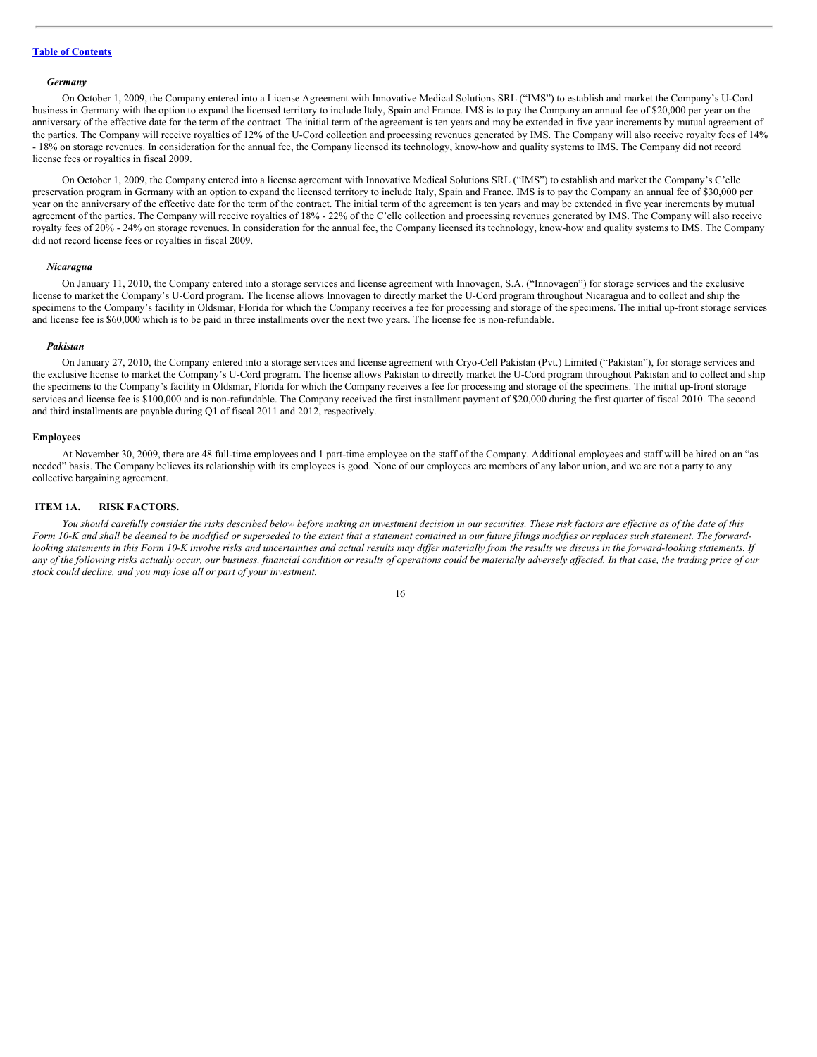*Germany*

On October 1, 2009, the Company entered into a License Agreement with Innovative Medical Solutions SRL ("IMS") to establish and market the Company's U-Cord business in Germany with the option to expand the licensed territory to include Italy, Spain and France. IMS is to pay the Company an annual fee of $20,000 per year on the anniversary of the effective date for the term of the contract. The initial term of the agreement is ten years and may be extended in five year increments by mutual agreement of the parties. The Company will receive royalties of 12% of the U-Cord collection and processing revenues generated by IMS. The Company will also receive royalty fees of 14% - 18% on storage revenues. In consideration for the annual fee, the Company licensed its technology, know-how and quality systems to IMS. The Company did not record license fees or royalties in fiscal 2009.

On October 1, 2009, the Company entered into a license agreement with Innovative Medical Solutions SRL ("IMS") to establish and market the Company's C'elle preservation program in Germany with an option to expand the licensed territory to include Italy, Spain and France. IMS is to pay the Company an annual fee of $30,000 per year on the anniversary of the effective date for the term of the contract. The initial term of the agreement is ten years and may be extended in five year increments by mutual agreement of the parties. The Company will receive royalties of 18% - 22% of the C'elle collection and processing revenues generated by IMS. The Company will also receive royalty fees of 20% - 24% on storage revenues. In consideration for the annual fee, the Company licensed its technology, know-how and quality systems to IMS. The Company did not record license fees or royalties in fiscal 2009.

*Nicaragua*

On January 11, 2010, the Company entered into a storage services and license agreement with Innovagen, S.A. ("Innovagen") for storage services and the exclusive license to market the Company's U-Cord program. The license allows Innovagen to directly market the U-Cord program throughout Nicaragua and to collect and ship the specimens to the Company's facility in Oldsmar, Florida for which the Company receives a fee for processing and storage of the specimens. The initial up-front storage services and license fee is $60,000 which is to be paid in three installments over the next two years. The license fee is non-refundable.

*Pakistan*

On January 27, 2010, the Company entered into a storage services and license agreement with Cryo-Cell Pakistan (Pvt.) Limited ("Pakistan"), for storage services and the exclusive license to market the Company's U-Cord program. The license allows Pakistan to directly market the U-Cord program throughout Pakistan and to collect and ship the specimens to the Company's facility in Oldsmar, Florida for which the Company receives a fee for processing and storage of the specimens. The initial up-front storage services and license fee is $100,000 and is non-refundable. The Company received the first installment payment of $20,000 during the first quarter of fiscal 2010. The second and third installments are payable during Q1 of fiscal 2011 and 2012, respectively.

**Employees**

At November 30, 2009, there are 48 full-time employees and 1 part-time employee on the staff of the Company. Additional employees and staff will be hired on an "as needed" basis. The Company believes its relationship with its employees is good. None of our employees are members of any labor union, and we are not a party to any collective bargaining agreement.

## ITEM 1A. RISK FACTORS.

*You should carefully consider the risks described below before making an investment decision in our securities. These risk factors are effective as of the date of this Form 10-K and shall be deemed to be modified or superseded to the extent that a statement contained in our future filings modifies or replaces such statement. The forward-looking statements in this Form 10-K involve risks and uncertainties and actual results may differ materially from the results we discuss in the forward-looking statements. If any of the following risks actually occur, our business, financial condition or results of operations could be materially adversely affected. In that case, the trading price of our stock could decline, and you may lose all or part of your investment.*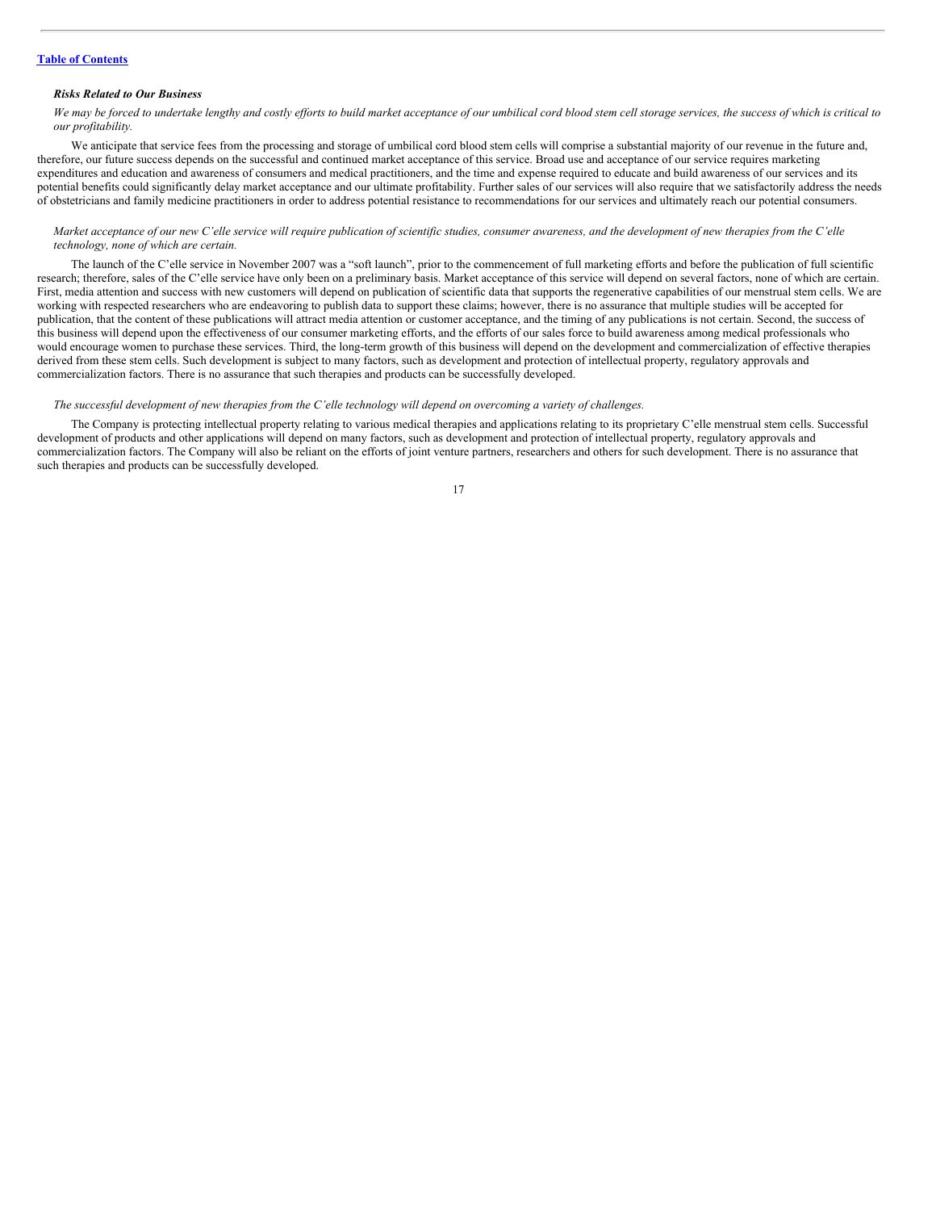### *Risks Related to Our Business*

*We may be forced to undertake lengthy and costly efforts to build market acceptance of our umbilical cord blood stem cell storage services, the success of which is critical to our profitability.*

We anticipate that service fees from the processing and storage of umbilical cord blood stem cells will comprise a substantial majority of our revenue in the future and, therefore, our future success depends on the successful and continued market acceptance of this service. Broad use and acceptance of our service requires marketing expenditures and education and awareness of consumers and medical practitioners, and the time and expense required to educate and build awareness of our services and its potential benefits could significantly delay market acceptance and our ultimate profitability. Further sales of our services will also require that we satisfactorily address the needs of obstetricians and family medicine practitioners in order to address potential resistance to recommendations for our services and ultimately reach our potential consumers.

*Market acceptance of our new C'elle service will require publication of scientific studies, consumer awareness, and the development of new therapies from the C'elle technology, none of which are certain.*

The launch of the C'elle service in November 2007 was a "soft launch", prior to the commencement of full marketing efforts and before the publication of full scientific research; therefore, sales of the C'elle service have only been on a preliminary basis. Market acceptance of this service will depend on several factors, none of which are certain. First, media attention and success with new customers will depend on publication of scientific data that supports the regenerative capabilities of our menstrual stem cells. We are working with respected researchers who are endeavoring to publish data to support these claims; however, there is no assurance that multiple studies will be accepted for publication, that the content of these publications will attract media attention or customer acceptance, and the timing of any publications is not certain. Second, the success of this business will depend upon the effectiveness of our consumer marketing efforts, and the efforts of our sales force to build awareness among medical professionals who would encourage women to purchase these services. Third, the long-term growth of this business will depend on the development and commercialization of effective therapies derived from these stem cells. Such development is subject to many factors, such as development and protection of intellectual property, regulatory approvals and commercialization factors. There is no assurance that such therapies and products can be successfully developed.

*The successful development of new therapies from the C'elle technology will depend on overcoming a variety of challenges.*

The Company is protecting intellectual property relating to various medical therapies and applications relating to its proprietary C'elle menstrual stem cells. Successful development of products and other applications will depend on many factors, such as development and protection of intellectual property, regulatory approvals and commercialization factors. The Company will also be reliant on the efforts of joint venture partners, researchers and others for such development. There is no assurance that such therapies and products can be successfully developed.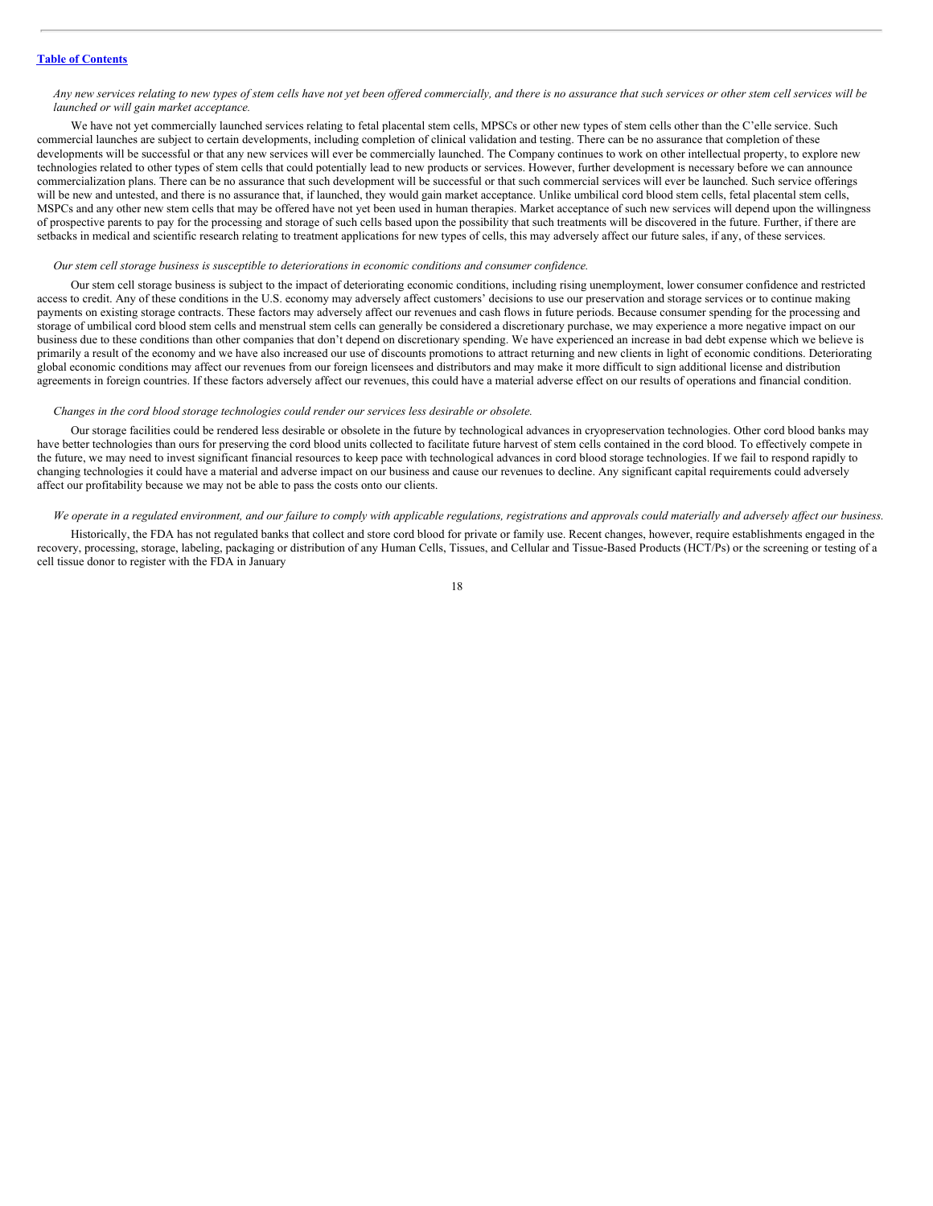*Any new services relating to new types of stem cells have not yet been offered commercially, and there is no assurance that such services or other stem cell services will be launched or will gain market acceptance.*

We have not yet commercially launched services relating to fetal placental stem cells, MPSCs or other new types of stem cells other than the C'elle service. Such commercial launches are subject to certain developments, including completion of clinical validation and testing. There can be no assurance that completion of these developments will be successful or that any new services will ever be commercially launched. The Company continues to work on other intellectual property, to explore new technologies related to other types of stem cells that could potentially lead to new products or services. However, further development is necessary before we can announce commercialization plans. There can be no assurance that such development will be successful or that such commercial services will ever be launched. Such service offerings will be new and untested, and there is no assurance that, if launched, they would gain market acceptance. Unlike umbilical cord blood stem cells, fetal placental stem cells, MSPCs and any other new stem cells that may be offered have not yet been used in human therapies. Market acceptance of such new services will depend upon the willingness of prospective parents to pay for the processing and storage of such cells based upon the possibility that such treatments will be discovered in the future. Further, if there are setbacks in medical and scientific research relating to treatment applications for new types of cells, this may adversely affect our future sales, if any, of these services.

*Our stem cell storage business is susceptible to deteriorations in economic conditions and consumer confidence.*

Our stem cell storage business is subject to the impact of deteriorating economic conditions, including rising unemployment, lower consumer confidence and restricted access to credit. Any of these conditions in the U.S. economy may adversely affect customers' decisions to use our preservation and storage services or to continue making payments on existing storage contracts. These factors may adversely affect our revenues and cash flows in future periods. Because consumer spending for the processing and storage of umbilical cord blood stem cells and menstrual stem cells can generally be considered a discretionary purchase, we may experience a more negative impact on our business due to these conditions than other companies that don't depend on discretionary spending. We have experienced an increase in bad debt expense which we believe is primarily a result of the economy and we have also increased our use of discounts promotions to attract returning and new clients in light of economic conditions. Deteriorating global economic conditions may affect our revenues from our foreign licensees and distributors and may make it more difficult to sign additional license and distribution agreements in foreign countries. If these factors adversely affect our revenues, this could have a material adverse effect on our results of operations and financial condition.

*Changes in the cord blood storage technologies could render our services less desirable or obsolete.*

Our storage facilities could be rendered less desirable or obsolete in the future by technological advances in cryopreservation technologies. Other cord blood banks may have better technologies than ours for preserving the cord blood units collected to facilitate future harvest of stem cells contained in the cord blood. To effectively compete in the future, we may need to invest significant financial resources to keep pace with technological advances in cord blood storage technologies. If we fail to respond rapidly to changing technologies it could have a material and adverse impact on our business and cause our revenues to decline. Any significant capital requirements could adversely affect our profitability because we may not be able to pass the costs onto our clients.

*We operate in a regulated environment, and our failure to comply with applicable regulations, registrations and approvals could materially and adversely affect our business.*

Historically, the FDA has not regulated banks that collect and store cord blood for private or family use. Recent changes, however, require establishments engaged in the recovery, processing, storage, labeling, packaging or distribution of any Human Cells, Tissues, and Cellular and Tissue-Based Products (HCT/Ps) or the screening or testing of a cell tissue donor to register with the FDA in January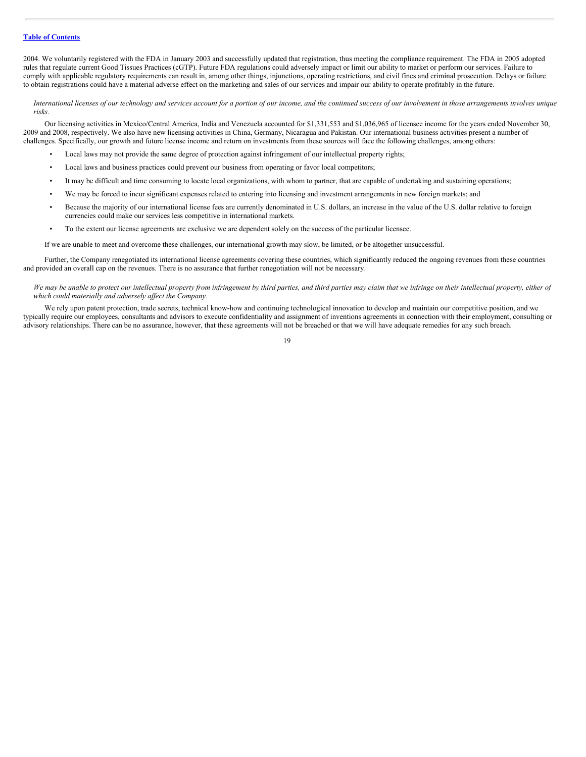2004. We voluntarily registered with the FDA in January 2003 and successfully updated that registration, thus meeting the compliance requirement. The FDA in 2005 adopted rules that regulate current Good Tissues Practices (cGTP). Future FDA regulations could adversely impact or limit our ability to market or perform our services. Failure to comply with applicable regulatory requirements can result in, among other things, injunctions, operating restrictions, and civil fines and criminal prosecution. Delays or failure to obtain registrations could have a material adverse effect on the marketing and sales of our services and impair our ability to operate profitably in the future.

*International licenses of our technology and services account for a portion of our income, and the continued success of our involvement in those arrangements involves unique risks.*

Our licensing activities in Mexico/Central America, India and Venezuela accounted for $1,331,553 and $1,036,965 of licensee income for the years ended November 30, 2009 and 2008, respectively. We also have new licensing activities in China, Germany, Nicaragua and Pakistan. Our international business activities present a number of challenges. Specifically, our growth and future license income and return on investments from these sources will face the following challenges, among others:

- Local laws may not provide the same degree of protection against infringement of our intellectual property rights;
- Local laws and business practices could prevent our business from operating or favor local competitors;
- It may be difficult and time consuming to locate local organizations, with whom to partner, that are capable of undertaking and sustaining operations;
- We may be forced to incur significant expenses related to entering into licensing and investment arrangements in new foreign markets; and
- Because the majority of our international license fees are currently denominated in U.S. dollars, an increase in the value of the U.S. dollar relative to foreign currencies could make our services less competitive in international markets.
- To the extent our license agreements are exclusive we are dependent solely on the success of the particular licensee.

If we are unable to meet and overcome these challenges, our international growth may slow, be limited, or be altogether unsuccessful.

Further, the Company renegotiated its international license agreements covering these countries, which significantly reduced the ongoing revenues from these countries and provided an overall cap on the revenues. There is no assurance that further renegotiation will not be necessary.

*We may be unable to protect our intellectual property from infringement by third parties, and third parties may claim that we infringe on their intellectual property, either of which could materially and adversely affect the Company.*

We rely upon patent protection, trade secrets, technical know-how and continuing technological innovation to develop and maintain our competitive position, and we typically require our employees, consultants and advisors to execute confidentiality and assignment of inventions agreements in connection with their employment, consulting or advisory relationships. There can be no assurance, however, that these agreements will not be breached or that we will have adequate remedies for any such breach.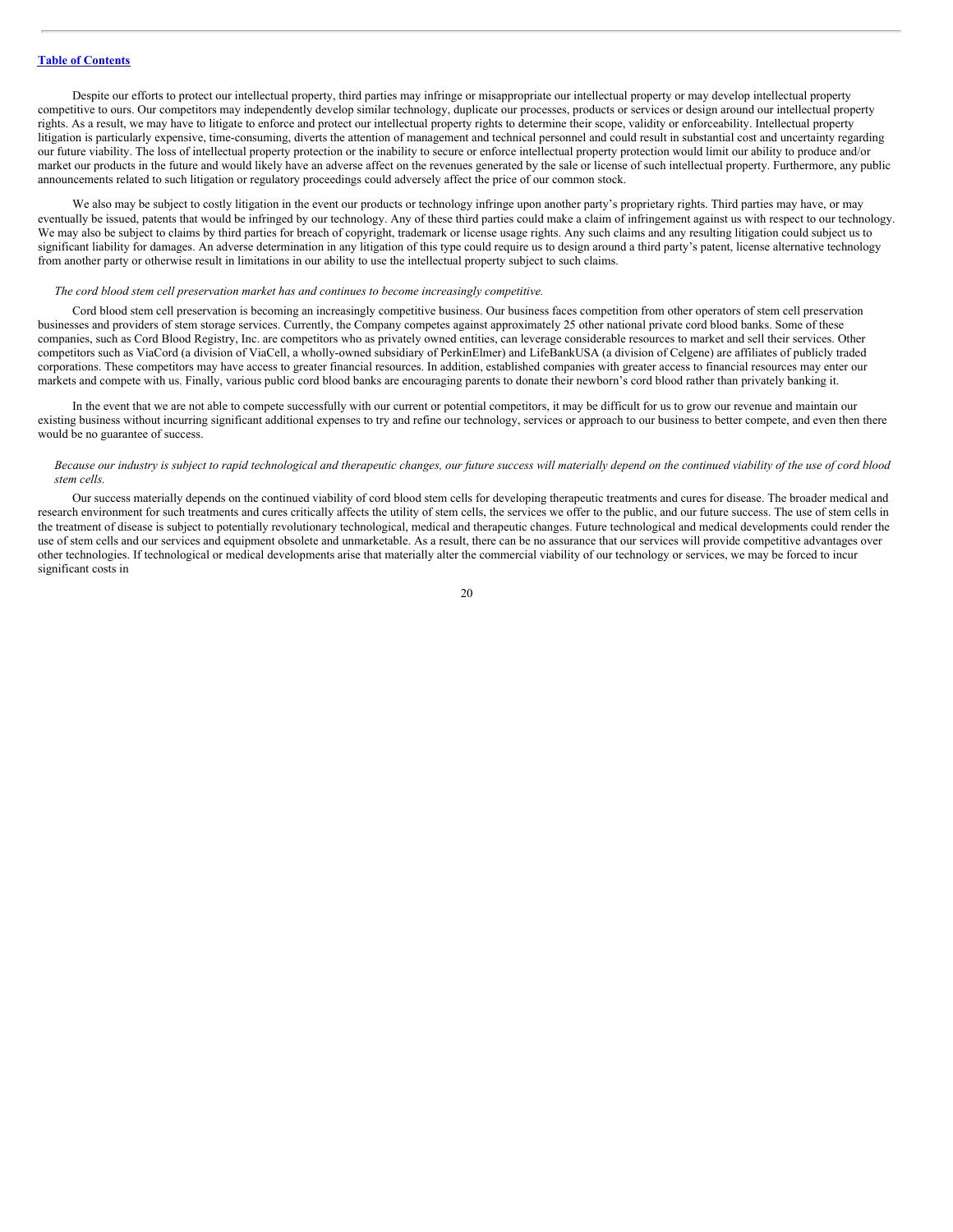Despite our efforts to protect our intellectual property, third parties may infringe or misappropriate our intellectual property or may develop intellectual property competitive to ours. Our competitors may independently develop similar technology, duplicate our processes, products or services or design around our intellectual property rights. As a result, we may have to litigate to enforce and protect our intellectual property rights to determine their scope, validity or enforceability. Intellectual property litigation is particularly expensive, time-consuming, diverts the attention of management and technical personnel and could result in substantial cost and uncertainty regarding our future viability. The loss of intellectual property protection or the inability to secure or enforce intellectual property protection would limit our ability to produce and/or market our products in the future and would likely have an adverse affect on the revenues generated by the sale or license of such intellectual property. Furthermore, any public announcements related to such litigation or regulatory proceedings could adversely affect the price of our common stock.

We also may be subject to costly litigation in the event our products or technology infringe upon another party's proprietary rights. Third parties may have, or may eventually be issued, patents that would be infringed by our technology. Any of these third parties could make a claim of infringement against us with respect to our technology. We may also be subject to claims by third parties for breach of copyright, trademark or license usage rights. Any such claims and any resulting litigation could subject us to significant liability for damages. An adverse determination in any litigation of this type could require us to design around a third party's patent, license alternative technology from another party or otherwise result in limitations in our ability to use the intellectual property subject to such claims.

*The cord blood stem cell preservation market has and continues to become increasingly competitive.*

Cord blood stem cell preservation is becoming an increasingly competitive business. Our business faces competition from other operators of stem cell preservation businesses and providers of stem storage services. Currently, the Company competes against approximately 25 other national private cord blood banks. Some of these companies, such as Cord Blood Registry, Inc. are competitors who as privately owned entities, can leverage considerable resources to market and sell their services. Other competitors such as ViaCord (a division of ViaCell, a wholly-owned subsidiary of PerkinElmer) and LifeBankUSA (a division of Celgene) are affiliates of publicly traded corporations. These competitors may have access to greater financial resources. In addition, established companies with greater access to financial resources may enter our markets and compete with us. Finally, various public cord blood banks are encouraging parents to donate their newborn's cord blood rather than privately banking it.

In the event that we are not able to compete successfully with our current or potential competitors, it may be difficult for us to grow our revenue and maintain our existing business without incurring significant additional expenses to try and refine our technology, services or approach to our business to better compete, and even then there would be no guarantee of success.

*Because our industry is subject to rapid technological and therapeutic changes, our future success will materially depend on the continued viability of the use of cord blood stem cells.*

Our success materially depends on the continued viability of cord blood stem cells for developing therapeutic treatments and cures for disease. The broader medical and research environment for such treatments and cures critically affects the utility of stem cells, the services we offer to the public, and our future success. The use of stem cells in the treatment of disease is subject to potentially revolutionary technological, medical and therapeutic changes. Future technological and medical developments could render the use of stem cells and our services and equipment obsolete and unmarketable. As a result, there can be no assurance that our services will provide competitive advantages over other technologies. If technological or medical developments arise that materially alter the commercial viability of our technology or services, we may be forced to incur significant costs in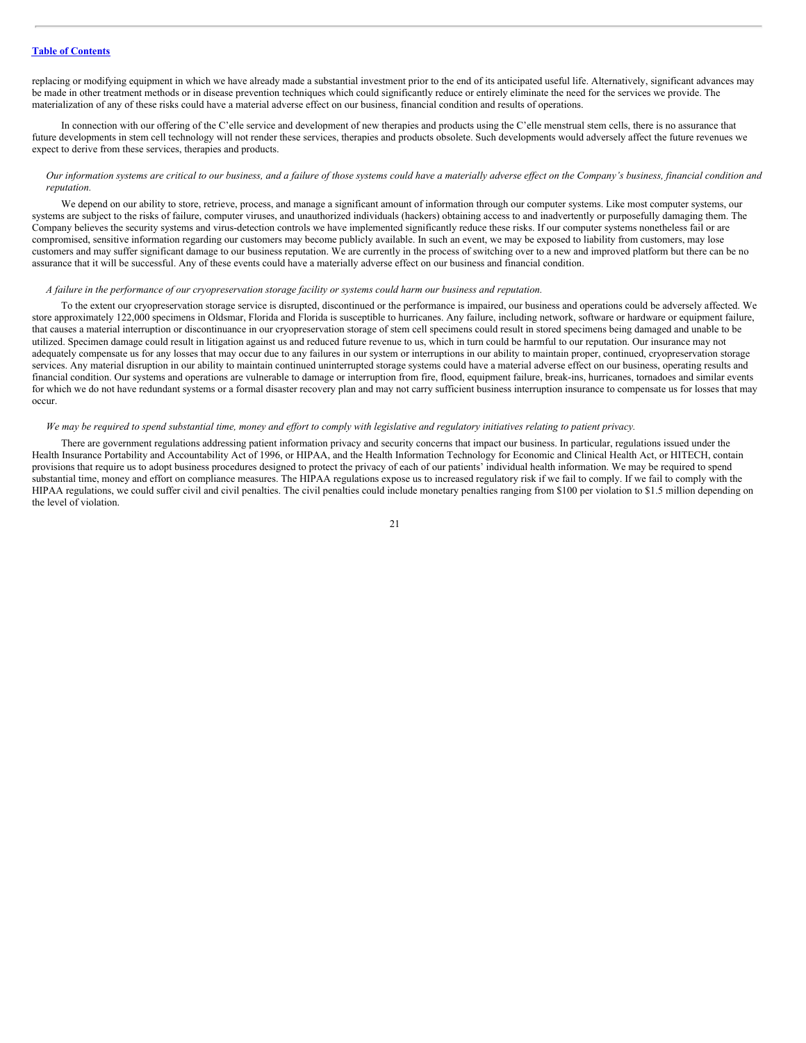replacing or modifying equipment in which we have already made a substantial investment prior to the end of its anticipated useful life. Alternatively, significant advances may be made in other treatment methods or in disease prevention techniques which could significantly reduce or entirely eliminate the need for the services we provide. The materialization of any of these risks could have a material adverse effect on our business, financial condition and results of operations.

In connection with our offering of the C'elle service and development of new therapies and products using the C'elle menstrual stem cells, there is no assurance that future developments in stem cell technology will not render these services, therapies and products obsolete. Such developments would adversely affect the future revenues we expect to derive from these services, therapies and products.

*Our information systems are critical to our business, and a failure of those systems could have a materially adverse effect on the Company's business, financial condition and reputation.*

We depend on our ability to store, retrieve, process, and manage a significant amount of information through our computer systems. Like most computer systems, our systems are subject to the risks of failure, computer viruses, and unauthorized individuals (hackers) obtaining access to and inadvertently or purposefully damaging them. The Company believes the security systems and virus-detection controls we have implemented significantly reduce these risks. If our computer systems nonetheless fail or are compromised, sensitive information regarding our customers may become publicly available. In such an event, we may be exposed to liability from customers, may lose customers and may suffer significant damage to our business reputation. We are currently in the process of switching over to a new and improved platform but there can be no assurance that it will be successful. Any of these events could have a materially adverse effect on our business and financial condition.

*A failure in the performance of our cryopreservation storage facility or systems could harm our business and reputation.*

To the extent our cryopreservation storage service is disrupted, discontinued or the performance is impaired, our business and operations could be adversely affected. We store approximately 122,000 specimens in Oldsmar, Florida and Florida is susceptible to hurricanes. Any failure, including network, software or hardware or equipment failure, that causes a material interruption or discontinuance in our cryopreservation storage of stem cell specimens could result in stored specimens being damaged and unable to be utilized. Specimen damage could result in litigation against us and reduced future revenue to us, which in turn could be harmful to our reputation. Our insurance may not adequately compensate us for any losses that may occur due to any failures in our system or interruptions in our ability to maintain proper, continued, cryopreservation storage services. Any material disruption in our ability to maintain continued uninterrupted storage systems could have a material adverse effect on our business, operating results and financial condition. Our systems and operations are vulnerable to damage or interruption from fire, flood, equipment failure, break-ins, hurricanes, tornadoes and similar events for which we do not have redundant systems or a formal disaster recovery plan and may not carry sufficient business interruption insurance to compensate us for losses that may occur.

*We may be required to spend substantial time, money and effort to comply with legislative and regulatory initiatives relating to patient privacy.*

There are government regulations addressing patient information privacy and security concerns that impact our business. In particular, regulations issued under the Health Insurance Portability and Accountability Act of 1996, or HIPAA, and the Health Information Technology for Economic and Clinical Health Act, or HITECH, contain provisions that require us to adopt business procedures designed to protect the privacy of each of our patients' individual health information. We may be required to spend substantial time, money and effort on compliance measures. The HIPAA regulations expose us to increased regulatory risk if we fail to comply. If we fail to comply with the HIPAA regulations, we could suffer civil and civil penalties. The civil penalties could include monetary penalties ranging from $100 per violation to $1.5 million depending on the level of violation.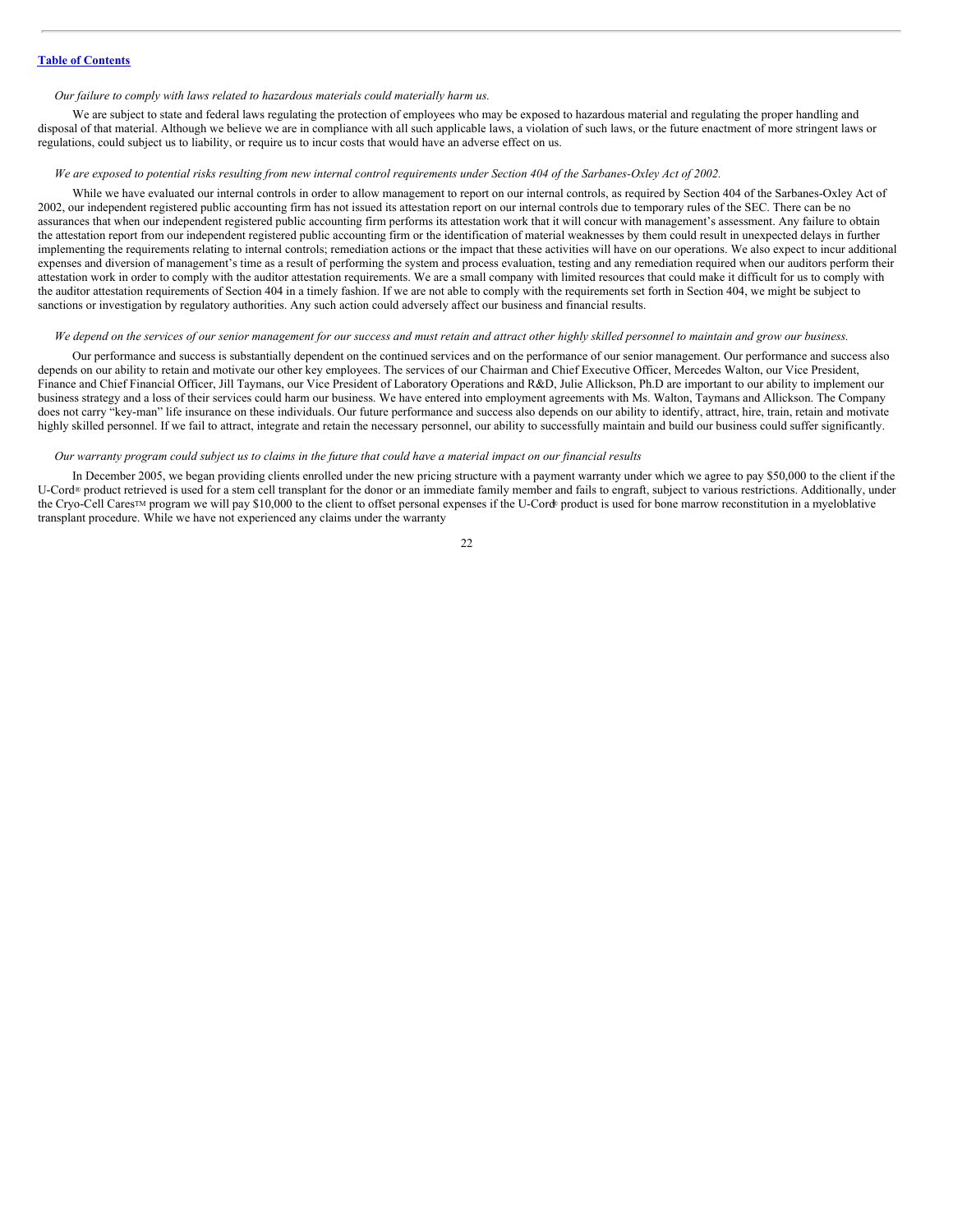[Table of Contents](#)

*Our failure to comply with laws related to hazardous materials could materially harm us.*

We are subject to state and federal laws regulating the protection of employees who may be exposed to hazardous material and regulating the proper handling and disposal of that material. Although we believe we are in compliance with all such applicable laws, a violation of such laws, or the future enactment of more stringent laws or regulations, could subject us to liability, or require us to incur costs that would have an adverse effect on us.

*We are exposed to potential risks resulting from new internal control requirements under Section 404 of the Sarbanes-Oxley Act of 2002.*

While we have evaluated our internal controls in order to allow management to report on our internal controls, as required by Section 404 of the Sarbanes-Oxley Act of 2002, our independent registered public accounting firm has not issued its attestation report on our internal controls due to temporary rules of the SEC. There can be no assurances that when our independent registered public accounting firm performs its attestation work that it will concur with management's assessment. Any failure to obtain the attestation report from our independent registered public accounting firm or the identification of material weaknesses by them could result in unexpected delays in further implementing the requirements relating to internal controls; remediation actions or the impact that these activities will have on our operations. We also expect to incur additional expenses and diversion of management's time as a result of performing the system and process evaluation, testing and any remediation required when our auditors perform their attestation work in order to comply with the auditor attestation requirements. We are a small company with limited resources that could make it difficult for us to comply with the auditor attestation requirements of Section 404 in a timely fashion. If we are not able to comply with the requirements set forth in Section 404, we might be subject to sanctions or investigation by regulatory authorities. Any such action could adversely affect our business and financial results.

*We depend on the services of our senior management for our success and must retain and attract other highly skilled personnel to maintain and grow our business.*

Our performance and success is substantially dependent on the continued services and on the performance of our senior management. Our performance and success also depends on our ability to retain and motivate our other key employees. The services of our Chairman and Chief Executive Officer, Mercedes Walton, our Vice President, Finance and Chief Financial Officer, Jill Taymans, our Vice President of Laboratory Operations and R&D, Julie Allickson, Ph.D are important to our ability to implement our business strategy and a loss of their services could harm our business. We have entered into employment agreements with Ms. Walton, Taymans and Allickson. The Company does not carry "key-man" life insurance on these individuals. Our future performance and success also depends on our ability to identify, attract, hire, train, retain and motivate highly skilled personnel. If we fail to attract, integrate and retain the necessary personnel, our ability to successfully maintain and build our business could suffer significantly.

*Our warranty program could subject us to claims in the future that could have a material impact on our financial results*

In December 2005, we began providing clients enrolled under the new pricing structure with a payment warranty under which we agree to pay $50,000 to the client if the U-Cord® product retrieved is used for a stem cell transplant for the donor or an immediate family member and fails to engraft, subject to various restrictions. Additionally, under the Cryo-Cell Cares™ program we will pay $10,000 to the client to offset personal expenses if the U-Cord® product is used for bone marrow reconstitution in a myeloblative transplant procedure. While we have not experienced any claims under the warranty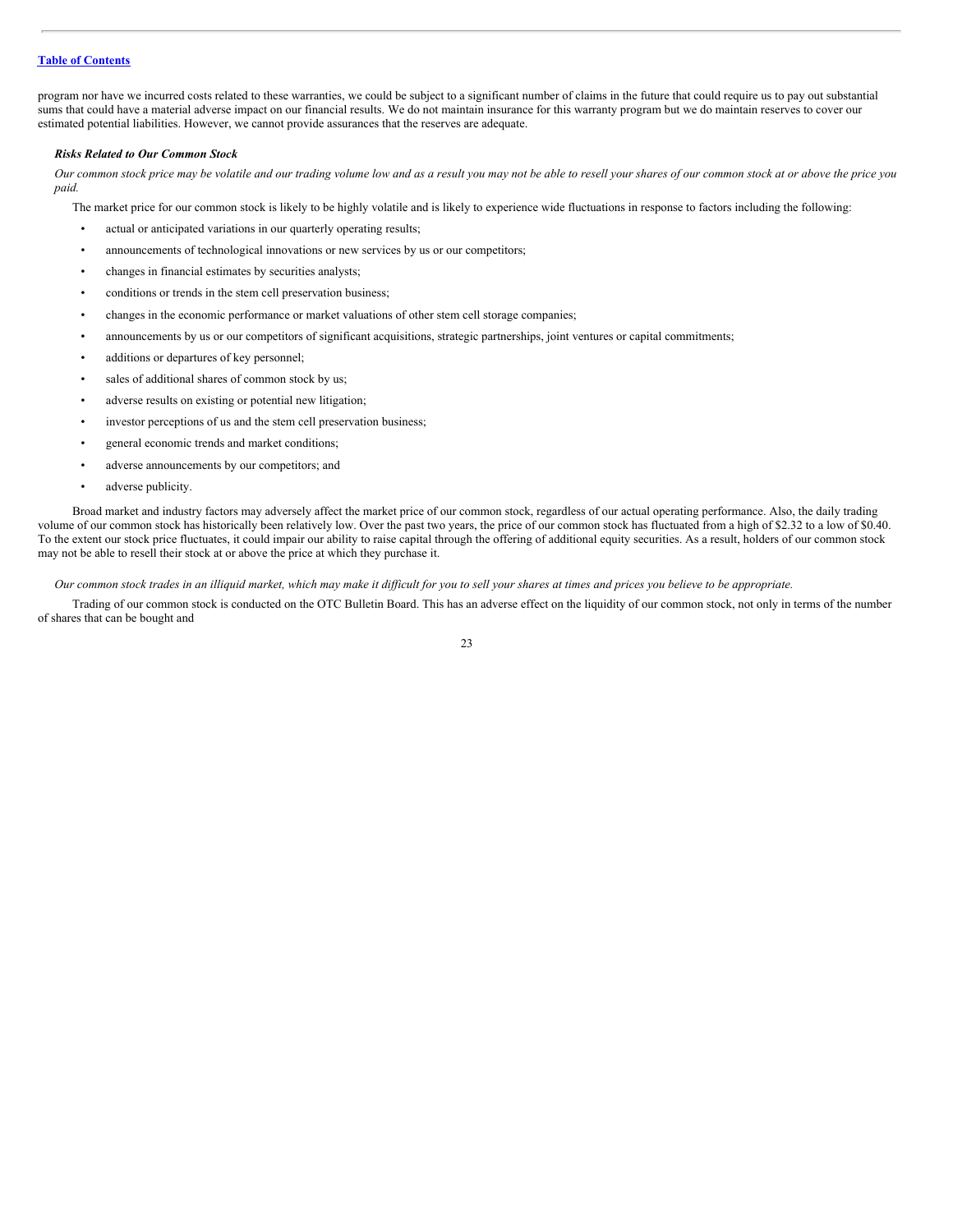program nor have we incurred costs related to these warranties, we could be subject to a significant number of claims in the future that could require us to pay out substantial sums that could have a material adverse impact on our financial results. We do not maintain insurance for this warranty program but we do maintain reserves to cover our estimated potential liabilities. However, we cannot provide assurances that the reserves are adequate.

***Risks Related to Our Common Stock***

*Our common stock price may be volatile and our trading volume low and as a result you may not be able to resell your shares of our common stock at or above the price you paid.*

The market price for our common stock is likely to be highly volatile and is likely to experience wide fluctuations in response to factors including the following:

- actual or anticipated variations in our quarterly operating results;
- announcements of technological innovations or new services by us or our competitors;
- changes in financial estimates by securities analysts;
- conditions or trends in the stem cell preservation business;
- changes in the economic performance or market valuations of other stem cell storage companies;
- announcements by us or our competitors of significant acquisitions, strategic partnerships, joint ventures or capital commitments;
- additions or departures of key personnel;
- sales of additional shares of common stock by us;
- adverse results on existing or potential new litigation;
- investor perceptions of us and the stem cell preservation business;
- general economic trends and market conditions;
- adverse announcements by our competitors; and
- adverse publicity.

Broad market and industry factors may adversely affect the market price of our common stock, regardless of our actual operating performance. Also, the daily trading volume of our common stock has historically been relatively low. Over the past two years, the price of our common stock has fluctuated from a high of $2.32 to a low of $0.40. To the extent our stock price fluctuates, it could impair our ability to raise capital through the offering of additional equity securities. As a result, holders of our common stock may not be able to resell their stock at or above the price at which they purchase it.

*Our common stock trades in an illiquid market, which may make it difficult for you to sell your shares at times and prices you believe to be appropriate.*

Trading of our common stock is conducted on the OTC Bulletin Board. This has an adverse effect on the liquidity of our common stock, not only in terms of the number of shares that can be bought and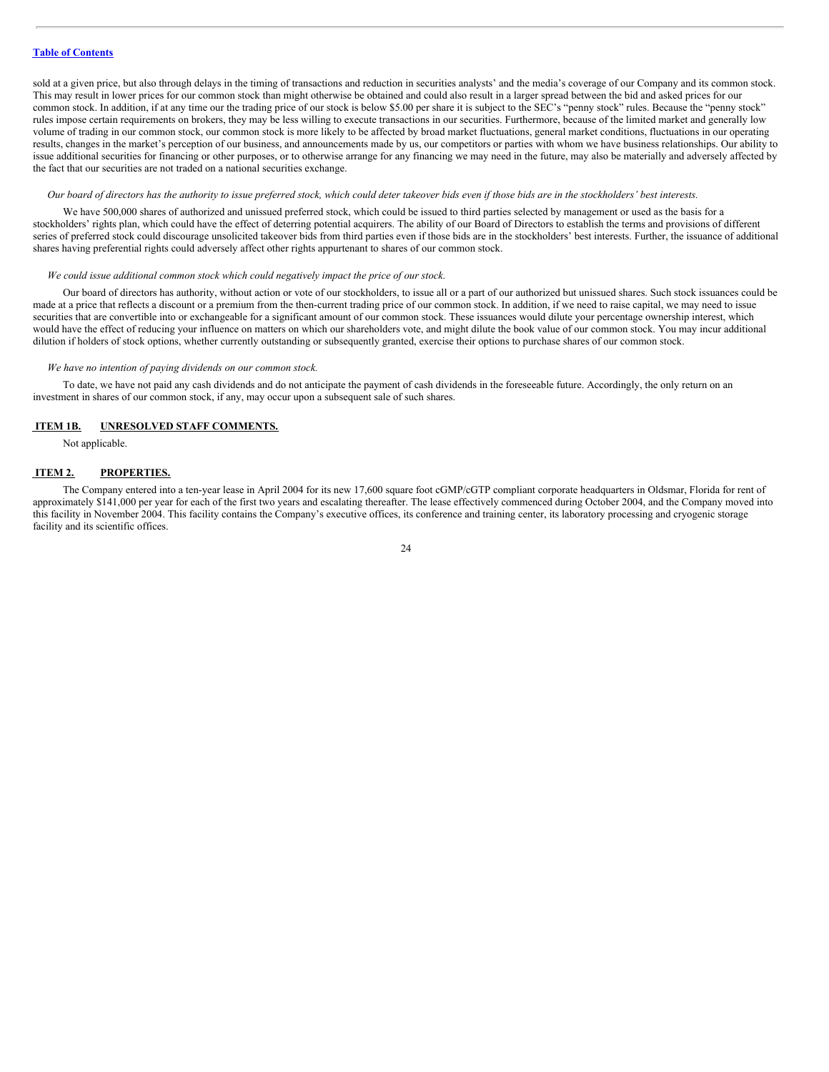sold at a given price, but also through delays in the timing of transactions and reduction in securities analysts' and the media's coverage of our Company and its common stock. This may result in lower prices for our common stock than might otherwise be obtained and could also result in a larger spread between the bid and asked prices for our common stock. In addition, if at any time our the trading price of our stock is below $5.00 per share it is subject to the SEC's "penny stock" rules. Because the "penny stock" rules impose certain requirements on brokers, they may be less willing to execute transactions in our securities. Furthermore, because of the limited market and generally low volume of trading in our common stock, our common stock is more likely to be affected by broad market fluctuations, general market conditions, fluctuations in our operating results, changes in the market's perception of our business, and announcements made by us, our competitors or parties with whom we have business relationships. Our ability to issue additional securities for financing or other purposes, or to otherwise arrange for any financing we may need in the future, may also be materially and adversely affected by the fact that our securities are not traded on a national securities exchange.

*Our board of directors has the authority to issue preferred stock, which could deter takeover bids even if those bids are in the stockholders' best interests.*

We have 500,000 shares of authorized and unissued preferred stock, which could be issued to third parties selected by management or used as the basis for a stockholders' rights plan, which could have the effect of deterring potential acquirers. The ability of our Board of Directors to establish the terms and provisions of different series of preferred stock could discourage unsolicited takeover bids from third parties even if those bids are in the stockholders' best interests. Further, the issuance of additional shares having preferential rights could adversely affect other rights appurtenant to shares of our common stock.

*We could issue additional common stock which could negatively impact the price of our stock.*

Our board of directors has authority, without action or vote of our stockholders, to issue all or a part of our authorized but unissued shares. Such stock issuances could be made at a price that reflects a discount or a premium from the then-current trading price of our common stock. In addition, if we need to raise capital, we may need to issue securities that are convertible into or exchangeable for a significant amount of our common stock. These issuances would dilute your percentage ownership interest, which would have the effect of reducing your influence on matters on which our shareholders vote, and might dilute the book value of our common stock. You may incur additional dilution if holders of stock options, whether currently outstanding or subsequently granted, exercise their options to purchase shares of our common stock.

*We have no intention of paying dividends on our common stock.*

To date, we have not paid any cash dividends and do not anticipate the payment of cash dividends in the foreseeable future. Accordingly, the only return on an investment in shares of our common stock, if any, may occur upon a subsequent sale of such shares.

## ITEM 1B. UNRESOLVED STAFF COMMENTS.

Not applicable.

## ITEM 2. PROPERTIES.

The Company entered into a ten-year lease in April 2004 for its new 17,600 square foot cGMP/cGTP compliant corporate headquarters in Oldsmar, Florida for rent of approximately $141,000 per year for each of the first two years and escalating thereafter. The lease effectively commenced during October 2004, and the Company moved into this facility in November 2004. This facility contains the Company's executive offices, its conference and training center, its laboratory processing and cryogenic storage facility and its scientific offices.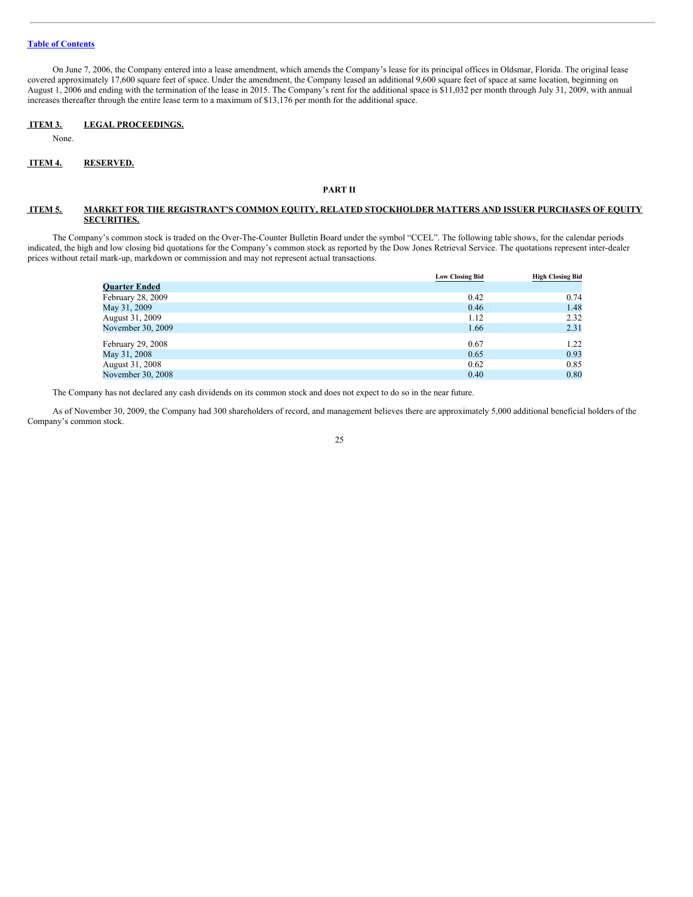On June 7, 2006, the Company entered into a lease amendment, which amends the Company's lease for its principal offices in Oldsmar, Florida. The original lease covered approximately 17,600 square feet of space. Under the amendment, the Company leased an additional 9,600 square feet of space at same location, beginning on August 1, 2006 and ending with the termination of the lease in 2015. The Company's rent for the additional space is $11,032 per month through July 31, 2009, with annual increases thereafter through the entire lease term to a maximum of $13,176 per month for the additional space.

## ITEM 3. LEGAL PROCEEDINGS.

None.

## ITEM 4. RESERVED.

# PART II

## ITEM 5. MARKET FOR THE REGISTRANT'S COMMON EQUITY, RELATED STOCKHOLDER MATTERS AND ISSUER PURCHASES OF EQUITY SECURITIES.

The Company's common stock is traded on the Over-The-Counter Bulletin Board under the symbol "CCEL". The following table shows, for the calendar periods indicated, the high and low closing bid quotations for the Company's common stock as reported by the Dow Jones Retrieval Service. The quotations represent inter-dealer prices without retail mark-up, markdown or commission and may not represent actual transactions.

| | Low Closing Bid | High Closing Bid |
|---|---|---|
| **Quarter Ended** | | |
| February 28, 2009 | 0.42 | 0.74 |
| May 31, 2009 | 0.46 | 1.48 |
| August 31, 2009 | 1.12 | 2.32 |
| November 30, 2009 | 1.66 | 2.31 |
| February 29, 2008 | 0.67 | 1.22 |
| May 31, 2008 | 0.65 | 0.93 |
| August 31, 2008 | 0.62 | 0.85 |
| November 30, 2008 | 0.40 | 0.80 |

The Company has not declared any cash dividends on its common stock and does not expect to do so in the near future.

As of November 30, 2009, the Company had 300 shareholders of record, and management believes there are approximately 5,000 additional beneficial holders of the Company's common stock.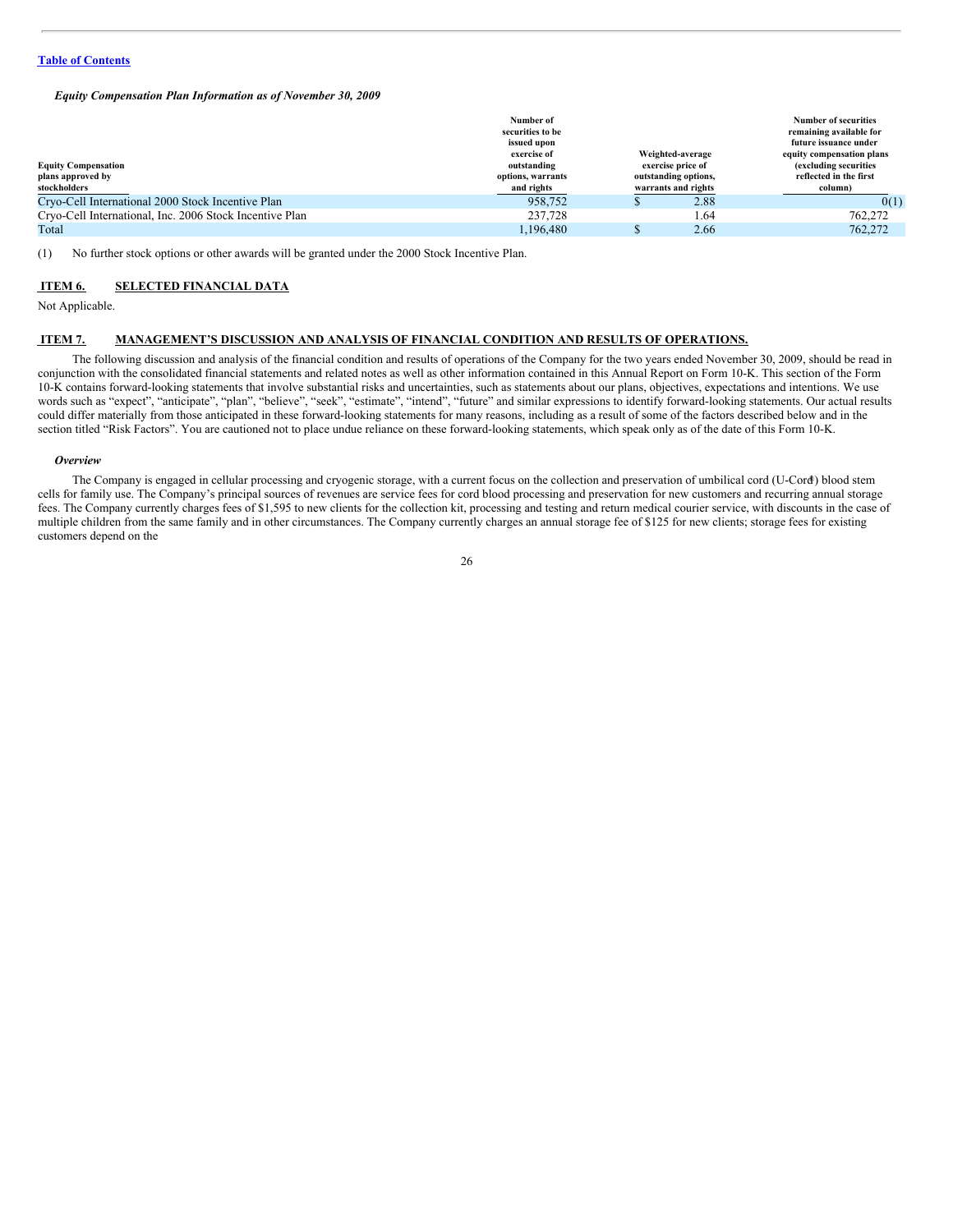*Equity Compensation Plan Information as of November 30, 2009*

| Equity Compensation plans approved by stockholders | Number of securities to be issued upon exercise of outstanding options, warrants and rights | Weighted-average exercise price of outstanding options, warrants and rights | Number of securities remaining available for future issuance under equity compensation plans (excluding securities reflected in the first column) |
|---|---|---|---|
| Cryo-Cell International 2000 Stock Incentive Plan | 958,752 | $ 2.88 | 0(1) |
| Cryo-Cell International, Inc. 2006 Stock Incentive Plan | 237,728 | 1.64 | 762,272 |
| Total | 1,196,480 | $ 2.66 | 762,272 |

(1) No further stock options or other awards will be granted under the 2000 Stock Incentive Plan.

## ITEM 6. SELECTED FINANCIAL DATA

Not Applicable.

## ITEM 7. MANAGEMENT'S DISCUSSION AND ANALYSIS OF FINANCIAL CONDITION AND RESULTS OF OPERATIONS.

The following discussion and analysis of the financial condition and results of operations of the Company for the two years ended November 30, 2009, should be read in conjunction with the consolidated financial statements and related notes as well as other information contained in this Annual Report on Form 10-K. This section of the Form 10-K contains forward-looking statements that involve substantial risks and uncertainties, such as statements about our plans, objectives, expectations and intentions. We use words such as "expect", "anticipate", "plan", "believe", "seek", "estimate", "intend", "future" and similar expressions to identify forward-looking statements. Our actual results could differ materially from those anticipated in these forward-looking statements for many reasons, including as a result of some of the factors described below and in the section titled "Risk Factors". You are cautioned not to place undue reliance on these forward-looking statements, which speak only as of the date of this Form 10-K.

### *Overview*

The Company is engaged in cellular processing and cryogenic storage, with a current focus on the collection and preservation of umbilical cord (U-Cord®) blood stem cells for family use. The Company's principal sources of revenues are service fees for cord blood processing and preservation for new customers and recurring annual storage fees. The Company currently charges fees of $1,595 to new clients for the collection kit, processing and testing and return medical courier service, with discounts in the case of multiple children from the same family and in other circumstances. The Company currently charges an annual storage fee of $125 for new clients; storage fees for existing customers depend on the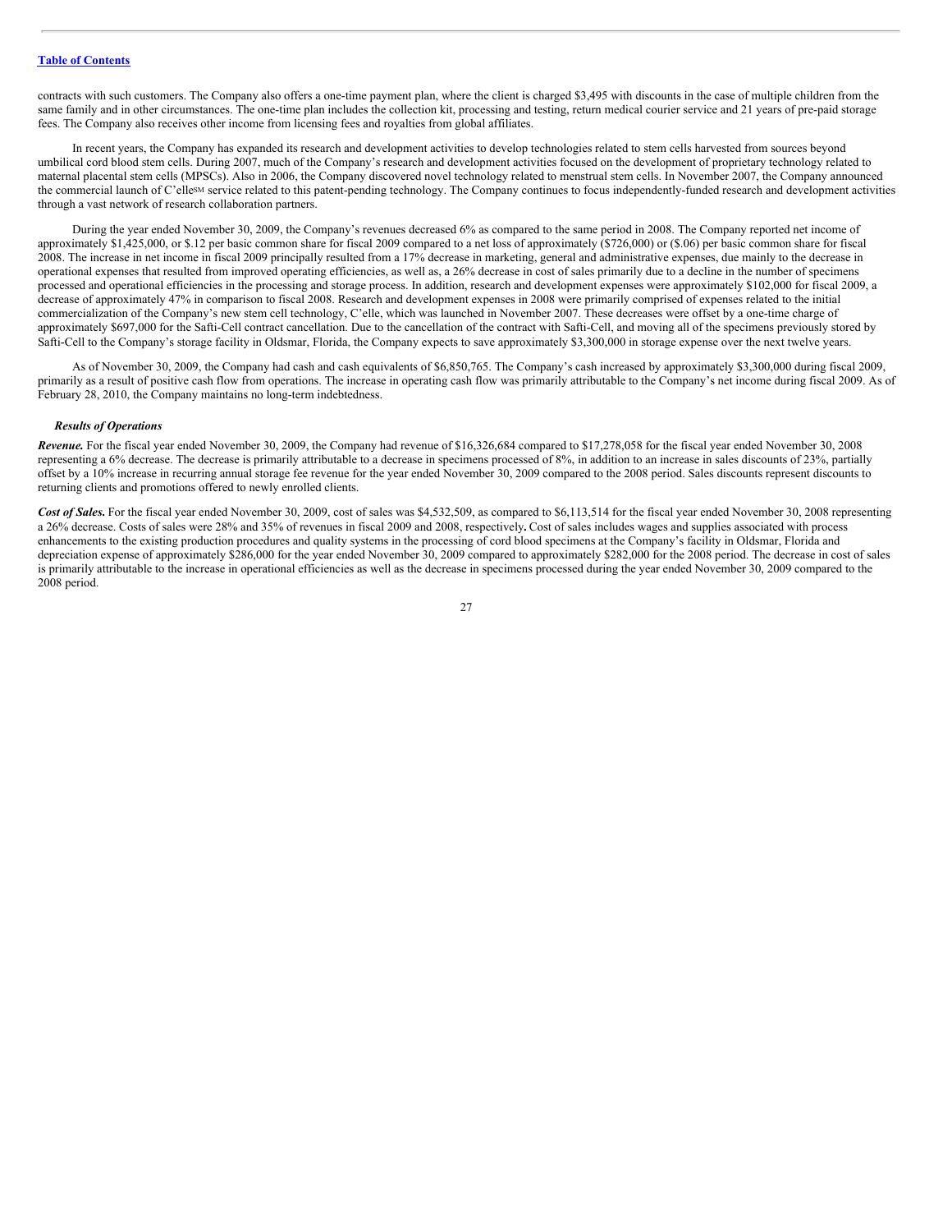contracts with such customers. The Company also offers a one-time payment plan, where the client is charged $3,495 with discounts in the case of multiple children from the same family and in other circumstances. The one-time plan includes the collection kit, processing and testing, return medical courier service and 21 years of pre-paid storage fees. The Company also receives other income from licensing fees and royalties from global affiliates.

In recent years, the Company has expanded its research and development activities to develop technologies related to stem cells harvested from sources beyond umbilical cord blood stem cells. During 2007, much of the Company's research and development activities focused on the development of proprietary technology related to maternal placental stem cells (MPSCs). Also in 2006, the Company discovered novel technology related to menstrual stem cells. In November 2007, the Company announced the commercial launch of C'elle[SM] service related to this patent-pending technology. The Company continues to focus independently-funded research and development activities through a vast network of research collaboration partners.

During the year ended November 30, 2009, the Company's revenues decreased 6% as compared to the same period in 2008. The Company reported net income of approximately $1,425,000, or $.12 per basic common share for fiscal 2009 compared to a net loss of approximately ($726,000) or ($.06) per basic common share for fiscal 2008. The increase in net income in fiscal 2009 principally resulted from a 17% decrease in marketing, general and administrative expenses, due mainly to the decrease in operational expenses that resulted from improved operating efficiencies, as well as, a 26% decrease in cost of sales primarily due to a decline in the number of specimens processed and operational efficiencies in the processing and storage process. In addition, research and development expenses were approximately $102,000 for fiscal 2009, a decrease of approximately 47% in comparison to fiscal 2008. Research and development expenses in 2008 were primarily comprised of expenses related to the initial commercialization of the Company's new stem cell technology, C'elle, which was launched in November 2007. These decreases were offset by a one-time charge of approximately $697,000 for the Safti-Cell contract cancellation. Due to the cancellation of the contract with Safti-Cell, and moving all of the specimens previously stored by Safti-Cell to the Company's storage facility in Oldsmar, Florida, the Company expects to save approximately $3,300,000 in storage expense over the next twelve years.

As of November 30, 2009, the Company had cash and cash equivalents of $6,850,765. The Company's cash increased by approximately $3,300,000 during fiscal 2009, primarily as a result of positive cash flow from operations. The increase in operating cash flow was primarily attributable to the Company's net income during fiscal 2009. As of February 28, 2010, the Company maintains no long-term indebtedness.

***Results of Operations***

***Revenue.*** For the fiscal year ended November 30, 2009, the Company had revenue of $16,326,684 compared to $17,278,058 for the fiscal year ended November 30, 2008 representing a 6% decrease. The decrease is primarily attributable to a decrease in specimens processed of 8%, in addition to an increase in sales discounts of 23%, partially offset by a 10% increase in recurring annual storage fee revenue for the year ended November 30, 2009 compared to the 2008 period. Sales discounts represent discounts to returning clients and promotions offered to newly enrolled clients.

***Cost of Sales.*** For the fiscal year ended November 30, 2009, cost of sales was $4,532,509, as compared to $6,113,514 for the fiscal year ended November 30, 2008 representing a 26% decrease. Costs of sales were 28% and 35% of revenues in fiscal 2009 and 2008, respectively**.** Cost of sales includes wages and supplies associated with process enhancements to the existing production procedures and quality systems in the processing of cord blood specimens at the Company's facility in Oldsmar, Florida and depreciation expense of approximately $286,000 for the year ended November 30, 2009 compared to approximately $282,000 for the 2008 period. The decrease in cost of sales is primarily attributable to the increase in operational efficiencies as well as the decrease in specimens processed during the year ended November 30, 2009 compared to the 2008 period.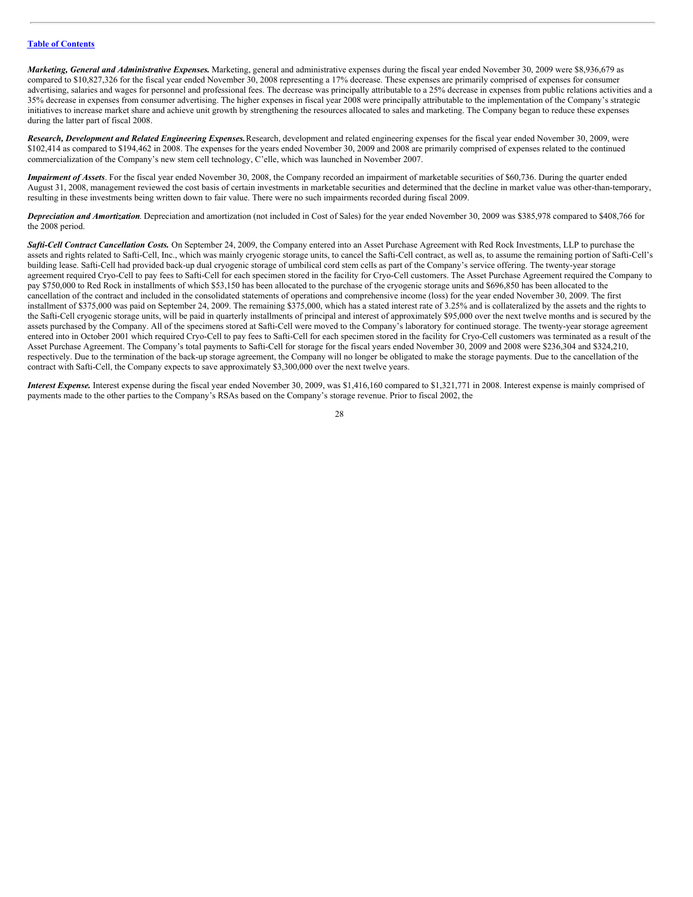[Table of Contents](#)

***Marketing, General and Administrative Expenses.*** Marketing, general and administrative expenses during the fiscal year ended November 30, 2009 were $8,936,679 as compared to $10,827,326 for the fiscal year ended November 30, 2008 representing a 17% decrease. These expenses are primarily comprised of expenses for consumer advertising, salaries and wages for personnel and professional fees. The decrease was principally attributable to a 25% decrease in expenses from public relations activities and a 35% decrease in expenses from consumer advertising. The higher expenses in fiscal year 2008 were principally attributable to the implementation of the Company's strategic initiatives to increase market share and achieve unit growth by strengthening the resources allocated to sales and marketing. The Company began to reduce these expenses during the latter part of fiscal 2008.

***Research, Development and Related Engineering Expenses.*** Research, development and related engineering expenses for the fiscal year ended November 30, 2009, were $102,414 as compared to $194,462 in 2008. The expenses for the years ended November 30, 2009 and 2008 are primarily comprised of expenses related to the continued commercialization of the Company's new stem cell technology, C'elle, which was launched in November 2007.

***Impairment of Assets***. For the fiscal year ended November 30, 2008, the Company recorded an impairment of marketable securities of $60,736. During the quarter ended August 31, 2008, management reviewed the cost basis of certain investments in marketable securities and determined that the decline in market value was other-than-temporary, resulting in these investments being written down to fair value. There were no such impairments recorded during fiscal 2009.

***Depreciation and Amortization***. Depreciation and amortization (not included in Cost of Sales) for the year ended November 30, 2009 was $385,978 compared to $408,766 for the 2008 period.

***Safti-Cell Contract Cancellation Costs.*** On September 24, 2009, the Company entered into an Asset Purchase Agreement with Red Rock Investments, LLP to purchase the assets and rights related to Safti-Cell, Inc., which was mainly cryogenic storage units, to cancel the Safti-Cell contract, as well as, to assume the remaining portion of Safti-Cell's building lease. Safti-Cell had provided back-up dual cryogenic storage of umbilical cord stem cells as part of the Company's service offering. The twenty-year storage agreement required Cryo-Cell to pay fees to Safti-Cell for each specimen stored in the facility for Cryo-Cell customers. The Asset Purchase Agreement required the Company to pay $750,000 to Red Rock in installments of which $53,150 has been allocated to the purchase of the cryogenic storage units and $696,850 has been allocated to the cancellation of the contract and included in the consolidated statements of operations and comprehensive income (loss) for the year ended November 30, 2009. The first installment of $375,000 was paid on September 24, 2009. The remaining $375,000, which has a stated interest rate of 3.25% and is collateralized by the assets and the rights to the Safti-Cell cryogenic storage units, will be paid in quarterly installments of principal and interest of approximately $95,000 over the next twelve months and is secured by the assets purchased by the Company. All of the specimens stored at Safti-Cell were moved to the Company's laboratory for continued storage. The twenty-year storage agreement entered into in October 2001 which required Cryo-Cell to pay fees to Safti-Cell for each specimen stored in the facility for Cryo-Cell customers was terminated as a result of the Asset Purchase Agreement. The Company's total payments to Safti-Cell for storage for the fiscal years ended November 30, 2009 and 2008 were $236,304 and $324,210, respectively. Due to the termination of the back-up storage agreement, the Company will no longer be obligated to make the storage payments. Due to the cancellation of the contract with Safti-Cell, the Company expects to save approximately $3,300,000 over the next twelve years.

***Interest Expense.*** Interest expense during the fiscal year ended November 30, 2009, was $1,416,160 compared to $1,321,771 in 2008. Interest expense is mainly comprised of payments made to the other parties to the Company's RSAs based on the Company's storage revenue. Prior to fiscal 2002, the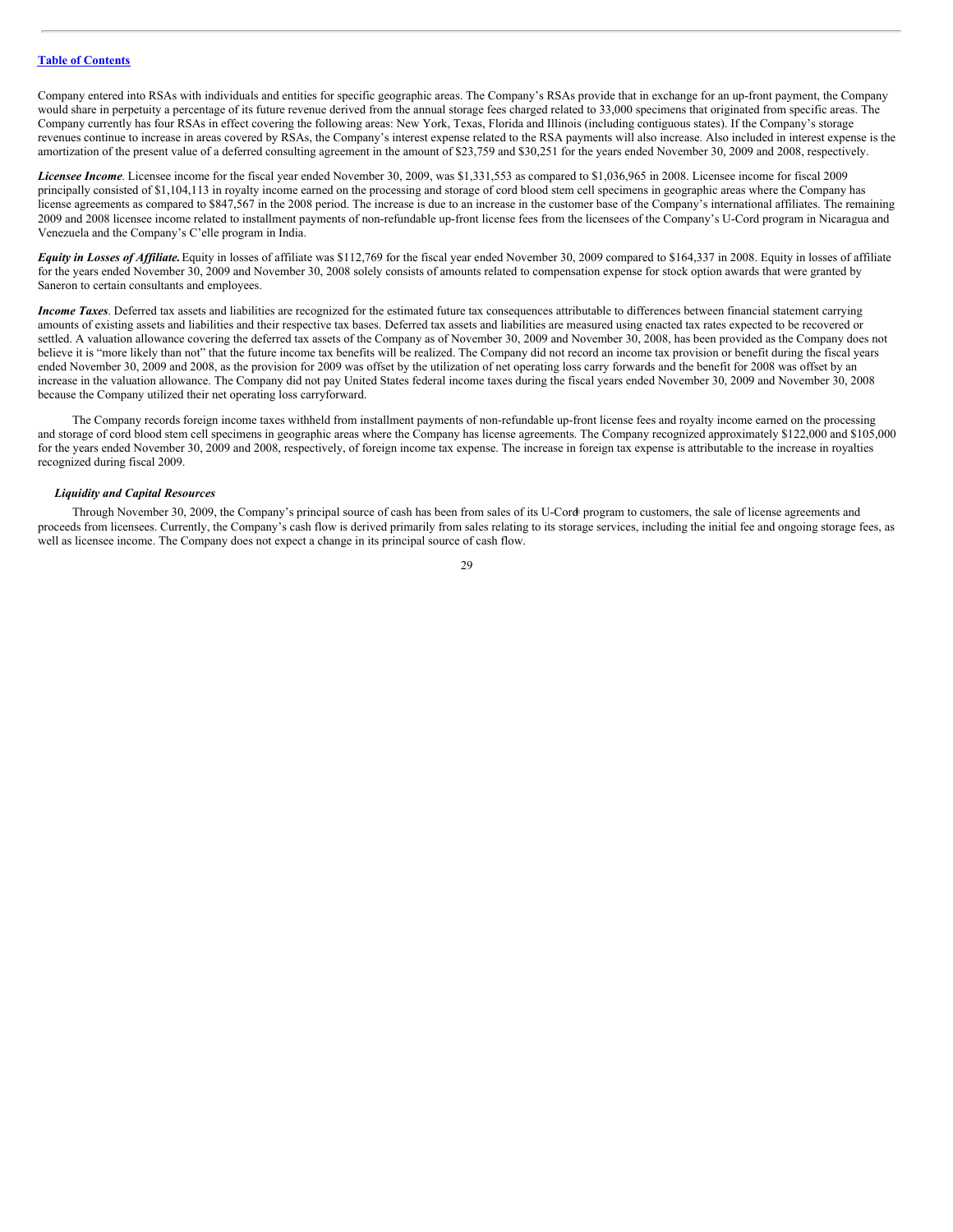Company entered into RSAs with individuals and entities for specific geographic areas. The Company's RSAs provide that in exchange for an up-front payment, the Company would share in perpetuity a percentage of its future revenue derived from the annual storage fees charged related to 33,000 specimens that originated from specific areas. The Company currently has four RSAs in effect covering the following areas: New York, Texas, Florida and Illinois (including contiguous states). If the Company's storage revenues continue to increase in areas covered by RSAs, the Company's interest expense related to the RSA payments will also increase. Also included in interest expense is the amortization of the present value of a deferred consulting agreement in the amount of $23,759 and $30,251 for the years ended November 30, 2009 and 2008, respectively.

***Licensee Income***. Licensee income for the fiscal year ended November 30, 2009, was $1,331,553 as compared to $1,036,965 in 2008. Licensee income for fiscal 2009 principally consisted of $1,104,113 in royalty income earned on the processing and storage of cord blood stem cell specimens in geographic areas where the Company has license agreements as compared to $847,567 in the 2008 period. The increase is due to an increase in the customer base of the Company's international affiliates. The remaining 2009 and 2008 licensee income related to installment payments of non-refundable up-front license fees from the licensees of the Company's U-Cord program in Nicaragua and Venezuela and the Company's C'elle program in India.

***Equity in Losses of Affiliate.*** Equity in losses of affiliate was $112,769 for the fiscal year ended November 30, 2009 compared to $164,337 in 2008. Equity in losses of affiliate for the years ended November 30, 2009 and November 30, 2008 solely consists of amounts related to compensation expense for stock option awards that were granted by Saneron to certain consultants and employees.

***Income Taxes***. Deferred tax assets and liabilities are recognized for the estimated future tax consequences attributable to differences between financial statement carrying amounts of existing assets and liabilities and their respective tax bases. Deferred tax assets and liabilities are measured using enacted tax rates expected to be recovered or settled. A valuation allowance covering the deferred tax assets of the Company as of November 30, 2009 and November 30, 2008, has been provided as the Company does not believe it is "more likely than not" that the future income tax benefits will be realized. The Company did not record an income tax provision or benefit during the fiscal years ended November 30, 2009 and 2008, as the provision for 2009 was offset by the utilization of net operating loss carry forwards and the benefit for 2008 was offset by an increase in the valuation allowance. The Company did not pay United States federal income taxes during the fiscal years ended November 30, 2009 and November 30, 2008 because the Company utilized their net operating loss carryforward.

The Company records foreign income taxes withheld from installment payments of non-refundable up-front license fees and royalty income earned on the processing and storage of cord blood stem cell specimens in geographic areas where the Company has license agreements. The Company recognized approximately $122,000 and $105,000 for the years ended November 30, 2009 and 2008, respectively, of foreign income tax expense. The increase in foreign tax expense is attributable to the increase in royalties recognized during fiscal 2009.

### *Liquidity and Capital Resources*

Through November 30, 2009, the Company's principal source of cash has been from sales of its U-Cord® program to customers, the sale of license agreements and proceeds from licensees. Currently, the Company's cash flow is derived primarily from sales relating to its storage services, including the initial fee and ongoing storage fees, as well as licensee income. The Company does not expect a change in its principal source of cash flow.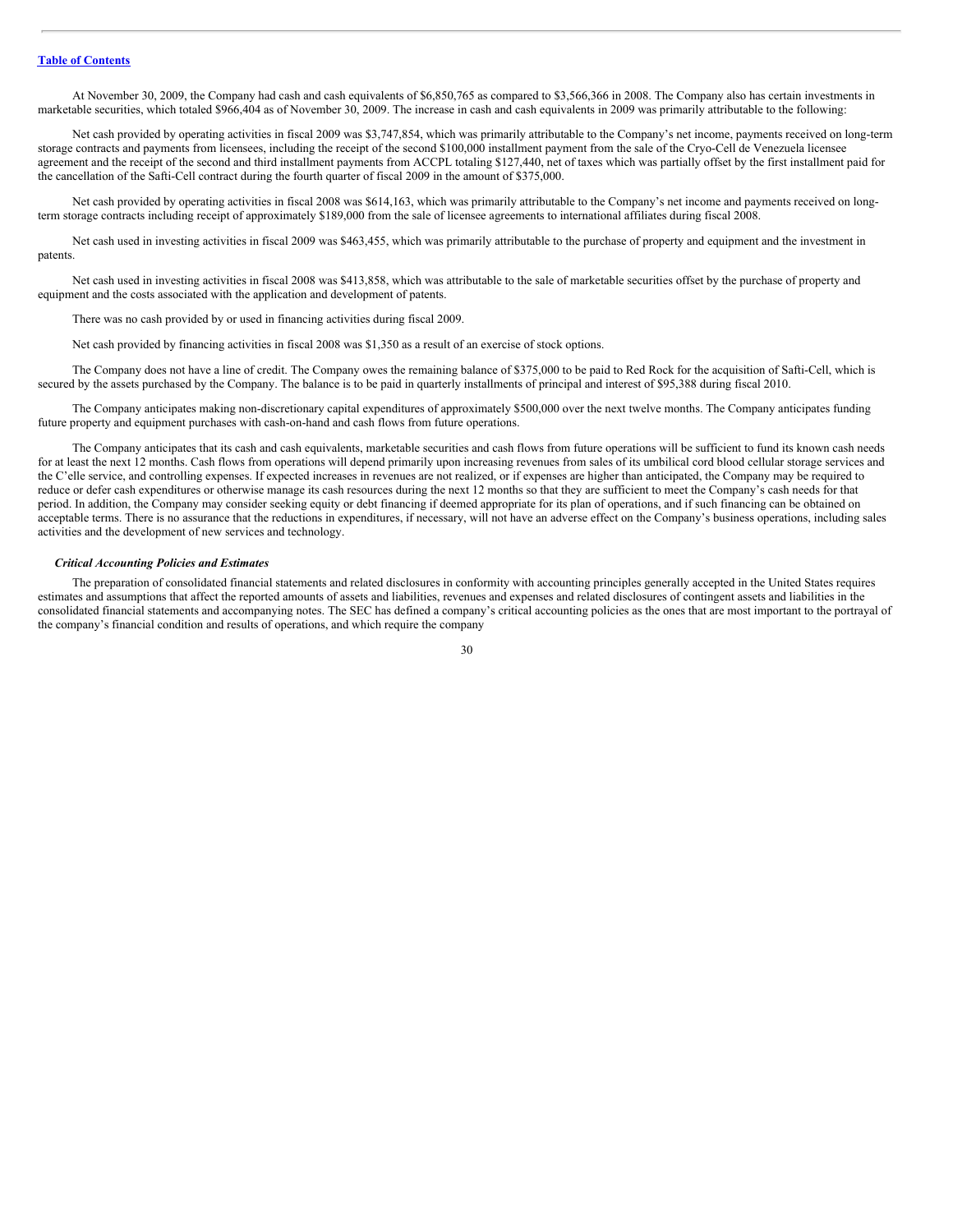At November 30, 2009, the Company had cash and cash equivalents of $6,850,765 as compared to $3,566,366 in 2008. The Company also has certain investments in marketable securities, which totaled $966,404 as of November 30, 2009. The increase in cash and cash equivalents in 2009 was primarily attributable to the following:

Net cash provided by operating activities in fiscal 2009 was $3,747,854, which was primarily attributable to the Company's net income, payments received on long-term storage contracts and payments from licensees, including the receipt of the second $100,000 installment payment from the sale of the Cryo-Cell de Venezuela licensee agreement and the receipt of the second and third installment payments from ACCPL totaling $127,440, net of taxes which was partially offset by the first installment paid for the cancellation of the Safti-Cell contract during the fourth quarter of fiscal 2009 in the amount of $375,000.

Net cash provided by operating activities in fiscal 2008 was $614,163, which was primarily attributable to the Company's net income and payments received on long-term storage contracts including receipt of approximately $189,000 from the sale of licensee agreements to international affiliates during fiscal 2008.

Net cash used in investing activities in fiscal 2009 was $463,455, which was primarily attributable to the purchase of property and equipment and the investment in patents.

Net cash used in investing activities in fiscal 2008 was $413,858, which was attributable to the sale of marketable securities offset by the purchase of property and equipment and the costs associated with the application and development of patents.

There was no cash provided by or used in financing activities during fiscal 2009.

Net cash provided by financing activities in fiscal 2008 was $1,350 as a result of an exercise of stock options.

The Company does not have a line of credit. The Company owes the remaining balance of $375,000 to be paid to Red Rock for the acquisition of Safti-Cell, which is secured by the assets purchased by the Company. The balance is to be paid in quarterly installments of principal and interest of $95,388 during fiscal 2010.

The Company anticipates making non-discretionary capital expenditures of approximately $500,000 over the next twelve months. The Company anticipates funding future property and equipment purchases with cash-on-hand and cash flows from future operations.

The Company anticipates that its cash and cash equivalents, marketable securities and cash flows from future operations will be sufficient to fund its known cash needs for at least the next 12 months. Cash flows from operations will depend primarily upon increasing revenues from sales of its umbilical cord blood cellular storage services and the C'elle service, and controlling expenses. If expected increases in revenues are not realized, or if expenses are higher than anticipated, the Company may be required to reduce or defer cash expenditures or otherwise manage its cash resources during the next 12 months so that they are sufficient to meet the Company's cash needs for that period. In addition, the Company may consider seeking equity or debt financing if deemed appropriate for its plan of operations, and if such financing can be obtained on acceptable terms. There is no assurance that the reductions in expenditures, if necessary, will not have an adverse effect on the Company's business operations, including sales activities and the development of new services and technology.

***Critical Accounting Policies and Estimates***

The preparation of consolidated financial statements and related disclosures in conformity with accounting principles generally accepted in the United States requires estimates and assumptions that affect the reported amounts of assets and liabilities, revenues and expenses and related disclosures of contingent assets and liabilities in the consolidated financial statements and accompanying notes. The SEC has defined a company's critical accounting policies as the ones that are most important to the portrayal of the company's financial condition and results of operations, and which require the company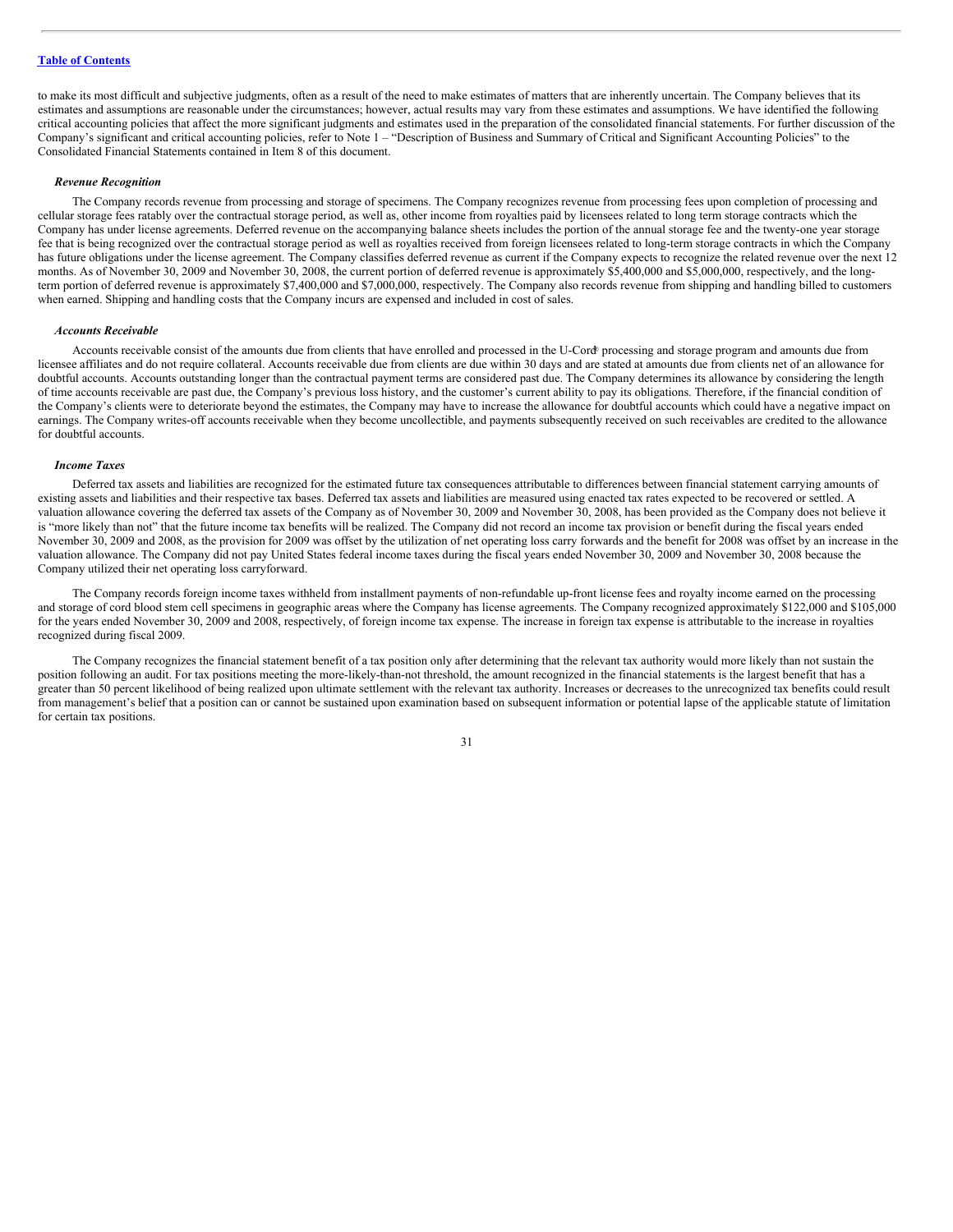[Table of Contents](#)

to make its most difficult and subjective judgments, often as a result of the need to make estimates of matters that are inherently uncertain. The Company believes that its estimates and assumptions are reasonable under the circumstances; however, actual results may vary from these estimates and assumptions. We have identified the following critical accounting policies that affect the more significant judgments and estimates used in the preparation of the consolidated financial statements. For further discussion of the Company's significant and critical accounting policies, refer to Note 1 – "Description of Business and Summary of Critical and Significant Accounting Policies" to the Consolidated Financial Statements contained in Item 8 of this document.

***Revenue Recognition***

The Company records revenue from processing and storage of specimens. The Company recognizes revenue from processing fees upon completion of processing and cellular storage fees ratably over the contractual storage period, as well as, other income from royalties paid by licensees related to long term storage contracts which the Company has under license agreements. Deferred revenue on the accompanying balance sheets includes the portion of the annual storage fee and the twenty-one year storage fee that is being recognized over the contractual storage period as well as royalties received from foreign licensees related to long-term storage contracts in which the Company has future obligations under the license agreement. The Company classifies deferred revenue as current if the Company expects to recognize the related revenue over the next 12 months. As of November 30, 2009 and November 30, 2008, the current portion of deferred revenue is approximately $5,400,000 and $5,000,000, respectively, and the long-term portion of deferred revenue is approximately $7,400,000 and $7,000,000, respectively. The Company also records revenue from shipping and handling billed to customers when earned. Shipping and handling costs that the Company incurs are expensed and included in cost of sales.

***Accounts Receivable***

Accounts receivable consist of the amounts due from clients that have enrolled and processed in the U-Cord® processing and storage program and amounts due from licensee affiliates and do not require collateral. Accounts receivable due from clients are due within 30 days and are stated at amounts due from clients net of an allowance for doubtful accounts. Accounts outstanding longer than the contractual payment terms are considered past due. The Company determines its allowance by considering the length of time accounts receivable are past due, the Company's previous loss history, and the customer's current ability to pay its obligations. Therefore, if the financial condition of the Company's clients were to deteriorate beyond the estimates, the Company may have to increase the allowance for doubtful accounts which could have a negative impact on earnings. The Company writes-off accounts receivable when they become uncollectible, and payments subsequently received on such receivables are credited to the allowance for doubtful accounts.

***Income Taxes***

Deferred tax assets and liabilities are recognized for the estimated future tax consequences attributable to differences between financial statement carrying amounts of existing assets and liabilities and their respective tax bases. Deferred tax assets and liabilities are measured using enacted tax rates expected to be recovered or settled. A valuation allowance covering the deferred tax assets of the Company as of November 30, 2009 and November 30, 2008, has been provided as the Company does not believe it is "more likely than not" that the future income tax benefits will be realized. The Company did not record an income tax provision or benefit during the fiscal years ended November 30, 2009 and 2008, as the provision for 2009 was offset by the utilization of net operating loss carry forwards and the benefit for 2008 was offset by an increase in the valuation allowance. The Company did not pay United States federal income taxes during the fiscal years ended November 30, 2009 and November 30, 2008 because the Company utilized their net operating loss carryforward.

The Company records foreign income taxes withheld from installment payments of non-refundable up-front license fees and royalty income earned on the processing and storage of cord blood stem cell specimens in geographic areas where the Company has license agreements. The Company recognized approximately $122,000 and $105,000 for the years ended November 30, 2009 and 2008, respectively, of foreign income tax expense. The increase in foreign tax expense is attributable to the increase in royalties recognized during fiscal 2009.

The Company recognizes the financial statement benefit of a tax position only after determining that the relevant tax authority would more likely than not sustain the position following an audit. For tax positions meeting the more-likely-than-not threshold, the amount recognized in the financial statements is the largest benefit that has a greater than 50 percent likelihood of being realized upon ultimate settlement with the relevant tax authority. Increases or decreases to the unrecognized tax benefits could result from management's belief that a position can or cannot be sustained upon examination based on subsequent information or potential lapse of the applicable statute of limitation for certain tax positions.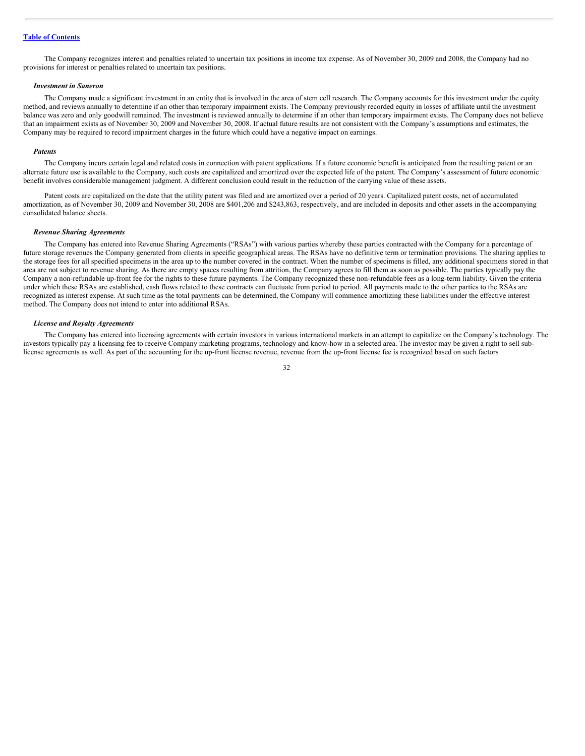The Company recognizes interest and penalties related to uncertain tax positions in income tax expense. As of November 30, 2009 and 2008, the Company had no provisions for interest or penalties related to uncertain tax positions.

***Investment in Saneron***

The Company made a significant investment in an entity that is involved in the area of stem cell research. The Company accounts for this investment under the equity method, and reviews annually to determine if an other than temporary impairment exists. The Company previously recorded equity in losses of affiliate until the investment balance was zero and only goodwill remained. The investment is reviewed annually to determine if an other than temporary impairment exists. The Company does not believe that an impairment exists as of November 30, 2009 and November 30, 2008. If actual future results are not consistent with the Company's assumptions and estimates, the Company may be required to record impairment charges in the future which could have a negative impact on earnings.

***Patents***

The Company incurs certain legal and related costs in connection with patent applications. If a future economic benefit is anticipated from the resulting patent or an alternate future use is available to the Company, such costs are capitalized and amortized over the expected life of the patent. The Company's assessment of future economic benefit involves considerable management judgment. A different conclusion could result in the reduction of the carrying value of these assets.

Patent costs are capitalized on the date that the utility patent was filed and are amortized over a period of 20 years. Capitalized patent costs, net of accumulated amortization, as of November 30, 2009 and November 30, 2008 are $401,206 and $243,863, respectively, and are included in deposits and other assets in the accompanying consolidated balance sheets.

***Revenue Sharing Agreements***

The Company has entered into Revenue Sharing Agreements ("RSAs") with various parties whereby these parties contracted with the Company for a percentage of future storage revenues the Company generated from clients in specific geographical areas. The RSAs have no definitive term or termination provisions. The sharing applies to the storage fees for all specified specimens in the area up to the number covered in the contract. When the number of specimens is filled, any additional specimens stored in that area are not subject to revenue sharing. As there are empty spaces resulting from attrition, the Company agrees to fill them as soon as possible. The parties typically pay the Company a non-refundable up-front fee for the rights to these future payments. The Company recognized these non-refundable fees as a long-term liability. Given the criteria under which these RSAs are established, cash flows related to these contracts can fluctuate from period to period. All payments made to the other parties to the RSAs are recognized as interest expense. At such time as the total payments can be determined, the Company will commence amortizing these liabilities under the effective interest method. The Company does not intend to enter into additional RSAs.

***License and Royalty Agreements***

The Company has entered into licensing agreements with certain investors in various international markets in an attempt to capitalize on the Company's technology. The investors typically pay a licensing fee to receive Company marketing programs, technology and know-how in a selected area. The investor may be given a right to sell sub-license agreements as well. As part of the accounting for the up-front license revenue, revenue from the up-front license fee is recognized based on such factors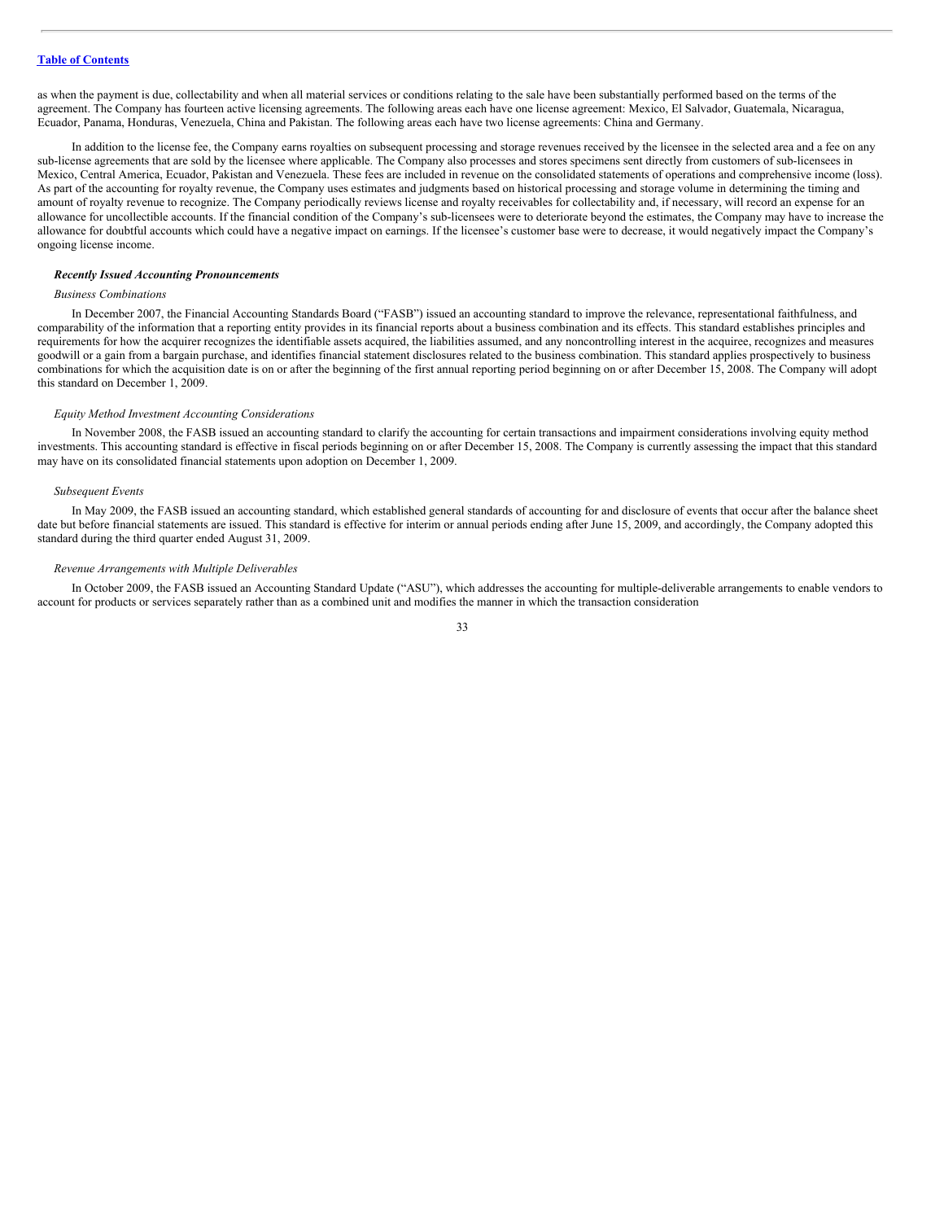as when the payment is due, collectability and when all material services or conditions relating to the sale have been substantially performed based on the terms of the agreement. The Company has fourteen active licensing agreements. The following areas each have one license agreement: Mexico, El Salvador, Guatemala, Nicaragua, Ecuador, Panama, Honduras, Venezuela, China and Pakistan. The following areas each have two license agreements: China and Germany.

In addition to the license fee, the Company earns royalties on subsequent processing and storage revenues received by the licensee in the selected area and a fee on any sub-license agreements that are sold by the licensee where applicable. The Company also processes and stores specimens sent directly from customers of sub-licensees in Mexico, Central America, Ecuador, Pakistan and Venezuela. These fees are included in revenue on the consolidated statements of operations and comprehensive income (loss). As part of the accounting for royalty revenue, the Company uses estimates and judgments based on historical processing and storage volume in determining the timing and amount of royalty revenue to recognize. The Company periodically reviews license and royalty receivables for collectability and, if necessary, will record an expense for an allowance for uncollectible accounts. If the financial condition of the Company's sub-licensees were to deteriorate beyond the estimates, the Company may have to increase the allowance for doubtful accounts which could have a negative impact on earnings. If the licensee's customer base were to decrease, it would negatively impact the Company's ongoing license income.

***Recently Issued Accounting Pronouncements***

*Business Combinations*

In December 2007, the Financial Accounting Standards Board ("FASB") issued an accounting standard to improve the relevance, representational faithfulness, and comparability of the information that a reporting entity provides in its financial reports about a business combination and its effects. This standard establishes principles and requirements for how the acquirer recognizes the identifiable assets acquired, the liabilities assumed, and any noncontrolling interest in the acquiree, recognizes and measures goodwill or a gain from a bargain purchase, and identifies financial statement disclosures related to the business combination. This standard applies prospectively to business combinations for which the acquisition date is on or after the beginning of the first annual reporting period beginning on or after December 15, 2008. The Company will adopt this standard on December 1, 2009.

*Equity Method Investment Accounting Considerations*

In November 2008, the FASB issued an accounting standard to clarify the accounting for certain transactions and impairment considerations involving equity method investments. This accounting standard is effective in fiscal periods beginning on or after December 15, 2008. The Company is currently assessing the impact that this standard may have on its consolidated financial statements upon adoption on December 1, 2009.

*Subsequent Events*

In May 2009, the FASB issued an accounting standard, which established general standards of accounting for and disclosure of events that occur after the balance sheet date but before financial statements are issued. This standard is effective for interim or annual periods ending after June 15, 2009, and accordingly, the Company adopted this standard during the third quarter ended August 31, 2009.

*Revenue Arrangements with Multiple Deliverables*

In October 2009, the FASB issued an Accounting Standard Update ("ASU"), which addresses the accounting for multiple-deliverable arrangements to enable vendors to account for products or services separately rather than as a combined unit and modifies the manner in which the transaction consideration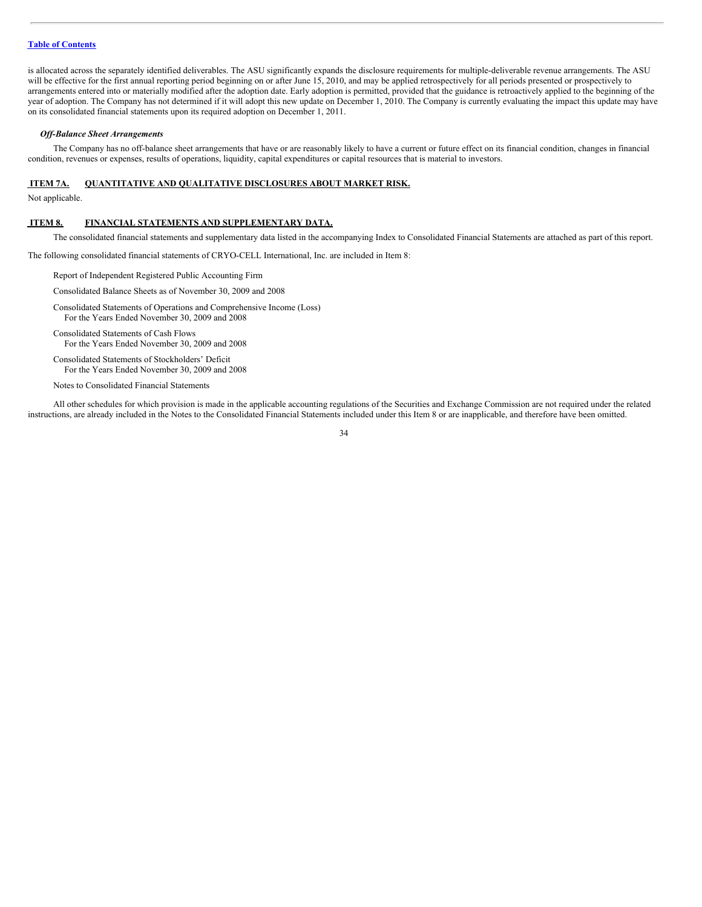is allocated across the separately identified deliverables. The ASU significantly expands the disclosure requirements for multiple-deliverable revenue arrangements. The ASU will be effective for the first annual reporting period beginning on or after June 15, 2010, and may be applied retrospectively for all periods presented or prospectively to arrangements entered into or materially modified after the adoption date. Early adoption is permitted, provided that the guidance is retroactively applied to the beginning of the year of adoption. The Company has not determined if it will adopt this new update on December 1, 2010. The Company is currently evaluating the impact this update may have on its consolidated financial statements upon its required adoption on December 1, 2011.

***Off-Balance Sheet Arrangements***

The Company has no off-balance sheet arrangements that have or are reasonably likely to have a current or future effect on its financial condition, changes in financial condition, revenues or expenses, results of operations, liquidity, capital expenditures or capital resources that is material to investors.

## ITEM 7A. QUANTITATIVE AND QUALITATIVE DISCLOSURES ABOUT MARKET RISK.

Not applicable.

## ITEM 8. FINANCIAL STATEMENTS AND SUPPLEMENTARY DATA.

The consolidated financial statements and supplementary data listed in the accompanying Index to Consolidated Financial Statements are attached as part of this report.

The following consolidated financial statements of CRYO-CELL International, Inc. are included in Item 8:

Report of Independent Registered Public Accounting Firm

Consolidated Balance Sheets as of November 30, 2009 and 2008

Consolidated Statements of Operations and Comprehensive Income (Loss)
For the Years Ended November 30, 2009 and 2008

Consolidated Statements of Cash Flows
For the Years Ended November 30, 2009 and 2008

Consolidated Statements of Stockholders' Deficit
For the Years Ended November 30, 2009 and 2008

Notes to Consolidated Financial Statements

All other schedules for which provision is made in the applicable accounting regulations of the Securities and Exchange Commission are not required under the related instructions, are already included in the Notes to the Consolidated Financial Statements included under this Item 8 or are inapplicable, and therefore have been omitted.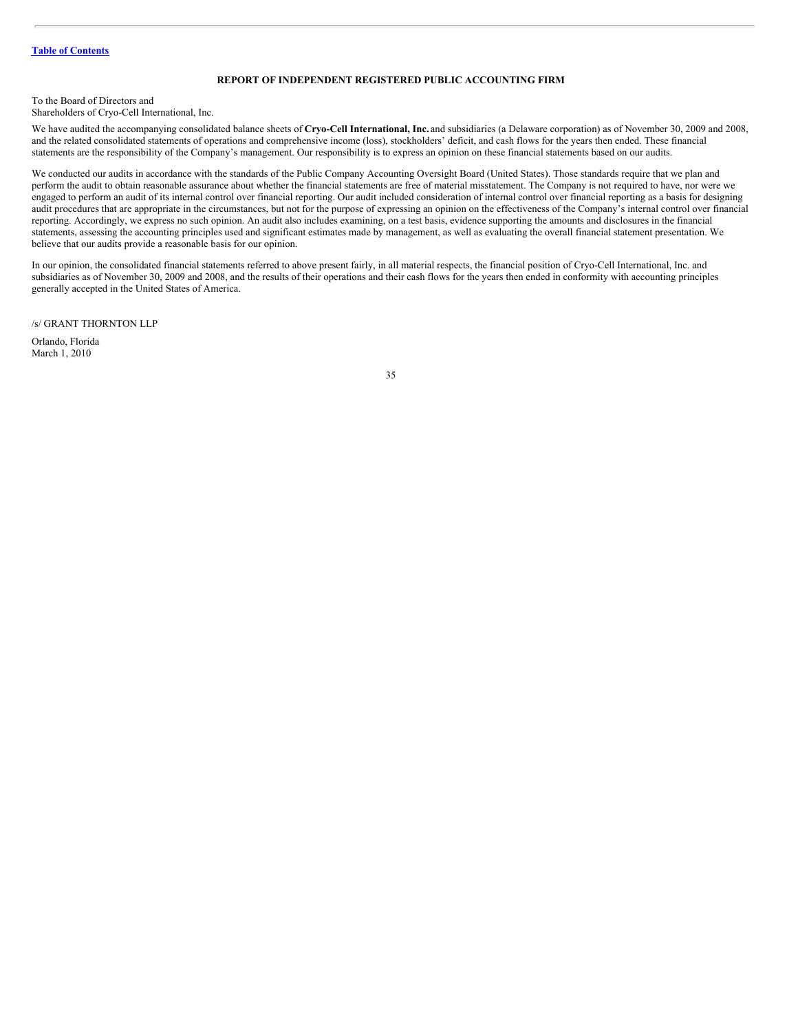Table of Contents

## REPORT OF INDEPENDENT REGISTERED PUBLIC ACCOUNTING FIRM

To the Board of Directors and
Shareholders of Cryo-Cell International, Inc.

We have audited the accompanying consolidated balance sheets of **Cryo-Cell International, Inc.** and subsidiaries (a Delaware corporation) as of November 30, 2009 and 2008, and the related consolidated statements of operations and comprehensive income (loss), stockholders' deficit, and cash flows for the years then ended. These financial statements are the responsibility of the Company's management. Our responsibility is to express an opinion on these financial statements based on our audits.

We conducted our audits in accordance with the standards of the Public Company Accounting Oversight Board (United States). Those standards require that we plan and perform the audit to obtain reasonable assurance about whether the financial statements are free of material misstatement. The Company is not required to have, nor were we engaged to perform an audit of its internal control over financial reporting. Our audit included consideration of internal control over financial reporting as a basis for designing audit procedures that are appropriate in the circumstances, but not for the purpose of expressing an opinion on the effectiveness of the Company's internal control over financial reporting. Accordingly, we express no such opinion. An audit also includes examining, on a test basis, evidence supporting the amounts and disclosures in the financial statements, assessing the accounting principles used and significant estimates made by management, as well as evaluating the overall financial statement presentation. We believe that our audits provide a reasonable basis for our opinion.

In our opinion, the consolidated financial statements referred to above present fairly, in all material respects, the financial position of Cryo-Cell International, Inc. and subsidiaries as of November 30, 2009 and 2008, and the results of their operations and their cash flows for the years then ended in conformity with accounting principles generally accepted in the United States of America.

/s/ GRANT THORNTON LLP

Orlando, Florida
March 1, 2010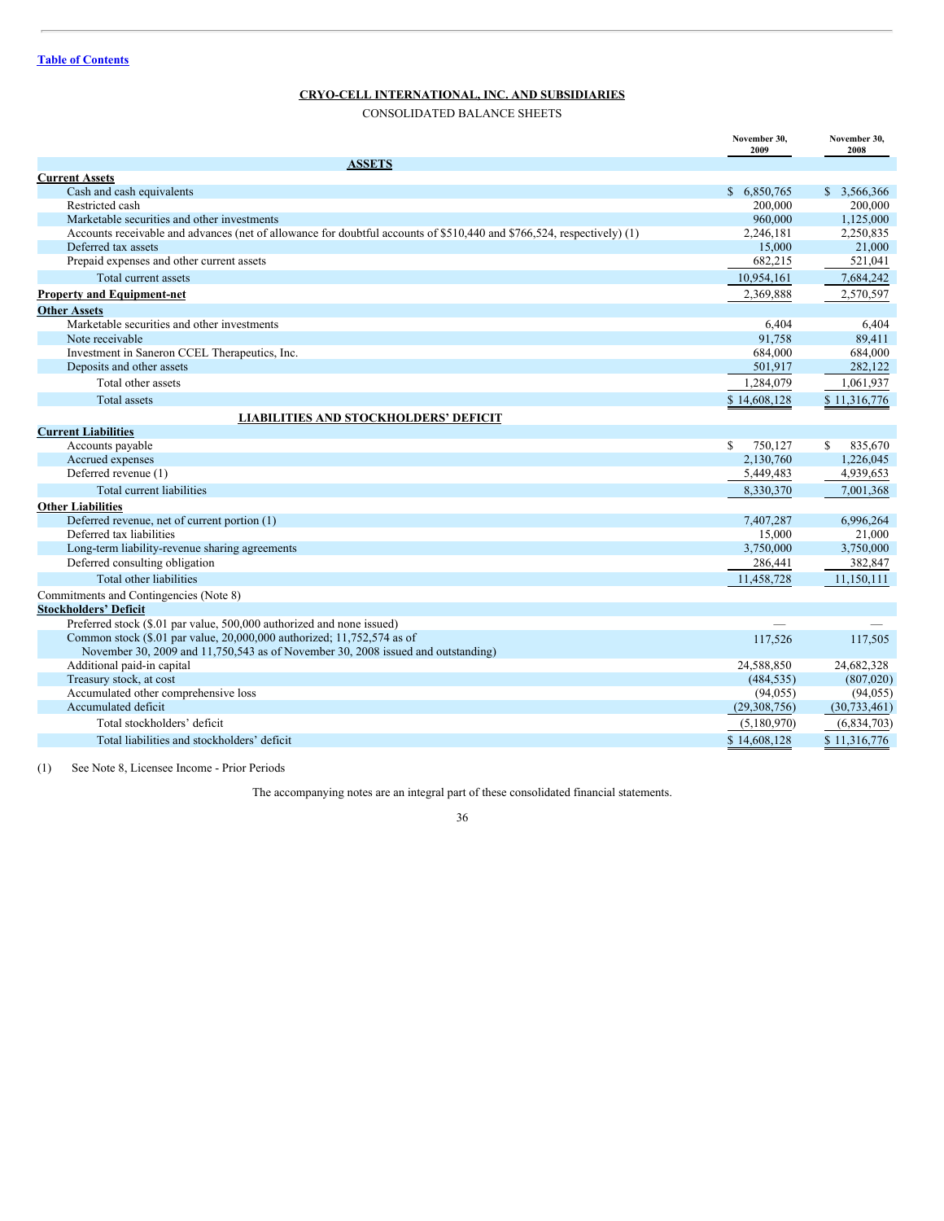[Table of Contents](#)

## CRYO-CELL INTERNATIONAL, INC. AND SUBSIDIARIES

CONSOLIDATED BALANCE SHEETS

| | November 30, 2009 | November 30, 2008 |
|---|---|---|
| **ASSETS** | | |
| **Current Assets** | | |
| Cash and cash equivalents | $ 6,850,765 | $ 3,566,366 |
| Restricted cash | 200,000 | 200,000 |
| Marketable securities and other investments | 960,000 | 1,125,000 |
| Accounts receivable and advances (net of allowance for doubtful accounts of $510,440 and $766,524, respectively) (1) | 2,246,181 | 2,250,835 |
| Deferred tax assets | 15,000 | 21,000 |
| Prepaid expenses and other current assets | 682,215 | 521,041 |
| Total current assets | 10,954,161 | 7,684,242 |
| **Property and Equipment-net** | 2,369,888 | 2,570,597 |
| **Other Assets** | | |
| Marketable securities and other investments | 6,404 | 6,404 |
| Note receivable | 91,758 | 89,411 |
| Investment in Saneron CCEL Therapeutics, Inc. | 684,000 | 684,000 |
| Deposits and other assets | 501,917 | 282,122 |
| Total other assets | 1,284,079 | 1,061,937 |
| Total assets | $ 14,608,128 | $ 11,316,776 |
| **LIABILITIES AND STOCKHOLDERS' DEFICIT** | | |
| **Current Liabilities** | | |
| Accounts payable | $ 750,127 | $ 835,670 |
| Accrued expenses | 2,130,760 | 1,226,045 |
| Deferred revenue (1) | 5,449,483 | 4,939,653 |
| Total current liabilities | 8,330,370 | 7,001,368 |
| **Other Liabilities** | | |
| Deferred revenue, net of current portion (1) | 7,407,287 | 6,996,264 |
| Deferred tax liabilities | 15,000 | 21,000 |
| Long-term liability-revenue sharing agreements | 3,750,000 | 3,750,000 |
| Deferred consulting obligation | 286,441 | 382,847 |
| Total other liabilities | 11,458,728 | 11,150,111 |
| Commitments and Contingencies (Note 8) | | |
| **Stockholders' Deficit** | | |
| Preferred stock ($.01 par value, 500,000 authorized and none issued) | — | — |
| Common stock ($.01 par value, 20,000,000 authorized; 11,752,574 as of November 30, 2009 and 11,750,543 as of November 30, 2008 issued and outstanding) | 117,526 | 117,505 |
| Additional paid-in capital | 24,588,850 | 24,682,328 |
| Treasury stock, at cost | (484,535) | (807,020) |
| Accumulated other comprehensive loss | (94,055) | (94,055) |
| Accumulated deficit | (29,308,756) | (30,733,461) |
| Total stockholders' deficit | (5,180,970) | (6,834,703) |
| Total liabilities and stockholders' deficit | $ 14,608,128 | $ 11,316,776 |

(1) See Note 8, Licensee Income - Prior Periods

The accompanying notes are an integral part of these consolidated financial statements.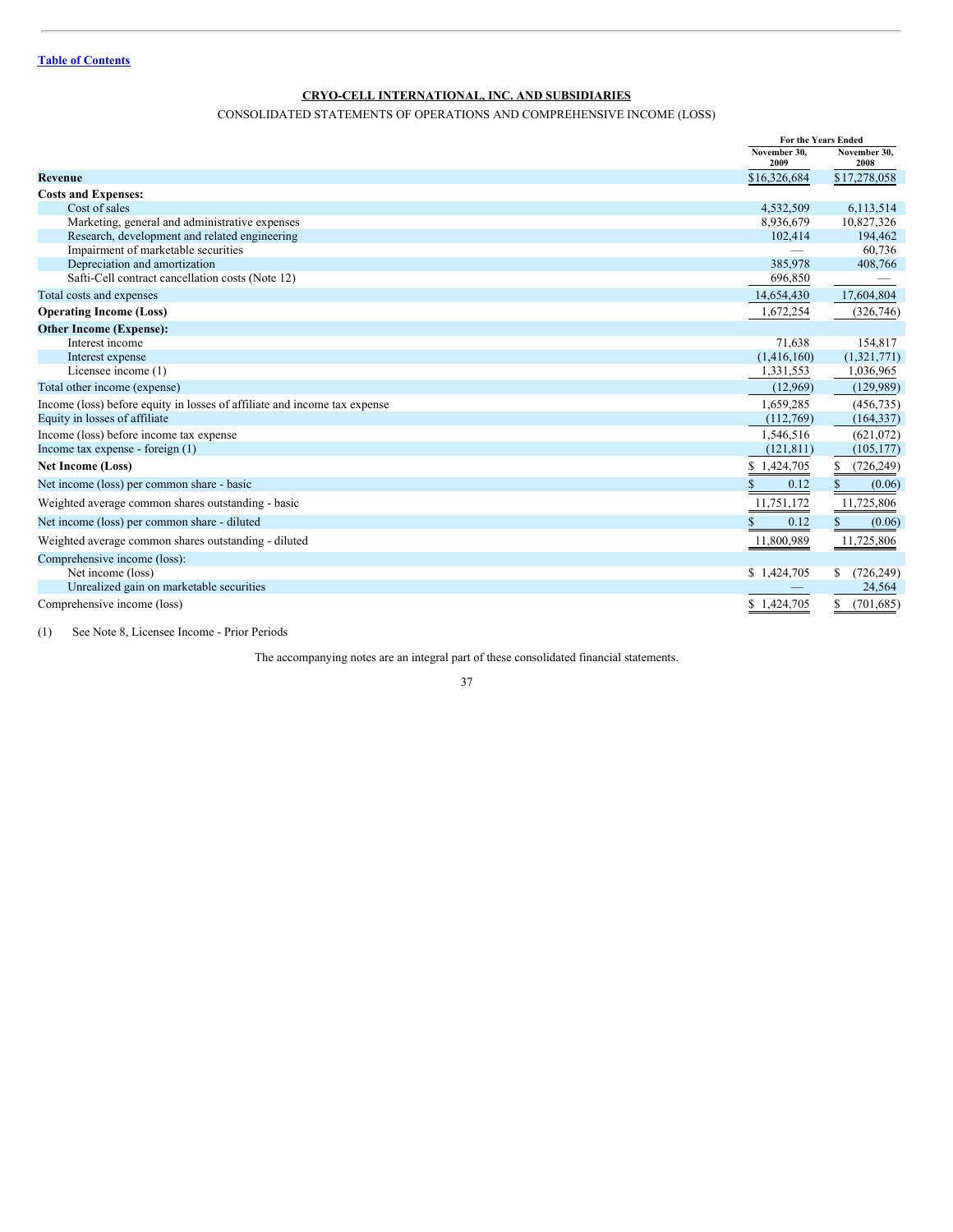Table of Contents

## CRYO-CELL INTERNATIONAL, INC. AND SUBSIDIARIES

CONSOLIDATED STATEMENTS OF OPERATIONS AND COMPREHENSIVE INCOME (LOSS)

| | For the Years Ended | |
|---|---|---|
| | November 30, 2009 | November 30, 2008 |
| **Revenue** | $16,326,684 | $17,278,058 |
| **Costs and Expenses:** | | |
| Cost of sales | 4,532,509 | 6,113,514 |
| Marketing, general and administrative expenses | 8,936,679 | 10,827,326 |
| Research, development and related engineering | 102,414 | 194,462 |
| Impairment of marketable securities | — | 60,736 |
| Depreciation and amortization | 385,978 | 408,766 |
| Safti-Cell contract cancellation costs (Note 12) | 696,850 | — |
| Total costs and expenses | 14,654,430 | 17,604,804 |
| **Operating Income (Loss)** | 1,672,254 | (326,746) |
| **Other Income (Expense):** | | |
| Interest income | 71,638 | 154,817 |
| Interest expense | (1,416,160) | (1,321,771) |
| Licensee income (1) | 1,331,553 | 1,036,965 |
| Total other income (expense) | (12,969) | (129,989) |
| Income (loss) before equity in losses of affiliate and income tax expense | 1,659,285 | (456,735) |
| Equity in losses of affiliate | (112,769) | (164,337) |
| Income (loss) before income tax expense | 1,546,516 | (621,072) |
| Income tax expense - foreign (1) | (121,811) | (105,177) |
| **Net Income (Loss)** | $ 1,424,705 | $ (726,249) |
| Net income (loss) per common share - basic | $ 0.12 | $ (0.06) |
| Weighted average common shares outstanding - basic | 11,751,172 | 11,725,806 |
| Net income (loss) per common share - diluted | $ 0.12 | $ (0.06) |
| Weighted average common shares outstanding - diluted | 11,800,989 | 11,725,806 |
| Comprehensive income (loss): | | |
| Net income (loss) | $ 1,424,705 | $ (726,249) |
| Unrealized gain on marketable securities | — | 24,564 |
| Comprehensive income (loss) | $ 1,424,705 | $ (701,685) |

(1) See Note 8, Licensee Income - Prior Periods

The accompanying notes are an integral part of these consolidated financial statements.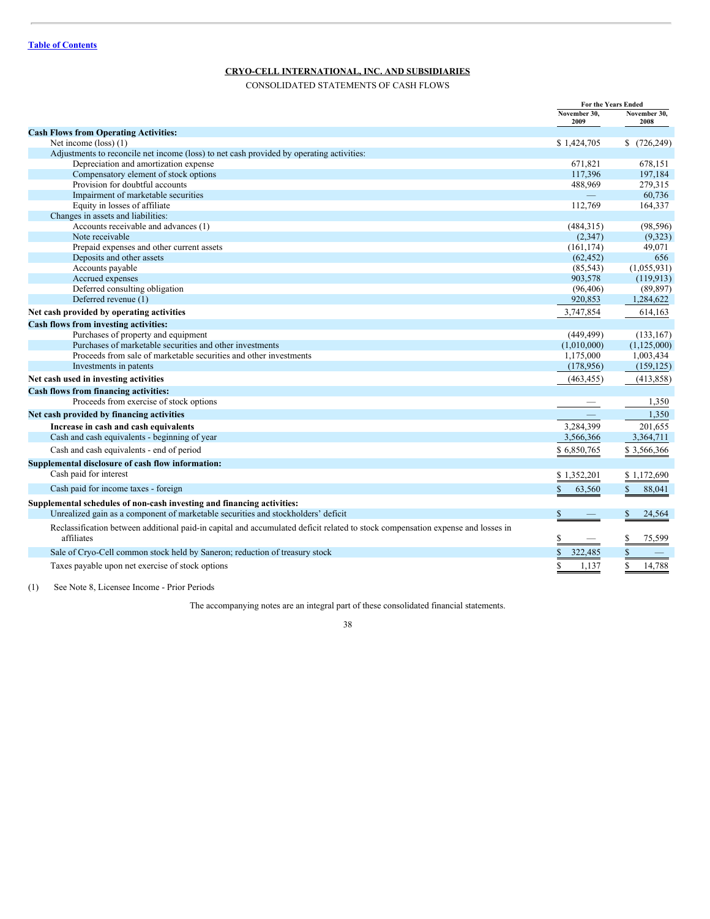[Table of Contents](#)

**CRYO-CELL INTERNATIONAL, INC. AND SUBSIDIARIES**

CONSOLIDATED STATEMENTS OF CASH FLOWS

| | For the Years Ended | |
|---|---|---|
| | November 30, 2009 | November 30, 2008 |
| **Cash Flows from Operating Activities:** | | |
| Net income (loss) (1) | $ 1,424,705 | $ (726,249) |
| Adjustments to reconcile net income (loss) to net cash provided by operating activities: | | |
| Depreciation and amortization expense | 671,821 | 678,151 |
| Compensatory element of stock options | 117,396 | 197,184 |
| Provision for doubtful accounts | 488,969 | 279,315 |
| Impairment of marketable securities | — | 60,736 |
| Equity in losses of affiliate | 112,769 | 164,337 |
| Changes in assets and liabilities: | | |
| Accounts receivable and advances (1) | (484,315) | (98,596) |
| Note receivable | (2,347) | (9,323) |
| Prepaid expenses and other current assets | (161,174) | 49,071 |
| Deposits and other assets | (62,452) | 656 |
| Accounts payable | (85,543) | (1,055,931) |
| Accrued expenses | 903,578 | (119,913) |
| Deferred consulting obligation | (96,406) | (89,897) |
| Deferred revenue (1) | 920,853 | 1,284,622 |
| **Net cash provided by operating activities** | 3,747,854 | 614,163 |
| **Cash flows from investing activities:** | | |
| Purchases of property and equipment | (449,499) | (133,167) |
| Purchases of marketable securities and other investments | (1,010,000) | (1,125,000) |
| Proceeds from sale of marketable securities and other investments | 1,175,000 | 1,003,434 |
| Investments in patents | (178,956) | (159,125) |
| **Net cash used in investing activities** | (463,455) | (413,858) |
| **Cash flows from financing activities:** | | |
| Proceeds from exercise of stock options | — | 1,350 |
| **Net cash provided by financing activities** | — | 1,350 |
| **Increase in cash and cash equivalents** | 3,284,399 | 201,655 |
| Cash and cash equivalents - beginning of year | 3,566,366 | 3,364,711 |
| Cash and cash equivalents - end of period | $ 6,850,765 | $ 3,566,366 |
| **Supplemental disclosure of cash flow information:** | | |
| Cash paid for interest | $ 1,352,201 | $ 1,172,690 |
| Cash paid for income taxes - foreign | $ 63,560 | $ 88,041 |
| **Supplemental schedules of non-cash investing and financing activities:** | | |
| Unrealized gain as a component of marketable securities and stockholders' deficit | $ — | $ 24,564 |
| Reclassification between additional paid-in capital and accumulated deficit related to stock compensation expense and losses in affiliates | $ — | $ 75,599 |
| Sale of Cryo-Cell common stock held by Saneron; reduction of treasury stock | $ 322,485 | $ — |
| Taxes payable upon net exercise of stock options | $ 1,137 | $ 14,788 |

(1) See Note 8, Licensee Income - Prior Periods

The accompanying notes are an integral part of these consolidated financial statements.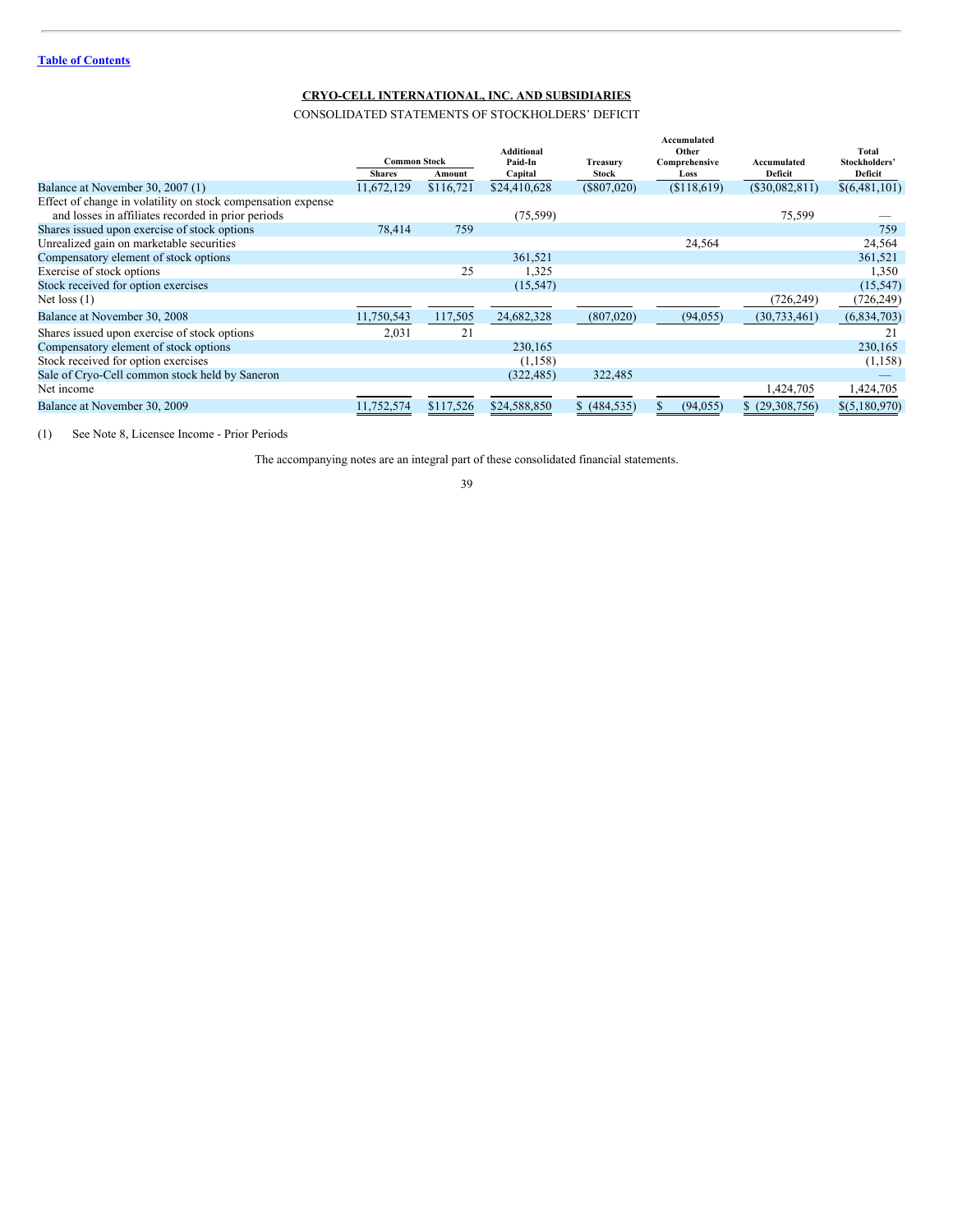[Table of Contents](#)

## CRYO-CELL INTERNATIONAL, INC. AND SUBSIDIARIES

CONSOLIDATED STATEMENTS OF STOCKHOLDERS' DEFICIT

| | Common Stock | | Additional Paid-In Capital | Treasury Stock | Accumulated Other Comprehensive Loss | Accumulated Deficit | Total Stockholders' Deficit |
|---|---|---|---|---|---|---|---|
| | Shares | Amount | | | | | |
| Balance at November 30, 2007 (1) | 11,672,129 | $116,721 | $24,410,628 | ($807,020) | ($118,619) | ($30,082,811) | $(6,481,101) |
| Effect of change in volatility on stock compensation expense and losses in affiliates recorded in prior periods | | | (75,599) | | | 75,599 | — |
| Shares issued upon exercise of stock options | 78,414 | 759 | | | | | 759 |
| Unrealized gain on marketable securities | | | | | 24,564 | | 24,564 |
| Compensatory element of stock options | | | 361,521 | | | | 361,521 |
| Exercise of stock options | | 25 | 1,325 | | | | 1,350 |
| Stock received for option exercises | | | (15,547) | | | | (15,547) |
| Net loss (1) | | | | | | (726,249) | (726,249) |
| Balance at November 30, 2008 | 11,750,543 | 117,505 | 24,682,328 | (807,020) | (94,055) | (30,733,461) | (6,834,703) |
| Shares issued upon exercise of stock options | 2,031 | 21 | | | | | 21 |
| Compensatory element of stock options | | | 230,165 | | | | 230,165 |
| Stock received for option exercises | | | (1,158) | | | | (1,158) |
| Sale of Cryo-Cell common stock held by Saneron | | | (322,485) | 322,485 | | | — |
| Net income | | | | | | 1,424,705 | 1,424,705 |
| Balance at November 30, 2009 | 11,752,574 | $117,526 | $24,588,850 | $ (484,535) | $ (94,055) | $ (29,308,756) | $(5,180,970) |

(1) See Note 8, Licensee Income - Prior Periods

The accompanying notes are an integral part of these consolidated financial statements.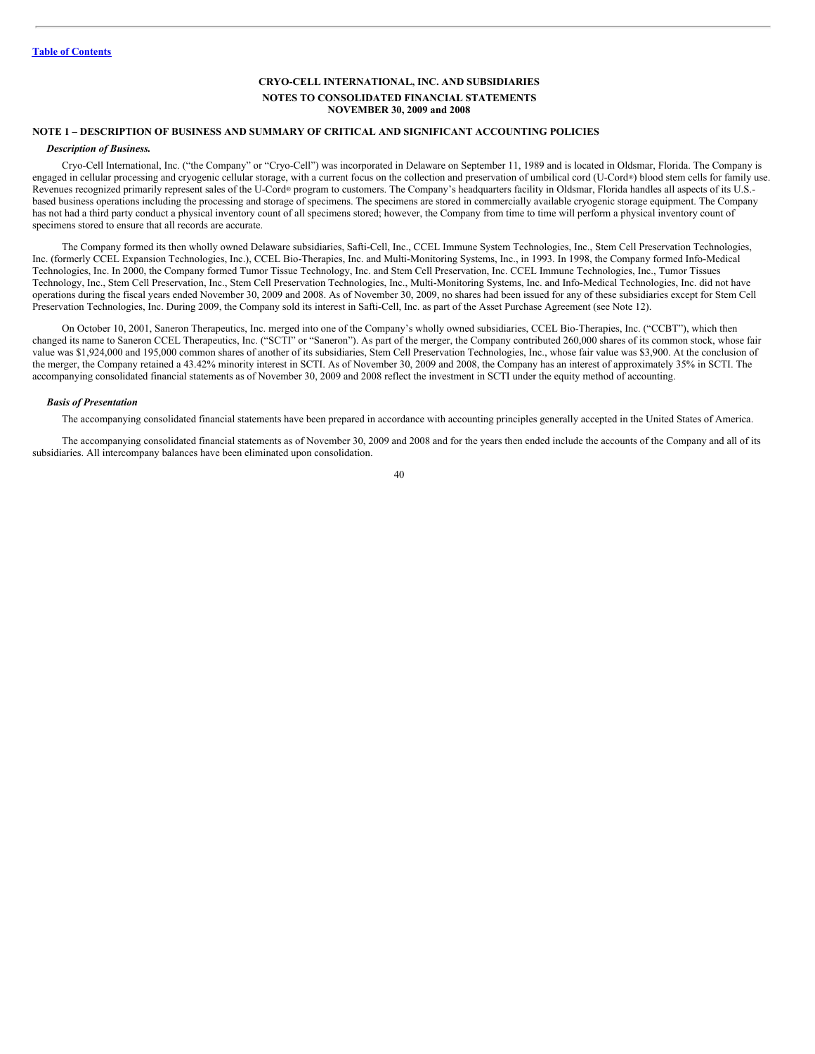[Table of Contents](#)

**CRYO-CELL INTERNATIONAL, INC. AND SUBSIDIARIES**

**NOTES TO CONSOLIDATED FINANCIAL STATEMENTS**
**NOVEMBER 30, 2009 and 2008**

### NOTE 1 – DESCRIPTION OF BUSINESS AND SUMMARY OF CRITICAL AND SIGNIFICANT ACCOUNTING POLICIES

***Description of Business.***

Cryo-Cell International, Inc. ("the Company" or "Cryo-Cell") was incorporated in Delaware on September 11, 1989 and is located in Oldsmar, Florida. The Company is engaged in cellular processing and cryogenic cellular storage, with a current focus on the collection and preservation of umbilical cord (U-Cord®) blood stem cells for family use. Revenues recognized primarily represent sales of the U-Cord® program to customers. The Company's headquarters facility in Oldsmar, Florida handles all aspects of its U.S.-based business operations including the processing and storage of specimens. The specimens are stored in commercially available cryogenic storage equipment. The Company has not had a third party conduct a physical inventory count of all specimens stored; however, the Company from time to time will perform a physical inventory count of specimens stored to ensure that all records are accurate.

The Company formed its then wholly owned Delaware subsidiaries, Safti-Cell, Inc., CCEL Immune System Technologies, Inc., Stem Cell Preservation Technologies, Inc. (formerly CCEL Expansion Technologies, Inc.), CCEL Bio-Therapies, Inc. and Multi-Monitoring Systems, Inc., in 1993. In 1998, the Company formed Info-Medical Technologies, Inc. In 2000, the Company formed Tumor Tissue Technology, Inc. and Stem Cell Preservation, Inc. CCEL Immune Technologies, Inc., Tumor Tissues Technology, Inc., Stem Cell Preservation, Inc., Stem Cell Preservation Technologies, Inc., Multi-Monitoring Systems, Inc. and Info-Medical Technologies, Inc. did not have operations during the fiscal years ended November 30, 2009 and 2008. As of November 30, 2009, no shares had been issued for any of these subsidiaries except for Stem Cell Preservation Technologies, Inc. During 2009, the Company sold its interest in Safti-Cell, Inc. as part of the Asset Purchase Agreement (see Note 12).

On October 10, 2001, Saneron Therapeutics, Inc. merged into one of the Company's wholly owned subsidiaries, CCEL Bio-Therapies, Inc. ("CCBT"), which then changed its name to Saneron CCEL Therapeutics, Inc. ("SCTI" or "Saneron"). As part of the merger, the Company contributed 260,000 shares of its common stock, whose fair value was $1,924,000 and 195,000 common shares of another of its subsidiaries, Stem Cell Preservation Technologies, Inc., whose fair value was $3,900. At the conclusion of the merger, the Company retained a 43.42% minority interest in SCTI. As of November 30, 2009 and 2008, the Company has an interest of approximately 35% in SCTI. The accompanying consolidated financial statements as of November 30, 2009 and 2008 reflect the investment in SCTI under the equity method of accounting.

***Basis of Presentation***

The accompanying consolidated financial statements have been prepared in accordance with accounting principles generally accepted in the United States of America.

The accompanying consolidated financial statements as of November 30, 2009 and 2008 and for the years then ended include the accounts of the Company and all of its subsidiaries. All intercompany balances have been eliminated upon consolidation.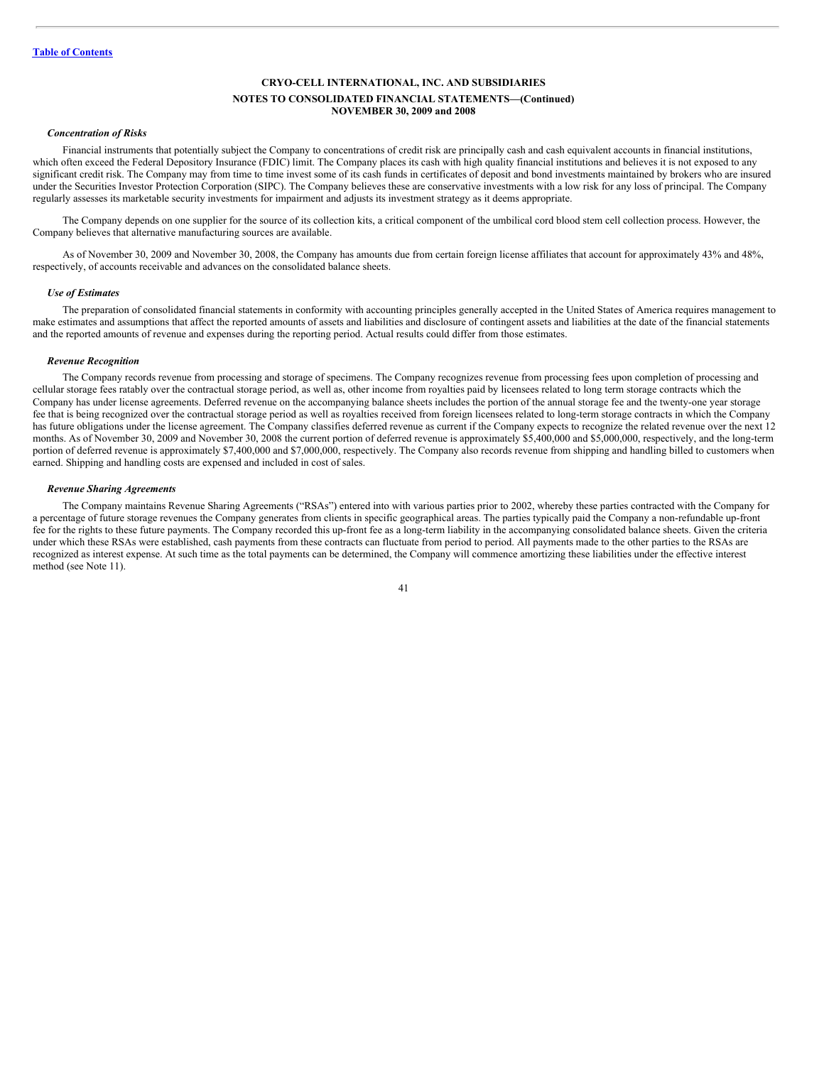[Table of Contents](#)

**CRYO-CELL INTERNATIONAL, INC. AND SUBSIDIARIES**

**NOTES TO CONSOLIDATED FINANCIAL STATEMENTS—(Continued)**
**NOVEMBER 30, 2009 and 2008**

***Concentration of Risks***

Financial instruments that potentially subject the Company to concentrations of credit risk are principally cash and cash equivalent accounts in financial institutions, which often exceed the Federal Depository Insurance (FDIC) limit. The Company places its cash with high quality financial institutions and believes it is not exposed to any significant credit risk. The Company may from time to time invest some of its cash funds in certificates of deposit and bond investments maintained by brokers who are insured under the Securities Investor Protection Corporation (SIPC). The Company believes these are conservative investments with a low risk for any loss of principal. The Company regularly assesses its marketable security investments for impairment and adjusts its investment strategy as it deems appropriate.

The Company depends on one supplier for the source of its collection kits, a critical component of the umbilical cord blood stem cell collection process. However, the Company believes that alternative manufacturing sources are available.

As of November 30, 2009 and November 30, 2008, the Company has amounts due from certain foreign license affiliates that account for approximately 43% and 48%, respectively, of accounts receivable and advances on the consolidated balance sheets.

***Use of Estimates***

The preparation of consolidated financial statements in conformity with accounting principles generally accepted in the United States of America requires management to make estimates and assumptions that affect the reported amounts of assets and liabilities and disclosure of contingent assets and liabilities at the date of the financial statements and the reported amounts of revenue and expenses during the reporting period. Actual results could differ from those estimates.

***Revenue Recognition***

The Company records revenue from processing and storage of specimens. The Company recognizes revenue from processing fees upon completion of processing and cellular storage fees ratably over the contractual storage period, as well as, other income from royalties paid by licensees related to long term storage contracts which the Company has under license agreements. Deferred revenue on the accompanying balance sheets includes the portion of the annual storage fee and the twenty-one year storage fee that is being recognized over the contractual storage period as well as royalties received from foreign licensees related to long-term storage contracts in which the Company has future obligations under the license agreement. The Company classifies deferred revenue as current if the Company expects to recognize the related revenue over the next 12 months. As of November 30, 2009 and November 30, 2008 the current portion of deferred revenue is approximately $5,400,000 and $5,000,000, respectively, and the long-term portion of deferred revenue is approximately $7,400,000 and $7,000,000, respectively. The Company also records revenue from shipping and handling billed to customers when earned. Shipping and handling costs are expensed and included in cost of sales.

***Revenue Sharing Agreements***

The Company maintains Revenue Sharing Agreements ("RSAs") entered into with various parties prior to 2002, whereby these parties contracted with the Company for a percentage of future storage revenues the Company generates from clients in specific geographical areas. The parties typically paid the Company a non-refundable up-front fee for the rights to these future payments. The Company recorded this up-front fee as a long-term liability in the accompanying consolidated balance sheets. Given the criteria under which these RSAs were established, cash payments from these contracts can fluctuate from period to period. All payments made to the other parties to the RSAs are recognized as interest expense. At such time as the total payments can be determined, the Company will commence amortizing these liabilities under the effective interest method (see Note 11).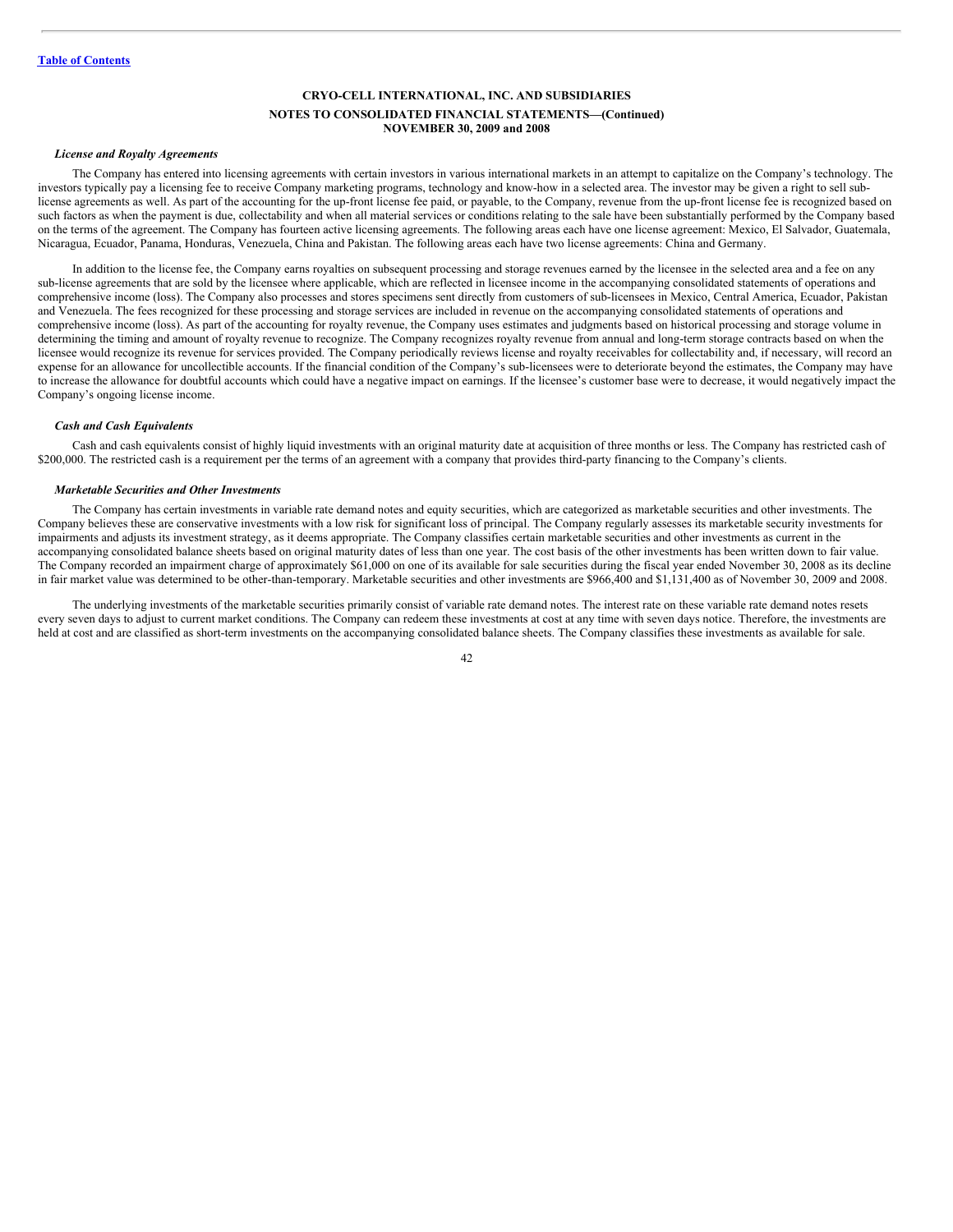**CRYO-CELL INTERNATIONAL, INC. AND SUBSIDIARIES**

**NOTES TO CONSOLIDATED FINANCIAL STATEMENTS—(Continued)**
**NOVEMBER 30, 2009 and 2008**

***License and Royalty Agreements***

The Company has entered into licensing agreements with certain investors in various international markets in an attempt to capitalize on the Company's technology. The investors typically pay a licensing fee to receive Company marketing programs, technology and know-how in a selected area. The investor may be given a right to sell sub-license agreements as well. As part of the accounting for the up-front license fee paid, or payable, to the Company, revenue from the up-front license fee is recognized based on such factors as when the payment is due, collectability and when all material services or conditions relating to the sale have been substantially performed by the Company based on the terms of the agreement. The Company has fourteen active licensing agreements. The following areas each have one license agreement: Mexico, El Salvador, Guatemala, Nicaragua, Ecuador, Panama, Honduras, Venezuela, China and Pakistan. The following areas each have two license agreements: China and Germany.

In addition to the license fee, the Company earns royalties on subsequent processing and storage revenues earned by the licensee in the selected area and a fee on any sub-license agreements that are sold by the licensee where applicable, which are reflected in licensee income in the accompanying consolidated statements of operations and comprehensive income (loss). The Company also processes and stores specimens sent directly from customers of sub-licensees in Mexico, Central America, Ecuador, Pakistan and Venezuela. The fees recognized for these processing and storage services are included in revenue on the accompanying consolidated statements of operations and comprehensive income (loss). As part of the accounting for royalty revenue, the Company uses estimates and judgments based on historical processing and storage volume in determining the timing and amount of royalty revenue to recognize. The Company recognizes royalty revenue from annual and long-term storage contracts based on when the licensee would recognize its revenue for services provided. The Company periodically reviews license and royalty receivables for collectability and, if necessary, will record an expense for an allowance for uncollectible accounts. If the financial condition of the Company's sub-licensees were to deteriorate beyond the estimates, the Company may have to increase the allowance for doubtful accounts which could have a negative impact on earnings. If the licensee's customer base were to decrease, it would negatively impact the Company's ongoing license income.

***Cash and Cash Equivalents***

Cash and cash equivalents consist of highly liquid investments with an original maturity date at acquisition of three months or less. The Company has restricted cash of $200,000. The restricted cash is a requirement per the terms of an agreement with a company that provides third-party financing to the Company's clients.

***Marketable Securities and Other Investments***

The Company has certain investments in variable rate demand notes and equity securities, which are categorized as marketable securities and other investments. The Company believes these are conservative investments with a low risk for significant loss of principal. The Company regularly assesses its marketable security investments for impairments and adjusts its investment strategy, as it deems appropriate. The Company classifies certain marketable securities and other investments as current in the accompanying consolidated balance sheets based on original maturity dates of less than one year. The cost basis of the other investments has been written down to fair value. The Company recorded an impairment charge of approximately $61,000 on one of its available for sale securities during the fiscal year ended November 30, 2008 as its decline in fair market value was determined to be other-than-temporary. Marketable securities and other investments are $966,400 and $1,131,400 as of November 30, 2009 and 2008.

The underlying investments of the marketable securities primarily consist of variable rate demand notes. The interest rate on these variable rate demand notes resets every seven days to adjust to current market conditions. The Company can redeem these investments at cost at any time with seven days notice. Therefore, the investments are held at cost and are classified as short-term investments on the accompanying consolidated balance sheets. The Company classifies these investments as available for sale.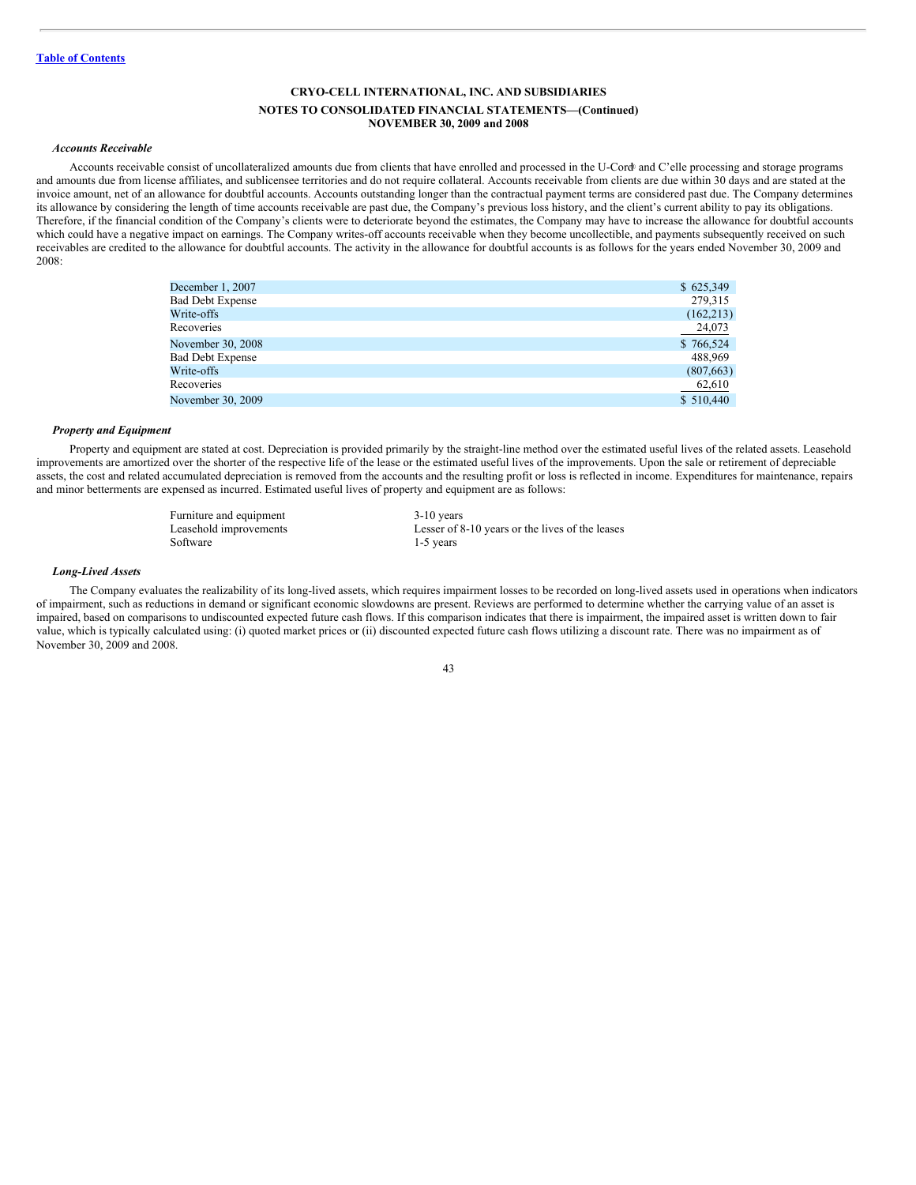[Table of Contents](#)

**CRYO-CELL INTERNATIONAL, INC. AND SUBSIDIARIES**

**NOTES TO CONSOLIDATED FINANCIAL STATEMENTS—(Continued)**
**NOVEMBER 30, 2009 and 2008**

***Accounts Receivable***

Accounts receivable consist of uncollateralized amounts due from clients that have enrolled and processed in the U-Cord® and C'elle processing and storage programs and amounts due from license affiliates, and sublicensee territories and do not require collateral. Accounts receivable from clients are due within 30 days and are stated at the invoice amount, net of an allowance for doubtful accounts. Accounts outstanding longer than the contractual payment terms are considered past due. The Company determines its allowance by considering the length of time accounts receivable are past due, the Company's previous loss history, and the client's current ability to pay its obligations. Therefore, if the financial condition of the Company's clients were to deteriorate beyond the estimates, the Company may have to increase the allowance for doubtful accounts which could have a negative impact on earnings. The Company writes-off accounts receivable when they become uncollectible, and payments subsequently received on such receivables are credited to the allowance for doubtful accounts. The activity in the allowance for doubtful accounts is as follows for the years ended November 30, 2009 and 2008:

| | |
|---|---|
| December 1, 2007 | $ 625,349 |
| Bad Debt Expense | 279,315 |
| Write-offs | (162,213) |
| Recoveries | 24,073 |
| November 30, 2008 | $ 766,524 |
| Bad Debt Expense | 488,969 |
| Write-offs | (807,663) |
| Recoveries | 62,610 |
| November 30, 2009 | $ 510,440 |

***Property and Equipment***

Property and equipment are stated at cost. Depreciation is provided primarily by the straight-line method over the estimated useful lives of the related assets. Leasehold improvements are amortized over the shorter of the respective life of the lease or the estimated useful lives of the improvements. Upon the sale or retirement of depreciable assets, the cost and related accumulated depreciation is removed from the accounts and the resulting profit or loss is reflected in income. Expenditures for maintenance, repairs and minor betterments are expensed as incurred. Estimated useful lives of property and equipment are as follows:

| | |
|---|---|
| Furniture and equipment | 3-10 years |
| Leasehold improvements | Lesser of 8-10 years or the lives of the leases |
| Software | 1-5 years |

***Long-Lived Assets***

The Company evaluates the realizability of its long-lived assets, which requires impairment losses to be recorded on long-lived assets used in operations when indicators of impairment, such as reductions in demand or significant economic slowdowns are present. Reviews are performed to determine whether the carrying value of an asset is impaired, based on comparisons to undiscounted expected future cash flows. If this comparison indicates that there is impairment, the impaired asset is written down to fair value, which is typically calculated using: (i) quoted market prices or (ii) discounted expected future cash flows utilizing a discount rate. There was no impairment as of November 30, 2009 and 2008.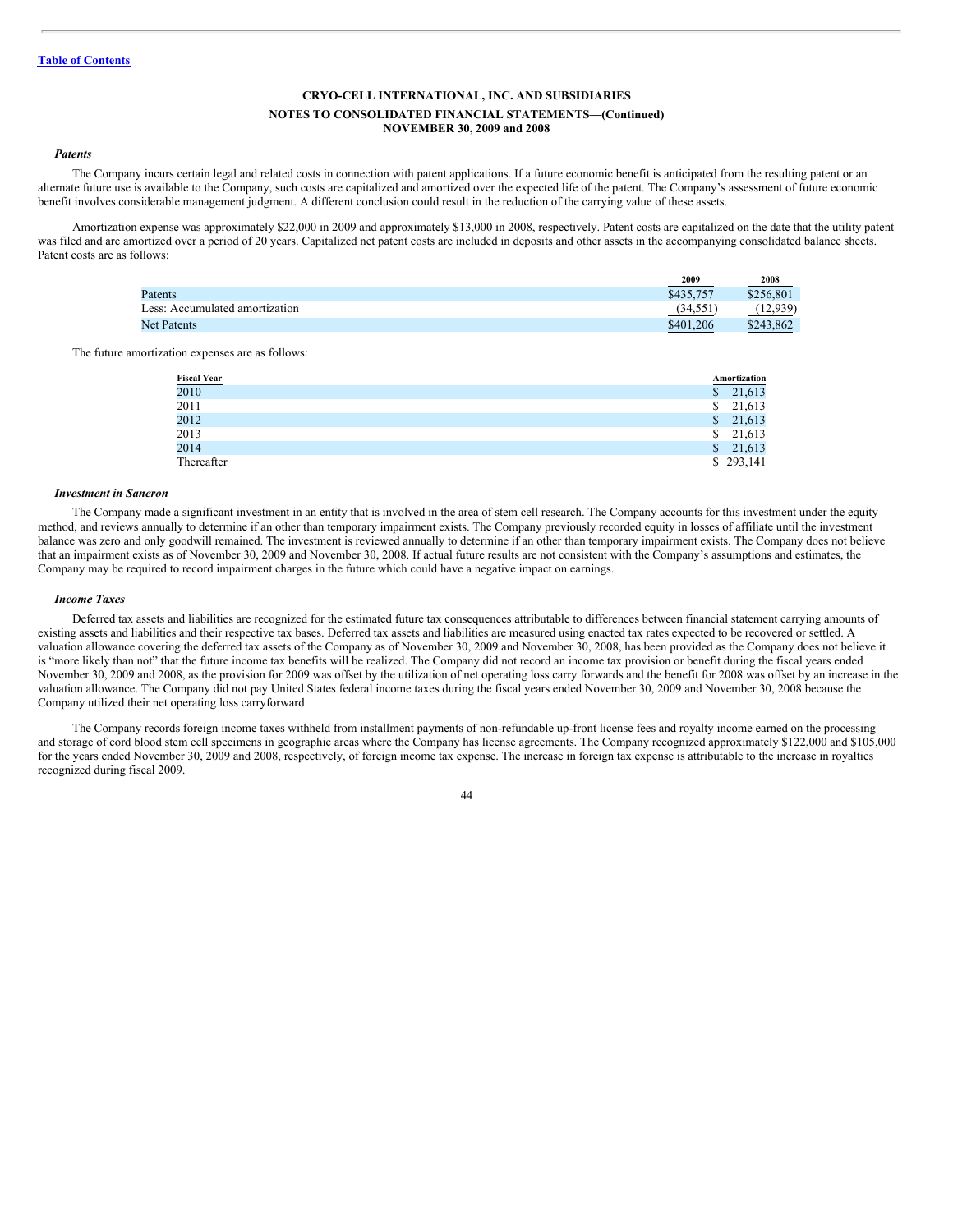CRYO-CELL INTERNATIONAL, INC. AND SUBSIDIARIES

NOTES TO CONSOLIDATED FINANCIAL STATEMENTS—(Continued)
NOVEMBER 30, 2009 and 2008

***Patents***

The Company incurs certain legal and related costs in connection with patent applications. If a future economic benefit is anticipated from the resulting patent or an alternate future use is available to the Company, such costs are capitalized and amortized over the expected life of the patent. The Company's assessment of future economic benefit involves considerable management judgment. A different conclusion could result in the reduction of the carrying value of these assets.

Amortization expense was approximately $22,000 in 2009 and approximately $13,000 in 2008, respectively. Patent costs are capitalized on the date that the utility patent was filed and are amortized over a period of 20 years. Capitalized net patent costs are included in deposits and other assets in the accompanying consolidated balance sheets. Patent costs are as follows:

| | 2009 | 2008 |
|---|---|---|
| Patents | $435,757 | $256,801 |
| Less: Accumulated amortization | (34,551) | (12,939) |
| Net Patents | $401,206 | $243,862 |

The future amortization expenses are as follows:

| Fiscal Year | Amortization |
|---|---|
| 2010 | $ 21,613 |
| 2011 | $ 21,613 |
| 2012 | $ 21,613 |
| 2013 | $ 21,613 |
| 2014 | $ 21,613 |
| Thereafter | $ 293,141 |

***Investment in Saneron***

The Company made a significant investment in an entity that is involved in the area of stem cell research. The Company accounts for this investment under the equity method, and reviews annually to determine if an other than temporary impairment exists. The Company previously recorded equity in losses of affiliate until the investment balance was zero and only goodwill remained. The investment is reviewed annually to determine if an other than temporary impairment exists. The Company does not believe that an impairment exists as of November 30, 2009 and November 30, 2008. If actual future results are not consistent with the Company's assumptions and estimates, the Company may be required to record impairment charges in the future which could have a negative impact on earnings.

***Income Taxes***

Deferred tax assets and liabilities are recognized for the estimated future tax consequences attributable to differences between financial statement carrying amounts of existing assets and liabilities and their respective tax bases. Deferred tax assets and liabilities are measured using enacted tax rates expected to be recovered or settled. A valuation allowance covering the deferred tax assets of the Company as of November 30, 2009 and November 30, 2008, has been provided as the Company does not believe it is "more likely than not" that the future income tax benefits will be realized. The Company did not record an income tax provision or benefit during the fiscal years ended November 30, 2009 and 2008, as the provision for 2009 was offset by the utilization of net operating loss carry forwards and the benefit for 2008 was offset by an increase in the valuation allowance. The Company did not pay United States federal income taxes during the fiscal years ended November 30, 2009 and November 30, 2008 because the Company utilized their net operating loss carryforward.

The Company records foreign income taxes withheld from installment payments of non-refundable up-front license fees and royalty income earned on the processing and storage of cord blood stem cell specimens in geographic areas where the Company has license agreements. The Company recognized approximately $122,000 and $105,000 for the years ended November 30, 2009 and 2008, respectively, of foreign income tax expense. The increase in foreign tax expense is attributable to the increase in royalties recognized during fiscal 2009.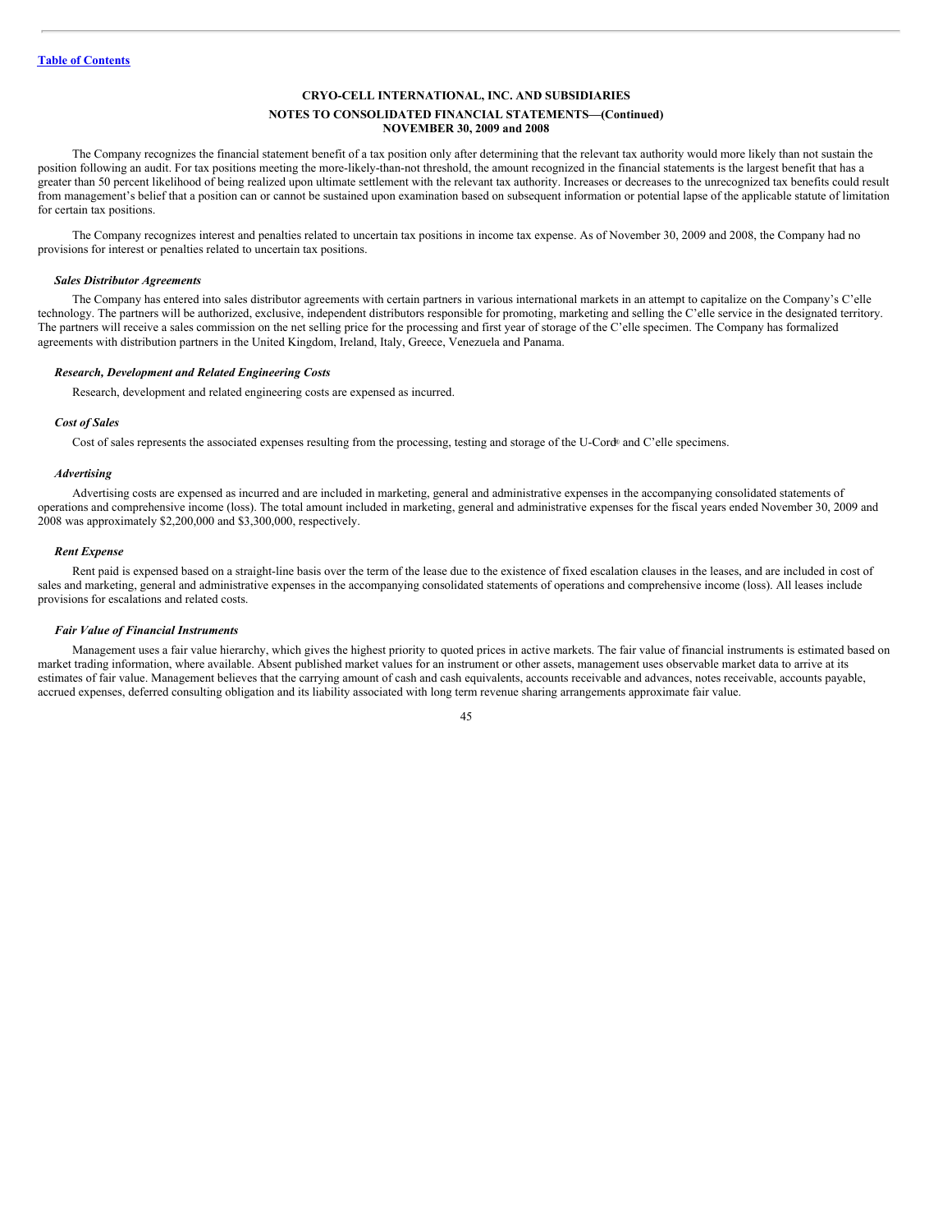**CRYO-CELL INTERNATIONAL, INC. AND SUBSIDIARIES**

**NOTES TO CONSOLIDATED FINANCIAL STATEMENTS—(Continued)**
**NOVEMBER 30, 2009 and 2008**

The Company recognizes the financial statement benefit of a tax position only after determining that the relevant tax authority would more likely than not sustain the position following an audit. For tax positions meeting the more-likely-than-not threshold, the amount recognized in the financial statements is the largest benefit that has a greater than 50 percent likelihood of being realized upon ultimate settlement with the relevant tax authority. Increases or decreases to the unrecognized tax benefits could result from management's belief that a position can or cannot be sustained upon examination based on subsequent information or potential lapse of the applicable statute of limitation for certain tax positions.

The Company recognizes interest and penalties related to uncertain tax positions in income tax expense. As of November 30, 2009 and 2008, the Company had no provisions for interest or penalties related to uncertain tax positions.

***Sales Distributor Agreements***

The Company has entered into sales distributor agreements with certain partners in various international markets in an attempt to capitalize on the Company's C'elle technology. The partners will be authorized, exclusive, independent distributors responsible for promoting, marketing and selling the C'elle service in the designated territory. The partners will receive a sales commission on the net selling price for the processing and first year of storage of the C'elle specimen. The Company has formalized agreements with distribution partners in the United Kingdom, Ireland, Italy, Greece, Venezuela and Panama.

***Research, Development and Related Engineering Costs***

Research, development and related engineering costs are expensed as incurred.

***Cost of Sales***

Cost of sales represents the associated expenses resulting from the processing, testing and storage of the U-Cord® and C'elle specimens.

***Advertising***

Advertising costs are expensed as incurred and are included in marketing, general and administrative expenses in the accompanying consolidated statements of operations and comprehensive income (loss). The total amount included in marketing, general and administrative expenses for the fiscal years ended November 30, 2009 and 2008 was approximately $2,200,000 and $3,300,000, respectively.

***Rent Expense***

Rent paid is expensed based on a straight-line basis over the term of the lease due to the existence of fixed escalation clauses in the leases, and are included in cost of sales and marketing, general and administrative expenses in the accompanying consolidated statements of operations and comprehensive income (loss). All leases include provisions for escalations and related costs.

***Fair Value of Financial Instruments***

Management uses a fair value hierarchy, which gives the highest priority to quoted prices in active markets. The fair value of financial instruments is estimated based on market trading information, where available. Absent published market values for an instrument or other assets, management uses observable market data to arrive at its estimates of fair value. Management believes that the carrying amount of cash and cash equivalents, accounts receivable and advances, notes receivable, accounts payable, accrued expenses, deferred consulting obligation and its liability associated with long term revenue sharing arrangements approximate fair value.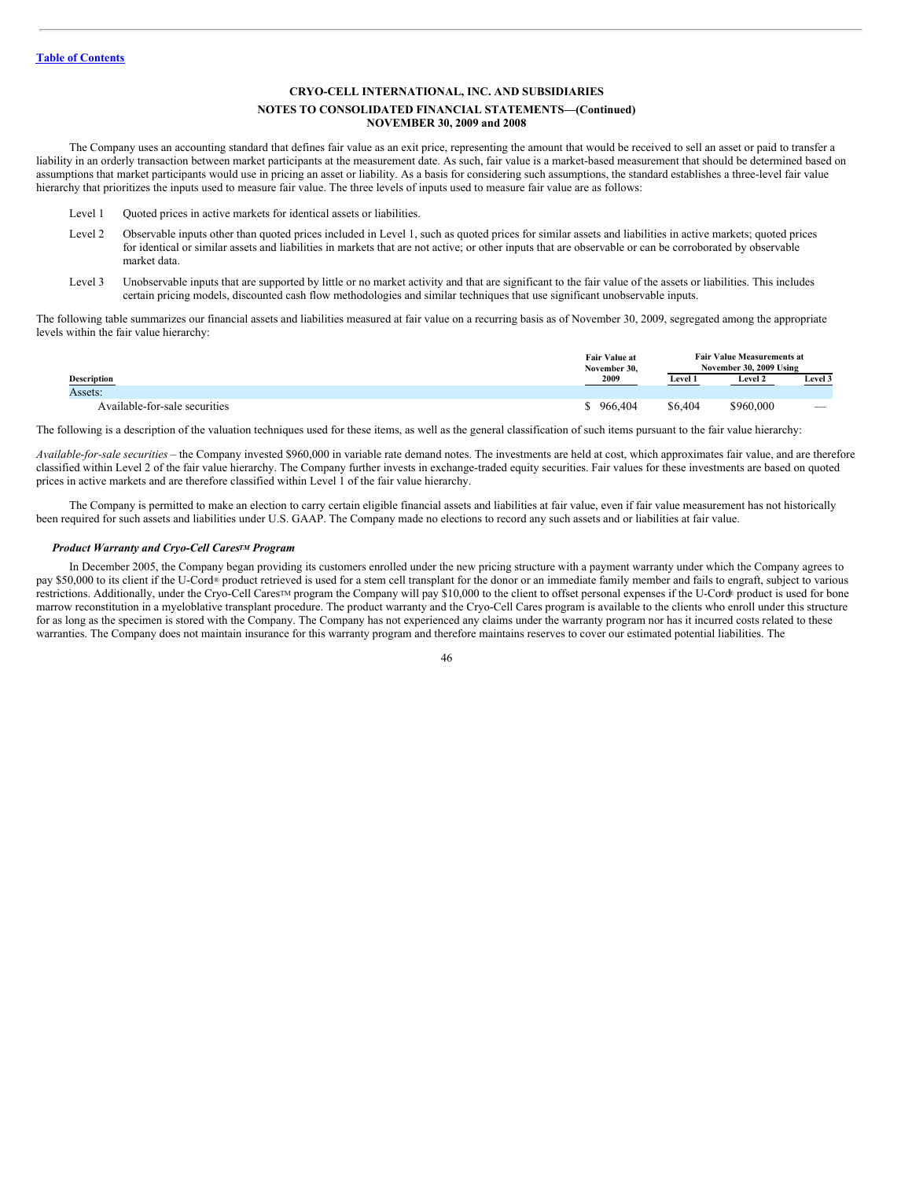[Table of Contents](#)

**CRYO-CELL INTERNATIONAL, INC. AND SUBSIDIARIES**

**NOTES TO CONSOLIDATED FINANCIAL STATEMENTS—(Continued)**
**NOVEMBER 30, 2009 and 2008**

The Company uses an accounting standard that defines fair value as an exit price, representing the amount that would be received to sell an asset or paid to transfer a liability in an orderly transaction between market participants at the measurement date. As such, fair value is a market-based measurement that should be determined based on assumptions that market participants would use in pricing an asset or liability. As a basis for considering such assumptions, the standard establishes a three-level fair value hierarchy that prioritizes the inputs used to measure fair value. The three levels of inputs used to measure fair value are as follows:

- Level 1 Quoted prices in active markets for identical assets or liabilities.
- Level 2 Observable inputs other than quoted prices included in Level 1, such as quoted prices for similar assets and liabilities in active markets; quoted prices for identical or similar assets and liabilities in markets that are not active; or other inputs that are observable or can be corroborated by observable market data.
- Level 3 Unobservable inputs that are supported by little or no market activity and that are significant to the fair value of the assets or liabilities. This includes certain pricing models, discounted cash flow methodologies and similar techniques that use significant unobservable inputs.

The following table summarizes our financial assets and liabilities measured at fair value on a recurring basis as of November 30, 2009, segregated among the appropriate levels within the fair value hierarchy:

| Description | Fair Value at November 30, 2009 | Fair Value Measurements at November 30, 2009 Using | | |
|---|---|---|---|---|
| | | Level 1 | Level 2 | Level 3 |
| Assets: | | | | |
| Available-for-sale securities | $ 966,404 | $6,404 | $960,000 | — |

The following is a description of the valuation techniques used for these items, as well as the general classification of such items pursuant to the fair value hierarchy:

*Available-for-sale securities* – the Company invested $960,000 in variable rate demand notes. The investments are held at cost, which approximates fair value, and are therefore classified within Level 2 of the fair value hierarchy. The Company further invests in exchange-traded equity securities. Fair values for these investments are based on quoted prices in active markets and are therefore classified within Level 1 of the fair value hierarchy.

The Company is permitted to make an election to carry certain eligible financial assets and liabilities at fair value, even if fair value measurement has not historically been required for such assets and liabilities under U.S. GAAP. The Company made no elections to record any such assets and or liabilities at fair value.

***Product Warranty and Cryo-Cell Cares™ Program***

In December 2005, the Company began providing its customers enrolled under the new pricing structure with a payment warranty under which the Company agrees to pay $50,000 to its client if the U-Cord® product retrieved is used for a stem cell transplant for the donor or an immediate family member and fails to engraft, subject to various restrictions. Additionally, under the Cryo-Cell Cares™ program the Company will pay $10,000 to the client to offset personal expenses if the U-Cord® product is used for bone marrow reconstitution in a myeloblative transplant procedure. The product warranty and the Cryo-Cell Cares program is available to the clients who enroll under this structure for as long as the specimen is stored with the Company. The Company has not experienced any claims under the warranty program nor has it incurred costs related to these warranties. The Company does not maintain insurance for this warranty program and therefore maintains reserves to cover our estimated potential liabilities. The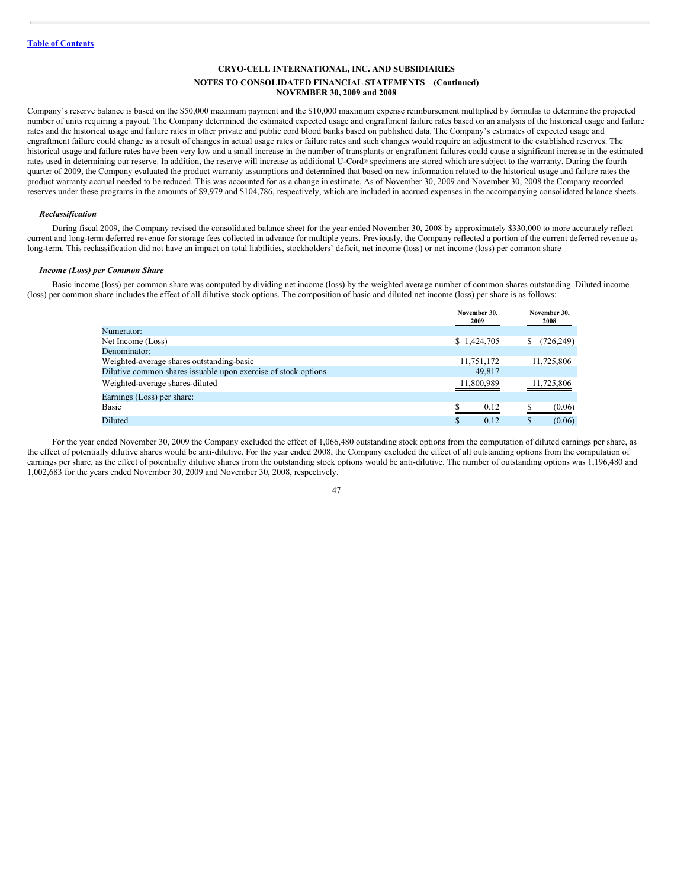Company's reserve balance is based on the $50,000 maximum payment and the $10,000 maximum expense reimbursement multiplied by formulas to determine the projected number of units requiring a payout. The Company determined the estimated expected usage and engraftment failure rates based on an analysis of the historical usage and failure rates and the historical usage and failure rates in other private and public cord blood banks based on published data. The Company's estimates of expected usage and engraftment failure could change as a result of changes in actual usage rates or failure rates and such changes would require an adjustment to the established reserves. The historical usage and failure rates have been very low and a small increase in the number of transplants or engraftment failures could cause a significant increase in the estimated rates used in determining our reserve. In addition, the reserve will increase as additional U-Cord® specimens are stored which are subject to the warranty. During the fourth quarter of 2009, the Company evaluated the product warranty assumptions and determined that based on new information related to the historical usage and failure rates the product warranty accrual needed to be reduced. This was accounted for as a change in estimate. As of November 30, 2009 and November 30, 2008 the Company recorded reserves under these programs in the amounts of $9,979 and $104,786, respectively, which are included in accrued expenses in the accompanying consolidated balance sheets.

***Reclassification***

During fiscal 2009, the Company revised the consolidated balance sheet for the year ended November 30, 2008 by approximately $330,000 to more accurately reflect current and long-term deferred revenue for storage fees collected in advance for multiple years. Previously, the Company reflected a portion of the current deferred revenue as long-term. This reclassification did not have an impact on total liabilities, stockholders' deficit, net income (loss) or net income (loss) per common share

***Income (Loss) per Common Share***

Basic income (loss) per common share was computed by dividing net income (loss) by the weighted average number of common shares outstanding. Diluted income (loss) per common share includes the effect of all dilutive stock options. The composition of basic and diluted net income (loss) per share is as follows:

| | November 30, 2009 | November 30, 2008 |
|---|---|---|
| Numerator: | | |
| Net Income (Loss) | $ 1,424,705 | $ (726,249) |
| Denominator: | | |
| Weighted-average shares outstanding-basic | 11,751,172 | 11,725,806 |
| Dilutive common shares issuable upon exercise of stock options | 49,817 | — |
| Weighted-average shares-diluted | 11,800,989 | 11,725,806 |
| Earnings (Loss) per share: | | |
| Basic | $ 0.12 | $ (0.06) |
| Diluted | $ 0.12 | $ (0.06) |

For the year ended November 30, 2009 the Company excluded the effect of 1,066,480 outstanding stock options from the computation of diluted earnings per share, as the effect of potentially dilutive shares would be anti-dilutive. For the year ended 2008, the Company excluded the effect of all outstanding options from the computation of earnings per share, as the effect of potentially dilutive shares from the outstanding stock options would be anti-dilutive. The number of outstanding options was 1,196,480 and 1,002,683 for the years ended November 30, 2009 and November 30, 2008, respectively.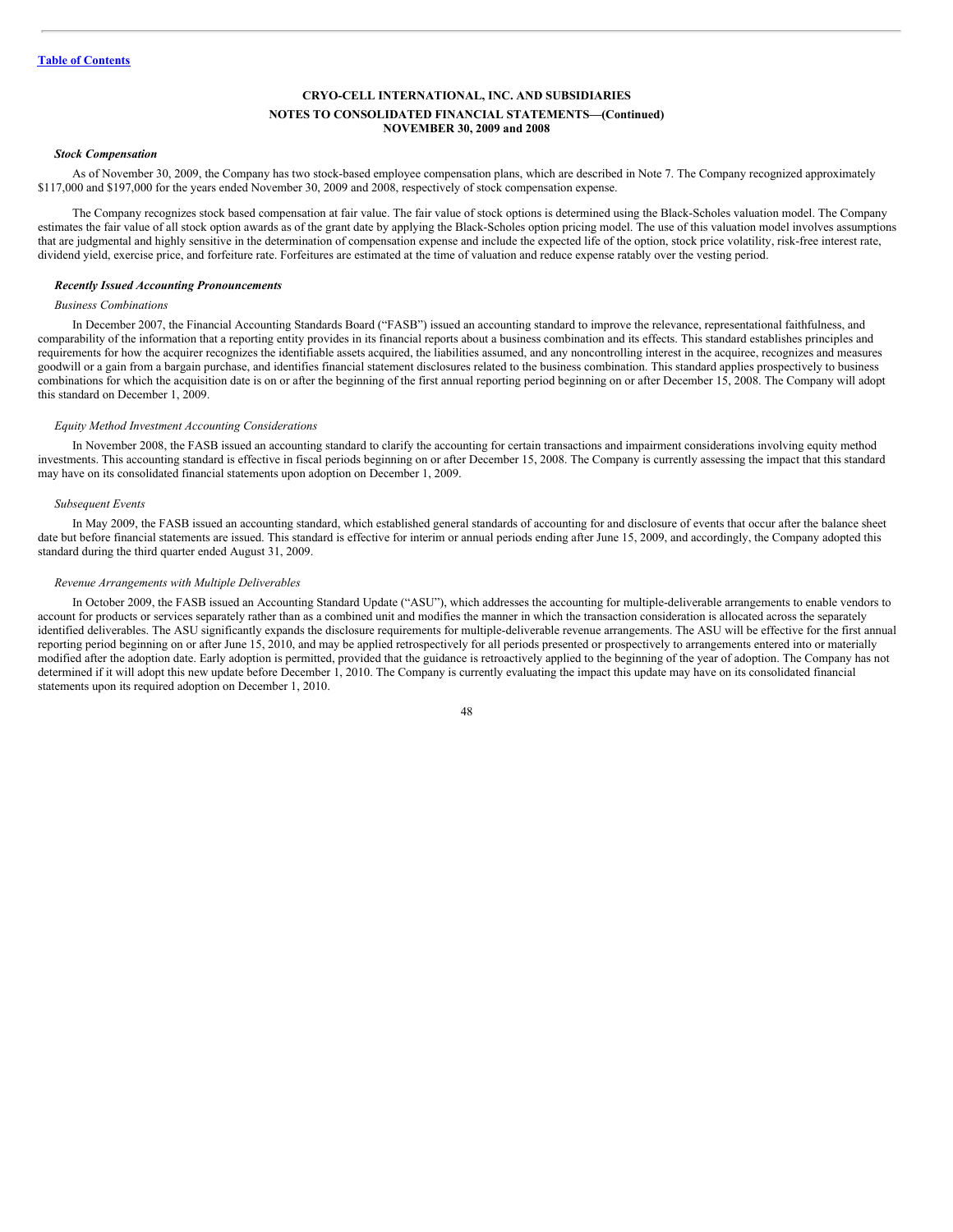### CRYO-CELL INTERNATIONAL, INC. AND SUBSIDIARIES

### NOTES TO CONSOLIDATED FINANCIAL STATEMENTS—(Continued)
### NOVEMBER 30, 2009 and 2008

***Stock Compensation***

As of November 30, 2009, the Company has two stock-based employee compensation plans, which are described in Note 7. The Company recognized approximately $117,000 and $197,000 for the years ended November 30, 2009 and 2008, respectively of stock compensation expense.

The Company recognizes stock based compensation at fair value. The fair value of stock options is determined using the Black-Scholes valuation model. The Company estimates the fair value of all stock option awards as of the grant date by applying the Black-Scholes option pricing model. The use of this valuation model involves assumptions that are judgmental and highly sensitive in the determination of compensation expense and include the expected life of the option, stock price volatility, risk-free interest rate, dividend yield, exercise price, and forfeiture rate. Forfeitures are estimated at the time of valuation and reduce expense ratably over the vesting period.

***Recently Issued Accounting Pronouncements***

*Business Combinations*

In December 2007, the Financial Accounting Standards Board ("FASB") issued an accounting standard to improve the relevance, representational faithfulness, and comparability of the information that a reporting entity provides in its financial reports about a business combination and its effects. This standard establishes principles and requirements for how the acquirer recognizes the identifiable assets acquired, the liabilities assumed, and any noncontrolling interest in the acquiree, recognizes and measures goodwill or a gain from a bargain purchase, and identifies financial statement disclosures related to the business combination. This standard applies prospectively to business combinations for which the acquisition date is on or after the beginning of the first annual reporting period beginning on or after December 15, 2008. The Company will adopt this standard on December 1, 2009.

*Equity Method Investment Accounting Considerations*

In November 2008, the FASB issued an accounting standard to clarify the accounting for certain transactions and impairment considerations involving equity method investments. This accounting standard is effective in fiscal periods beginning on or after December 15, 2008. The Company is currently assessing the impact that this standard may have on its consolidated financial statements upon adoption on December 1, 2009.

*Subsequent Events*

In May 2009, the FASB issued an accounting standard, which established general standards of accounting for and disclosure of events that occur after the balance sheet date but before financial statements are issued. This standard is effective for interim or annual periods ending after June 15, 2009, and accordingly, the Company adopted this standard during the third quarter ended August 31, 2009.

*Revenue Arrangements with Multiple Deliverables*

In October 2009, the FASB issued an Accounting Standard Update ("ASU"), which addresses the accounting for multiple-deliverable arrangements to enable vendors to account for products or services separately rather than as a combined unit and modifies the manner in which the transaction consideration is allocated across the separately identified deliverables. The ASU significantly expands the disclosure requirements for multiple-deliverable revenue arrangements. The ASU will be effective for the first annual reporting period beginning on or after June 15, 2010, and may be applied retrospectively for all periods presented or prospectively to arrangements entered into or materially modified after the adoption date. Early adoption is permitted, provided that the guidance is retroactively applied to the beginning of the year of adoption. The Company has not determined if it will adopt this new update before December 1, 2010. The Company is currently evaluating the impact this update may have on its consolidated financial statements upon its required adoption on December 1, 2010.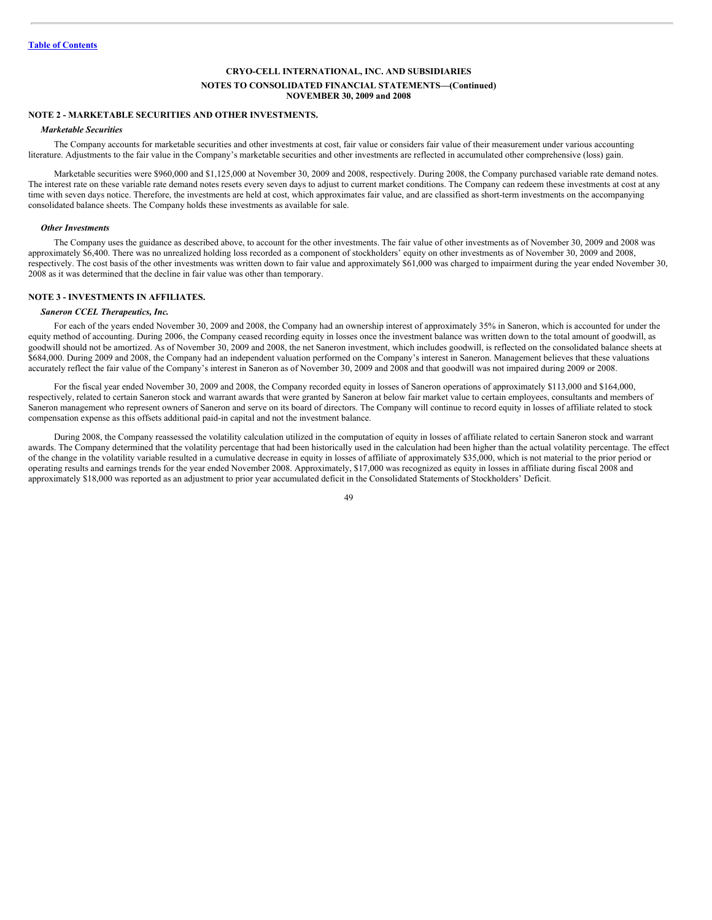[Table of Contents](#)

**CRYO-CELL INTERNATIONAL, INC. AND SUBSIDIARIES**

**NOTES TO CONSOLIDATED FINANCIAL STATEMENTS—(Continued)**
**NOVEMBER 30, 2009 and 2008**

## NOTE 2 - MARKETABLE SECURITIES AND OTHER INVESTMENTS.

### *Marketable Securities*

The Company accounts for marketable securities and other investments at cost, fair value or considers fair value of their measurement under various accounting literature. Adjustments to the fair value in the Company's marketable securities and other investments are reflected in accumulated other comprehensive (loss) gain.

Marketable securities were $960,000 and $1,125,000 at November 30, 2009 and 2008, respectively. During 2008, the Company purchased variable rate demand notes. The interest rate on these variable rate demand notes resets every seven days to adjust to current market conditions. The Company can redeem these investments at cost at any time with seven days notice. Therefore, the investments are held at cost, which approximates fair value, and are classified as short-term investments on the accompanying consolidated balance sheets. The Company holds these investments as available for sale.

### *Other Investments*

The Company uses the guidance as described above, to account for the other investments. The fair value of other investments as of November 30, 2009 and 2008 was approximately $6,400. There was no unrealized holding loss recorded as a component of stockholders' equity on other investments as of November 30, 2009 and 2008, respectively. The cost basis of the other investments was written down to fair value and approximately $61,000 was charged to impairment during the year ended November 30, 2008 as it was determined that the decline in fair value was other than temporary.

## NOTE 3 - INVESTMENTS IN AFFILIATES.

### *Saneron CCEL Therapeutics, Inc.*

For each of the years ended November 30, 2009 and 2008, the Company had an ownership interest of approximately 35% in Saneron, which is accounted for under the equity method of accounting. During 2006, the Company ceased recording equity in losses once the investment balance was written down to the total amount of goodwill, as goodwill should not be amortized. As of November 30, 2009 and 2008, the net Saneron investment, which includes goodwill, is reflected on the consolidated balance sheets at $684,000. During 2009 and 2008, the Company had an independent valuation performed on the Company's interest in Saneron. Management believes that these valuations accurately reflect the fair value of the Company's interest in Saneron as of November 30, 2009 and 2008 and that goodwill was not impaired during 2009 or 2008.

For the fiscal year ended November 30, 2009 and 2008, the Company recorded equity in losses of Saneron operations of approximately $113,000 and $164,000, respectively, related to certain Saneron stock and warrant awards that were granted by Saneron at below fair market value to certain employees, consultants and members of Saneron management who represent owners of Saneron and serve on its board of directors. The Company will continue to record equity in losses of affiliate related to stock compensation expense as this offsets additional paid-in capital and not the investment balance.

During 2008, the Company reassessed the volatility calculation utilized in the computation of equity in losses of affiliate related to certain Saneron stock and warrant awards. The Company determined that the volatility percentage that had been historically used in the calculation had been higher than the actual volatility percentage. The effect of the change in the volatility variable resulted in a cumulative decrease in equity in losses of affiliate of approximately $35,000, which is not material to the prior period or operating results and earnings trends for the year ended November 2008. Approximately, $17,000 was recognized as equity in losses in affiliate during fiscal 2008 and approximately $18,000 was reported as an adjustment to prior year accumulated deficit in the Consolidated Statements of Stockholders' Deficit.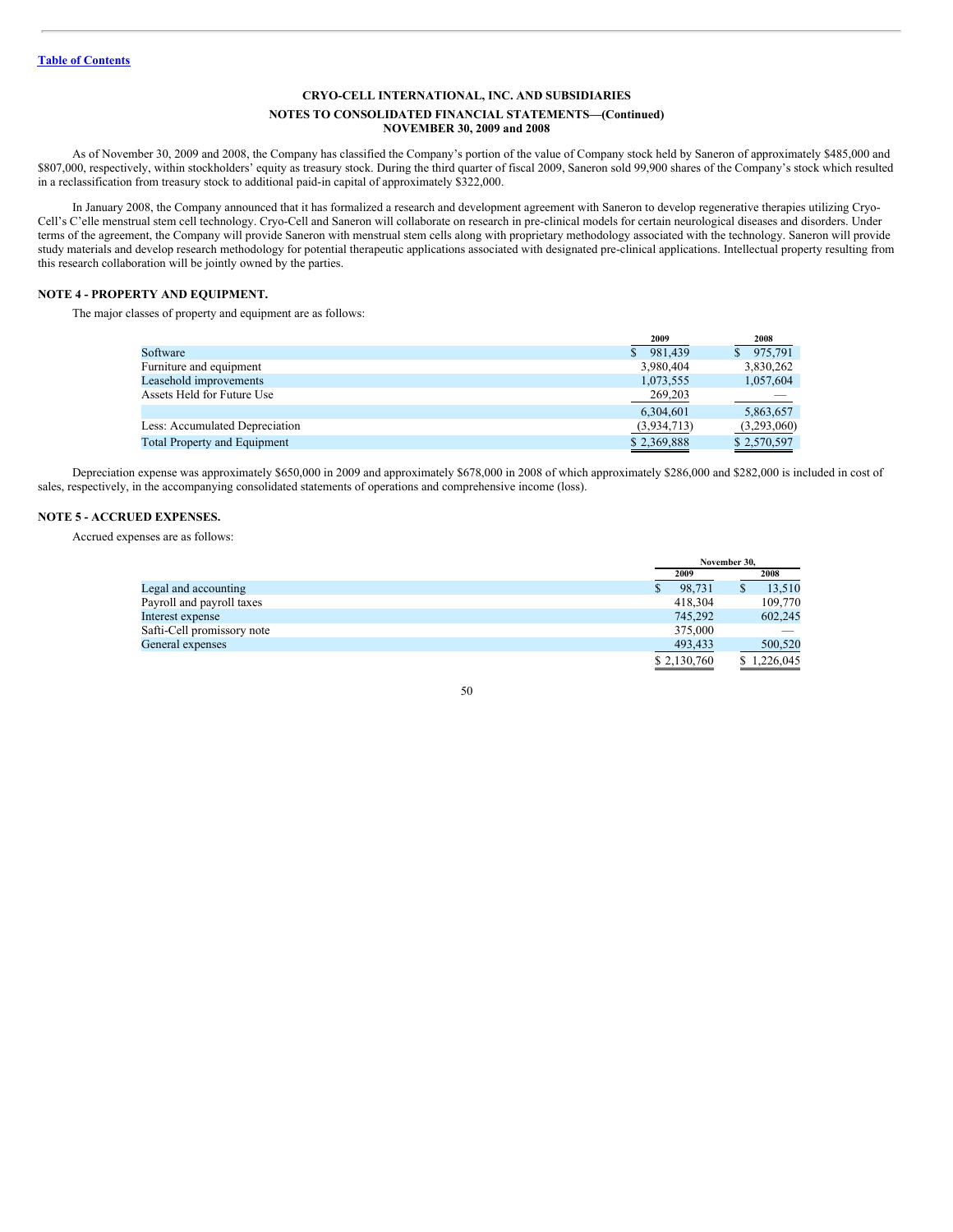**Table of Contents**

**CRYO-CELL INTERNATIONAL, INC. AND SUBSIDIARIES**

**NOTES TO CONSOLIDATED FINANCIAL STATEMENTS—(Continued)**
**NOVEMBER 30, 2009 and 2008**

As of November 30, 2009 and 2008, the Company has classified the Company's portion of the value of Company stock held by Saneron of approximately $485,000 and $807,000, respectively, within stockholders' equity as treasury stock. During the third quarter of fiscal 2009, Saneron sold 99,900 shares of the Company's stock which resulted in a reclassification from treasury stock to additional paid-in capital of approximately $322,000.

In January 2008, the Company announced that it has formalized a research and development agreement with Saneron to develop regenerative therapies utilizing Cryo-Cell's C'elle menstrual stem cell technology. Cryo-Cell and Saneron will collaborate on research in pre-clinical models for certain neurological diseases and disorders. Under terms of the agreement, the Company will provide Saneron with menstrual stem cells along with proprietary methodology associated with the technology. Saneron will provide study materials and develop research methodology for potential therapeutic applications associated with designated pre-clinical applications. Intellectual property resulting from this research collaboration will be jointly owned by the parties.

**NOTE 4 - PROPERTY AND EQUIPMENT.**

The major classes of property and equipment are as follows:

| | 2009 | 2008 |
|---|---|---|
| Software | $ 981,439 | $ 975,791 |
| Furniture and equipment | 3,980,404 | 3,830,262 |
| Leasehold improvements | 1,073,555 | 1,057,604 |
| Assets Held for Future Use | 269,203 | — |
| | 6,304,601 | 5,863,657 |
| Less: Accumulated Depreciation | (3,934,713) | (3,293,060) |
| Total Property and Equipment | $ 2,369,888 | $ 2,570,597 |

Depreciation expense was approximately $650,000 in 2009 and approximately $678,000 in 2008 of which approximately $286,000 and $282,000 is included in cost of sales, respectively, in the accompanying consolidated statements of operations and comprehensive income (loss).

**NOTE 5 - ACCRUED EXPENSES.**

Accrued expenses are as follows:

| | November 30, | |
|---|---|---|
| | 2009 | 2008 |
| Legal and accounting | $ 98,731 | $ 13,510 |
| Payroll and payroll taxes | 418,304 | 109,770 |
| Interest expense | 745,292 | 602,245 |
| Safti-Cell promissory note | 375,000 | — |
| General expenses | 493,433 | 500,520 |
| | $ 2,130,760 | $ 1,226,045 |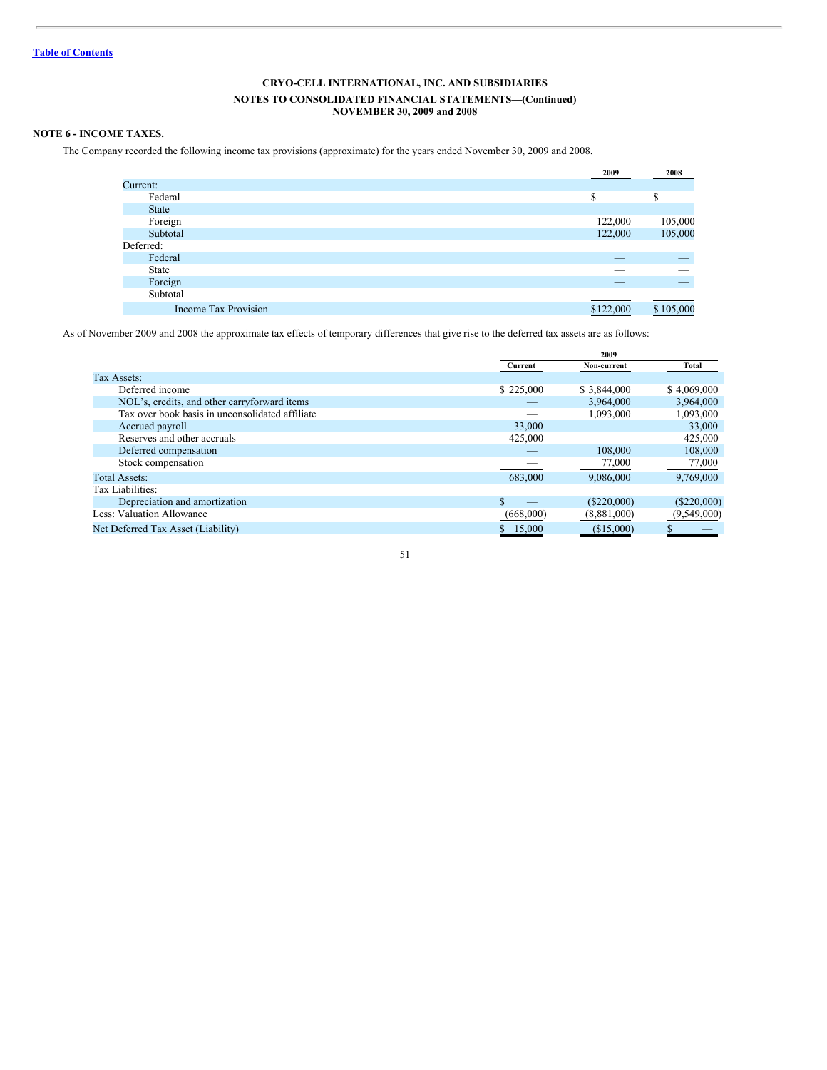CRYO-CELL INTERNATIONAL, INC. AND SUBSIDIARIES

NOTES TO CONSOLIDATED FINANCIAL STATEMENTS—(Continued)
NOVEMBER 30, 2009 and 2008

**NOTE 6 - INCOME TAXES.**

The Company recorded the following income tax provisions (approximate) for the years ended November 30, 2009 and 2008.

| | 2009 | 2008 |
|---|---|---|
| Current: | | |
| Federal | $ — | $ — |
| State | — | — |
| Foreign | 122,000 | 105,000 |
| Subtotal | 122,000 | 105,000 |
| Deferred: | | |
| Federal | — | — |
| State | — | — |
| Foreign | — | — |
| Subtotal | — | — |
| Income Tax Provision | $122,000 | $ 105,000 |

As of November 2009 and 2008 the approximate tax effects of temporary differences that give rise to the deferred tax assets are as follows:

| | 2009 | | |
|---|---|---|---|
| | Current | Non-current | Total |
| Tax Assets: | | | |
| Deferred income | $ 225,000 | $ 3,844,000 | $ 4,069,000 |
| NOL's, credits, and other carryforward items | — | 3,964,000 | 3,964,000 |
| Tax over book basis in unconsolidated affiliate | — | 1,093,000 | 1,093,000 |
| Accrued payroll | 33,000 | — | 33,000 |
| Reserves and other accruals | 425,000 | — | 425,000 |
| Deferred compensation | — | 108,000 | 108,000 |
| Stock compensation | — | 77,000 | 77,000 |
| Total Assets: | 683,000 | 9,086,000 | 9,769,000 |
| Tax Liabilities: | | | |
| Depreciation and amortization | $ — | ($220,000) | ($220,000) |
| Less: Valuation Allowance | (668,000) | (8,881,000) | (9,549,000) |
| Net Deferred Tax Asset (Liability) | $ 15,000 | ($15,000) | $ — |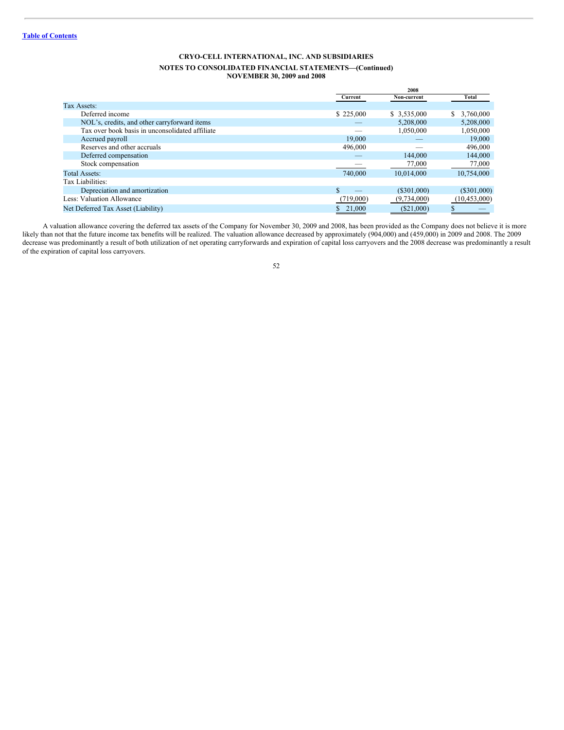**Table of Contents**

**CRYO-CELL INTERNATIONAL, INC. AND SUBSIDIARIES**

**NOTES TO CONSOLIDATED FINANCIAL STATEMENTS—(Continued)**
**NOVEMBER 30, 2009 and 2008**

| | 2008 | | |
|---|---|---|---|
| | Current | Non-current | Total |
| Tax Assets: | | | |
| Deferred income | $ 225,000 | $ 3,535,000 | $ 3,760,000 |
| NOL's, credits, and other carryforward items | — | 5,208,000 | 5,208,000 |
| Tax over book basis in unconsolidated affiliate | — | 1,050,000 | 1,050,000 |
| Accrued payroll | 19,000 | — | 19,000 |
| Reserves and other accruals | 496,000 | — | 496,000 |
| Deferred compensation | — | 144,000 | 144,000 |
| Stock compensation | — | 77,000 | 77,000 |
| Total Assets: | 740,000 | 10,014,000 | 10,754,000 |
| Tax Liabilities: | | | |
| Depreciation and amortization | $ — | ($301,000) | ($301,000) |
| Less: Valuation Allowance | (719,000) | (9,734,000) | (10,453,000) |
| Net Deferred Tax Asset (Liability) | $ 21,000 | ($21,000) | $ — |

A valuation allowance covering the deferred tax assets of the Company for November 30, 2009 and 2008, has been provided as the Company does not believe it is more likely than not that the future income tax benefits will be realized. The valuation allowance decreased by approximately (904,000) and (459,000) in 2009 and 2008. The 2009 decrease was predominantly a result of both utilization of net operating carryforwards and expiration of capital loss carryovers and the 2008 decrease was predominantly a result of the expiration of capital loss carryovers.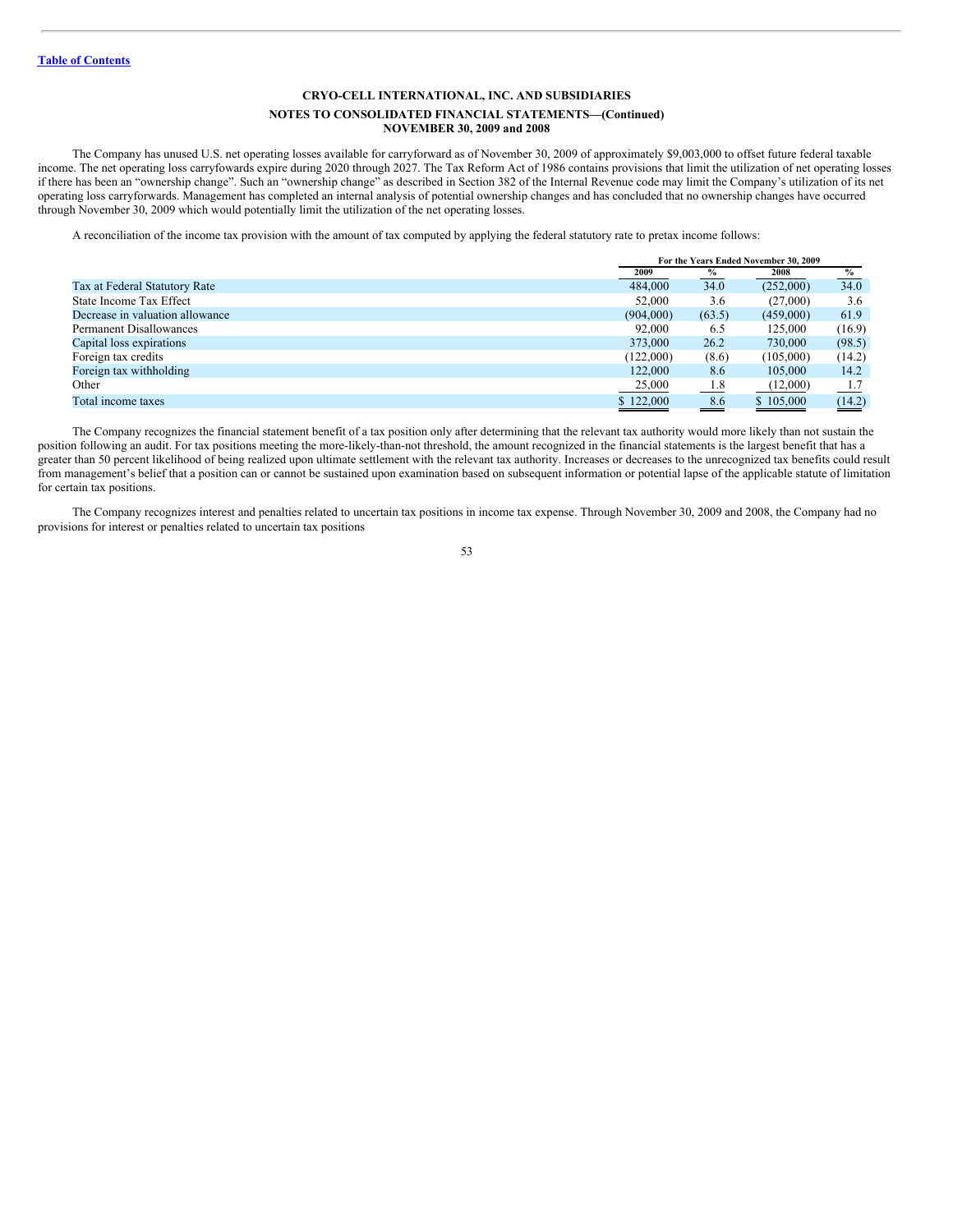CRYO-CELL INTERNATIONAL, INC. AND SUBSIDIARIES

NOTES TO CONSOLIDATED FINANCIAL STATEMENTS—(Continued)
NOVEMBER 30, 2009 and 2008

The Company has unused U.S. net operating losses available for carryforward as of November 30, 2009 of approximately $9,003,000 to offset future federal taxable income. The net operating loss carryfowards expire during 2020 through 2027. The Tax Reform Act of 1986 contains provisions that limit the utilization of net operating losses if there has been an "ownership change". Such an "ownership change" as described in Section 382 of the Internal Revenue code may limit the Company's utilization of its net operating loss carryforwards. Management has completed an internal analysis of potential ownership changes and has concluded that no ownership changes have occurred through November 30, 2009 which would potentially limit the utilization of the net operating losses.

A reconciliation of the income tax provision with the amount of tax computed by applying the federal statutory rate to pretax income follows:

| | For the Years Ended November 30, 2009 | | | |
|---|---|---|---|---|
| | 2009 | % | 2008 | % |
| Tax at Federal Statutory Rate | 484,000 | 34.0 | (252,000) | 34.0 |
| State Income Tax Effect | 52,000 | 3.6 | (27,000) | 3.6 |
| Decrease in valuation allowance | (904,000) | (63.5) | (459,000) | 61.9 |
| Permanent Disallowances | 92,000 | 6.5 | 125,000 | (16.9) |
| Capital loss expirations | 373,000 | 26.2 | 730,000 | (98.5) |
| Foreign tax credits | (122,000) | (8.6) | (105,000) | (14.2) |
| Foreign tax withholding | 122,000 | 8.6 | 105,000 | 14.2 |
| Other | 25,000 | 1.8 | (12,000) | 1.7 |
| Total income taxes | $ 122,000 | 8.6 | $ 105,000 | (14.2) |

The Company recognizes the financial statement benefit of a tax position only after determining that the relevant tax authority would more likely than not sustain the position following an audit. For tax positions meeting the more-likely-than-not threshold, the amount recognized in the financial statements is the largest benefit that has a greater than 50 percent likelihood of being realized upon ultimate settlement with the relevant tax authority. Increases or decreases to the unrecognized tax benefits could result from management's belief that a position can or cannot be sustained upon examination based on subsequent information or potential lapse of the applicable statute of limitation for certain tax positions.

The Company recognizes interest and penalties related to uncertain tax positions in income tax expense. Through November 30, 2009 and 2008, the Company had no provisions for interest or penalties related to uncertain tax positions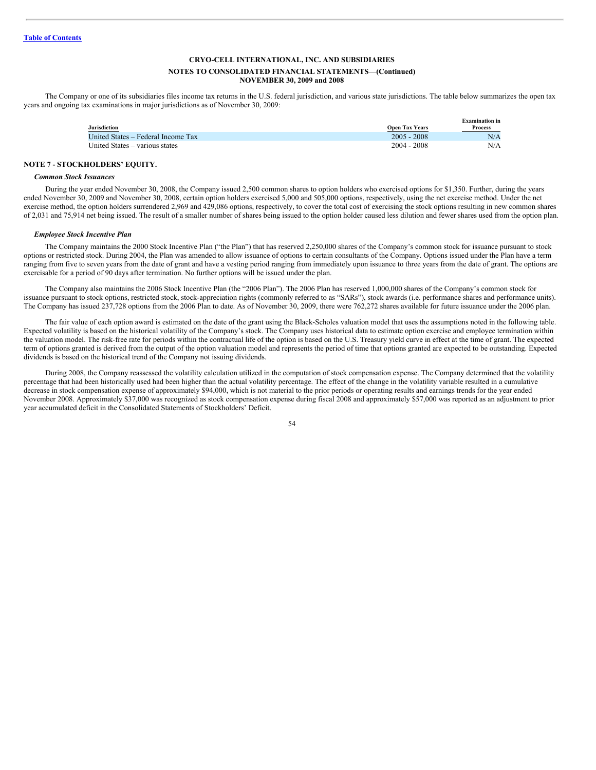**CRYO-CELL INTERNATIONAL, INC. AND SUBSIDIARIES**

**NOTES TO CONSOLIDATED FINANCIAL STATEMENTS—(Continued)**
**NOVEMBER 30, 2009 and 2008**

The Company or one of its subsidiaries files income tax returns in the U.S. federal jurisdiction, and various state jurisdictions. The table below summarizes the open tax years and ongoing tax examinations in major jurisdictions as of November 30, 2009:

| Jurisdiction | Open Tax Years | Examination in Process |
|---|---|---|
| United States – Federal Income Tax | 2005 - 2008 | N/A |
| United States – various states | 2004 - 2008 | N/A |

## NOTE 7 - STOCKHOLDERS' EQUITY.

***Common Stock Issuances***

During the year ended November 30, 2008, the Company issued 2,500 common shares to option holders who exercised options for $1,350. Further, during the years ended November 30, 2009 and November 30, 2008, certain option holders exercised 5,000 and 505,000 options, respectively, using the net exercise method. Under the net exercise method, the option holders surrendered 2,969 and 429,086 options, respectively, to cover the total cost of exercising the stock options resulting in new common shares of 2,031 and 75,914 net being issued. The result of a smaller number of shares being issued to the option holder caused less dilution and fewer shares used from the option plan.

***Employee Stock Incentive Plan***

The Company maintains the 2000 Stock Incentive Plan ("the Plan") that has reserved 2,250,000 shares of the Company's common stock for issuance pursuant to stock options or restricted stock. During 2004, the Plan was amended to allow issuance of options to certain consultants of the Company. Options issued under the Plan have a term ranging from five to seven years from the date of grant and have a vesting period ranging from immediately upon issuance to three years from the date of grant. The options are exercisable for a period of 90 days after termination. No further options will be issued under the plan.

The Company also maintains the 2006 Stock Incentive Plan (the "2006 Plan"). The 2006 Plan has reserved 1,000,000 shares of the Company's common stock for issuance pursuant to stock options, restricted stock, stock-appreciation rights (commonly referred to as "SARs"), stock awards (i.e. performance shares and performance units). The Company has issued 237,728 options from the 2006 Plan to date. As of November 30, 2009, there were 762,272 shares available for future issuance under the 2006 plan.

The fair value of each option award is estimated on the date of the grant using the Black-Scholes valuation model that uses the assumptions noted in the following table. Expected volatility is based on the historical volatility of the Company's stock. The Company uses historical data to estimate option exercise and employee termination within the valuation model. The risk-free rate for periods within the contractual life of the option is based on the U.S. Treasury yield curve in effect at the time of grant. The expected term of options granted is derived from the output of the option valuation model and represents the period of time that options granted are expected to be outstanding. Expected dividends is based on the historical trend of the Company not issuing dividends.

During 2008, the Company reassessed the volatility calculation utilized in the computation of stock compensation expense. The Company determined that the volatility percentage that had been historically used had been higher than the actual volatility percentage. The effect of the change in the volatility variable resulted in a cumulative decrease in stock compensation expense of approximately $94,000, which is not material to the prior periods or operating results and earnings trends for the year ended November 2008. Approximately $37,000 was recognized as stock compensation expense during fiscal 2008 and approximately $57,000 was reported as an adjustment to prior year accumulated deficit in the Consolidated Statements of Stockholders' Deficit.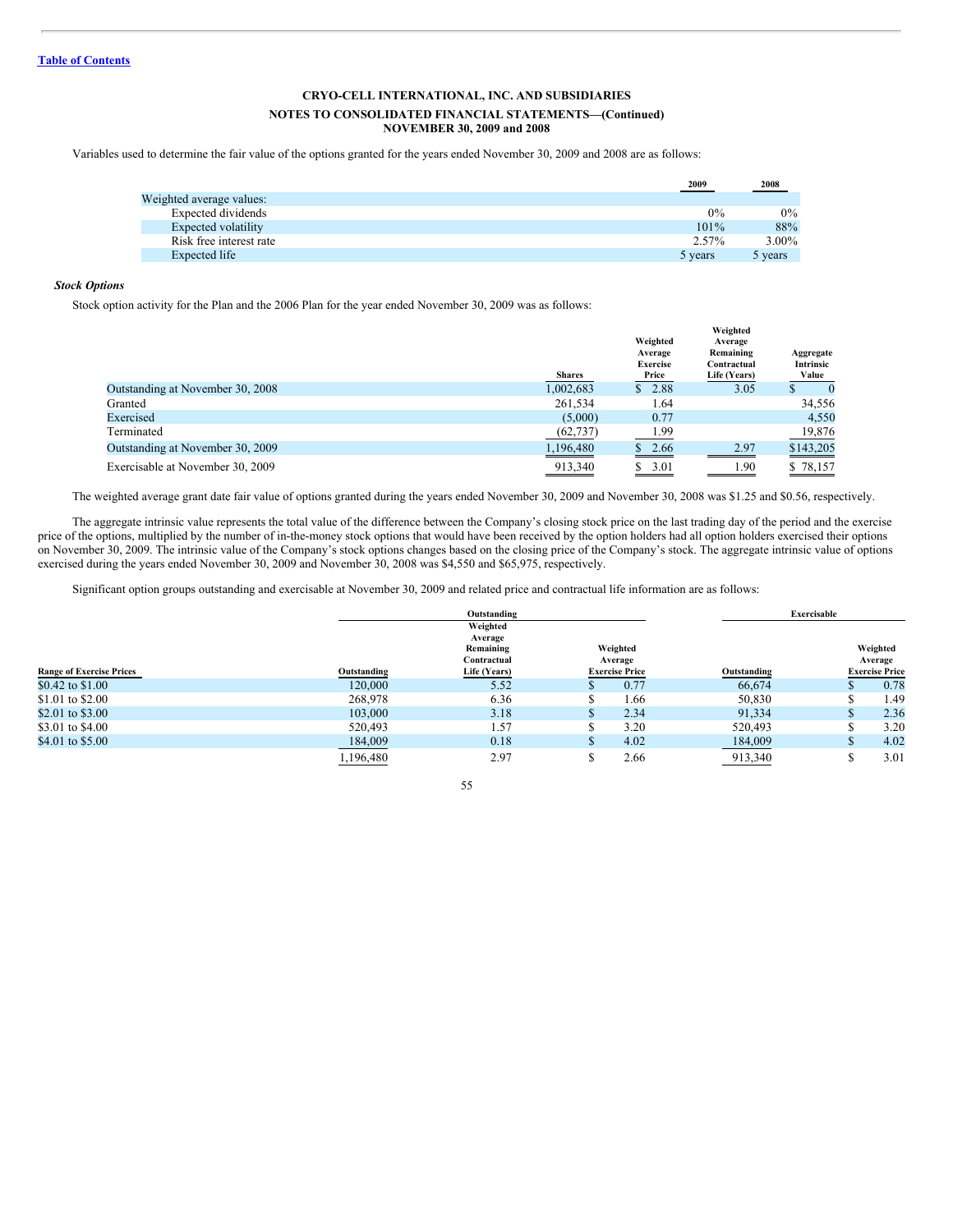[Table of Contents](#)

**CRYO-CELL INTERNATIONAL, INC. AND SUBSIDIARIES**

**NOTES TO CONSOLIDATED FINANCIAL STATEMENTS—(Continued)**
**NOVEMBER 30, 2009 and 2008**

Variables used to determine the fair value of the options granted for the years ended November 30, 2009 and 2008 are as follows:

| | 2009 | 2008 |
|---|---|---|
| Weighted average values: | | |
| Expected dividends | 0% | 0% |
| Expected volatility | 101% | 88% |
| Risk free interest rate | 2.57% | 3.00% |
| Expected life | 5 years | 5 years |

***Stock Options***

Stock option activity for the Plan and the 2006 Plan for the year ended November 30, 2009 was as follows:

| | Shares | Weighted Average Exercise Price | Weighted Average Remaining Contractual Life (Years) | Aggregate Intrinsic Value |
|---|---|---|---|---|
| Outstanding at November 30, 2008 | 1,002,683 | $ 2.88 | 3.05 | $ 0 |
| Granted | 261,534 | 1.64 | | 34,556 |
| Exercised | (5,000) | 0.77 | | 4,550 |
| Terminated | (62,737) | 1.99 | | 19,876 |
| Outstanding at November 30, 2009 | 1,196,480 | $ 2.66 | 2.97 | $143,205 |
| Exercisable at November 30, 2009 | 913,340 | $ 3.01 | 1.90 | $ 78,157 |

The weighted average grant date fair value of options granted during the years ended November 30, 2009 and November 30, 2008 was $1.25 and $0.56, respectively.

The aggregate intrinsic value represents the total value of the difference between the Company's closing stock price on the last trading day of the period and the exercise price of the options, multiplied by the number of in-the-money stock options that would have been received by the option holders had all option holders exercised their options on November 30, 2009. The intrinsic value of the Company's stock options changes based on the closing price of the Company's stock. The aggregate intrinsic value of options exercised during the years ended November 30, 2009 and November 30, 2008 was $4,550 and $65,975, respectively.

Significant option groups outstanding and exercisable at November 30, 2009 and related price and contractual life information are as follows:

| | Outstanding | | | Exercisable | |
|---|---|---|---|---|---|
| Range of Exercise Prices | Outstanding | Weighted Average Remaining Contractual Life (Years) | Weighted Average Exercise Price | Outstanding | Weighted Average Exercise Price |
| $0.42 to $1.00 | 120,000 | 5.52 | $ 0.77 | 66,674 | $ 0.78 |
| $1.01 to $2.00 | 268,978 | 6.36 | $ 1.66 | 50,830 | $ 1.49 |
| $2.01 to $3.00 | 103,000 | 3.18 | $ 2.34 | 91,334 | $ 2.36 |
| $3.01 to $4.00 | 520,493 | 1.57 | $ 3.20 | 520,493 | $ 3.20 |
| $4.01 to $5.00 | 184,009 | 0.18 | $ 4.02 | 184,009 | $ 4.02 |
| | 1,196,480 | 2.97 | $ 2.66 | 913,340 | $ 3.01 |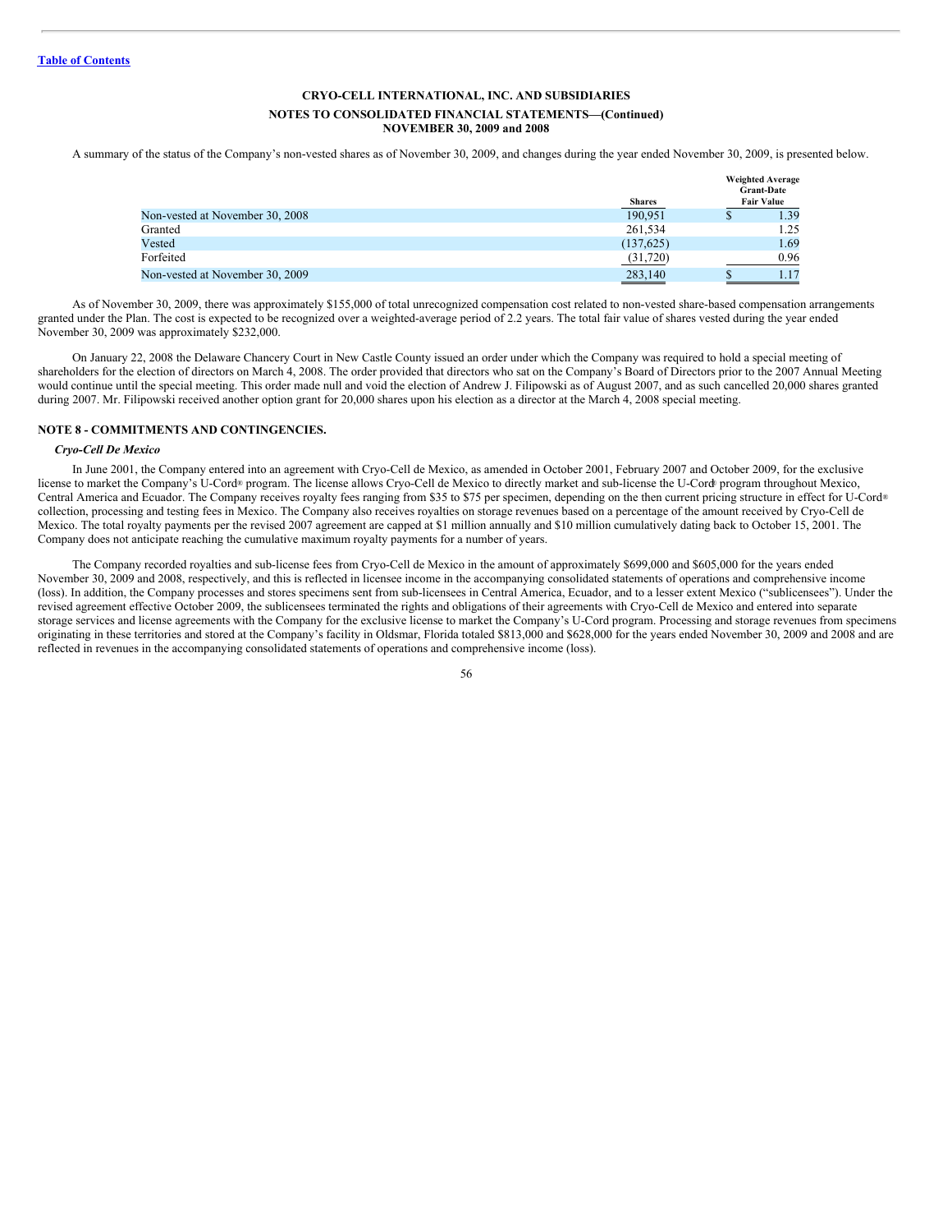[Table of Contents](#)

**CRYO-CELL INTERNATIONAL, INC. AND SUBSIDIARIES**

**NOTES TO CONSOLIDATED FINANCIAL STATEMENTS—(Continued)**

**NOVEMBER 30, 2009 and 2008**

A summary of the status of the Company's non-vested shares as of November 30, 2009, and changes during the year ended November 30, 2009, is presented below.

| | Shares | Weighted Average Grant-Date Fair Value |
|---|---|---|
| Non-vested at November 30, 2008 | 190,951 | $ 1.39 |
| Granted | 261,534 | 1.25 |
| Vested | (137,625) | 1.69 |
| Forfeited | (31,720) | 0.96 |
| Non-vested at November 30, 2009 | 283,140 | $ 1.17 |

As of November 30, 2009, there was approximately $155,000 of total unrecognized compensation cost related to non-vested share-based compensation arrangements granted under the Plan. The cost is expected to be recognized over a weighted-average period of 2.2 years. The total fair value of shares vested during the year ended November 30, 2009 was approximately $232,000.

On January 22, 2008 the Delaware Chancery Court in New Castle County issued an order under which the Company was required to hold a special meeting of shareholders for the election of directors on March 4, 2008. The order provided that directors who sat on the Company's Board of Directors prior to the 2007 Annual Meeting would continue until the special meeting. This order made null and void the election of Andrew J. Filipowski as of August 2007, and as such cancelled 20,000 shares granted during 2007. Mr. Filipowski received another option grant for 20,000 shares upon his election as a director at the March 4, 2008 special meeting.

## NOTE 8 - COMMITMENTS AND CONTINGENCIES.

***Cryo-Cell De Mexico***

In June 2001, the Company entered into an agreement with Cryo-Cell de Mexico, as amended in October 2001, February 2007 and October 2009, for the exclusive license to market the Company's U-Cord® program. The license allows Cryo-Cell de Mexico to directly market and sub-license the U-Cord® program throughout Mexico, Central America and Ecuador. The Company receives royalty fees ranging from $35 to $75 per specimen, depending on the then current pricing structure in effect for U-Cord® collection, processing and testing fees in Mexico. The Company also receives royalties on storage revenues based on a percentage of the amount received by Cryo-Cell de Mexico. The total royalty payments per the revised 2007 agreement are capped at $1 million annually and $10 million cumulatively dating back to October 15, 2001. The Company does not anticipate reaching the cumulative maximum royalty payments for a number of years.

The Company recorded royalties and sub-license fees from Cryo-Cell de Mexico in the amount of approximately $699,000 and $605,000 for the years ended November 30, 2009 and 2008, respectively, and this is reflected in licensee income in the accompanying consolidated statements of operations and comprehensive income (loss). In addition, the Company processes and stores specimens sent from sub-licensees in Central America, Ecuador, and to a lesser extent Mexico ("sublicensees"). Under the revised agreement effective October 2009, the sublicensees terminated the rights and obligations of their agreements with Cryo-Cell de Mexico and entered into separate storage services and license agreements with the Company for the exclusive license to market the Company's U-Cord program. Processing and storage revenues from specimens originating in these territories and stored at the Company's facility in Oldsmar, Florida totaled $813,000 and $628,000 for the years ended November 30, 2009 and 2008 and are reflected in revenues in the accompanying consolidated statements of operations and comprehensive income (loss).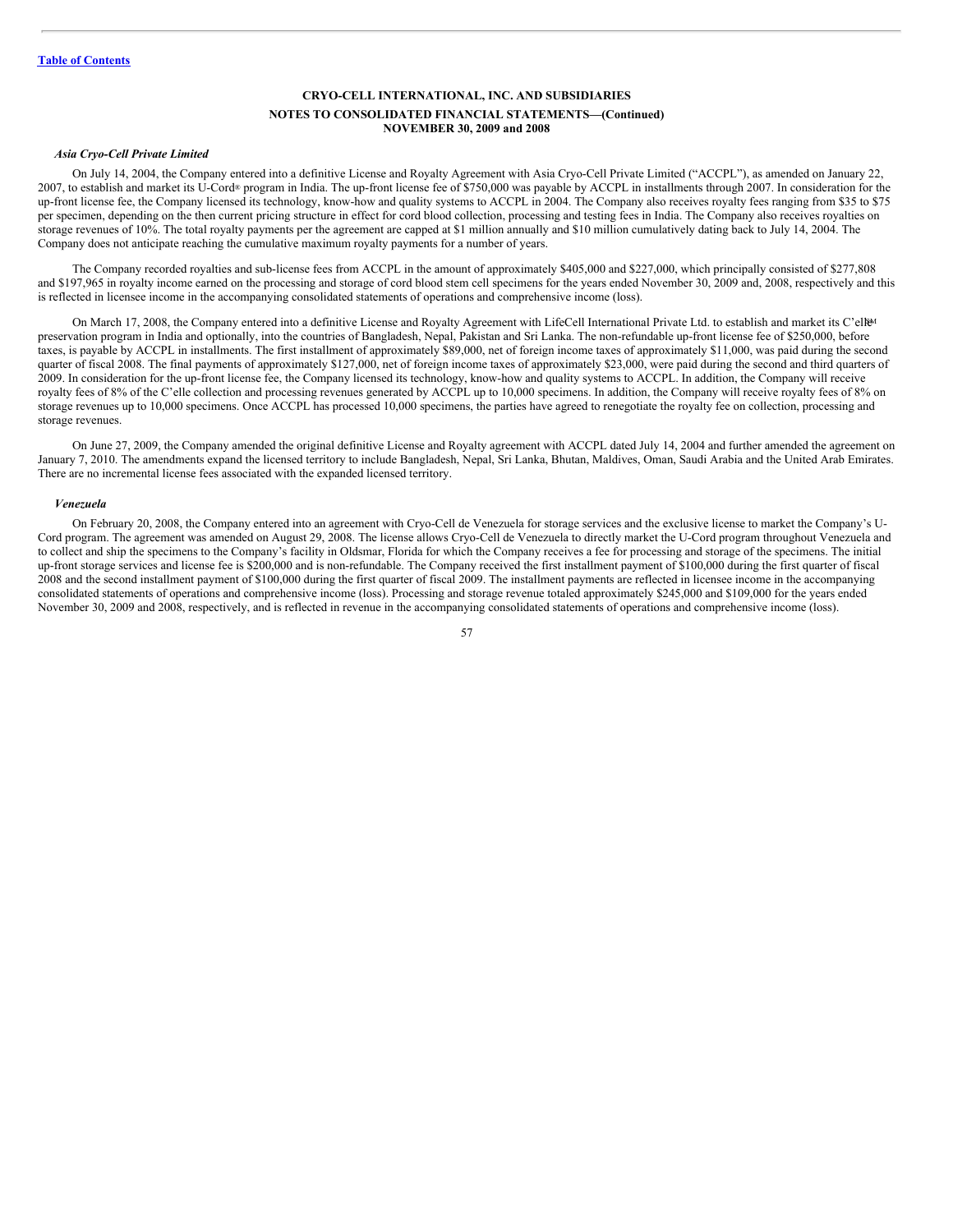Table of Contents

**CRYO-CELL INTERNATIONAL, INC. AND SUBSIDIARIES**
**NOTES TO CONSOLIDATED FINANCIAL STATEMENTS—(Continued)**
**NOVEMBER 30, 2009 and 2008**

***Asia Cryo-Cell Private Limited***

On July 14, 2004, the Company entered into a definitive License and Royalty Agreement with Asia Cryo-Cell Private Limited ("ACCPL"), as amended on January 22, 2007, to establish and market its U-Cord® program in India. The up-front license fee of $750,000 was payable by ACCPL in installments through 2007. In consideration for the up-front license fee, the Company licensed its technology, know-how and quality systems to ACCPL in 2004. The Company also receives royalty fees ranging from $35 to $75 per specimen, depending on the then current pricing structure in effect for cord blood collection, processing and testing fees in India. The Company also receives royalties on storage revenues of 10%. The total royalty payments per the agreement are capped at $1 million annually and $10 million cumulatively dating back to July 14, 2004. The Company does not anticipate reaching the cumulative maximum royalty payments for a number of years.

The Company recorded royalties and sub-license fees from ACCPL in the amount of approximately $405,000 and $227,000, which principally consisted of $277,808 and $197,965 in royalty income earned on the processing and storage of cord blood stem cell specimens for the years ended November 30, 2009 and, 2008, respectively and this is reflected in licensee income in the accompanying consolidated statements of operations and comprehensive income (loss).

On March 17, 2008, the Company entered into a definitive License and Royalty Agreement with LifeCell International Private Ltd. to establish and market its C'elle℠ preservation program in India and optionally, into the countries of Bangladesh, Nepal, Pakistan and Sri Lanka. The non-refundable up-front license fee of $250,000, before taxes, is payable by ACCPL in installments. The first installment of approximately $89,000, net of foreign income taxes of approximately $11,000, was paid during the second quarter of fiscal 2008. The final payments of approximately $127,000, net of foreign income taxes of approximately $23,000, were paid during the second and third quarters of 2009. In consideration for the up-front license fee, the Company licensed its technology, know-how and quality systems to ACCPL. In addition, the Company will receive royalty fees of 8% of the C'elle collection and processing revenues generated by ACCPL up to 10,000 specimens. In addition, the Company will receive royalty fees of 8% on storage revenues up to 10,000 specimens. Once ACCPL has processed 10,000 specimens, the parties have agreed to renegotiate the royalty fee on collection, processing and storage revenues.

On June 27, 2009, the Company amended the original definitive License and Royalty agreement with ACCPL dated July 14, 2004 and further amended the agreement on January 7, 2010. The amendments expand the licensed territory to include Bangladesh, Nepal, Sri Lanka, Bhutan, Maldives, Oman, Saudi Arabia and the United Arab Emirates. There are no incremental license fees associated with the expanded licensed territory.

***Venezuela***

On February 20, 2008, the Company entered into an agreement with Cryo-Cell de Venezuela for storage services and the exclusive license to market the Company's U-Cord program. The agreement was amended on August 29, 2008. The license allows Cryo-Cell de Venezuela to directly market the U-Cord program throughout Venezuela and to collect and ship the specimens to the Company's facility in Oldsmar, Florida for which the Company receives a fee for processing and storage of the specimens. The initial up-front storage services and license fee is $200,000 and is non-refundable. The Company received the first installment payment of $100,000 during the first quarter of fiscal 2008 and the second installment payment of $100,000 during the first quarter of fiscal 2009. The installment payments are reflected in licensee income in the accompanying consolidated statements of operations and comprehensive income (loss). Processing and storage revenue totaled approximately $245,000 and $109,000 for the years ended November 30, 2009 and 2008, respectively, and is reflected in revenue in the accompanying consolidated statements of operations and comprehensive income (loss).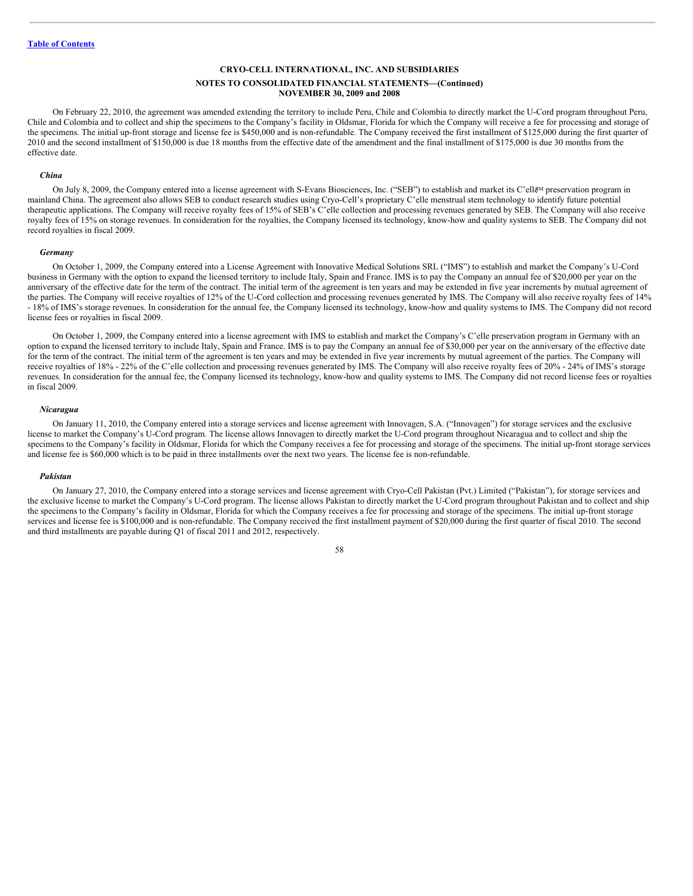On February 22, 2010, the agreement was amended extending the territory to include Peru, Chile and Colombia to directly market the U-Cord program throughout Peru, Chile and Colombia and to collect and ship the specimens to the Company's facility in Oldsmar, Florida for which the Company will receive a fee for processing and storage of the specimens. The initial up-front storage and license fee is $450,000 and is non-refundable. The Company received the first installment of $125,000 during the first quarter of 2010 and the second installment of $150,000 is due 18 months from the effective date of the amendment and the final installment of $175,000 is due 30 months from the effective date.

*China*

On July 8, 2009, the Company entered into a license agreement with S-Evans Biosciences, Inc. ("SEB") to establish and market its C'elle™ preservation program in mainland China. The agreement also allows SEB to conduct research studies using Cryo-Cell's proprietary C'elle menstrual stem technology to identify future potential therapeutic applications. The Company will receive royalty fees of 15% of SEB's C'elle collection and processing revenues generated by SEB. The Company will also receive royalty fees of 15% on storage revenues. In consideration for the royalties, the Company licensed its technology, know-how and quality systems to SEB. The Company did not record royalties in fiscal 2009.

*Germany*

On October 1, 2009, the Company entered into a License Agreement with Innovative Medical Solutions SRL ("IMS") to establish and market the Company's U-Cord business in Germany with the option to expand the licensed territory to include Italy, Spain and France. IMS is to pay the Company an annual fee of $20,000 per year on the anniversary of the effective date for the term of the contract. The initial term of the agreement is ten years and may be extended in five year increments by mutual agreement of the parties. The Company will receive royalties of 12% of the U-Cord collection and processing revenues generated by IMS. The Company will also receive royalty fees of 14% - 18% of IMS's storage revenues. In consideration for the annual fee, the Company licensed its technology, know-how and quality systems to IMS. The Company did not record license fees or royalties in fiscal 2009.

On October 1, 2009, the Company entered into a license agreement with IMS to establish and market the Company's C'elle preservation program in Germany with an option to expand the licensed territory to include Italy, Spain and France. IMS is to pay the Company an annual fee of $30,000 per year on the anniversary of the effective date for the term of the contract. The initial term of the agreement is ten years and may be extended in five year increments by mutual agreement of the parties. The Company will receive royalties of 18% - 22% of the C'elle collection and processing revenues generated by IMS. The Company will also receive royalty fees of 20% - 24% of IMS's storage revenues. In consideration for the annual fee, the Company licensed its technology, know-how and quality systems to IMS. The Company did not record license fees or royalties in fiscal 2009.

*Nicaragua*

On January 11, 2010, the Company entered into a storage services and license agreement with Innovagen, S.A. ("Innovagen") for storage services and the exclusive license to market the Company's U-Cord program. The license allows Innovagen to directly market the U-Cord program throughout Nicaragua and to collect and ship the specimens to the Company's facility in Oldsmar, Florida for which the Company receives a fee for processing and storage of the specimens. The initial up-front storage services and license fee is $60,000 which is to be paid in three installments over the next two years. The license fee is non-refundable.

*Pakistan*

On January 27, 2010, the Company entered into a storage services and license agreement with Cryo-Cell Pakistan (Pvt.) Limited ("Pakistan"), for storage services and the exclusive license to market the Company's U-Cord program. The license allows Pakistan to directly market the U-Cord program throughout Pakistan and to collect and ship the specimens to the Company's facility in Oldsmar, Florida for which the Company receives a fee for processing and storage of the specimens. The initial up-front storage services and license fee is $100,000 and is non-refundable. The Company received the first installment payment of $20,000 during the first quarter of fiscal 2010. The second and third installments are payable during Q1 of fiscal 2011 and 2012, respectively.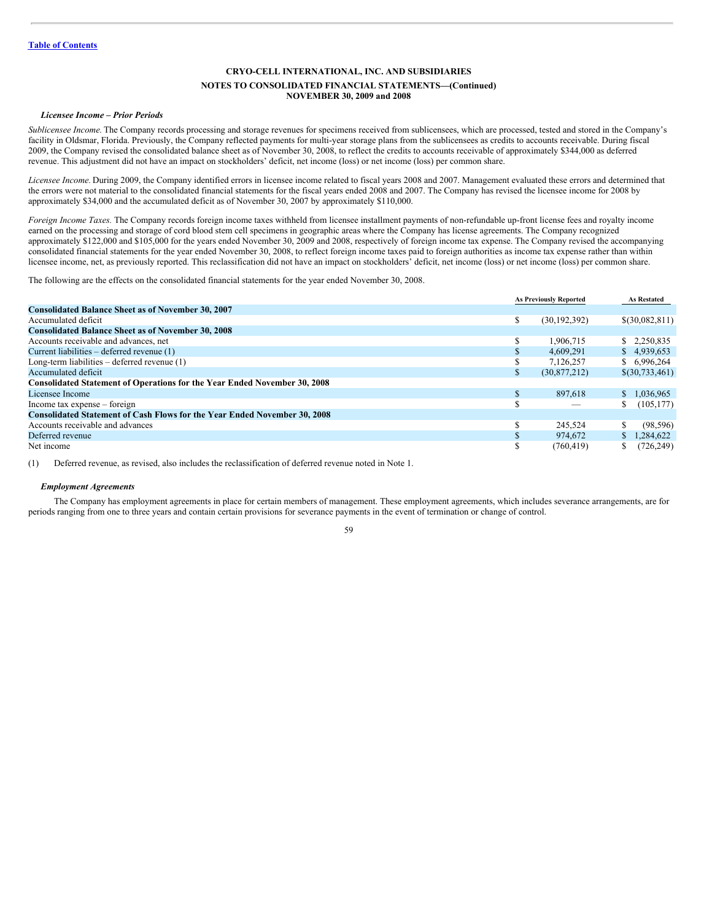[Table of Contents](#)

**CRYO-CELL INTERNATIONAL, INC. AND SUBSIDIARIES**

**NOTES TO CONSOLIDATED FINANCIAL STATEMENTS—(Continued)**
**NOVEMBER 30, 2009 and 2008**

***Licensee Income – Prior Periods***

*Sublicensee Income.* The Company records processing and storage revenues for specimens received from sublicensees, which are processed, tested and stored in the Company's facility in Oldsmar, Florida. Previously, the Company reflected payments for multi-year storage plans from the sublicensees as credits to accounts receivable. During fiscal 2009, the Company revised the consolidated balance sheet as of November 30, 2008, to reflect the credits to accounts receivable of approximately $344,000 as deferred revenue. This adjustment did not have an impact on stockholders' deficit, net income (loss) or net income (loss) per common share.

*Licensee Income.* During 2009, the Company identified errors in licensee income related to fiscal years 2008 and 2007. Management evaluated these errors and determined that the errors were not material to the consolidated financial statements for the fiscal years ended 2008 and 2007. The Company has revised the licensee income for 2008 by approximately $34,000 and the accumulated deficit as of November 30, 2007 by approximately $110,000.

*Foreign Income Taxes.* The Company records foreign income taxes withheld from licensee installment payments of non-refundable up-front license fees and royalty income earned on the processing and storage of cord blood stem cell specimens in geographic areas where the Company has license agreements. The Company recognized approximately $122,000 and $105,000 for the years ended November 30, 2009 and 2008, respectively of foreign income tax expense. The Company revised the accompanying consolidated financial statements for the year ended November 30, 2008, to reflect foreign income taxes paid to foreign authorities as income tax expense rather than within licensee income, net, as previously reported. This reclassification did not have an impact on stockholders' deficit, net income (loss) or net income (loss) per common share.

The following are the effects on the consolidated financial statements for the year ended November 30, 2008.

| | As Previously Reported | As Restated |
|---|---|---|
| **Consolidated Balance Sheet as of November 30, 2007** | | |
| Accumulated deficit | $ (30,192,392) | $(30,082,811) |
| **Consolidated Balance Sheet as of November 30, 2008** | | |
| Accounts receivable and advances, net | $ 1,906,715 | $ 2,250,835 |
| Current liabilities – deferred revenue (1) | $ 4,609,291 | $ 4,939,653 |
| Long-term liabilities – deferred revenue (1) | $ 7,126,257 | $ 6,996,264 |
| Accumulated deficit | $ (30,877,212) | $(30,733,461) |
| **Consolidated Statement of Operations for the Year Ended November 30, 2008** | | |
| Licensee Income | $ 897,618 | $ 1,036,965 |
| Income tax expense – foreign | $ — | $ (105,177) |
| **Consolidated Statement of Cash Flows for the Year Ended November 30, 2008** | | |
| Accounts receivable and advances | $ 245,524 | $ (98,596) |
| Deferred revenue | $ 974,672 | $ 1,284,622 |
| Net income | $ (760,419) | $ (726,249) |

(1) Deferred revenue, as revised, also includes the reclassification of deferred revenue noted in Note 1.

***Employment Agreements***

The Company has employment agreements in place for certain members of management. These employment agreements, which includes severance arrangements, are for periods ranging from one to three years and contain certain provisions for severance payments in the event of termination or change of control.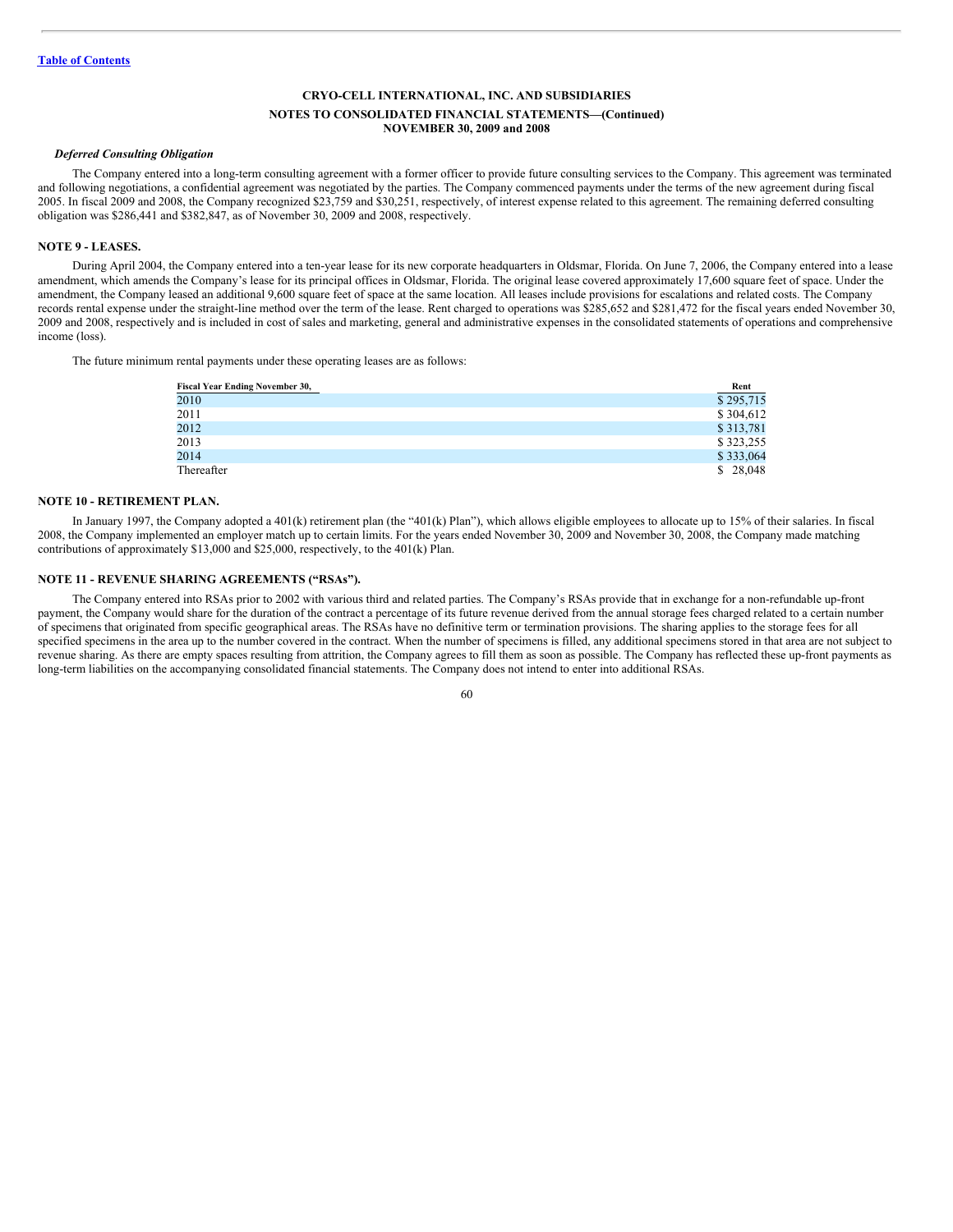# CRYO-CELL INTERNATIONAL, INC. AND SUBSIDIARIES

## NOTES TO CONSOLIDATED FINANCIAL STATEMENTS—(Continued)
## NOVEMBER 30, 2009 and 2008

***Deferred Consulting Obligation***

The Company entered into a long-term consulting agreement with a former officer to provide future consulting services to the Company. This agreement was terminated and following negotiations, a confidential agreement was negotiated by the parties. The Company commenced payments under the terms of the new agreement during fiscal 2005. In fiscal 2009 and 2008, the Company recognized $23,759 and $30,251, respectively, of interest expense related to this agreement. The remaining deferred consulting obligation was $286,441 and $382,847, as of November 30, 2009 and 2008, respectively.

**NOTE 9 - LEASES.**

During April 2004, the Company entered into a ten-year lease for its new corporate headquarters in Oldsmar, Florida. On June 7, 2006, the Company entered into a lease amendment, which amends the Company's lease for its principal offices in Oldsmar, Florida. The original lease covered approximately 17,600 square feet of space. Under the amendment, the Company leased an additional 9,600 square feet of space at the same location. All leases include provisions for escalations and related costs. The Company records rental expense under the straight-line method over the term of the lease. Rent charged to operations was $285,652 and $281,472 for the fiscal years ended November 30, 2009 and 2008, respectively and is included in cost of sales and marketing, general and administrative expenses in the consolidated statements of operations and comprehensive income (loss).

The future minimum rental payments under these operating leases are as follows:

| Fiscal Year Ending November 30, | Rent |
|---|---|
| 2010 | $ 295,715 |
| 2011 | $ 304,612 |
| 2012 | $ 313,781 |
| 2013 | $ 323,255 |
| 2014 | $ 333,064 |
| Thereafter | $ 28,048 |

**NOTE 10 - RETIREMENT PLAN.**

In January 1997, the Company adopted a 401(k) retirement plan (the "401(k) Plan"), which allows eligible employees to allocate up to 15% of their salaries. In fiscal 2008, the Company implemented an employer match up to certain limits. For the years ended November 30, 2009 and November 30, 2008, the Company made matching contributions of approximately $13,000 and $25,000, respectively, to the 401(k) Plan.

**NOTE 11 - REVENUE SHARING AGREEMENTS ("RSAs").**

The Company entered into RSAs prior to 2002 with various third and related parties. The Company's RSAs provide that in exchange for a non-refundable up-front payment, the Company would share for the duration of the contract a percentage of its future revenue derived from the annual storage fees charged related to a certain number of specimens that originated from specific geographical areas. The RSAs have no definitive term or termination provisions. The sharing applies to the storage fees for all specified specimens in the area up to the number covered in the contract. When the number of specimens is filled, any additional specimens stored in that area are not subject to revenue sharing. As there are empty spaces resulting from attrition, the Company agrees to fill them as soon as possible. The Company has reflected these up-front payments as long-term liabilities on the accompanying consolidated financial statements. The Company does not intend to enter into additional RSAs.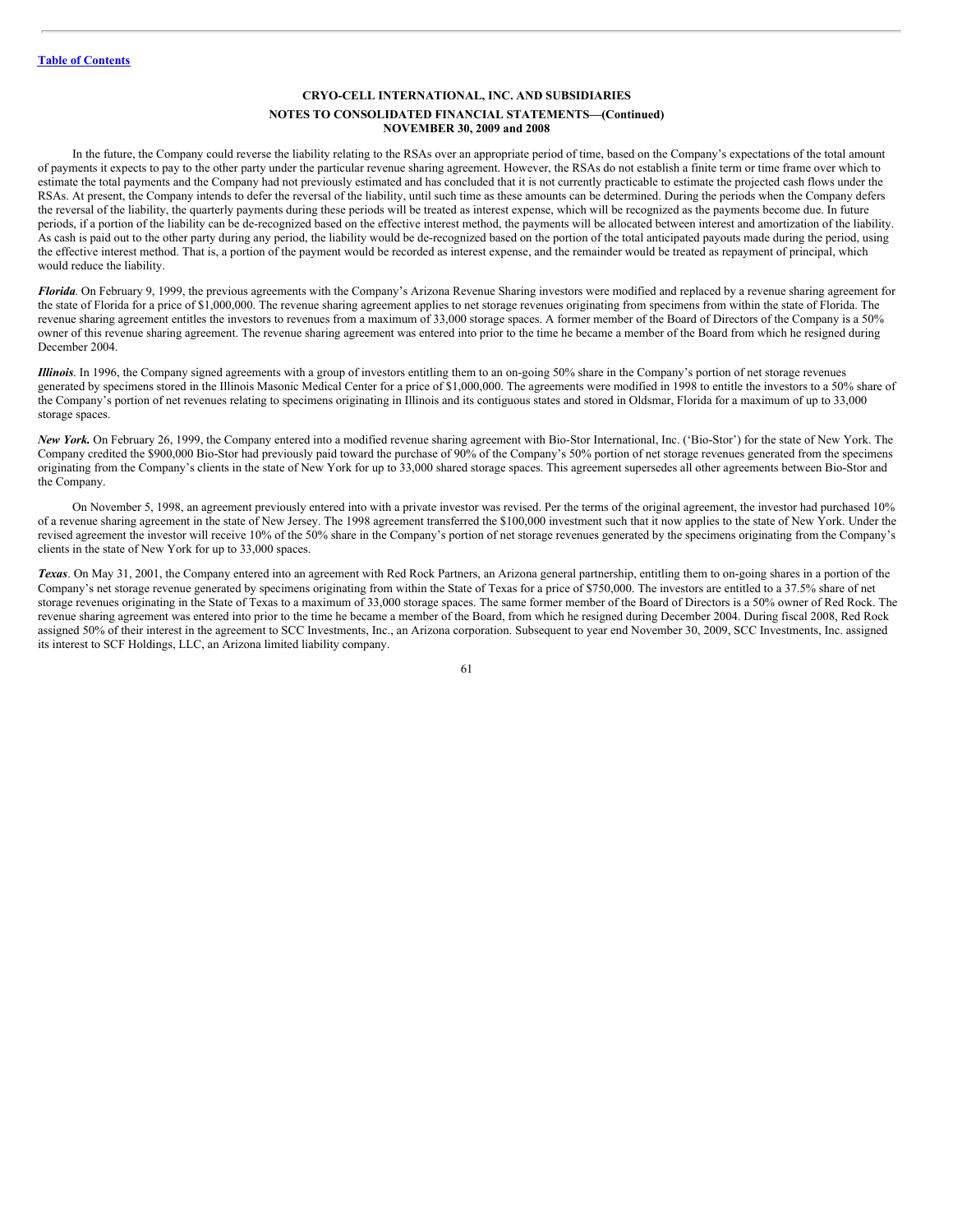# CRYO-CELL INTERNATIONAL, INC. AND SUBSIDIARIES

## NOTES TO CONSOLIDATED FINANCIAL STATEMENTS—(Continued)

## NOVEMBER 30, 2009 and 2008

In the future, the Company could reverse the liability relating to the RSAs over an appropriate period of time, based on the Company's expectations of the total amount of payments it expects to pay to the other party under the particular revenue sharing agreement. However, the RSAs do not establish a finite term or time frame over which to estimate the total payments and the Company had not previously estimated and has concluded that it is not currently practicable to estimate the projected cash flows under the RSAs. At present, the Company intends to defer the reversal of the liability, until such time as these amounts can be determined. During the periods when the Company defers the reversal of the liability, the quarterly payments during these periods will be treated as interest expense, which will be recognized as the payments become due. In future periods, if a portion of the liability can be de-recognized based on the effective interest method, the payments will be allocated between interest and amortization of the liability. As cash is paid out to the other party during any period, the liability would be de-recognized based on the portion of the total anticipated payouts made during the period, using the effective interest method. That is, a portion of the payment would be recorded as interest expense, and the remainder would be treated as repayment of principal, which would reduce the liability.

***Florida***. On February 9, 1999, the previous agreements with the Company's Arizona Revenue Sharing investors were modified and replaced by a revenue sharing agreement for the state of Florida for a price of $1,000,000. The revenue sharing agreement applies to net storage revenues originating from specimens from within the state of Florida. The revenue sharing agreement entitles the investors to revenues from a maximum of 33,000 storage spaces. A former member of the Board of Directors of the Company is a 50% owner of this revenue sharing agreement. The revenue sharing agreement was entered into prior to the time he became a member of the Board from which he resigned during December 2004.

***Illinois***. In 1996, the Company signed agreements with a group of investors entitling them to an on-going 50% share in the Company's portion of net storage revenues generated by specimens stored in the Illinois Masonic Medical Center for a price of $1,000,000. The agreements were modified in 1998 to entitle the investors to a 50% share of the Company's portion of net revenues relating to specimens originating in Illinois and its contiguous states and stored in Oldsmar, Florida for a maximum of up to 33,000 storage spaces.

***New York.*** On February 26, 1999, the Company entered into a modified revenue sharing agreement with Bio-Stor International, Inc. ('Bio-Stor') for the state of New York. The Company credited the $900,000 Bio-Stor had previously paid toward the purchase of 90% of the Company's 50% portion of net storage revenues generated from the specimens originating from the Company's clients in the state of New York for up to 33,000 shared storage spaces. This agreement supersedes all other agreements between Bio-Stor and the Company.

On November 5, 1998, an agreement previously entered into with a private investor was revised. Per the terms of the original agreement, the investor had purchased 10% of a revenue sharing agreement in the state of New Jersey. The 1998 agreement transferred the $100,000 investment such that it now applies to the state of New York. Under the revised agreement the investor will receive 10% of the 50% share in the Company's portion of net storage revenues generated by the specimens originating from the Company's clients in the state of New York for up to 33,000 spaces.

***Texas***. On May 31, 2001, the Company entered into an agreement with Red Rock Partners, an Arizona general partnership, entitling them to on-going shares in a portion of the Company's net storage revenue generated by specimens originating from within the State of Texas for a price of $750,000. The investors are entitled to a 37.5% share of net storage revenues originating in the State of Texas to a maximum of 33,000 storage spaces. The same former member of the Board of Directors is a 50% owner of Red Rock. The revenue sharing agreement was entered into prior to the time he became a member of the Board, from which he resigned during December 2004. During fiscal 2008, Red Rock assigned 50% of their interest in the agreement to SCC Investments, Inc., an Arizona corporation. Subsequent to year end November 30, 2009, SCC Investments, Inc. assigned its interest to SCF Holdings, LLC, an Arizona limited liability company.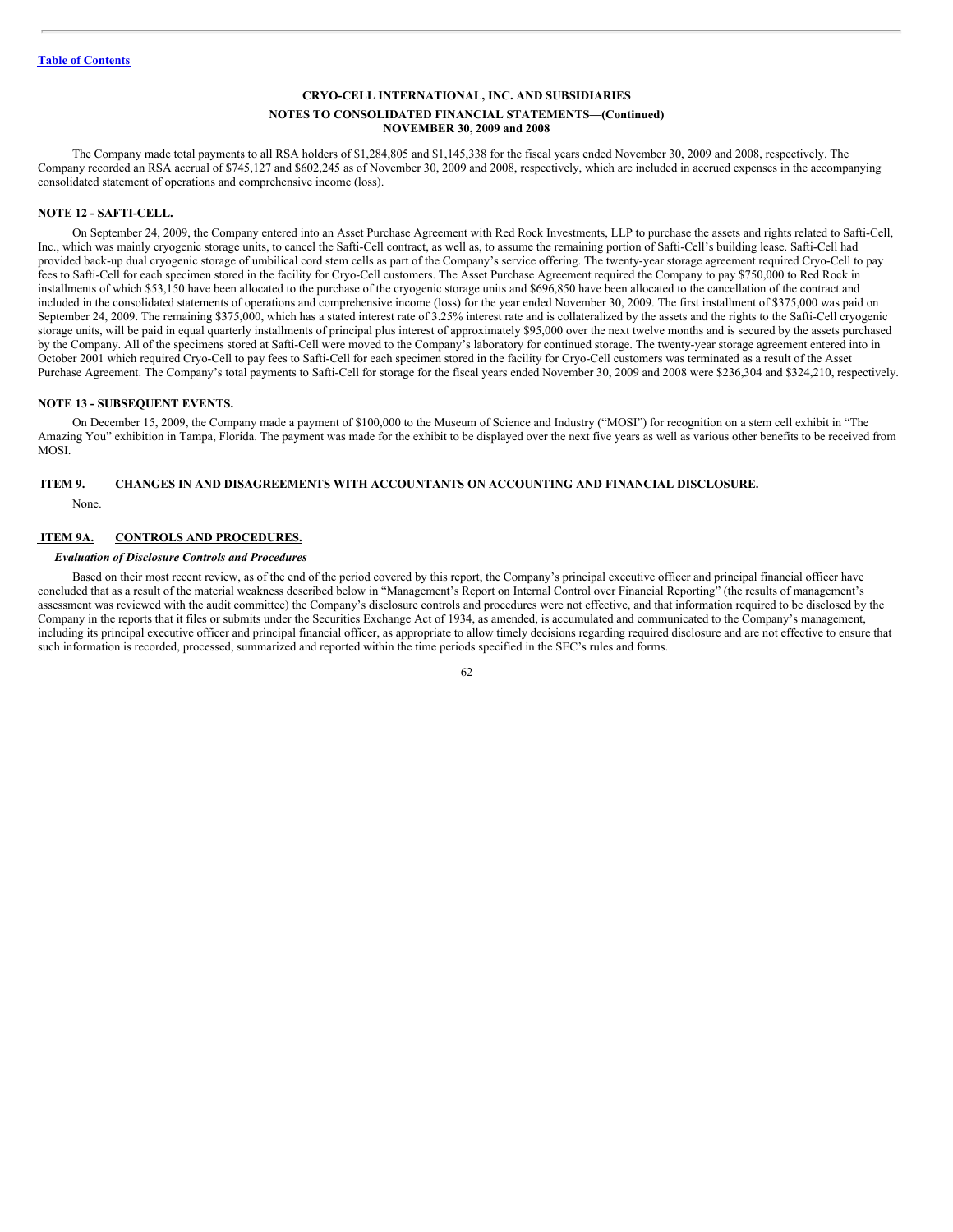The Company made total payments to all RSA holders of $1,284,805 and $1,145,338 for the fiscal years ended November 30, 2009 and 2008, respectively. The Company recorded an RSA accrual of $745,127 and $602,245 as of November 30, 2009 and 2008, respectively, which are included in accrued expenses in the accompanying consolidated statement of operations and comprehensive income (loss).

#### NOTE 12 - SAFTI-CELL.

On September 24, 2009, the Company entered into an Asset Purchase Agreement with Red Rock Investments, LLP to purchase the assets and rights related to Safti-Cell, Inc., which was mainly cryogenic storage units, to cancel the Safti-Cell contract, as well as, to assume the remaining portion of Safti-Cell's building lease. Safti-Cell had provided back-up dual cryogenic storage of umbilical cord stem cells as part of the Company's service offering. The twenty-year storage agreement required Cryo-Cell to pay fees to Safti-Cell for each specimen stored in the facility for Cryo-Cell customers. The Asset Purchase Agreement required the Company to pay $750,000 to Red Rock in installments of which $53,150 have been allocated to the purchase of the cryogenic storage units and $696,850 have been allocated to the cancellation of the contract and included in the consolidated statements of operations and comprehensive income (loss) for the year ended November 30, 2009. The first installment of $375,000 was paid on September 24, 2009. The remaining $375,000, which has a stated interest rate of 3.25% interest rate and is collateralized by the assets and the rights to the Safti-Cell cryogenic storage units, will be paid in equal quarterly installments of principal plus interest of approximately $95,000 over the next twelve months and is secured by the assets purchased by the Company. All of the specimens stored at Safti-Cell were moved to the Company's laboratory for continued storage. The twenty-year storage agreement entered into in October 2001 which required Cryo-Cell to pay fees to Safti-Cell for each specimen stored in the facility for Cryo-Cell customers was terminated as a result of the Asset Purchase Agreement. The Company's total payments to Safti-Cell for storage for the fiscal years ended November 30, 2009 and 2008 were $236,304 and $324,210, respectively.

#### NOTE 13 - SUBSEQUENT EVENTS.

On December 15, 2009, the Company made a payment of $100,000 to the Museum of Science and Industry ("MOSI") for recognition on a stem cell exhibit in "The Amazing You" exhibition in Tampa, Florida. The payment was made for the exhibit to be displayed over the next five years as well as various other benefits to be received from MOSI.

## ITEM 9. CHANGES IN AND DISAGREEMENTS WITH ACCOUNTANTS ON ACCOUNTING AND FINANCIAL DISCLOSURE.

None.

## ITEM 9A. CONTROLS AND PROCEDURES.

*Evaluation of Disclosure Controls and Procedures*

Based on their most recent review, as of the end of the period covered by this report, the Company's principal executive officer and principal financial officer have concluded that as a result of the material weakness described below in "Management's Report on Internal Control over Financial Reporting" (the results of management's assessment was reviewed with the audit committee) the Company's disclosure controls and procedures were not effective, and that information required to be disclosed by the Company in the reports that it files or submits under the Securities Exchange Act of 1934, as amended, is accumulated and communicated to the Company's management, including its principal executive officer and principal financial officer, as appropriate to allow timely decisions regarding required disclosure and are not effective to ensure that such information is recorded, processed, summarized and reported within the time periods specified in the SEC's rules and forms.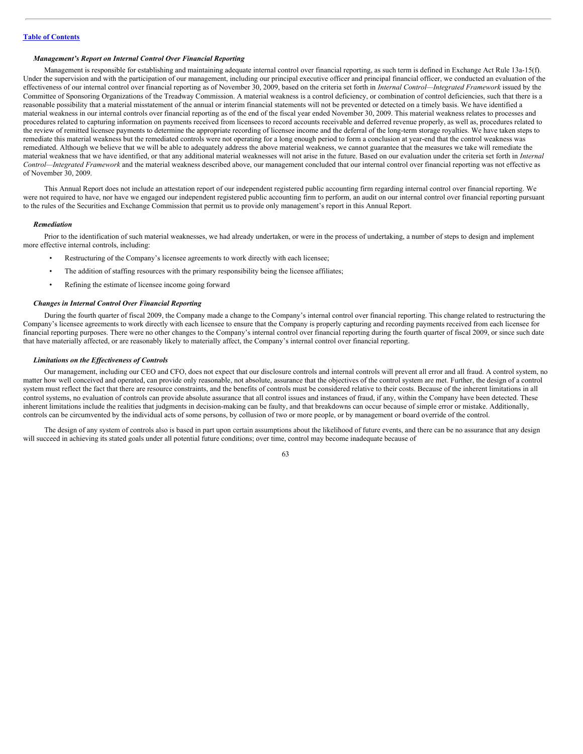*Management's Report on Internal Control Over Financial Reporting*

Management is responsible for establishing and maintaining adequate internal control over financial reporting, as such term is defined in Exchange Act Rule 13a-15(f). Under the supervision and with the participation of our management, including our principal executive officer and principal financial officer, we conducted an evaluation of the effectiveness of our internal control over financial reporting as of November 30, 2009, based on the criteria set forth in *Internal Control—Integrated Framework* issued by the Committee of Sponsoring Organizations of the Treadway Commission. A material weakness is a control deficiency, or combination of control deficiencies, such that there is a reasonable possibility that a material misstatement of the annual or interim financial statements will not be prevented or detected on a timely basis. We have identified a material weakness in our internal controls over financial reporting as of the end of the fiscal year ended November 30, 2009. This material weakness relates to processes and procedures related to capturing information on payments received from licensees to record accounts receivable and deferred revenue properly, as well as, procedures related to the review of remitted licensee payments to determine the appropriate recording of licensee income and the deferral of the long-term storage royalties. We have taken steps to remediate this material weakness but the remediated controls were not operating for a long enough period to form a conclusion at year-end that the control weakness was remediated. Although we believe that we will be able to adequately address the above material weakness, we cannot guarantee that the measures we take will remediate the material weakness that we have identified, or that any additional material weaknesses will not arise in the future. Based on our evaluation under the criteria set forth in *Internal Control—Integrated Framework* and the material weakness described above, our management concluded that our internal control over financial reporting was not effective as of November 30, 2009.

This Annual Report does not include an attestation report of our independent registered public accounting firm regarding internal control over financial reporting. We were not required to have, nor have we engaged our independent registered public accounting firm to perform, an audit on our internal control over financial reporting pursuant to the rules of the Securities and Exchange Commission that permit us to provide only management's report in this Annual Report.

*Remediation*

Prior to the identification of such material weaknesses, we had already undertaken, or were in the process of undertaking, a number of steps to design and implement more effective internal controls, including:

- Restructuring of the Company's licensee agreements to work directly with each licensee;
- The addition of staffing resources with the primary responsibility being the licensee affiliates;
- Refining the estimate of licensee income going forward

*Changes in Internal Control Over Financial Reporting*

During the fourth quarter of fiscal 2009, the Company made a change to the Company's internal control over financial reporting. This change related to restructuring the Company's licensee agreements to work directly with each licensee to ensure that the Company is properly capturing and recording payments received from each licensee for financial reporting purposes. There were no other changes to the Company's internal control over financial reporting during the fourth quarter of fiscal 2009, or since such date that have materially affected, or are reasonably likely to materially affect, the Company's internal control over financial reporting.

*Limitations on the Effectiveness of Controls*

Our management, including our CEO and CFO, does not expect that our disclosure controls and internal controls will prevent all error and all fraud. A control system, no matter how well conceived and operated, can provide only reasonable, not absolute, assurance that the objectives of the control system are met. Further, the design of a control system must reflect the fact that there are resource constraints, and the benefits of controls must be considered relative to their costs. Because of the inherent limitations in all control systems, no evaluation of controls can provide absolute assurance that all control issues and instances of fraud, if any, within the Company have been detected. These inherent limitations include the realities that judgments in decision-making can be faulty, and that breakdowns can occur because of simple error or mistake. Additionally, controls can be circumvented by the individual acts of some persons, by collusion of two or more people, or by management or board override of the control.

The design of any system of controls also is based in part upon certain assumptions about the likelihood of future events, and there can be no assurance that any design will succeed in achieving its stated goals under all potential future conditions; over time, control may become inadequate because of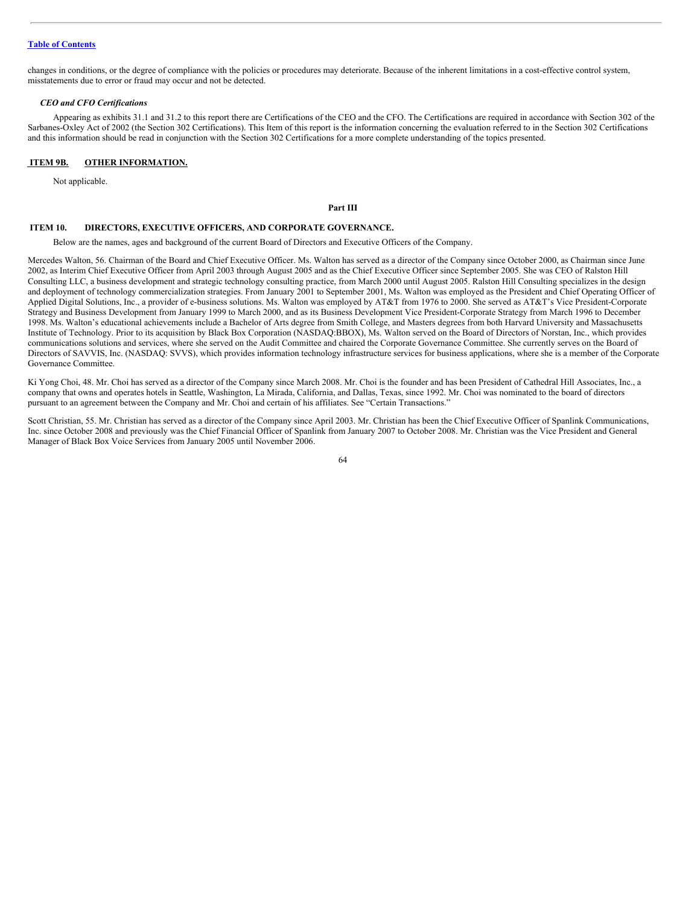changes in conditions, or the degree of compliance with the policies or procedures may deteriorate. Because of the inherent limitations in a cost-effective control system, misstatements due to error or fraud may occur and not be detected.

***CEO and CFO Certifications***

Appearing as exhibits 31.1 and 31.2 to this report there are Certifications of the CEO and the CFO. The Certifications are required in accordance with Section 302 of the Sarbanes-Oxley Act of 2002 (the Section 302 Certifications). This Item of this report is the information concerning the evaluation referred to in the Section 302 Certifications and this information should be read in conjunction with the Section 302 Certifications for a more complete understanding of the topics presented.

## ITEM 9B. OTHER INFORMATION.

Not applicable.

# Part III

## ITEM 10. DIRECTORS, EXECUTIVE OFFICERS, AND CORPORATE GOVERNANCE.

Below are the names, ages and background of the current Board of Directors and Executive Officers of the Company.

Mercedes Walton, 56. Chairman of the Board and Chief Executive Officer. Ms. Walton has served as a director of the Company since October 2000, as Chairman since June 2002, as Interim Chief Executive Officer from April 2003 through August 2005 and as the Chief Executive Officer since September 2005. She was CEO of Ralston Hill Consulting LLC, a business development and strategic technology consulting practice, from March 2000 until August 2005. Ralston Hill Consulting specializes in the design and deployment of technology commercialization strategies. From January 2001 to September 2001, Ms. Walton was employed as the President and Chief Operating Officer of Applied Digital Solutions, Inc., a provider of e-business solutions. Ms. Walton was employed by AT&T from 1976 to 2000. She served as AT&T's Vice President-Corporate Strategy and Business Development from January 1999 to March 2000, and as its Business Development Vice President-Corporate Strategy from March 1996 to December 1998. Ms. Walton's educational achievements include a Bachelor of Arts degree from Smith College, and Masters degrees from both Harvard University and Massachusetts Institute of Technology. Prior to its acquisition by Black Box Corporation (NASDAQ:BBOX), Ms. Walton served on the Board of Directors of Norstan, Inc., which provides communications solutions and services, where she served on the Audit Committee and chaired the Corporate Governance Committee. She currently serves on the Board of Directors of SAVVIS, Inc. (NASDAQ: SVVS), which provides information technology infrastructure services for business applications, where she is a member of the Corporate Governance Committee.

Ki Yong Choi, 48. Mr. Choi has served as a director of the Company since March 2008. Mr. Choi is the founder and has been President of Cathedral Hill Associates, Inc., a company that owns and operates hotels in Seattle, Washington, La Mirada, California, and Dallas, Texas, since 1992. Mr. Choi was nominated to the board of directors pursuant to an agreement between the Company and Mr. Choi and certain of his affiliates. See "Certain Transactions."

Scott Christian, 55. Mr. Christian has served as a director of the Company since April 2003. Mr. Christian has been the Chief Executive Officer of Spanlink Communications, Inc. since October 2008 and previously was the Chief Financial Officer of Spanlink from January 2007 to October 2008. Mr. Christian was the Vice President and General Manager of Black Box Voice Services from January 2005 until November 2006.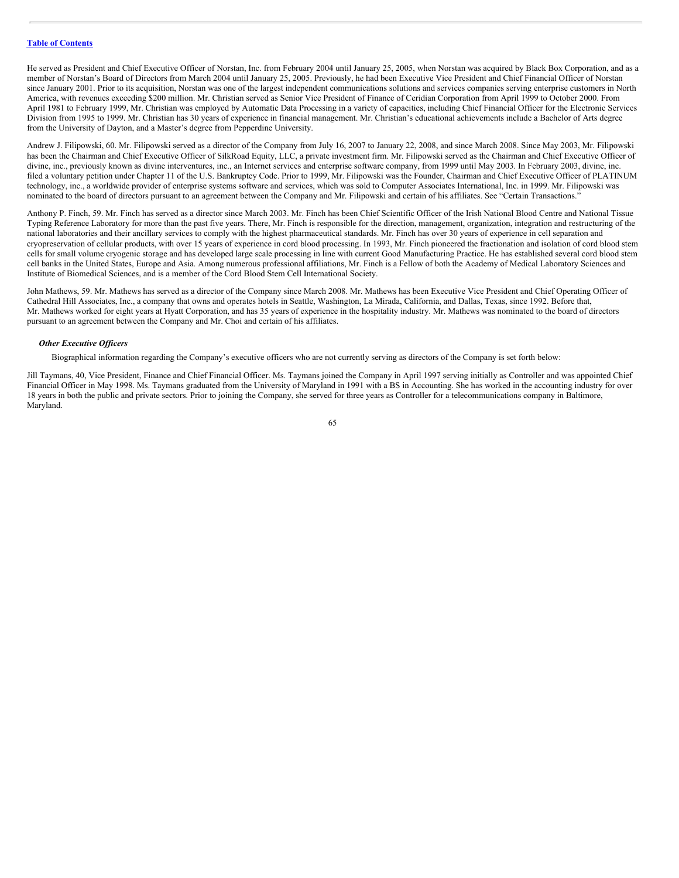He served as President and Chief Executive Officer of Norstan, Inc. from February 2004 until January 25, 2005, when Norstan was acquired by Black Box Corporation, and as a member of Norstan's Board of Directors from March 2004 until January 25, 2005. Previously, he had been Executive Vice President and Chief Financial Officer of Norstan since January 2001. Prior to its acquisition, Norstan was one of the largest independent communications solutions and services companies serving enterprise customers in North America, with revenues exceeding $200 million. Mr. Christian served as Senior Vice President of Finance of Ceridian Corporation from April 1999 to October 2000. From April 1981 to February 1999, Mr. Christian was employed by Automatic Data Processing in a variety of capacities, including Chief Financial Officer for the Electronic Services Division from 1995 to 1999. Mr. Christian has 30 years of experience in financial management. Mr. Christian's educational achievements include a Bachelor of Arts degree from the University of Dayton, and a Master's degree from Pepperdine University.

Andrew J. Filipowski, 60. Mr. Filipowski served as a director of the Company from July 16, 2007 to January 22, 2008, and since March 2008. Since May 2003, Mr. Filipowski has been the Chairman and Chief Executive Officer of SilkRoad Equity, LLC, a private investment firm. Mr. Filipowski served as the Chairman and Chief Executive Officer of divine, inc., previously known as divine interventures, inc., an Internet services and enterprise software company, from 1999 until May 2003. In February 2003, divine, inc. filed a voluntary petition under Chapter 11 of the U.S. Bankruptcy Code. Prior to 1999, Mr. Filipowski was the Founder, Chairman and Chief Executive Officer of PLATINUM technology, inc., a worldwide provider of enterprise systems software and services, which was sold to Computer Associates International, Inc. in 1999. Mr. Filipowski was nominated to the board of directors pursuant to an agreement between the Company and Mr. Filipowski and certain of his affiliates. See "Certain Transactions."

Anthony P. Finch, 59. Mr. Finch has served as a director since March 2003. Mr. Finch has been Chief Scientific Officer of the Irish National Blood Centre and National Tissue Typing Reference Laboratory for more than the past five years. There, Mr. Finch is responsible for the direction, management, organization, integration and restructuring of the national laboratories and their ancillary services to comply with the highest pharmaceutical standards. Mr. Finch has over 30 years of experience in cell separation and cryopreservation of cellular products, with over 15 years of experience in cord blood processing. In 1993, Mr. Finch pioneered the fractionation and isolation of cord blood stem cells for small volume cryogenic storage and has developed large scale processing in line with current Good Manufacturing Practice. He has established several cord blood stem cell banks in the United States, Europe and Asia. Among numerous professional affiliations, Mr. Finch is a Fellow of both the Academy of Medical Laboratory Sciences and Institute of Biomedical Sciences, and is a member of the Cord Blood Stem Cell International Society.

John Mathews, 59. Mr. Mathews has served as a director of the Company since March 2008. Mr. Mathews has been Executive Vice President and Chief Operating Officer of Cathedral Hill Associates, Inc., a company that owns and operates hotels in Seattle, Washington, La Mirada, California, and Dallas, Texas, since 1992. Before that, Mr. Mathews worked for eight years at Hyatt Corporation, and has 35 years of experience in the hospitality industry. Mr. Mathews was nominated to the board of directors pursuant to an agreement between the Company and Mr. Choi and certain of his affiliates.

### *Other Executive Officers*

Biographical information regarding the Company's executive officers who are not currently serving as directors of the Company is set forth below:

Jill Taymans, 40, Vice President, Finance and Chief Financial Officer. Ms. Taymans joined the Company in April 1997 serving initially as Controller and was appointed Chief Financial Officer in May 1998. Ms. Taymans graduated from the University of Maryland in 1991 with a BS in Accounting. She has worked in the accounting industry for over 18 years in both the public and private sectors. Prior to joining the Company, she served for three years as Controller for a telecommunications company in Baltimore, Maryland.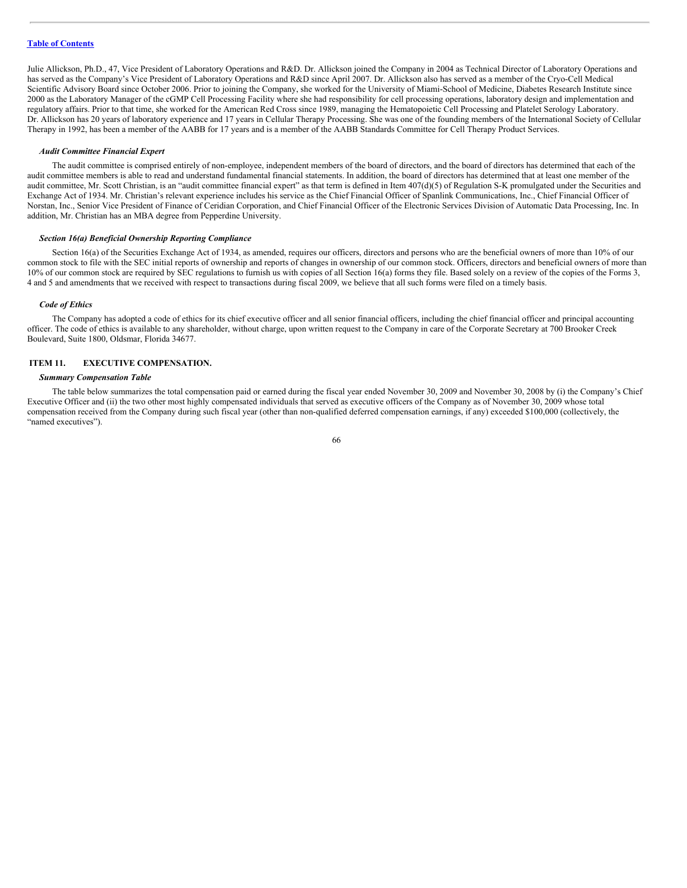Julie Allickson, Ph.D., 47, Vice President of Laboratory Operations and R&D. Dr. Allickson joined the Company in 2004 as Technical Director of Laboratory Operations and has served as the Company's Vice President of Laboratory Operations and R&D since April 2007. Dr. Allickson also has served as a member of the Cryo-Cell Medical Scientific Advisory Board since October 2006. Prior to joining the Company, she worked for the University of Miami-School of Medicine, Diabetes Research Institute since 2000 as the Laboratory Manager of the cGMP Cell Processing Facility where she had responsibility for cell processing operations, laboratory design and implementation and regulatory affairs. Prior to that time, she worked for the American Red Cross since 1989, managing the Hematopoietic Cell Processing and Platelet Serology Laboratory. Dr. Allickson has 20 years of laboratory experience and 17 years in Cellular Therapy Processing. She was one of the founding members of the International Society of Cellular Therapy in 1992, has been a member of the AABB for 17 years and is a member of the AABB Standards Committee for Cell Therapy Product Services.

***Audit Committee Financial Expert***

The audit committee is comprised entirely of non-employee, independent members of the board of directors, and the board of directors has determined that each of the audit committee members is able to read and understand fundamental financial statements. In addition, the board of directors has determined that at least one member of the audit committee, Mr. Scott Christian, is an "audit committee financial expert" as that term is defined in Item 407(d)(5) of Regulation S-K promulgated under the Securities and Exchange Act of 1934. Mr. Christian's relevant experience includes his service as the Chief Financial Officer of Spanlink Communications, Inc., Chief Financial Officer of Norstan, Inc., Senior Vice President of Finance of Ceridian Corporation, and Chief Financial Officer of the Electronic Services Division of Automatic Data Processing, Inc. In addition, Mr. Christian has an MBA degree from Pepperdine University.

***Section 16(a) Beneficial Ownership Reporting Compliance***

Section 16(a) of the Securities Exchange Act of 1934, as amended, requires our officers, directors and persons who are the beneficial owners of more than 10% of our common stock to file with the SEC initial reports of ownership and reports of changes in ownership of our common stock. Officers, directors and beneficial owners of more than 10% of our common stock are required by SEC regulations to furnish us with copies of all Section 16(a) forms they file. Based solely on a review of the copies of the Forms 3, 4 and 5 and amendments that we received with respect to transactions during fiscal 2009, we believe that all such forms were filed on a timely basis.

***Code of Ethics***

The Company has adopted a code of ethics for its chief executive officer and all senior financial officers, including the chief financial officer and principal accounting officer. The code of ethics is available to any shareholder, without charge, upon written request to the Company in care of the Corporate Secretary at 700 Brooker Creek Boulevard, Suite 1800, Oldsmar, Florida 34677.

## ITEM 11. EXECUTIVE COMPENSATION.

***Summary Compensation Table***

The table below summarizes the total compensation paid or earned during the fiscal year ended November 30, 2009 and November 30, 2008 by (i) the Company's Chief Executive Officer and (ii) the two other most highly compensated individuals that served as executive officers of the Company as of November 30, 2009 whose total compensation received from the Company during such fiscal year (other than non-qualified deferred compensation earnings, if any) exceeded $100,000 (collectively, the "named executives").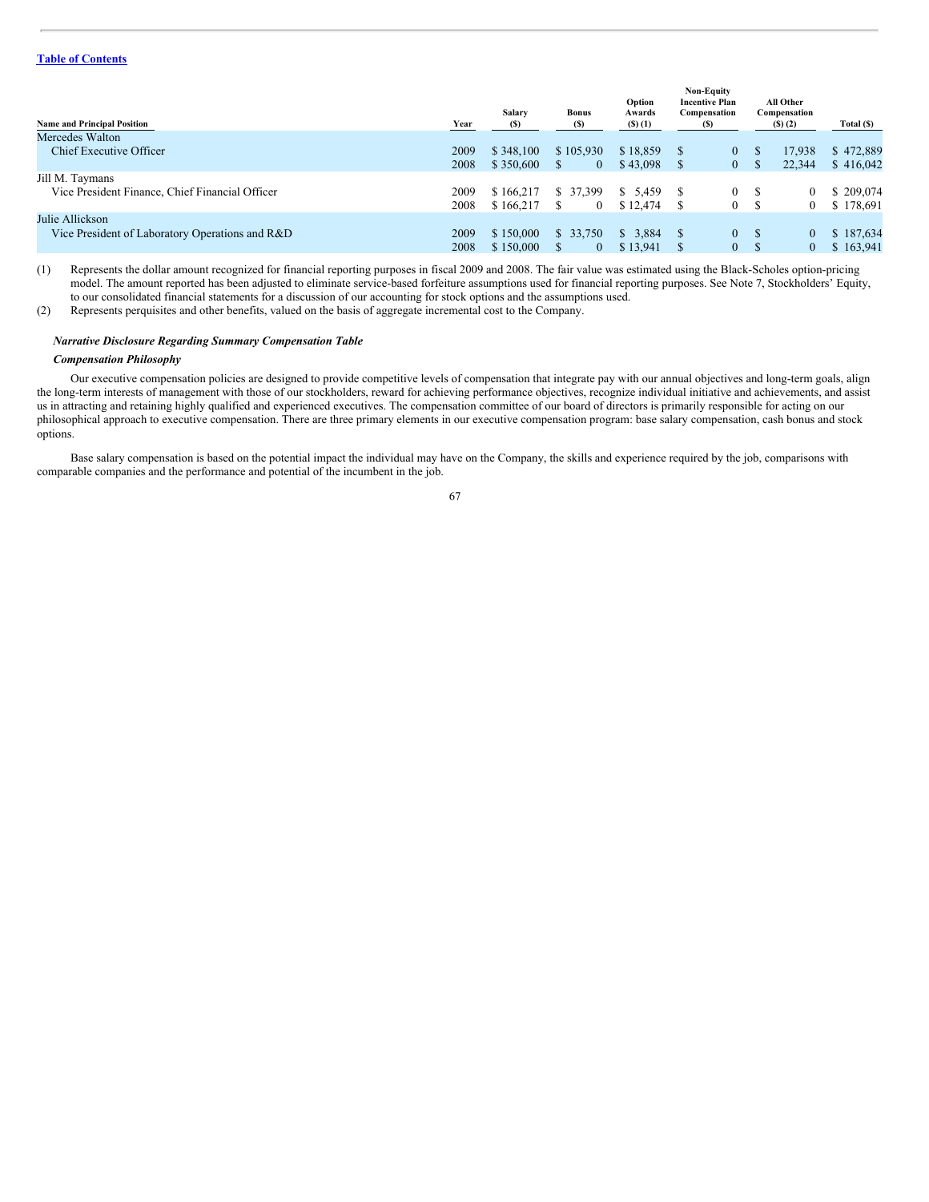[Table of Contents](#)

| Name and Principal Position | Year | Salary ($) | Bonus ($) | Option Awards ($) (1) | Non-Equity Incentive Plan Compensation ($) | All Other Compensation ($) (2) | Total ($) |
|---|---|---|---|---|---|---|---|
| Mercedes Walton | | | | | | | |
| Chief Executive Officer | 2009 | $ 348,100 | $ 105,930 | $ 18,859 | $ 0 | $ 17,938 | $ 472,889 |
| | 2008 | $ 350,600 | $ 0 | $ 43,098 | $ 0 | $ 22,344 | $ 416,042 |
| Jill M. Taymans | | | | | | | |
| Vice President Finance, Chief Financial Officer | 2009 | $ 166,217 | $ 37,399 | $ 5,459 | $ 0 | $ 0 | $ 209,074 |
| | 2008 | $ 166,217 | $ 0 | $ 12,474 | $ 0 | $ 0 | $ 178,691 |
| Julie Allickson | | | | | | | |
| Vice President of Laboratory Operations and R&D | 2009 | $ 150,000 | $ 33,750 | $ 3,884 | $ 0 | $ 0 | $ 187,634 |
| | 2008 | $ 150,000 | $ 0 | $ 13,941 | $ 0 | $ 0 | $ 163,941 |

(1) Represents the dollar amount recognized for financial reporting purposes in fiscal 2009 and 2008. The fair value was estimated using the Black-Scholes option-pricing model. The amount reported has been adjusted to eliminate service-based forfeiture assumptions used for financial reporting purposes. See Note 7, Stockholders' Equity, to our consolidated financial statements for a discussion of our accounting for stock options and the assumptions used.

(2) Represents perquisites and other benefits, valued on the basis of aggregate incremental cost to the Company.

***Narrative Disclosure Regarding Summary Compensation Table***

***Compensation Philosophy***

Our executive compensation policies are designed to provide competitive levels of compensation that integrate pay with our annual objectives and long-term goals, align the long-term interests of management with those of our stockholders, reward for achieving performance objectives, recognize individual initiative and achievements, and assist us in attracting and retaining highly qualified and experienced executives. The compensation committee of our board of directors is primarily responsible for acting on our philosophical approach to executive compensation. There are three primary elements in our executive compensation program: base salary compensation, cash bonus and stock options.

Base salary compensation is based on the potential impact the individual may have on the Company, the skills and experience required by the job, comparisons with comparable companies and the performance and potential of the incumbent in the job.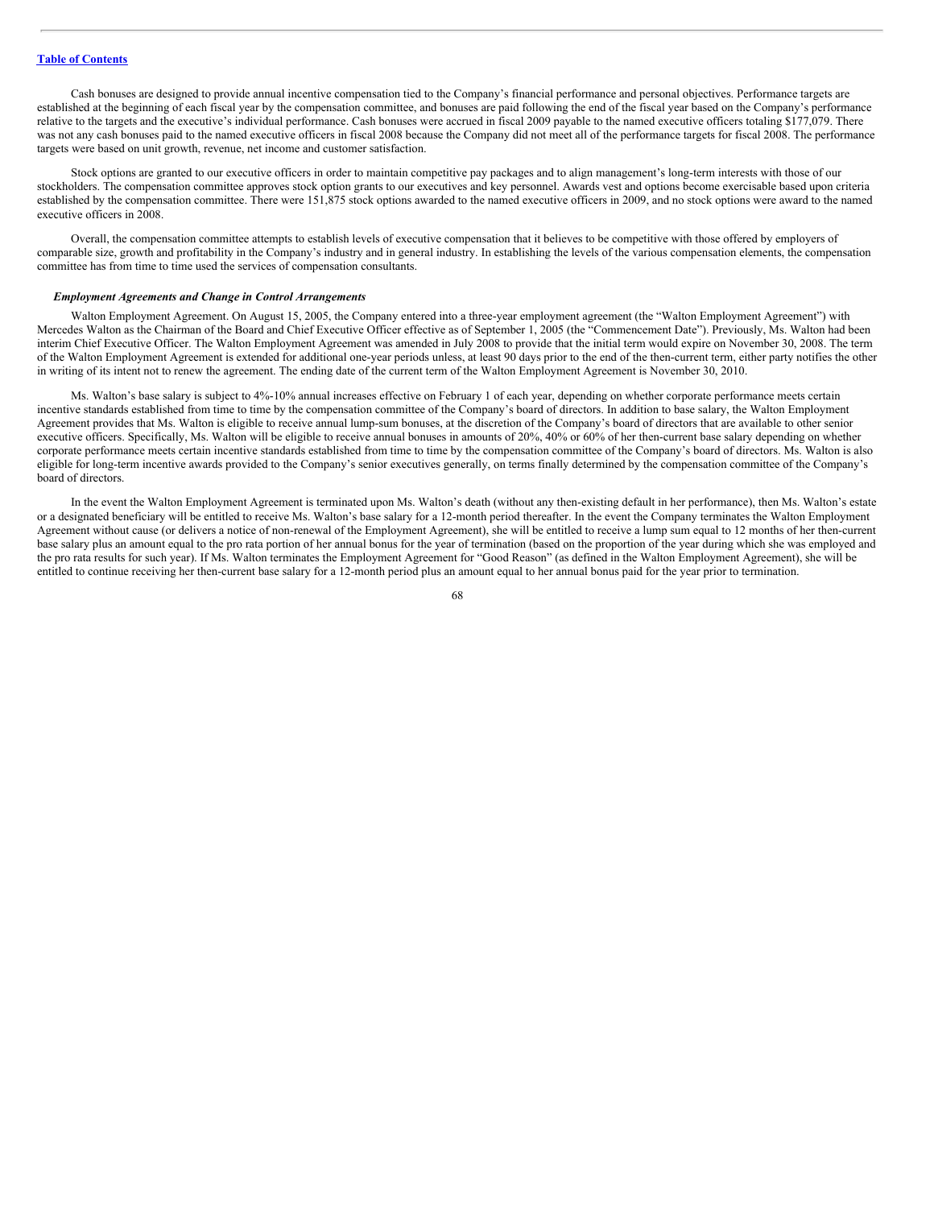Cash bonuses are designed to provide annual incentive compensation tied to the Company's financial performance and personal objectives. Performance targets are established at the beginning of each fiscal year by the compensation committee, and bonuses are paid following the end of the fiscal year based on the Company's performance relative to the targets and the executive's individual performance. Cash bonuses were accrued in fiscal 2009 payable to the named executive officers totaling $177,079. There was not any cash bonuses paid to the named executive officers in fiscal 2008 because the Company did not meet all of the performance targets for fiscal 2008. The performance targets were based on unit growth, revenue, net income and customer satisfaction.

Stock options are granted to our executive officers in order to maintain competitive pay packages and to align management's long-term interests with those of our stockholders. The compensation committee approves stock option grants to our executives and key personnel. Awards vest and options become exercisable based upon criteria established by the compensation committee. There were 151,875 stock options awarded to the named executive officers in 2009, and no stock options were award to the named executive officers in 2008.

Overall, the compensation committee attempts to establish levels of executive compensation that it believes to be competitive with those offered by employers of comparable size, growth and profitability in the Company's industry and in general industry. In establishing the levels of the various compensation elements, the compensation committee has from time to time used the services of compensation consultants.

***Employment Agreements and Change in Control Arrangements***

Walton Employment Agreement. On August 15, 2005, the Company entered into a three-year employment agreement (the "Walton Employment Agreement") with Mercedes Walton as the Chairman of the Board and Chief Executive Officer effective as of September 1, 2005 (the "Commencement Date"). Previously, Ms. Walton had been interim Chief Executive Officer. The Walton Employment Agreement was amended in July 2008 to provide that the initial term would expire on November 30, 2008. The term of the Walton Employment Agreement is extended for additional one-year periods unless, at least 90 days prior to the end of the then-current term, either party notifies the other in writing of its intent not to renew the agreement. The ending date of the current term of the Walton Employment Agreement is November 30, 2010.

Ms. Walton's base salary is subject to 4%-10% annual increases effective on February 1 of each year, depending on whether corporate performance meets certain incentive standards established from time to time by the compensation committee of the Company's board of directors. In addition to base salary, the Walton Employment Agreement provides that Ms. Walton is eligible to receive annual lump-sum bonuses, at the discretion of the Company's board of directors that are available to other senior executive officers. Specifically, Ms. Walton will be eligible to receive annual bonuses in amounts of 20%, 40% or 60% of her then-current base salary depending on whether corporate performance meets certain incentive standards established from time to time by the compensation committee of the Company's board of directors. Ms. Walton is also eligible for long-term incentive awards provided to the Company's senior executives generally, on terms finally determined by the compensation committee of the Company's board of directors.

In the event the Walton Employment Agreement is terminated upon Ms. Walton's death (without any then-existing default in her performance), then Ms. Walton's estate or a designated beneficiary will be entitled to receive Ms. Walton's base salary for a 12-month period thereafter. In the event the Company terminates the Walton Employment Agreement without cause (or delivers a notice of non-renewal of the Employment Agreement), she will be entitled to receive a lump sum equal to 12 months of her then-current base salary plus an amount equal to the pro rata portion of her annual bonus for the year of termination (based on the proportion of the year during which she was employed and the pro rata results for such year). If Ms. Walton terminates the Employment Agreement for "Good Reason" (as defined in the Walton Employment Agreement), she will be entitled to continue receiving her then-current base salary for a 12-month period plus an amount equal to her annual bonus paid for the year prior to termination.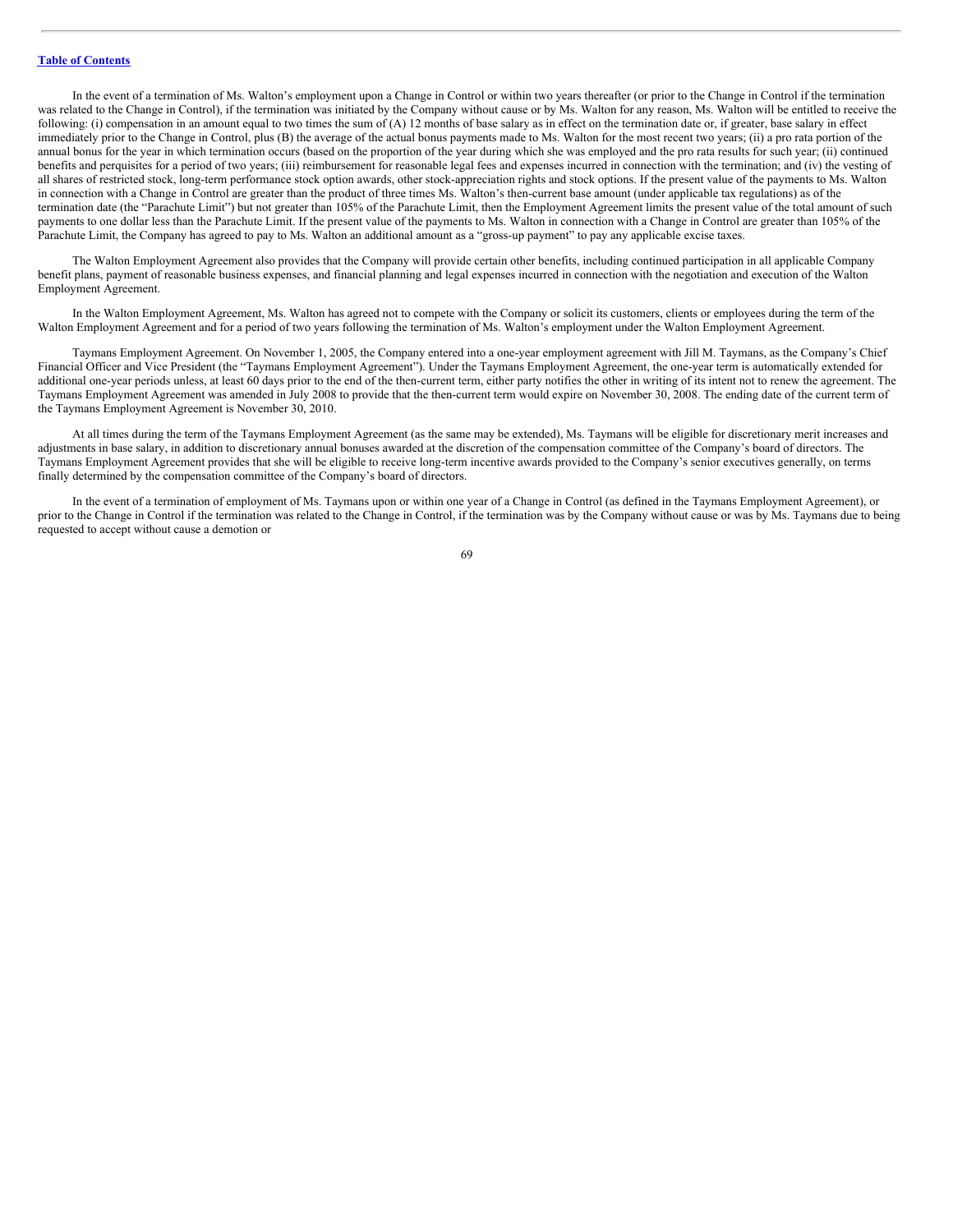In the event of a termination of Ms. Walton's employment upon a Change in Control or within two years thereafter (or prior to the Change in Control if the termination was related to the Change in Control), if the termination was initiated by the Company without cause or by Ms. Walton for any reason, Ms. Walton will be entitled to receive the following: (i) compensation in an amount equal to two times the sum of (A) 12 months of base salary as in effect on the termination date or, if greater, base salary in effect immediately prior to the Change in Control, plus (B) the average of the actual bonus payments made to Ms. Walton for the most recent two years; (ii) a pro rata portion of the annual bonus for the year in which termination occurs (based on the proportion of the year during which she was employed and the pro rata results for such year; (ii) continued benefits and perquisites for a period of two years; (iii) reimbursement for reasonable legal fees and expenses incurred in connection with the termination; and (iv) the vesting of all shares of restricted stock, long-term performance stock option awards, other stock-appreciation rights and stock options. If the present value of the payments to Ms. Walton in connection with a Change in Control are greater than the product of three times Ms. Walton's then-current base amount (under applicable tax regulations) as of the termination date (the "Parachute Limit") but not greater than 105% of the Parachute Limit, then the Employment Agreement limits the present value of the total amount of such payments to one dollar less than the Parachute Limit. If the present value of the payments to Ms. Walton in connection with a Change in Control are greater than 105% of the Parachute Limit, the Company has agreed to pay to Ms. Walton an additional amount as a "gross-up payment" to pay any applicable excise taxes.

The Walton Employment Agreement also provides that the Company will provide certain other benefits, including continued participation in all applicable Company benefit plans, payment of reasonable business expenses, and financial planning and legal expenses incurred in connection with the negotiation and execution of the Walton Employment Agreement.

In the Walton Employment Agreement, Ms. Walton has agreed not to compete with the Company or solicit its customers, clients or employees during the term of the Walton Employment Agreement and for a period of two years following the termination of Ms. Walton's employment under the Walton Employment Agreement.

Taymans Employment Agreement. On November 1, 2005, the Company entered into a one-year employment agreement with Jill M. Taymans, as the Company's Chief Financial Officer and Vice President (the "Taymans Employment Agreement"). Under the Taymans Employment Agreement, the one-year term is automatically extended for additional one-year periods unless, at least 60 days prior to the end of the then-current term, either party notifies the other in writing of its intent not to renew the agreement. The Taymans Employment Agreement was amended in July 2008 to provide that the then-current term would expire on November 30, 2008. The ending date of the current term of the Taymans Employment Agreement is November 30, 2010.

At all times during the term of the Taymans Employment Agreement (as the same may be extended), Ms. Taymans will be eligible for discretionary merit increases and adjustments in base salary, in addition to discretionary annual bonuses awarded at the discretion of the compensation committee of the Company's board of directors. The Taymans Employment Agreement provides that she will be eligible to receive long-term incentive awards provided to the Company's senior executives generally, on terms finally determined by the compensation committee of the Company's board of directors.

In the event of a termination of employment of Ms. Taymans upon or within one year of a Change in Control (as defined in the Taymans Employment Agreement), or prior to the Change in Control if the termination was related to the Change in Control, if the termination was by the Company without cause or was by Ms. Taymans due to being requested to accept without cause a demotion or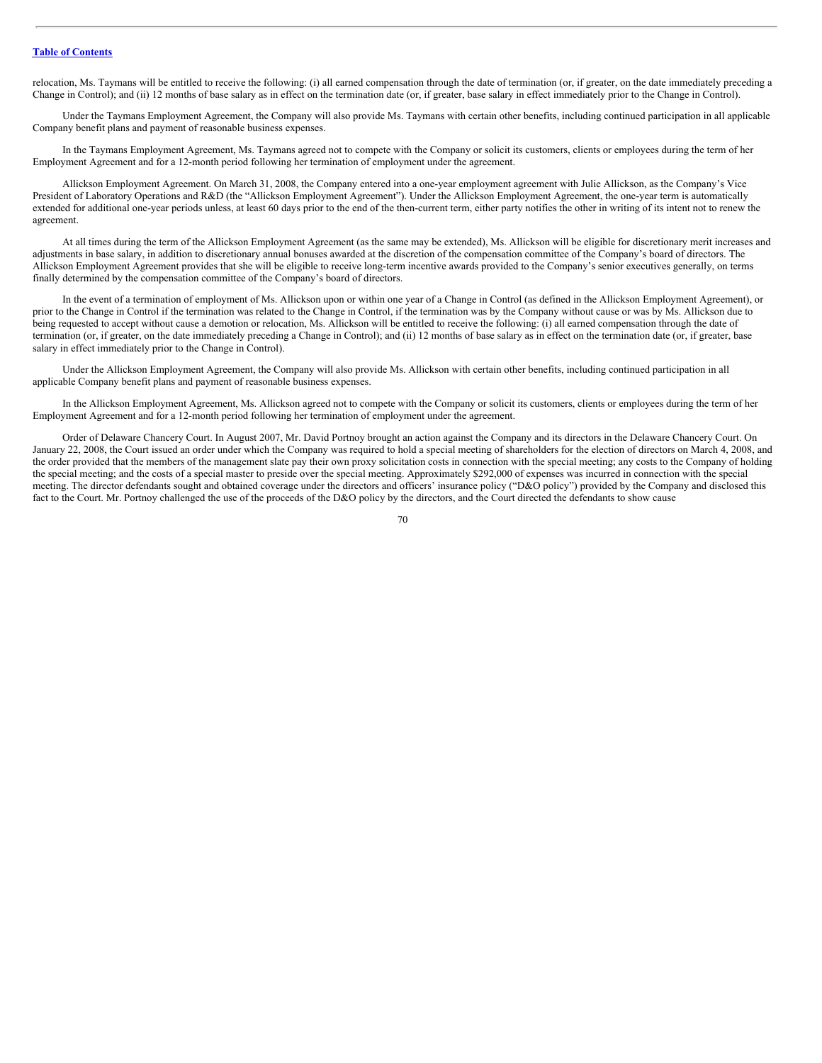relocation, Ms. Taymans will be entitled to receive the following: (i) all earned compensation through the date of termination (or, if greater, on the date immediately preceding a Change in Control); and (ii) 12 months of base salary as in effect on the termination date (or, if greater, base salary in effect immediately prior to the Change in Control).

Under the Taymans Employment Agreement, the Company will also provide Ms. Taymans with certain other benefits, including continued participation in all applicable Company benefit plans and payment of reasonable business expenses.

In the Taymans Employment Agreement, Ms. Taymans agreed not to compete with the Company or solicit its customers, clients or employees during the term of her Employment Agreement and for a 12-month period following her termination of employment under the agreement.

Allickson Employment Agreement. On March 31, 2008, the Company entered into a one-year employment agreement with Julie Allickson, as the Company's Vice President of Laboratory Operations and R&D (the "Allickson Employment Agreement"). Under the Allickson Employment Agreement, the one-year term is automatically extended for additional one-year periods unless, at least 60 days prior to the end of the then-current term, either party notifies the other in writing of its intent not to renew the agreement.

At all times during the term of the Allickson Employment Agreement (as the same may be extended), Ms. Allickson will be eligible for discretionary merit increases and adjustments in base salary, in addition to discretionary annual bonuses awarded at the discretion of the compensation committee of the Company's board of directors. The Allickson Employment Agreement provides that she will be eligible to receive long-term incentive awards provided to the Company's senior executives generally, on terms finally determined by the compensation committee of the Company's board of directors.

In the event of a termination of employment of Ms. Allickson upon or within one year of a Change in Control (as defined in the Allickson Employment Agreement), or prior to the Change in Control if the termination was related to the Change in Control, if the termination was by the Company without cause or was by Ms. Allickson due to being requested to accept without cause a demotion or relocation, Ms. Allickson will be entitled to receive the following: (i) all earned compensation through the date of termination (or, if greater, on the date immediately preceding a Change in Control); and (ii) 12 months of base salary as in effect on the termination date (or, if greater, base salary in effect immediately prior to the Change in Control).

Under the Allickson Employment Agreement, the Company will also provide Ms. Allickson with certain other benefits, including continued participation in all applicable Company benefit plans and payment of reasonable business expenses.

In the Allickson Employment Agreement, Ms. Allickson agreed not to compete with the Company or solicit its customers, clients or employees during the term of her Employment Agreement and for a 12-month period following her termination of employment under the agreement.

Order of Delaware Chancery Court. In August 2007, Mr. David Portnoy brought an action against the Company and its directors in the Delaware Chancery Court. On January 22, 2008, the Court issued an order under which the Company was required to hold a special meeting of shareholders for the election of directors on March 4, 2008, and the order provided that the members of the management slate pay their own proxy solicitation costs in connection with the special meeting; any costs to the Company of holding the special meeting; and the costs of a special master to preside over the special meeting. Approximately $292,000 of expenses was incurred in connection with the special meeting. The director defendants sought and obtained coverage under the directors and officers' insurance policy ("D&O policy") provided by the Company and disclosed this fact to the Court. Mr. Portnoy challenged the use of the proceeds of the D&O policy by the directors, and the Court directed the defendants to show cause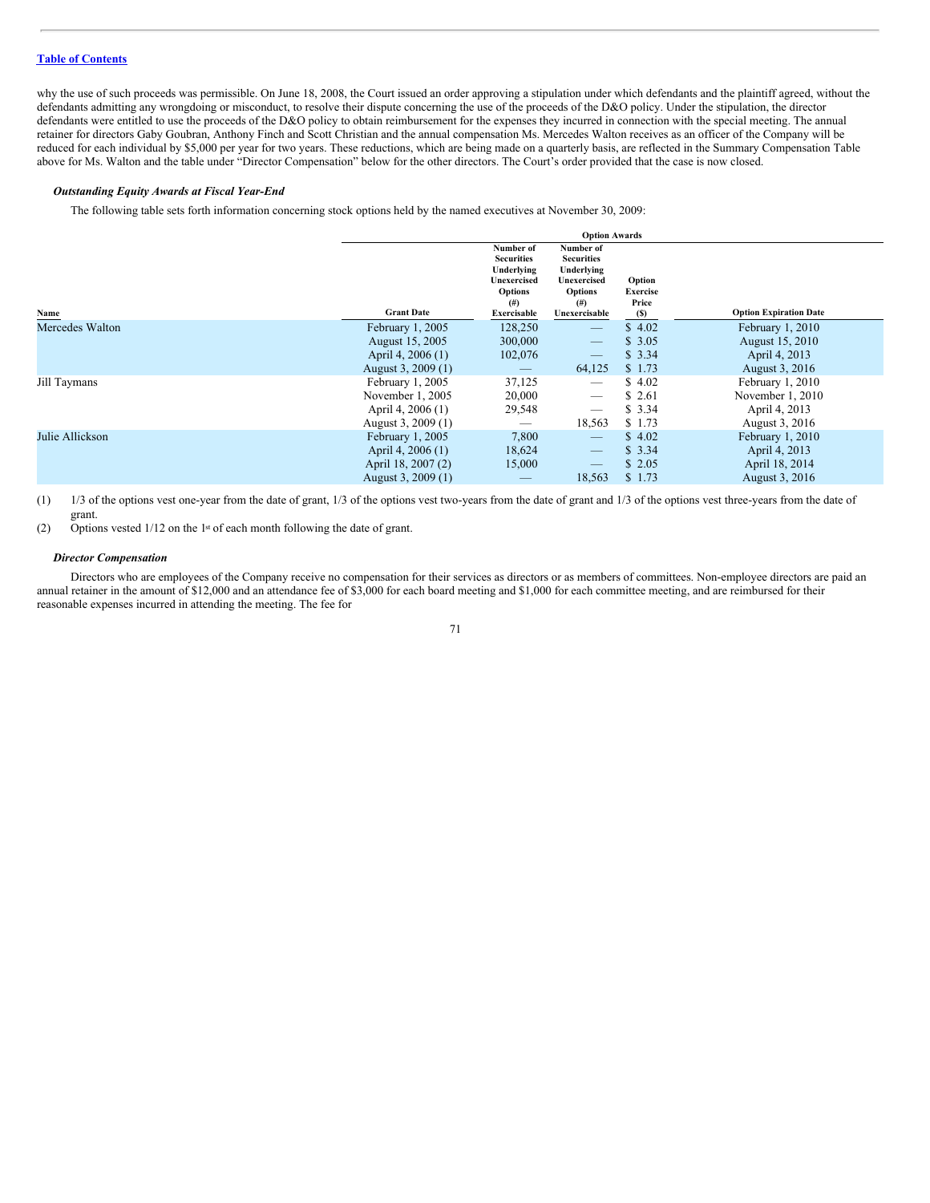why the use of such proceeds was permissible. On June 18, 2008, the Court issued an order approving a stipulation under which defendants and the plaintiff agreed, without the defendants admitting any wrongdoing or misconduct, to resolve their dispute concerning the use of the proceeds of the D&O policy. Under the stipulation, the director defendants were entitled to use the proceeds of the D&O policy to obtain reimbursement for the expenses they incurred in connection with the special meeting. The annual retainer for directors Gaby Goubran, Anthony Finch and Scott Christian and the annual compensation Ms. Mercedes Walton receives as an officer of the Company will be reduced for each individual by $5,000 per year for two years. These reductions, which are being made on a quarterly basis, are reflected in the Summary Compensation Table above for Ms. Walton and the table under "Director Compensation" below for the other directors. The Court's order provided that the case is now closed.

### *Outstanding Equity Awards at Fiscal Year-End*

The following table sets forth information concerning stock options held by the named executives at November 30, 2009:

| | | Option Awards | | | |
|---|---|---|---|---|---|
| Name | Grant Date | Number of Securities Underlying Unexercised Options (#) Exercisable | Number of Securities Underlying Unexercised Options (#) Unexercisable | Option Exercise Price ($) | Option Expiration Date |
| Mercedes Walton | February 1, 2005 | 128,250 | — | $ 4.02 | February 1, 2010 |
| | August 15, 2005 | 300,000 | — | $ 3.05 | August 15, 2010 |
| | April 4, 2006 (1) | 102,076 | — | $ 3.34 | April 4, 2013 |
| | August 3, 2009 (1) | — | 64,125 | $ 1.73 | August 3, 2016 |
| Jill Taymans | February 1, 2005 | 37,125 | — | $ 4.02 | February 1, 2010 |
| | November 1, 2005 | 20,000 | — | $ 2.61 | November 1, 2010 |
| | April 4, 2006 (1) | 29,548 | — | $ 3.34 | April 4, 2013 |
| | August 3, 2009 (1) | — | 18,563 | $ 1.73 | August 3, 2016 |
| Julie Allickson | February 1, 2005 | 7,800 | — | $ 4.02 | February 1, 2010 |
| | April 4, 2006 (1) | 18,624 | — | $ 3.34 | April 4, 2013 |
| | April 18, 2007 (2) | 15,000 | — | $ 2.05 | April 18, 2014 |
| | August 3, 2009 (1) | — | 18,563 | $ 1.73 | August 3, 2016 |

(1) 1/3 of the options vest one-year from the date of grant, 1/3 of the options vest two-years from the date of grant and 1/3 of the options vest three-years from the date of grant.

(2) Options vested 1/12 on the 1st of each month following the date of grant.

### *Director Compensation*

Directors who are employees of the Company receive no compensation for their services as directors or as members of committees. Non-employee directors are paid an annual retainer in the amount of $12,000 and an attendance fee of $3,000 for each board meeting and $1,000 for each committee meeting, and are reimbursed for their reasonable expenses incurred in attending the meeting. The fee for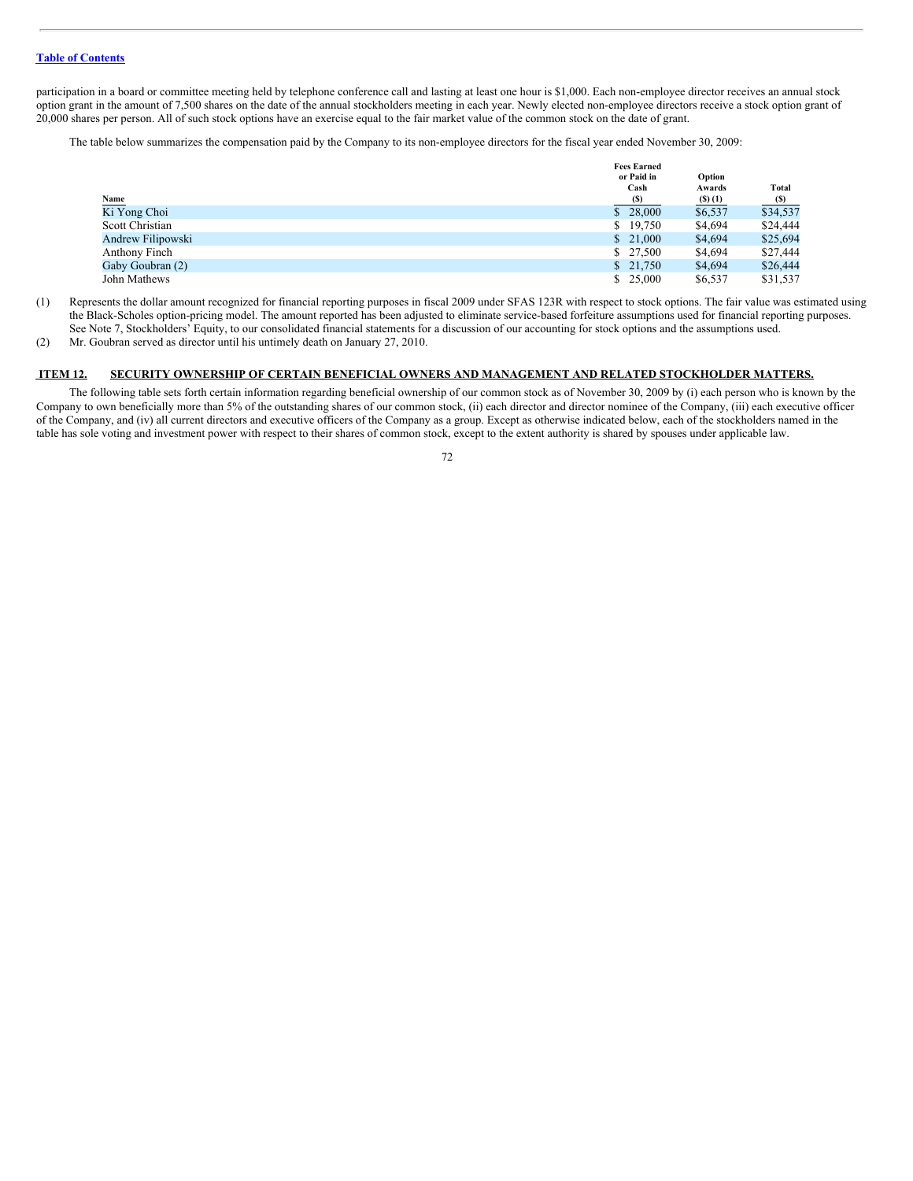participation in a board or committee meeting held by telephone conference call and lasting at least one hour is $1,000. Each non-employee director receives an annual stock option grant in the amount of 7,500 shares on the date of the annual stockholders meeting in each year. Newly elected non-employee directors receive a stock option grant of 20,000 shares per person. All of such stock options have an exercise equal to the fair market value of the common stock on the date of grant.

The table below summarizes the compensation paid by the Company to its non-employee directors for the fiscal year ended November 30, 2009:

| Name | Fees Earned or Paid in Cash ($) | Option Awards ($) (1) | Total ($) |
| --- | --- | --- | --- |
| Ki Yong Choi | $ 28,000 | $6,537 | $34,537 |
| Scott Christian | $ 19,750 | $4,694 | $24,444 |
| Andrew Filipowski | $ 21,000 | $4,694 | $25,694 |
| Anthony Finch | $ 27,500 | $4,694 | $27,444 |
| Gaby Goubran (2) | $ 21,750 | $4,694 | $26,444 |
| John Mathews | $ 25,000 | $6,537 | $31,537 |

(1) Represents the dollar amount recognized for financial reporting purposes in fiscal 2009 under SFAS 123R with respect to stock options. The fair value was estimated using the Black-Scholes option-pricing model. The amount reported has been adjusted to eliminate service-based forfeiture assumptions used for financial reporting purposes. See Note 7, Stockholders' Equity, to our consolidated financial statements for a discussion of our accounting for stock options and the assumptions used.

(2) Mr. Goubran served as director until his untimely death on January 27, 2010.

## ITEM 12. SECURITY OWNERSHIP OF CERTAIN BENEFICIAL OWNERS AND MANAGEMENT AND RELATED STOCKHOLDER MATTERS.

The following table sets forth certain information regarding beneficial ownership of our common stock as of November 30, 2009 by (i) each person who is known by the Company to own beneficially more than 5% of the outstanding shares of our common stock, (ii) each director and director nominee of the Company, (iii) each executive officer of the Company, and (iv) all current directors and executive officers of the Company as a group. Except as otherwise indicated below, each of the stockholders named in the table has sole voting and investment power with respect to their shares of common stock, except to the extent authority is shared by spouses under applicable law.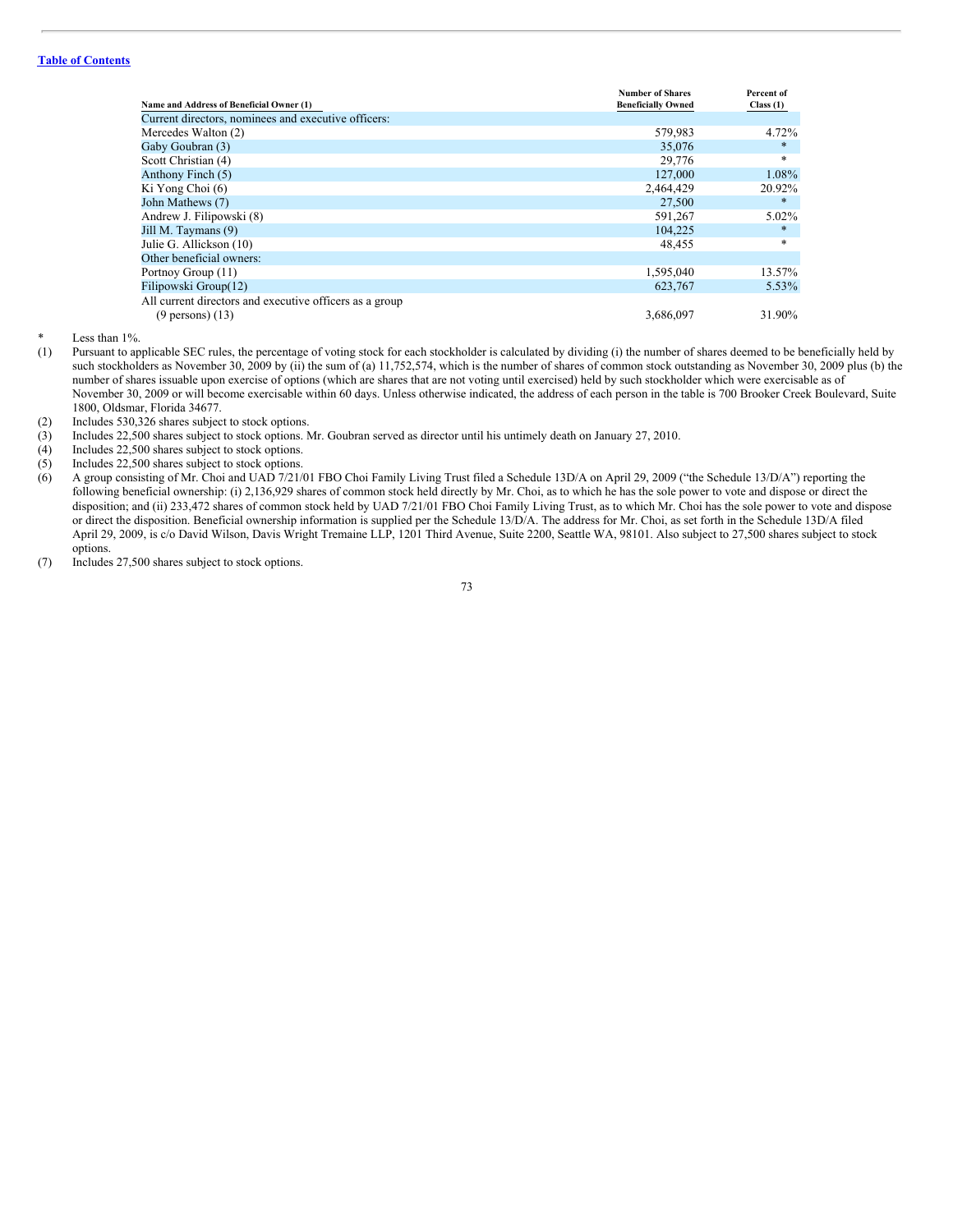[Table of Contents](#)

| Name and Address of Beneficial Owner (1) | Number of Shares Beneficially Owned | Percent of Class (1) |
|---|---|---|
| Current directors, nominees and executive officers: | | |
| Mercedes Walton (2) | 579,983 | 4.72% |
| Gaby Goubran (3) | 35,076 | * |
| Scott Christian (4) | 29,776 | * |
| Anthony Finch (5) | 127,000 | 1.08% |
| Ki Yong Choi (6) | 2,464,429 | 20.92% |
| John Mathews (7) | 27,500 | * |
| Andrew J. Filipowski (8) | 591,267 | 5.02% |
| Jill M. Taymans (9) | 104,225 | * |
| Julie G. Allickson (10) | 48,455 | * |
| Other beneficial owners: | | |
| Portnoy Group (11) | 1,595,040 | 13.57% |
| Filipowski Group(12) | 623,767 | 5.53% |
| All current directors and executive officers as a group (9 persons) (13) | 3,686,097 | 31.90% |

\* Less than 1%.

(1) Pursuant to applicable SEC rules, the percentage of voting stock for each stockholder is calculated by dividing (i) the number of shares deemed to be beneficially held by such stockholders as November 30, 2009 by (ii) the sum of (a) 11,752,574, which is the number of shares of common stock outstanding as November 30, 2009 plus (b) the number of shares issuable upon exercise of options (which are shares that are not voting until exercised) held by such stockholder which were exercisable as of November 30, 2009 or will become exercisable within 60 days. Unless otherwise indicated, the address of each person in the table is 700 Brooker Creek Boulevard, Suite 1800, Oldsmar, Florida 34677.

(2) Includes 530,326 shares subject to stock options.

(3) Includes 22,500 shares subject to stock options. Mr. Goubran served as director until his untimely death on January 27, 2010.

(4) Includes 22,500 shares subject to stock options.

(5) Includes 22,500 shares subject to stock options.

(6) A group consisting of Mr. Choi and UAD 7/21/01 FBO Choi Family Living Trust filed a Schedule 13D/A on April 29, 2009 ("the Schedule 13/D/A") reporting the following beneficial ownership: (i) 2,136,929 shares of common stock held directly by Mr. Choi, as to which he has the sole power to vote and dispose or direct the disposition; and (ii) 233,472 shares of common stock held by UAD 7/21/01 FBO Choi Family Living Trust, as to which Mr. Choi has the sole power to vote and dispose or direct the disposition. Beneficial ownership information is supplied per the Schedule 13/D/A. The address for Mr. Choi, as set forth in the Schedule 13D/A filed April 29, 2009, is c/o David Wilson, Davis Wright Tremaine LLP, 1201 Third Avenue, Suite 2200, Seattle WA, 98101. Also subject to 27,500 shares subject to stock options.

(7) Includes 27,500 shares subject to stock options.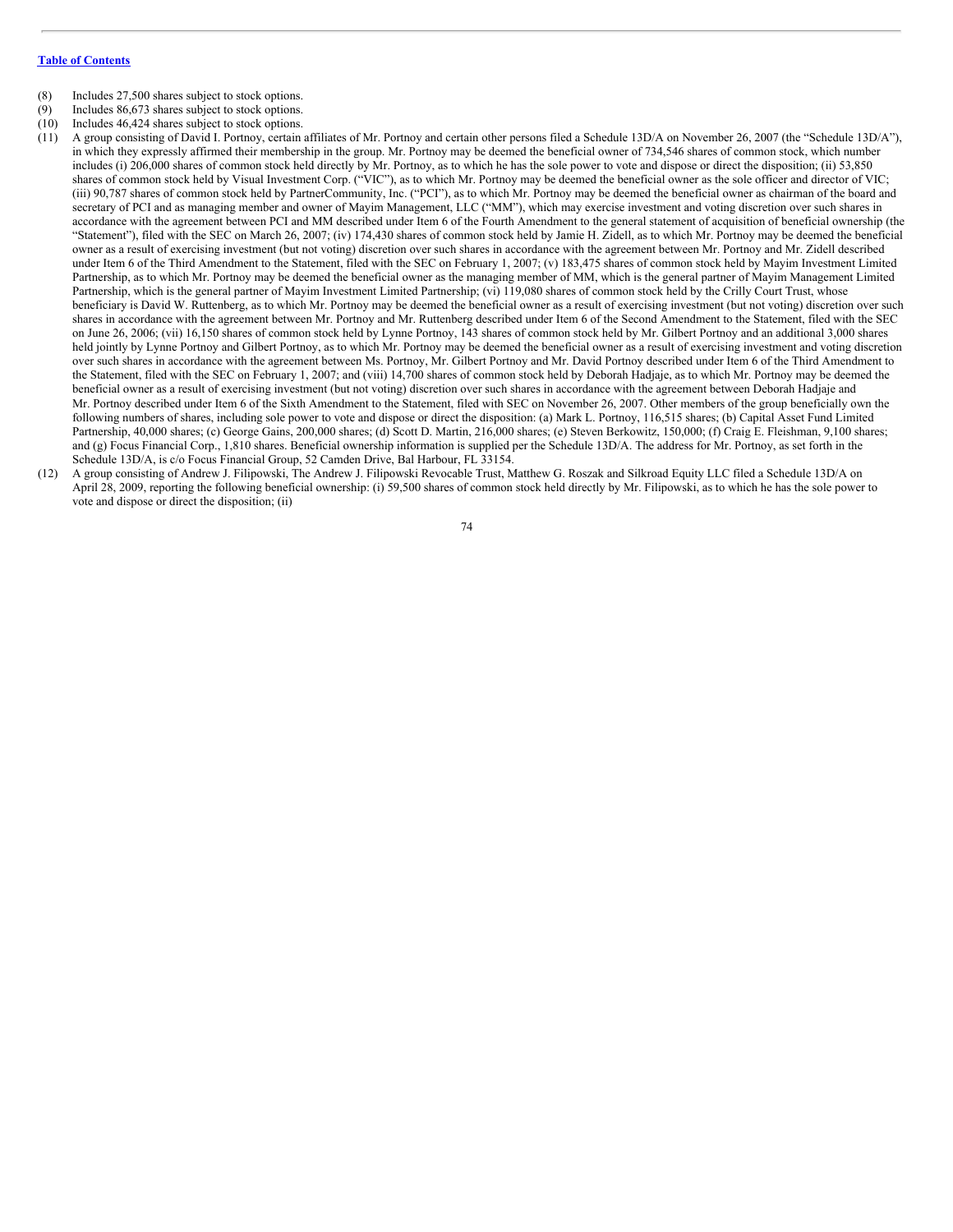[Table of Contents](#)

(8) Includes 27,500 shares subject to stock options.

(9) Includes 86,673 shares subject to stock options.

(10) Includes 46,424 shares subject to stock options.

(11) A group consisting of David I. Portnoy, certain affiliates of Mr. Portnoy and certain other persons filed a Schedule 13D/A on November 26, 2007 (the "Schedule 13D/A"), in which they expressly affirmed their membership in the group. Mr. Portnoy may be deemed the beneficial owner of 734,546 shares of common stock, which number includes (i) 206,000 shares of common stock held directly by Mr. Portnoy, as to which he has the sole power to vote and dispose or direct the disposition; (ii) 53,850 shares of common stock held by Visual Investment Corp. ("VIC"), as to which Mr. Portnoy may be deemed the beneficial owner as the sole officer and director of VIC; (iii) 90,787 shares of common stock held by PartnerCommunity, Inc. ("PCI"), as to which Mr. Portnoy may be deemed the beneficial owner as chairman of the board and secretary of PCI and as managing member and owner of Mayim Management, LLC ("MM"), which may exercise investment and voting discretion over such shares in accordance with the agreement between PCI and MM described under Item 6 of the Fourth Amendment to the general statement of acquisition of beneficial ownership (the "Statement"), filed with the SEC on March 26, 2007; (iv) 174,430 shares of common stock held by Jamie H. Zidell, as to which Mr. Portnoy may be deemed the beneficial owner as a result of exercising investment (but not voting) discretion over such shares in accordance with the agreement between Mr. Portnoy and Mr. Zidell described under Item 6 of the Third Amendment to the Statement, filed with the SEC on February 1, 2007; (v) 183,475 shares of common stock held by Mayim Investment Limited Partnership, as to which Mr. Portnoy may be deemed the beneficial owner as the managing member of MM, which is the general partner of Mayim Management Limited Partnership, which is the general partner of Mayim Investment Limited Partnership; (vi) 119,080 shares of common stock held by the Crilly Court Trust, whose beneficiary is David W. Ruttenberg, as to which Mr. Portnoy may be deemed the beneficial owner as a result of exercising investment (but not voting) discretion over such shares in accordance with the agreement between Mr. Portnoy and Mr. Ruttenberg described under Item 6 of the Second Amendment to the Statement, filed with the SEC on June 26, 2006; (vii) 16,150 shares of common stock held by Lynne Portnoy, 143 shares of common stock held by Mr. Gilbert Portnoy and an additional 3,000 shares held jointly by Lynne Portnoy and Gilbert Portnoy, as to which Mr. Portnoy may be deemed the beneficial owner as a result of exercising investment and voting discretion over such shares in accordance with the agreement between Ms. Portnoy, Mr. Gilbert Portnoy and Mr. David Portnoy described under Item 6 of the Third Amendment to the Statement, filed with the SEC on February 1, 2007; and (viii) 14,700 shares of common stock held by Deborah Hadjaje, as to which Mr. Portnoy may be deemed the beneficial owner as a result of exercising investment (but not voting) discretion over such shares in accordance with the agreement between Deborah Hadjaje and Mr. Portnoy described under Item 6 of the Sixth Amendment to the Statement, filed with SEC on November 26, 2007. Other members of the group beneficially own the following numbers of shares, including sole power to vote and dispose or direct the disposition: (a) Mark L. Portnoy, 116,515 shares; (b) Capital Asset Fund Limited Partnership, 40,000 shares; (c) George Gains, 200,000 shares; (d) Scott D. Martin, 216,000 shares; (e) Steven Berkowitz, 150,000; (f) Craig E. Fleishman, 9,100 shares; and (g) Focus Financial Corp., 1,810 shares. Beneficial ownership information is supplied per the Schedule 13D/A. The address for Mr. Portnoy, as set forth in the Schedule 13D/A, is c/o Focus Financial Group, 52 Camden Drive, Bal Harbour, FL 33154.

(12) A group consisting of Andrew J. Filipowski, The Andrew J. Filipowski Revocable Trust, Matthew G. Roszak and Silkroad Equity LLC filed a Schedule 13D/A on April 28, 2009, reporting the following beneficial ownership: (i) 59,500 shares of common stock held directly by Mr. Filipowski, as to which he has the sole power to vote and dispose or direct the disposition; (ii)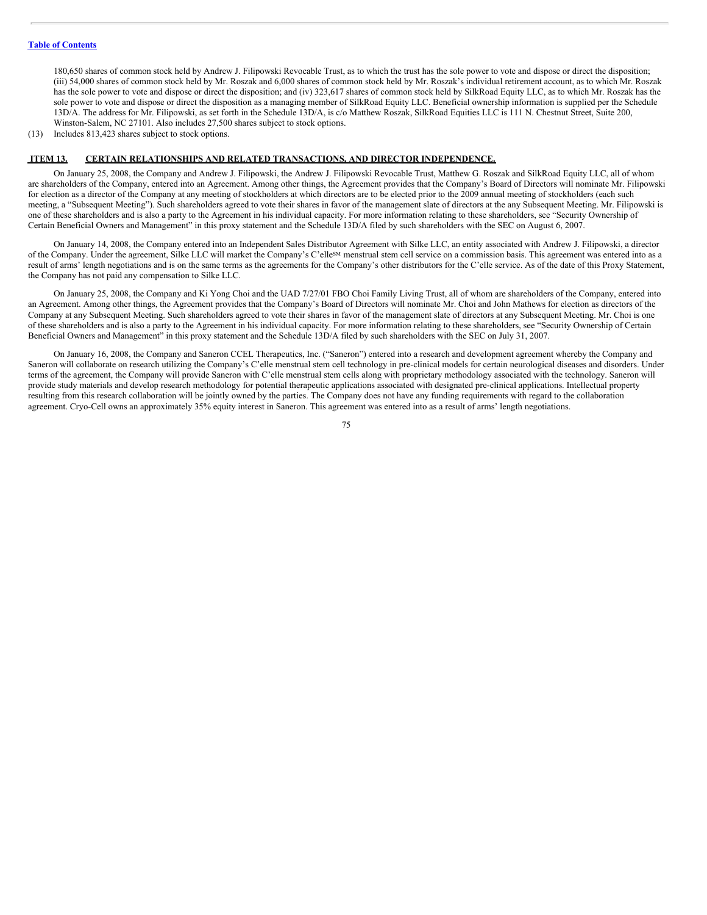180,650 shares of common stock held by Andrew J. Filipowski Revocable Trust, as to which the trust has the sole power to vote and dispose or direct the disposition; (iii) 54,000 shares of common stock held by Mr. Roszak and 6,000 shares of common stock held by Mr. Roszak's individual retirement account, as to which Mr. Roszak has the sole power to vote and dispose or direct the disposition; and (iv) 323,617 shares of common stock held by SilkRoad Equity LLC, as to which Mr. Roszak has the sole power to vote and dispose or direct the disposition as a managing member of SilkRoad Equity LLC. Beneficial ownership information is supplied per the Schedule 13D/A. The address for Mr. Filipowski, as set forth in the Schedule 13D/A, is c/o Matthew Roszak, SilkRoad Equities LLC is 111 N. Chestnut Street, Suite 200, Winston-Salem, NC 27101. Also includes 27,500 shares subject to stock options.

(13) Includes 813,423 shares subject to stock options.

## ITEM 13. CERTAIN RELATIONSHIPS AND RELATED TRANSACTIONS, AND DIRECTOR INDEPENDENCE.

On January 25, 2008, the Company and Andrew J. Filipowski, the Andrew J. Filipowski Revocable Trust, Matthew G. Roszak and SilkRoad Equity LLC, all of whom are shareholders of the Company, entered into an Agreement. Among other things, the Agreement provides that the Company's Board of Directors will nominate Mr. Filipowski for election as a director of the Company at any meeting of stockholders at which directors are to be elected prior to the 2009 annual meeting of stockholders (each such meeting, a "Subsequent Meeting"). Such shareholders agreed to vote their shares in favor of the management slate of directors at the any Subsequent Meeting. Mr. Filipowski is one of these shareholders and is also a party to the Agreement in his individual capacity. For more information relating to these shareholders, see "Security Ownership of Certain Beneficial Owners and Management" in this proxy statement and the Schedule 13D/A filed by such shareholders with the SEC on August 6, 2007.

On January 14, 2008, the Company entered into an Independent Sales Distributor Agreement with Silke LLC, an entity associated with Andrew J. Filipowski, a director of the Company. Under the agreement, Silke LLC will market the Company's C'elle℠ menstrual stem cell service on a commission basis. This agreement was entered into as a result of arms' length negotiations and is on the same terms as the agreements for the Company's other distributors for the C'elle service. As of the date of this Proxy Statement, the Company has not paid any compensation to Silke LLC.

On January 25, 2008, the Company and Ki Yong Choi and the UAD 7/27/01 FBO Choi Family Living Trust, all of whom are shareholders of the Company, entered into an Agreement. Among other things, the Agreement provides that the Company's Board of Directors will nominate Mr. Choi and John Mathews for election as directors of the Company at any Subsequent Meeting. Such shareholders agreed to vote their shares in favor of the management slate of directors at any Subsequent Meeting. Mr. Choi is one of these shareholders and is also a party to the Agreement in his individual capacity. For more information relating to these shareholders, see "Security Ownership of Certain Beneficial Owners and Management" in this proxy statement and the Schedule 13D/A filed by such shareholders with the SEC on July 31, 2007.

On January 16, 2008, the Company and Saneron CCEL Therapeutics, Inc. ("Saneron") entered into a research and development agreement whereby the Company and Saneron will collaborate on research utilizing the Company's C'elle menstrual stem cell technology in pre-clinical models for certain neurological diseases and disorders. Under terms of the agreement, the Company will provide Saneron with C'elle menstrual stem cells along with proprietary methodology associated with the technology. Saneron will provide study materials and develop research methodology for potential therapeutic applications associated with designated pre-clinical applications. Intellectual property resulting from this research collaboration will be jointly owned by the parties. The Company does not have any funding requirements with regard to the collaboration agreement. Cryo-Cell owns an approximately 35% equity interest in Saneron. This agreement was entered into as a result of arms' length negotiations.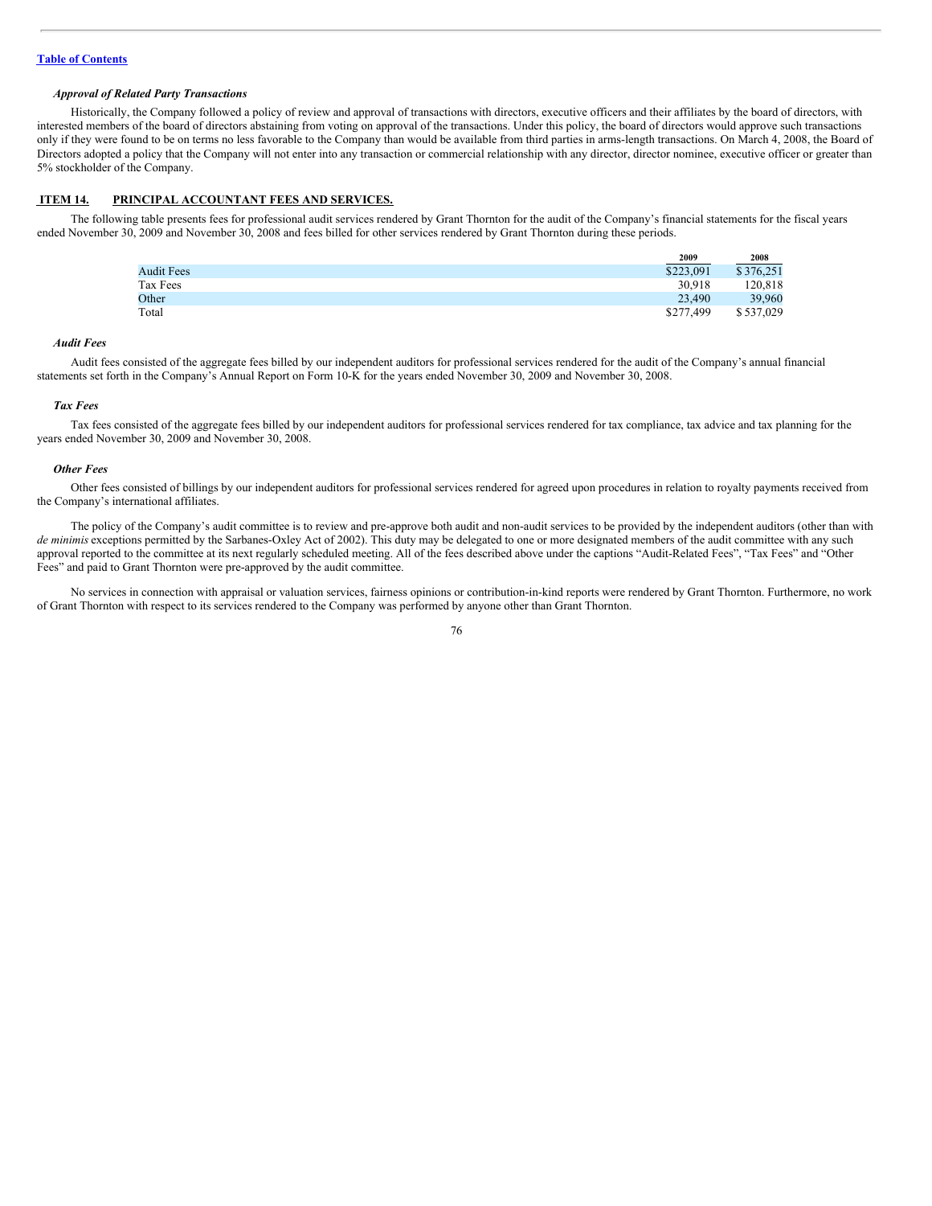### *Approval of Related Party Transactions*

Historically, the Company followed a policy of review and approval of transactions with directors, executive officers and their affiliates by the board of directors, with interested members of the board of directors abstaining from voting on approval of the transactions. Under this policy, the board of directors would approve such transactions only if they were found to be on terms no less favorable to the Company than would be available from third parties in arms-length transactions. On March 4, 2008, the Board of Directors adopted a policy that the Company will not enter into any transaction or commercial relationship with any director, director nominee, executive officer or greater than 5% stockholder of the Company.

## ITEM 14. PRINCIPAL ACCOUNTANT FEES AND SERVICES.

The following table presents fees for professional audit services rendered by Grant Thornton for the audit of the Company's financial statements for the fiscal years ended November 30, 2009 and November 30, 2008 and fees billed for other services rendered by Grant Thornton during these periods.

| | 2009 | 2008 |
|---|---|---|
| Audit Fees | $223,091 | $ 376,251 |
| Tax Fees | 30,918 | 120,818 |
| Other | 23,490 | 39,960 |
| Total | $277,499 | $ 537,029 |

### *Audit Fees*

Audit fees consisted of the aggregate fees billed by our independent auditors for professional services rendered for the audit of the Company's annual financial statements set forth in the Company's Annual Report on Form 10-K for the years ended November 30, 2009 and November 30, 2008.

### *Tax Fees*

Tax fees consisted of the aggregate fees billed by our independent auditors for professional services rendered for tax compliance, tax advice and tax planning for the years ended November 30, 2009 and November 30, 2008.

### *Other Fees*

Other fees consisted of billings by our independent auditors for professional services rendered for agreed upon procedures in relation to royalty payments received from the Company's international affiliates.

The policy of the Company's audit committee is to review and pre-approve both audit and non-audit services to be provided by the independent auditors (other than with *de minimis* exceptions permitted by the Sarbanes-Oxley Act of 2002). This duty may be delegated to one or more designated members of the audit committee with any such approval reported to the committee at its next regularly scheduled meeting. All of the fees described above under the captions "Audit-Related Fees", "Tax Fees" and "Other Fees" and paid to Grant Thornton were pre-approved by the audit committee.

No services in connection with appraisal or valuation services, fairness opinions or contribution-in-kind reports were rendered by Grant Thornton. Furthermore, no work of Grant Thornton with respect to its services rendered to the Company was performed by anyone other than Grant Thornton.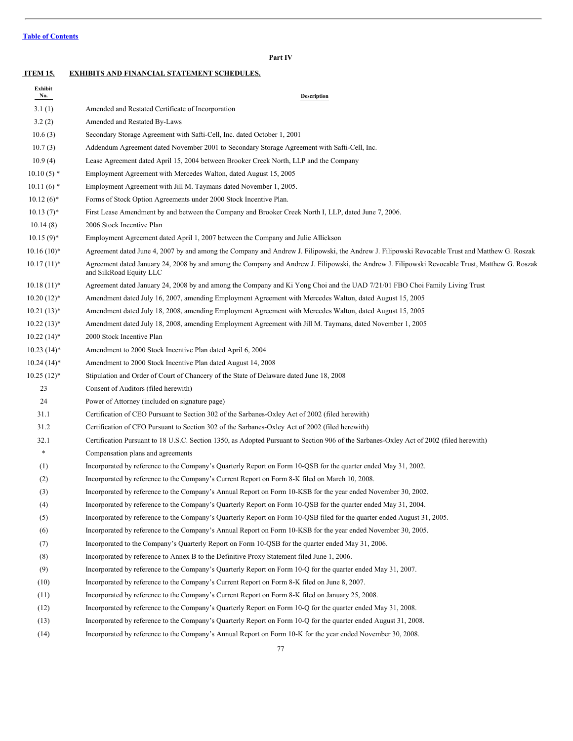[Table of Contents](#)

**Part IV**

## ITEM 15. EXHIBITS AND FINANCIAL STATEMENT SCHEDULES.

| Exhibit No. | Description |
| --- | --- |
| 3.1 (1) | Amended and Restated Certificate of Incorporation |
| 3.2 (2) | Amended and Restated By-Laws |
| 10.6 (3) | Secondary Storage Agreement with Safti-Cell, Inc. dated October 1, 2001 |
| 10.7 (3) | Addendum Agreement dated November 2001 to Secondary Storage Agreement with Safti-Cell, Inc. |
| 10.9 (4) | Lease Agreement dated April 15, 2004 between Brooker Creek North, LLP and the Company |
| 10.10 (5) * | Employment Agreement with Mercedes Walton, dated August 15, 2005 |
| 10.11 (6) * | Employment Agreement with Jill M. Taymans dated November 1, 2005. |
| 10.12 (6)* | Forms of Stock Option Agreements under 2000 Stock Incentive Plan. |
| 10.13 (7)* | First Lease Amendment by and between the Company and Brooker Creek North I, LLP, dated June 7, 2006. |
| 10.14 (8) | 2006 Stock Incentive Plan |
| 10.15 (9)* | Employment Agreement dated April 1, 2007 between the Company and Julie Allickson |
| 10.16 (10)* | Agreement dated June 4, 2007 by and among the Company and Andrew J. Filipowski, the Andrew J. Filipowski Revocable Trust and Matthew G. Roszak |
| 10.17 (11)* | Agreement dated January 24, 2008 by and among the Company and Andrew J. Filipowski, the Andrew J. Filipowski Revocable Trust, Matthew G. Roszak and SilkRoad Equity LLC |
| 10.18 (11)* | Agreement dated January 24, 2008 by and among the Company and Ki Yong Choi and the UAD 7/21/01 FBO Choi Family Living Trust |
| 10.20 (12)* | Amendment dated July 16, 2007, amending Employment Agreement with Mercedes Walton, dated August 15, 2005 |
| 10.21 (13)* | Amendment dated July 18, 2008, amending Employment Agreement with Mercedes Walton, dated August 15, 2005 |
| 10.22 (13)* | Amendment dated July 18, 2008, amending Employment Agreement with Jill M. Taymans, dated November 1, 2005 |
| 10.22 (14)* | 2000 Stock Incentive Plan |
| 10.23 (14)* | Amendment to 2000 Stock Incentive Plan dated April 6, 2004 |
| 10.24 (14)* | Amendment to 2000 Stock Incentive Plan dated August 14, 2008 |
| 10.25 (12)* | Stipulation and Order of Court of Chancery of the State of Delaware dated June 18, 2008 |
| 23 | Consent of Auditors (filed herewith) |
| 24 | Power of Attorney (included on signature page) |
| 31.1 | Certification of CEO Pursuant to Section 302 of the Sarbanes-Oxley Act of 2002 (filed herewith) |
| 31.2 | Certification of CFO Pursuant to Section 302 of the Sarbanes-Oxley Act of 2002 (filed herewith) |
| 32.1 | Certification Pursuant to 18 U.S.C. Section 1350, as Adopted Pursuant to Section 906 of the Sarbanes-Oxley Act of 2002 (filed herewith) |
| * | Compensation plans and agreements |
| (1) | Incorporated by reference to the Company's Quarterly Report on Form 10-QSB for the quarter ended May 31, 2002. |
| (2) | Incorporated by reference to the Company's Current Report on Form 8-K filed on March 10, 2008. |
| (3) | Incorporated by reference to the Company's Annual Report on Form 10-KSB for the year ended November 30, 2002. |
| (4) | Incorporated by reference to the Company's Quarterly Report on Form 10-QSB for the quarter ended May 31, 2004. |
| (5) | Incorporated by reference to the Company's Quarterly Report on Form 10-QSB filed for the quarter ended August 31, 2005. |
| (6) | Incorporated by reference to the Company's Annual Report on Form 10-KSB for the year ended November 30, 2005. |
| (7) | Incorporated to the Company's Quarterly Report on Form 10-QSB for the quarter ended May 31, 2006. |
| (8) | Incorporated by reference to Annex B to the Definitive Proxy Statement filed June 1, 2006. |
| (9) | Incorporated by reference to the Company's Quarterly Report on Form 10-Q for the quarter ended May 31, 2007. |
| (10) | Incorporated by reference to the Company's Current Report on Form 8-K filed on June 8, 2007. |
| (11) | Incorporated by reference to the Company's Current Report on Form 8-K filed on January 25, 2008. |
| (12) | Incorporated by reference to the Company's Quarterly Report on Form 10-Q for the quarter ended May 31, 2008. |
| (13) | Incorporated by reference to the Company's Quarterly Report on Form 10-Q for the quarter ended August 31, 2008. |
| (14) | Incorporated by reference to the Company's Annual Report on Form 10-K for the year ended November 30, 2008. |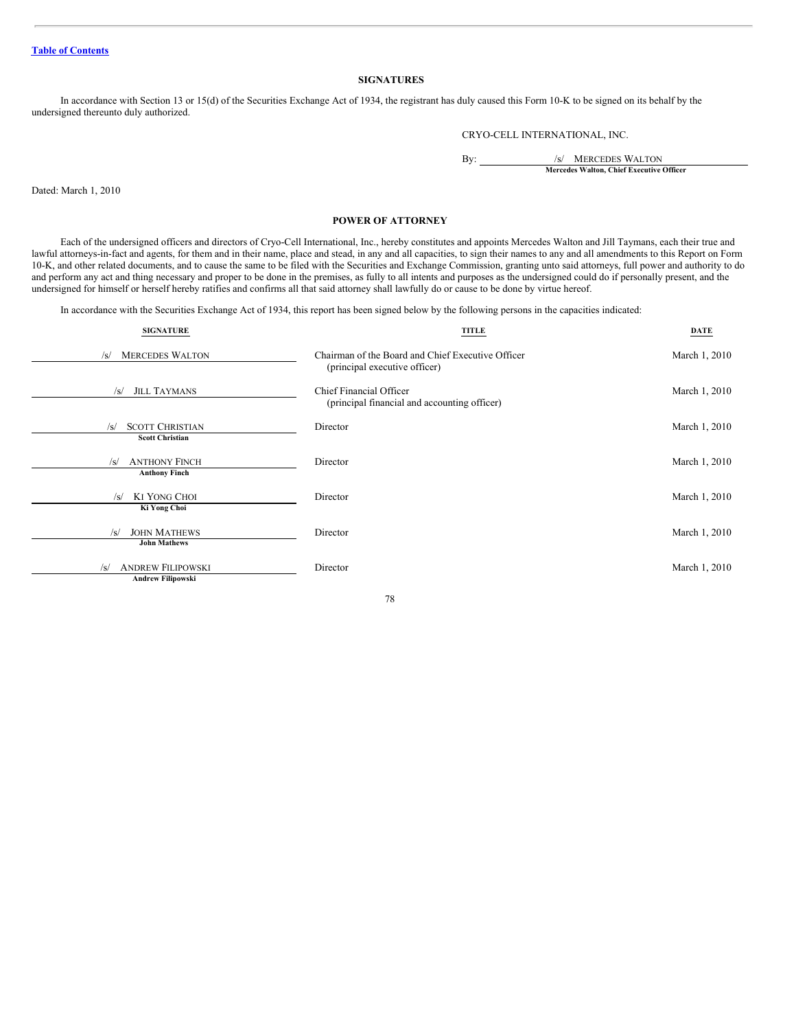## SIGNATURES

In accordance with Section 13 or 15(d) of the Securities Exchange Act of 1934, the registrant has duly caused this Form 10-K to be signed on its behalf by the undersigned thereunto duly authorized.

CRYO-CELL INTERNATIONAL, INC.

By: /s/ MERCEDES WALTON
**Mercedes Walton, Chief Executive Officer**

Dated: March 1, 2010

## POWER OF ATTORNEY

Each of the undersigned officers and directors of Cryo-Cell International, Inc., hereby constitutes and appoints Mercedes Walton and Jill Taymans, each their true and lawful attorneys-in-fact and agents, for them and in their name, place and stead, in any and all capacities, to sign their names to any and all amendments to this Report on Form 10-K, and other related documents, and to cause the same to be filed with the Securities and Exchange Commission, granting unto said attorneys, full power and authority to do and perform any act and thing necessary and proper to be done in the premises, as fully to all intents and purposes as the undersigned could do if personally present, and the undersigned for himself or herself hereby ratifies and confirms all that said attorney shall lawfully do or cause to be done by virtue hereof.

In accordance with the Securities Exchange Act of 1934, this report has been signed below by the following persons in the capacities indicated:

| SIGNATURE | TITLE | DATE |
|---|---|---|
| /s/ MERCEDES WALTON | Chairman of the Board and Chief Executive Officer (principal executive officer) | March 1, 2010 |
| /s/ JILL TAYMANS | Chief Financial Officer (principal financial and accounting officer) | March 1, 2010 |
| /s/ SCOTT CHRISTIAN<br>**Scott Christian** | Director | March 1, 2010 |
| /s/ ANTHONY FINCH<br>**Anthony Finch** | Director | March 1, 2010 |
| /s/ KI YONG CHOI<br>**Ki Yong Choi** | Director | March 1, 2010 |
| /s/ JOHN MATHEWS<br>**John Mathews** | Director | March 1, 2010 |
| /s/ ANDREW FILIPOWSKI<br>**Andrew Filipowski** | Director | March 1, 2010 |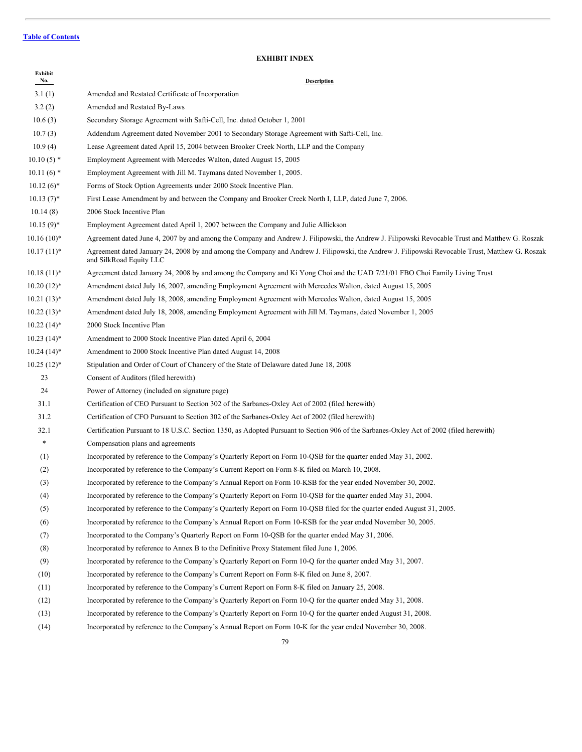[Table of Contents](#)

## EXHIBIT INDEX

| Exhibit No. | Description |
|---|---|
| 3.1 (1) | Amended and Restated Certificate of Incorporation |
| 3.2 (2) | Amended and Restated By-Laws |
| 10.6 (3) | Secondary Storage Agreement with Safti-Cell, Inc. dated October 1, 2001 |
| 10.7 (3) | Addendum Agreement dated November 2001 to Secondary Storage Agreement with Safti-Cell, Inc. |
| 10.9 (4) | Lease Agreement dated April 15, 2004 between Brooker Creek North, LLP and the Company |
| 10.10 (5) * | Employment Agreement with Mercedes Walton, dated August 15, 2005 |
| 10.11 (6) * | Employment Agreement with Jill M. Taymans dated November 1, 2005. |
| 10.12 (6)* | Forms of Stock Option Agreements under 2000 Stock Incentive Plan. |
| 10.13 (7)* | First Lease Amendment by and between the Company and Brooker Creek North I, LLP, dated June 7, 2006. |
| 10.14 (8) | 2006 Stock Incentive Plan |
| 10.15 (9)* | Employment Agreement dated April 1, 2007 between the Company and Julie Allickson |
| 10.16 (10)* | Agreement dated June 4, 2007 by and among the Company and Andrew J. Filipowski, the Andrew J. Filipowski Revocable Trust and Matthew G. Roszak |
| 10.17 (11)* | Agreement dated January 24, 2008 by and among the Company and Andrew J. Filipowski, the Andrew J. Filipowski Revocable Trust, Matthew G. Roszak and SilkRoad Equity LLC |
| 10.18 (11)* | Agreement dated January 24, 2008 by and among the Company and Ki Yong Choi and the UAD 7/21/01 FBO Choi Family Living Trust |
| 10.20 (12)* | Amendment dated July 16, 2007, amending Employment Agreement with Mercedes Walton, dated August 15, 2005 |
| 10.21 (13)* | Amendment dated July 18, 2008, amending Employment Agreement with Mercedes Walton, dated August 15, 2005 |
| 10.22 (13)* | Amendment dated July 18, 2008, amending Employment Agreement with Jill M. Taymans, dated November 1, 2005 |
| 10.22 (14)* | 2000 Stock Incentive Plan |
| 10.23 (14)* | Amendment to 2000 Stock Incentive Plan dated April 6, 2004 |
| 10.24 (14)* | Amendment to 2000 Stock Incentive Plan dated August 14, 2008 |
| 10.25 (12)* | Stipulation and Order of Court of Chancery of the State of Delaware dated June 18, 2008 |
| 23 | Consent of Auditors (filed herewith) |
| 24 | Power of Attorney (included on signature page) |
| 31.1 | Certification of CEO Pursuant to Section 302 of the Sarbanes-Oxley Act of 2002 (filed herewith) |
| 31.2 | Certification of CFO Pursuant to Section 302 of the Sarbanes-Oxley Act of 2002 (filed herewith) |
| 32.1 | Certification Pursuant to 18 U.S.C. Section 1350, as Adopted Pursuant to Section 906 of the Sarbanes-Oxley Act of 2002 (filed herewith) |
| * | Compensation plans and agreements |
| (1) | Incorporated by reference to the Company's Quarterly Report on Form 10-QSB for the quarter ended May 31, 2002. |
| (2) | Incorporated by reference to the Company's Current Report on Form 8-K filed on March 10, 2008. |
| (3) | Incorporated by reference to the Company's Annual Report on Form 10-KSB for the year ended November 30, 2002. |
| (4) | Incorporated by reference to the Company's Quarterly Report on Form 10-QSB for the quarter ended May 31, 2004. |
| (5) | Incorporated by reference to the Company's Quarterly Report on Form 10-QSB filed for the quarter ended August 31, 2005. |
| (6) | Incorporated by reference to the Company's Annual Report on Form 10-KSB for the year ended November 30, 2005. |
| (7) | Incorporated to the Company's Quarterly Report on Form 10-QSB for the quarter ended May 31, 2006. |
| (8) | Incorporated by reference to Annex B to the Definitive Proxy Statement filed June 1, 2006. |
| (9) | Incorporated by reference to the Company's Quarterly Report on Form 10-Q for the quarter ended May 31, 2007. |
| (10) | Incorporated by reference to the Company's Current Report on Form 8-K filed on June 8, 2007. |
| (11) | Incorporated by reference to the Company's Current Report on Form 8-K filed on January 25, 2008. |
| (12) | Incorporated by reference to the Company's Quarterly Report on Form 10-Q for the quarter ended May 31, 2008. |
| (13) | Incorporated by reference to the Company's Quarterly Report on Form 10-Q for the quarter ended August 31, 2008. |
| (14) | Incorporated by reference to the Company's Annual Report on Form 10-K for the year ended November 30, 2008. |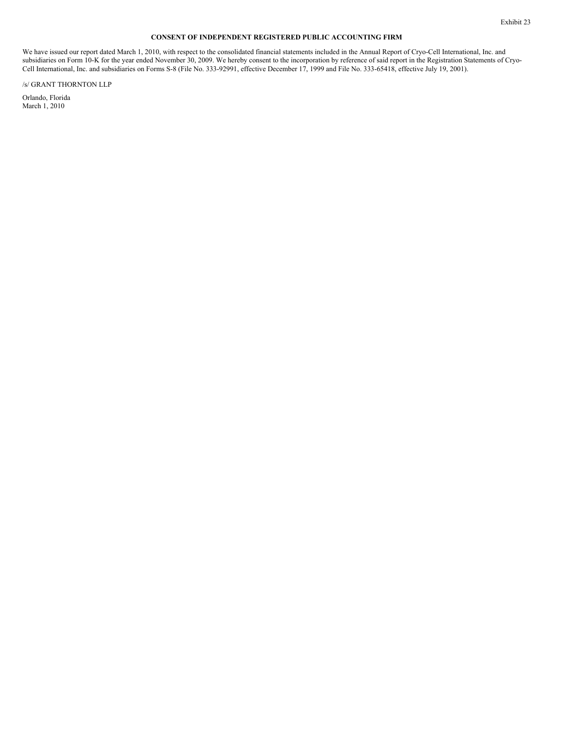Exhibit 23

**CONSENT OF INDEPENDENT REGISTERED PUBLIC ACCOUNTING FIRM**

We have issued our report dated March 1, 2010, with respect to the consolidated financial statements included in the Annual Report of Cryo-Cell International, Inc. and subsidiaries on Form 10-K for the year ended November 30, 2009. We hereby consent to the incorporation by reference of said report in the Registration Statements of Cryo-Cell International, Inc. and subsidiaries on Forms S-8 (File No. 333-92991, effective December 17, 1999 and File No. 333-65418, effective July 19, 2001).

/s/ GRANT THORNTON LLP

Orlando, Florida
March 1, 2010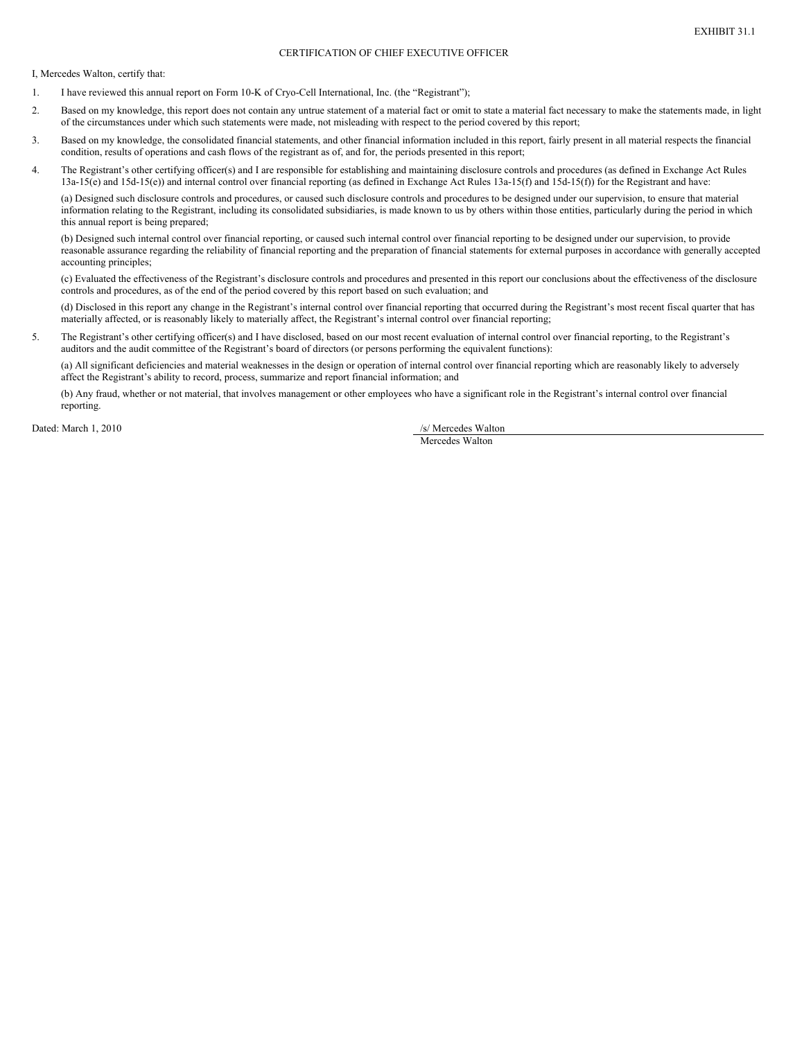EXHIBIT 31.1

# CERTIFICATION OF CHIEF EXECUTIVE OFFICER

I, Mercedes Walton, certify that:

1. I have reviewed this annual report on Form 10-K of Cryo-Cell International, Inc. (the "Registrant");

2. Based on my knowledge, this report does not contain any untrue statement of a material fact or omit to state a material fact necessary to make the statements made, in light of the circumstances under which such statements were made, not misleading with respect to the period covered by this report;

3. Based on my knowledge, the consolidated financial statements, and other financial information included in this report, fairly present in all material respects the financial condition, results of operations and cash flows of the registrant as of, and for, the periods presented in this report;

4. The Registrant's other certifying officer(s) and I are responsible for establishing and maintaining disclosure controls and procedures (as defined in Exchange Act Rules 13a-15(e) and 15d-15(e)) and internal control over financial reporting (as defined in Exchange Act Rules 13a-15(f) and 15d-15(f)) for the Registrant and have:

   (a) Designed such disclosure controls and procedures, or caused such disclosure controls and procedures to be designed under our supervision, to ensure that material information relating to the Registrant, including its consolidated subsidiaries, is made known to us by others within those entities, particularly during the period in which this annual report is being prepared;

   (b) Designed such internal control over financial reporting, or caused such internal control over financial reporting to be designed under our supervision, to provide reasonable assurance regarding the reliability of financial reporting and the preparation of financial statements for external purposes in accordance with generally accepted accounting principles;

   (c) Evaluated the effectiveness of the Registrant's disclosure controls and procedures and presented in this report our conclusions about the effectiveness of the disclosure controls and procedures, as of the end of the period covered by this report based on such evaluation; and

   (d) Disclosed in this report any change in the Registrant's internal control over financial reporting that occurred during the Registrant's most recent fiscal quarter that has materially affected, or is reasonably likely to materially affect, the Registrant's internal control over financial reporting;

5. The Registrant's other certifying officer(s) and I have disclosed, based on our most recent evaluation of internal control over financial reporting, to the Registrant's auditors and the audit committee of the Registrant's board of directors (or persons performing the equivalent functions):

   (a) All significant deficiencies and material weaknesses in the design or operation of internal control over financial reporting which are reasonably likely to adversely affect the Registrant's ability to record, process, summarize and report financial information; and

   (b) Any fraud, whether or not material, that involves management or other employees who have a significant role in the Registrant's internal control over financial reporting.

Dated: March 1, 2010

/s/ Mercedes Walton

Mercedes Walton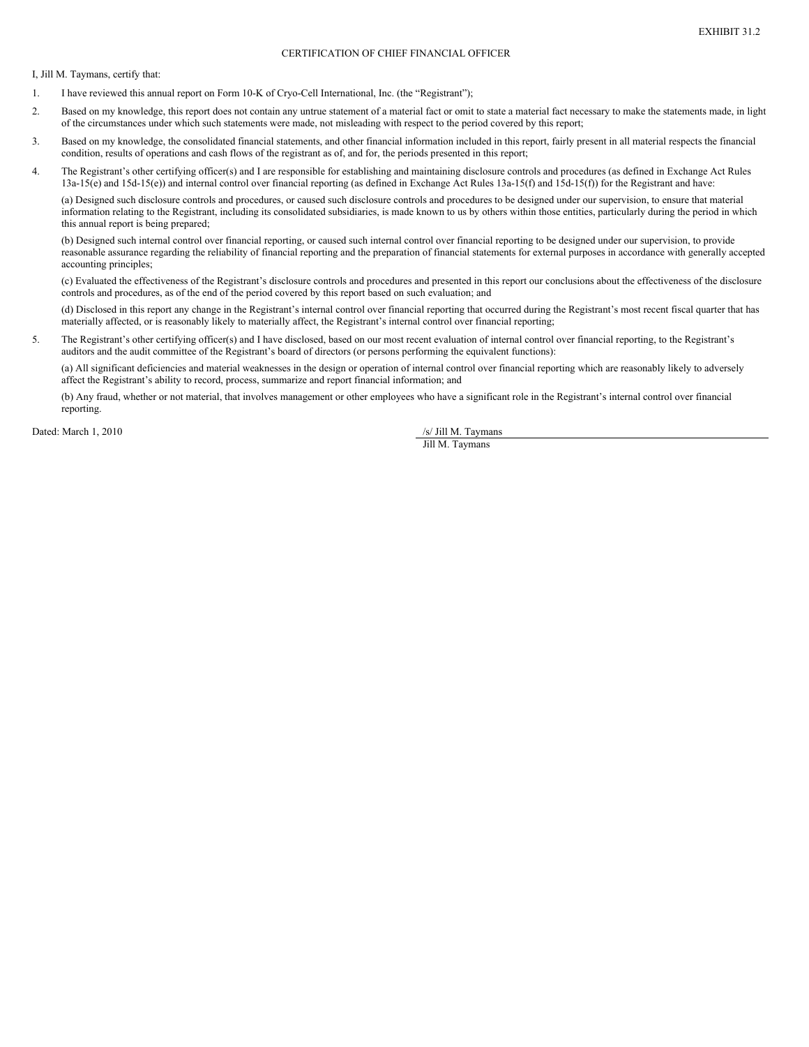EXHIBIT 31.2

CERTIFICATION OF CHIEF FINANCIAL OFFICER

I, Jill M. Taymans, certify that:

1. I have reviewed this annual report on Form 10-K of Cryo-Cell International, Inc. (the "Registrant");

2. Based on my knowledge, this report does not contain any untrue statement of a material fact or omit to state a material fact necessary to make the statements made, in light of the circumstances under which such statements were made, not misleading with respect to the period covered by this report;

3. Based on my knowledge, the consolidated financial statements, and other financial information included in this report, fairly present in all material respects the financial condition, results of operations and cash flows of the registrant as of, and for, the periods presented in this report;

4. The Registrant's other certifying officer(s) and I are responsible for establishing and maintaining disclosure controls and procedures (as defined in Exchange Act Rules 13a-15(e) and 15d-15(e)) and internal control over financial reporting (as defined in Exchange Act Rules 13a-15(f) and 15d-15(f)) for the Registrant and have:

   (a) Designed such disclosure controls and procedures, or caused such disclosure controls and procedures to be designed under our supervision, to ensure that material information relating to the Registrant, including its consolidated subsidiaries, is made known to us by others within those entities, particularly during the period in which this annual report is being prepared;

   (b) Designed such internal control over financial reporting, or caused such internal control over financial reporting to be designed under our supervision, to provide reasonable assurance regarding the reliability of financial reporting and the preparation of financial statements for external purposes in accordance with generally accepted accounting principles;

   (c) Evaluated the effectiveness of the Registrant's disclosure controls and procedures and presented in this report our conclusions about the effectiveness of the disclosure controls and procedures, as of the end of the period covered by this report based on such evaluation; and

   (d) Disclosed in this report any change in the Registrant's internal control over financial reporting that occurred during the Registrant's most recent fiscal quarter that has materially affected, or is reasonably likely to materially affect, the Registrant's internal control over financial reporting;

5. The Registrant's other certifying officer(s) and I have disclosed, based on our most recent evaluation of internal control over financial reporting, to the Registrant's auditors and the audit committee of the Registrant's board of directors (or persons performing the equivalent functions):

   (a) All significant deficiencies and material weaknesses in the design or operation of internal control over financial reporting which are reasonably likely to adversely affect the Registrant's ability to record, process, summarize and report financial information; and

   (b) Any fraud, whether or not material, that involves management or other employees who have a significant role in the Registrant's internal control over financial reporting.

Dated: March 1, 2010

/s/ Jill M. Taymans

Jill M. Taymans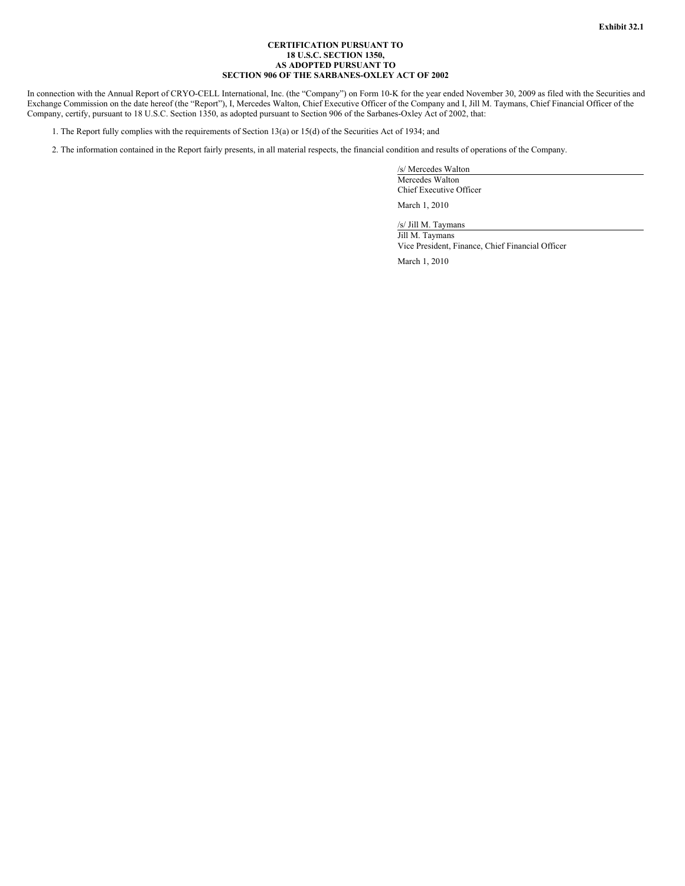**Exhibit 32.1**

**CERTIFICATION PURSUANT TO
18 U.S.C. SECTION 1350,
AS ADOPTED PURSUANT TO
SECTION 906 OF THE SARBANES-OXLEY ACT OF 2002**

In connection with the Annual Report of CRYO-CELL International, Inc. (the "Company") on Form 10-K for the year ended November 30, 2009 as filed with the Securities and Exchange Commission on the date hereof (the "Report"), I, Mercedes Walton, Chief Executive Officer of the Company and I, Jill M. Taymans, Chief Financial Officer of the Company, certify, pursuant to 18 U.S.C. Section 1350, as adopted pursuant to Section 906 of the Sarbanes-Oxley Act of 2002, that:

1. The Report fully complies with the requirements of Section 13(a) or 15(d) of the Securities Act of 1934; and

2. The information contained in the Report fairly presents, in all material respects, the financial condition and results of operations of the Company.

/s/ Mercedes Walton
Mercedes Walton
Chief Executive Officer

March 1, 2010

/s/ Jill M. Taymans
Jill M. Taymans
Vice President, Finance, Chief Financial Officer

March 1, 2010